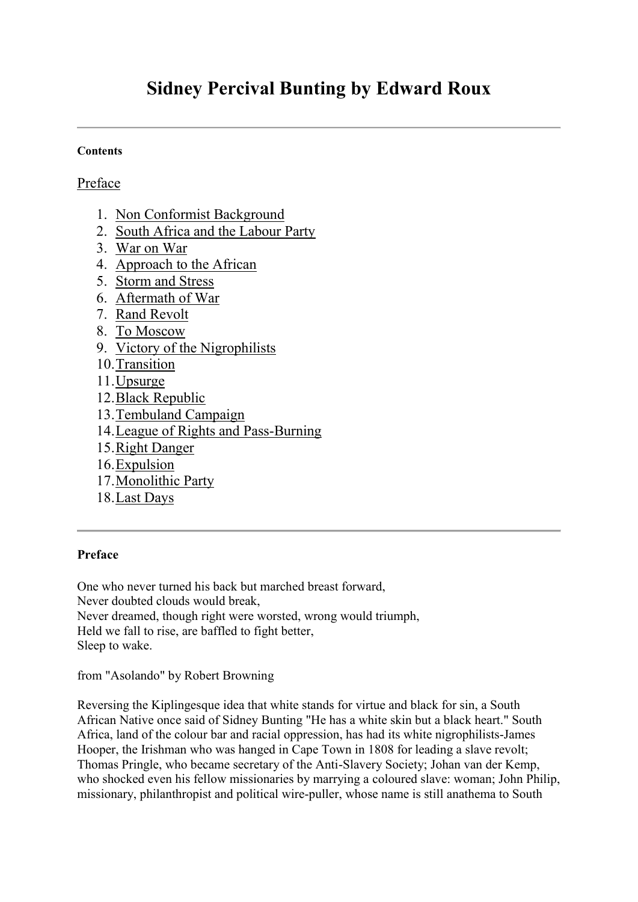# Sidney Percival Bunting by Edward Roux

**Contents**

Preface

1. Non Conformist Background
2. South Africa and the Labour Party
3. War on War
4. Approach to the African
5. Storm and Stress
6. Aftermath of War
7. Rand Revolt
8. To Moscow
9. Victory of the Nigrophilists
10. Transition
11. Upsurge
12. Black Republic
13. Tembuland Campaign
14. League of Rights and Pass-Burning
15. Right Danger
16. Expulsion
17. Monolithic Party
18. Last Days

---

**Preface**

One who never turned his back but marched breast forward,
Never doubted clouds would break,
Never dreamed, though right were worsted, wrong would triumph,
Held we fall to rise, are baffled to fight better,
Sleep to wake.

from "Asolando" by Robert Browning

Reversing the Kiplingesque idea that white stands for virtue and black for sin, a South African Native once said of Sidney Bunting "He has a white skin but a black heart." South Africa, land of the colour bar and racial oppression, has had its white nigrophilists-James Hooper, the Irishman who was hanged in Cape Town in 1808 for leading a slave revolt; Thomas Pringle, who became secretary of the Anti-Slavery Society; Johan van der Kemp, who shocked even his fellow missionaries by marrying a coloured slave: woman; John Philip, missionary, philanthropist and political wire-puller, whose name is still anathema to South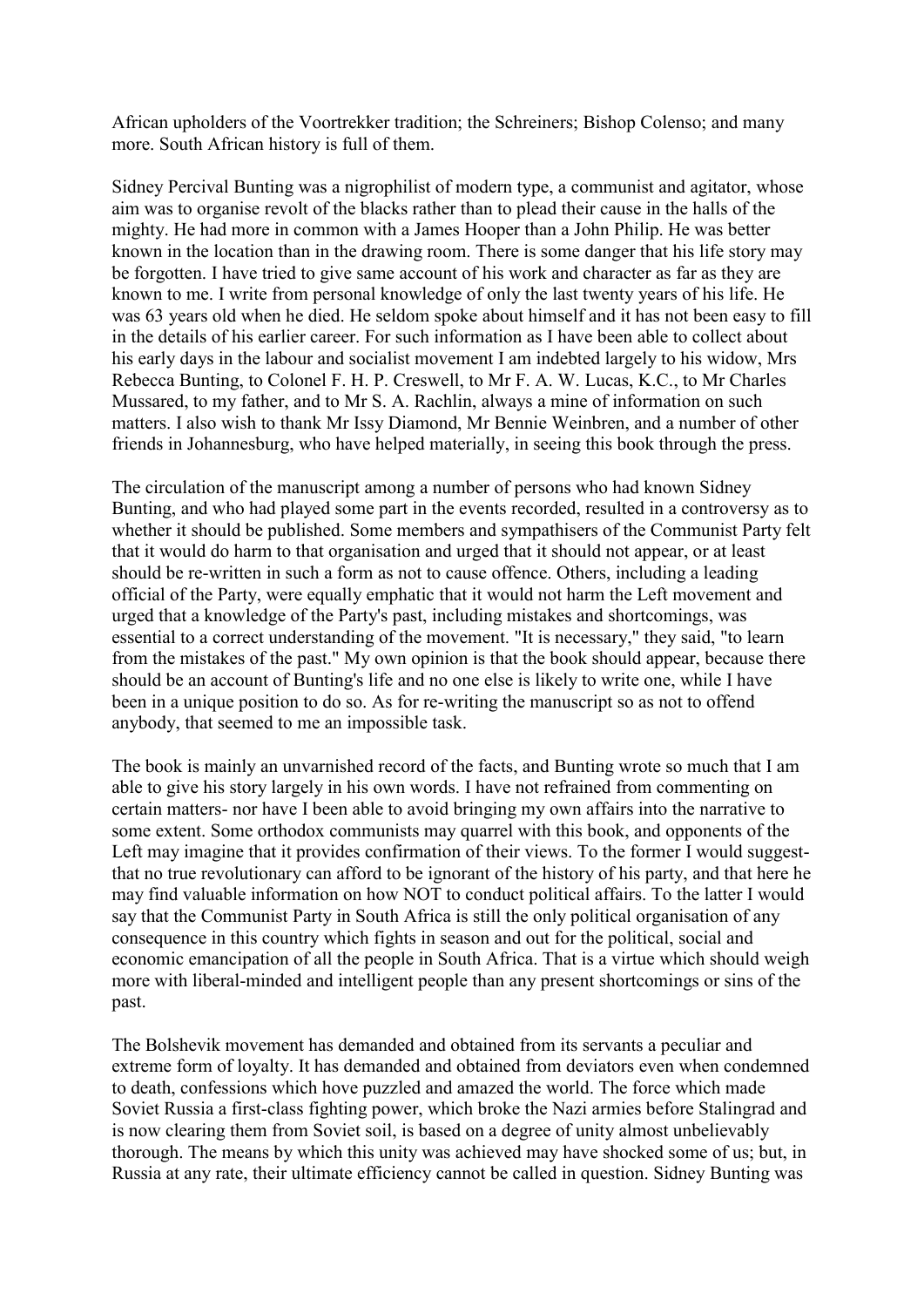African upholders of the Voortrekker tradition; the Schreiners; Bishop Colenso; and many more. South African history is full of them.

Sidney Percival Bunting was a nigrophilist of modern type, a communist and agitator, whose aim was to organise revolt of the blacks rather than to plead their cause in the halls of the mighty. He had more in common with a James Hooper than a John Philip. He was better known in the location than in the drawing room. There is some danger that his life story may be forgotten. I have tried to give same account of his work and character as far as they are known to me. I write from personal knowledge of only the last twenty years of his life. He was 63 years old when he died. He seldom spoke about himself and it has not been easy to fill in the details of his earlier career. For such information as I have been able to collect about his early days in the labour and socialist movement I am indebted largely to his widow, Mrs Rebecca Bunting, to Colonel F. H. P. Creswell, to Mr F. A. W. Lucas, K.C., to Mr Charles Mussared, to my father, and to Mr S. A. Rachlin, always a mine of information on such matters. I also wish to thank Mr Issy Diamond, Mr Bennie Weinbren, and a number of other friends in Johannesburg, who have helped materially, in seeing this book through the press.

The circulation of the manuscript among a number of persons who had known Sidney Bunting, and who had played some part in the events recorded, resulted in a controversy as to whether it should be published. Some members and sympathisers of the Communist Party felt that it would do harm to that organisation and urged that it should not appear, or at least should be re-written in such a form as not to cause offence. Others, including a leading official of the Party, were equally emphatic that it would not harm the Left movement and urged that a knowledge of the Party's past, including mistakes and shortcomings, was essential to a correct understanding of the movement. "It is necessary," they said, "to learn from the mistakes of the past." My own opinion is that the book should appear, because there should be an account of Bunting's life and no one else is likely to write one, while I have been in a unique position to do so. As for re-writing the manuscript so as not to offend anybody, that seemed to me an impossible task.

The book is mainly an unvarnished record of the facts, and Bunting wrote so much that I am able to give his story largely in his own words. I have not refrained from commenting on certain matters- nor have I been able to avoid bringing my own affairs into the narrative to some extent. Some orthodox communists may quarrel with this book, and opponents of the Left may imagine that it provides confirmation of their views. To the former I would suggest- that no true revolutionary can afford to be ignorant of the history of his party, and that here he may find valuable information on how NOT to conduct political affairs. To the latter I would say that the Communist Party in South Africa is still the only political organisation of any consequence in this country which fights in season and out for the political, social and economic emancipation of all the people in South Africa. That is a virtue which should weigh more with liberal-minded and intelligent people than any present shortcomings or sins of the past.

The Bolshevik movement has demanded and obtained from its servants a peculiar and extreme form of loyalty. It has demanded and obtained from deviators even when condemned to death, confessions which hove puzzled and amazed the world. The force which made Soviet Russia a first-class fighting power, which broke the Nazi armies before Stalingrad and is now clearing them from Soviet soil, is based on a degree of unity almost unbelievably thorough. The means by which this unity was achieved may have shocked some of us; but, in Russia at any rate, their ultimate efficiency cannot be called in question. Sidney Bunting was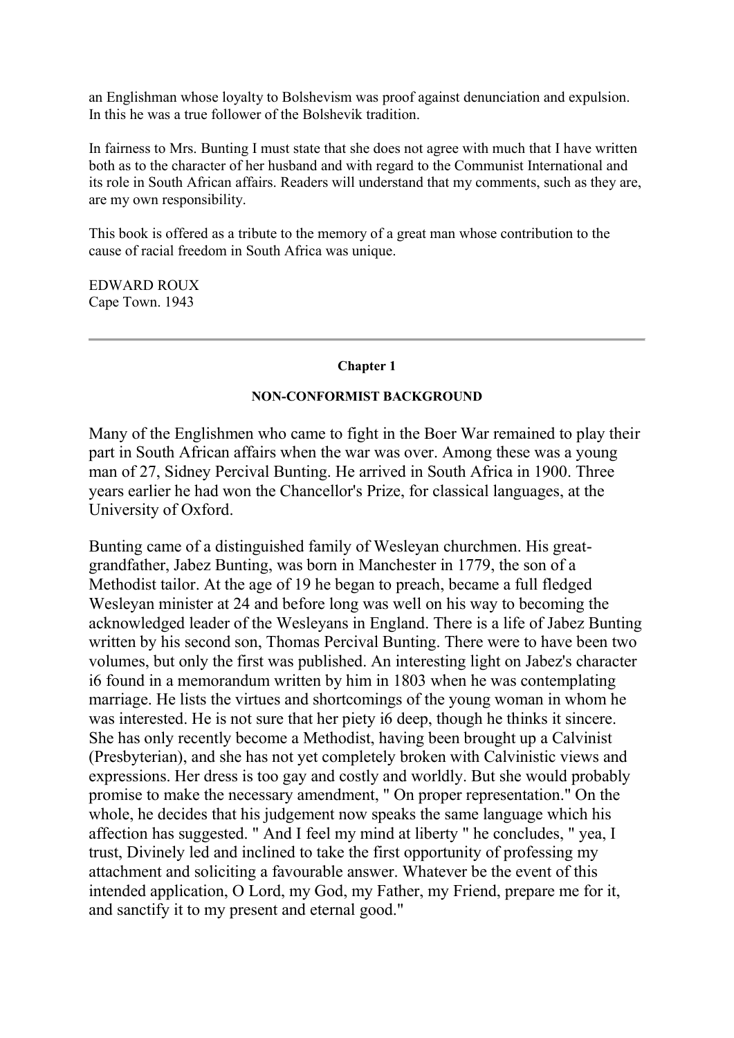an Englishman whose loyalty to Bolshevism was proof against denunciation and expulsion. In this he was a true follower of the Bolshevik tradition.

In fairness to Mrs. Bunting I must state that she does not agree with much that I have written both as to the character of her husband and with regard to the Communist International and its role in South African affairs. Readers will understand that my comments, such as they are, are my own responsibility.

This book is offered as a tribute to the memory of a great man whose contribution to the cause of racial freedom in South Africa was unique.

EDWARD ROUX
Cape Town. 1943

---

## Chapter 1

### NON-CONFORMIST BACKGROUND

Many of the Englishmen who came to fight in the Boer War remained to play their part in South African affairs when the war was over. Among these was a young man of 27, Sidney Percival Bunting. He arrived in South Africa in 1900. Three years earlier he had won the Chancellor's Prize, for classical languages, at the University of Oxford.

Bunting came of a distinguished family of Wesleyan churchmen. His great-grandfather, Jabez Bunting, was born in Manchester in 1779, the son of a Methodist tailor. At the age of 19 he began to preach, became a full fledged Wesleyan minister at 24 and before long was well on his way to becoming the acknowledged leader of the Wesleyans in England. There is a life of Jabez Bunting written by his second son, Thomas Percival Bunting. There were to have been two volumes, but only the first was published. An interesting light on Jabez's character i6 found in a memorandum written by him in 1803 when he was contemplating marriage. He lists the virtues and shortcomings of the young woman in whom he was interested. He is not sure that her piety i6 deep, though he thinks it sincere. She has only recently become a Methodist, having been brought up a Calvinist (Presbyterian), and she has not yet completely broken with Calvinistic views and expressions. Her dress is too gay and costly and worldly. But she would probably promise to make the necessary amendment, " On proper representation." On the whole, he decides that his judgement now speaks the same language which his affection has suggested. " And I feel my mind at liberty " he concludes, " yea, I trust, Divinely led and inclined to take the first opportunity of professing my attachment and soliciting a favourable answer. Whatever be the event of this intended application, O Lord, my God, my Father, my Friend, prepare me for it, and sanctify it to my present and eternal good."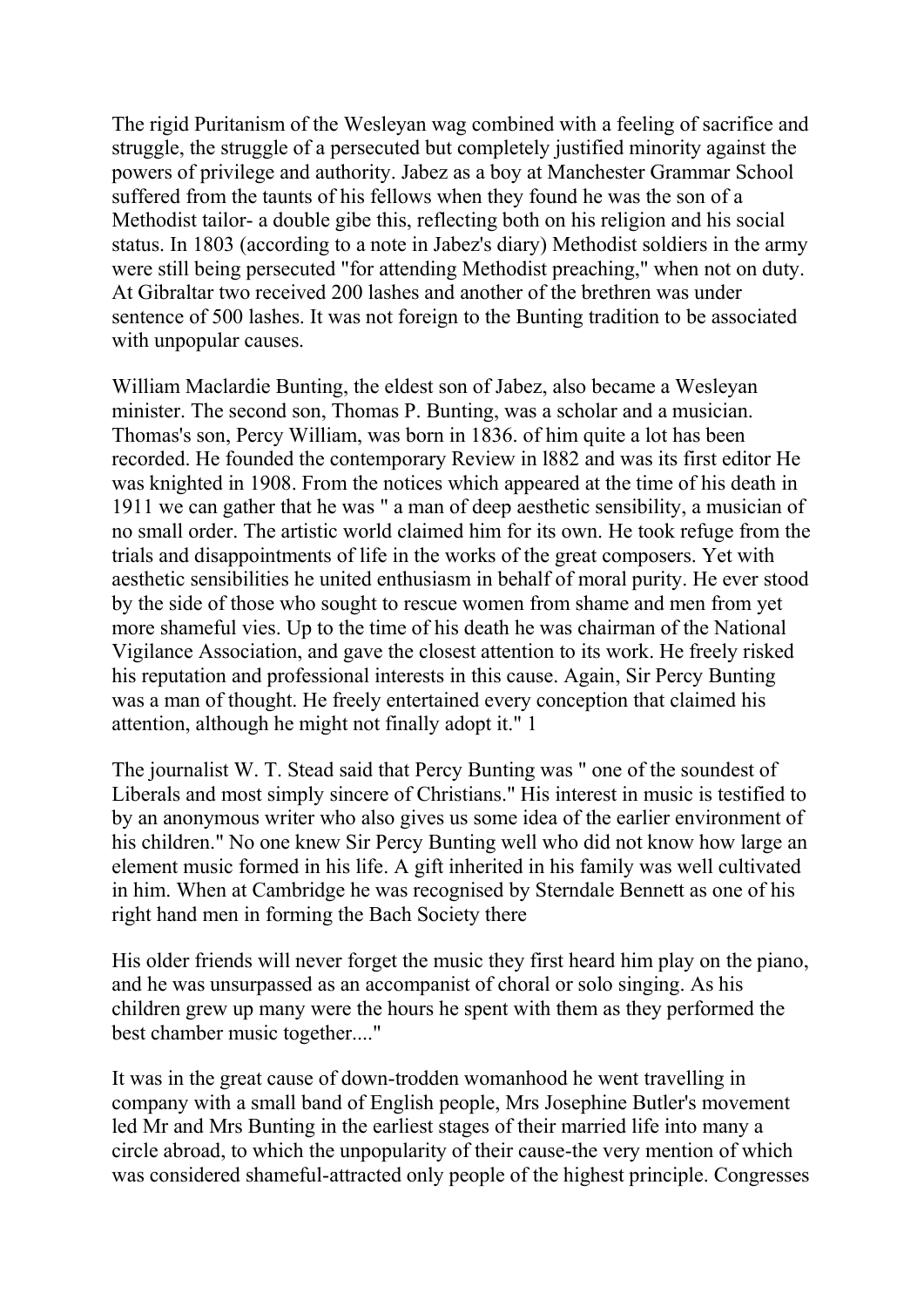The rigid Puritanism of the Wesleyan wag combined with a feeling of sacrifice and struggle, the struggle of a persecuted but completely justified minority against the powers of privilege and authority. Jabez as a boy at Manchester Grammar School suffered from the taunts of his fellows when they found he was the son of a Methodist tailor- a double gibe this, reflecting both on his religion and his social status. In 1803 (according to a note in Jabez's diary) Methodist soldiers in the army were still being persecuted "for attending Methodist preaching," when not on duty. At Gibraltar two received 200 lashes and another of the brethren was under sentence of 500 lashes. It was not foreign to the Bunting tradition to be associated with unpopular causes.

William Maclardie Bunting, the eldest son of Jabez, also became a Wesleyan minister. The second son, Thomas P. Bunting, was a scholar and a musician. Thomas's son, Percy William, was born in 1836. of him quite a lot has been recorded. He founded the contemporary Review in l882 and was its first editor He was knighted in 1908. From the notices which appeared at the time of his death in 1911 we can gather that he was " a man of deep aesthetic sensibility, a musician of no small order. The artistic world claimed him for its own. He took refuge from the trials and disappointments of life in the works of the great composers. Yet with aesthetic sensibilities he united enthusiasm in behalf of moral purity. He ever stood by the side of those who sought to rescue women from shame and men from yet more shameful vies. Up to the time of his death he was chairman of the National Vigilance Association, and gave the closest attention to its work. He freely risked his reputation and professional interests in this cause. Again, Sir Percy Bunting was a man of thought. He freely entertained every conception that claimed his attention, although he might not finally adopt it." 1

The journalist W. T. Stead said that Percy Bunting was " one of the soundest of Liberals and most simply sincere of Christians." His interest in music is testified to by an anonymous writer who also gives us some idea of the earlier environment of his children." No one knew Sir Percy Bunting well who did not know how large an element music formed in his life. A gift inherited in his family was well cultivated in him. When at Cambridge he was recognised by Sterndale Bennett as one of his right hand men in forming the Bach Society there

His older friends will never forget the music they first heard him play on the piano, and he was unsurpassed as an accompanist of choral or solo singing. As his children grew up many were the hours he spent with them as they performed the best chamber music together...."

It was in the great cause of down-trodden womanhood he went travelling in company with a small band of English people, Mrs Josephine Butler's movement led Mr and Mrs Bunting in the earliest stages of their married life into many a circle abroad, to which the unpopularity of their cause-the very mention of which was considered shameful-attracted only people of the highest principle. Congresses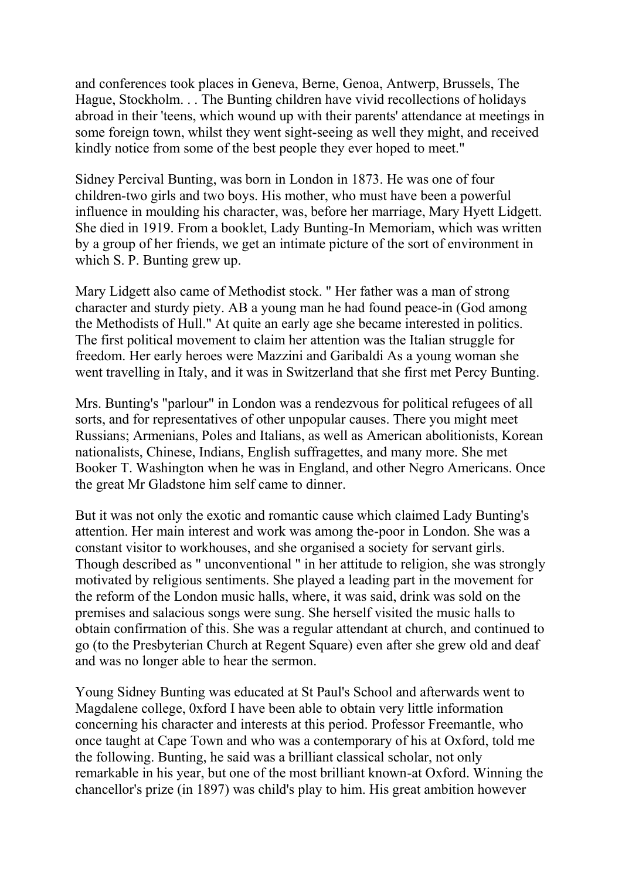and conferences took places in Geneva, Berne, Genoa, Antwerp, Brussels, The Hague, Stockholm. . . The Bunting children have vivid recollections of holidays abroad in their 'teens, which wound up with their parents' attendance at meetings in some foreign town, whilst they went sight-seeing as well they might, and received kindly notice from some of the best people they ever hoped to meet."

Sidney Percival Bunting, was born in London in 1873. He was one of four children-two girls and two boys. His mother, who must have been a powerful influence in moulding his character, was, before her marriage, Mary Hyett Lidgett. She died in 1919. From a booklet, Lady Bunting-In Memoriam, which was written by a group of her friends, we get an intimate picture of the sort of environment in which S. P. Bunting grew up.

Mary Lidgett also came of Methodist stock. " Her father was a man of strong character and sturdy piety. AB a young man he had found peace-in (God among the Methodists of Hull." At quite an early age she became interested in politics. The first political movement to claim her attention was the Italian struggle for freedom. Her early heroes were Mazzini and Garibaldi As a young woman she went travelling in Italy, and it was in Switzerland that she first met Percy Bunting.

Mrs. Bunting's "parlour" in London was a rendezvous for political refugees of all sorts, and for representatives of other unpopular causes. There you might meet Russians; Armenians, Poles and Italians, as well as American abolitionists, Korean nationalists, Chinese, Indians, English suffragettes, and many more. She met Booker T. Washington when he was in England, and other Negro Americans. Once the great Mr Gladstone him self came to dinner.

But it was not only the exotic and romantic cause which claimed Lady Bunting's attention. Her main interest and work was among the-poor in London. She was a constant visitor to workhouses, and she organised a society for servant girls. Though described as " unconventional " in her attitude to religion, she was strongly motivated by religious sentiments. She played a leading part in the movement for the reform of the London music halls, where, it was said, drink was sold on the premises and salacious songs were sung. She herself visited the music halls to obtain confirmation of this. She was a regular attendant at church, and continued to go (to the Presbyterian Church at Regent Square) even after she grew old and deaf and was no longer able to hear the sermon.

Young Sidney Bunting was educated at St Paul's School and afterwards went to Magdalene college, 0xford I have been able to obtain very little information concerning his character and interests at this period. Professor Freemantle, who once taught at Cape Town and who was a contemporary of his at Oxford, told me the following. Bunting, he said was a brilliant classical scholar, not only remarkable in his year, but one of the most brilliant known-at Oxford. Winning the chancellor's prize (in 1897) was child's play to him. His great ambition however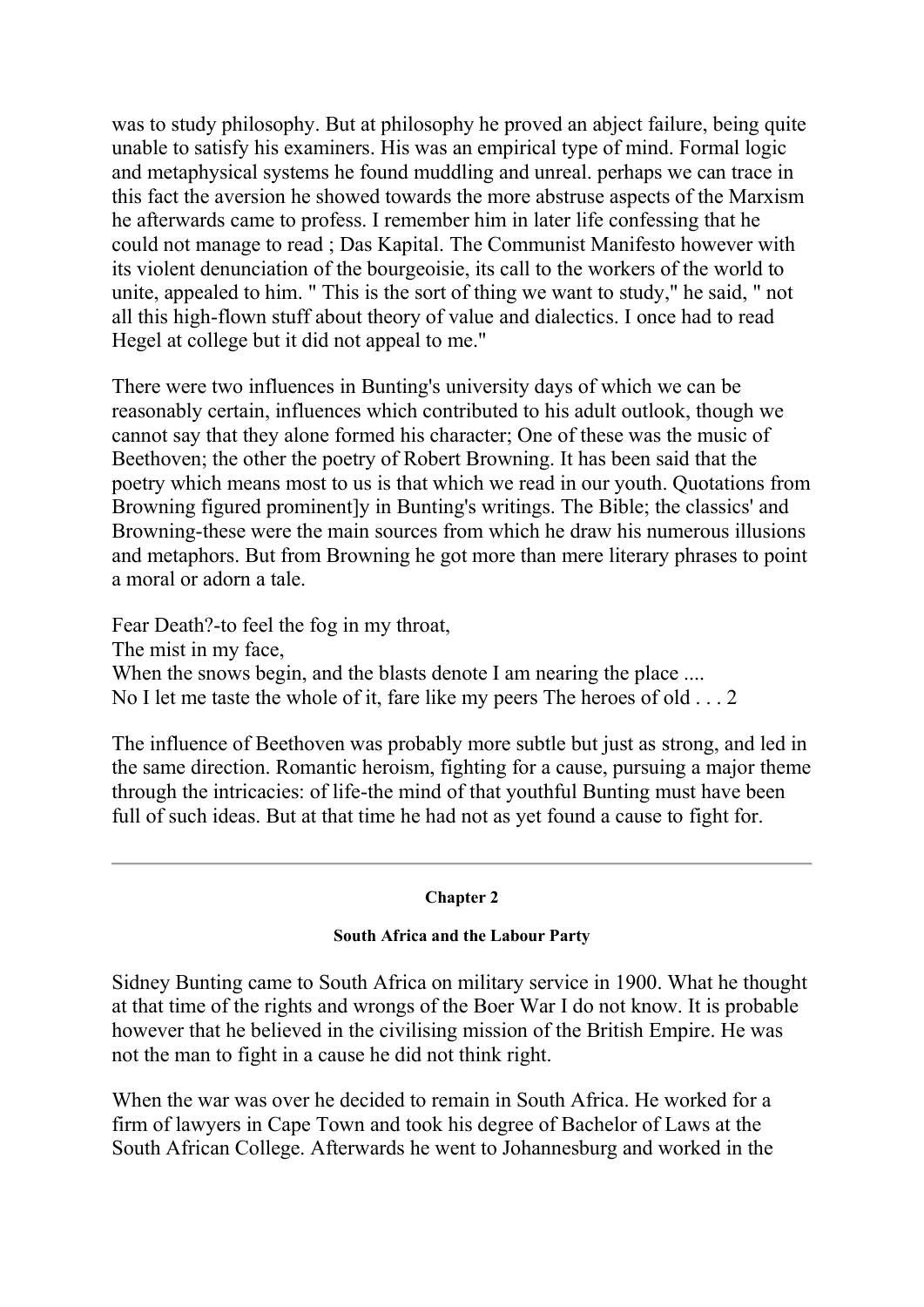was to study philosophy. But at philosophy he proved an abject failure, being quite unable to satisfy his examiners. His was an empirical type of mind. Formal logic and metaphysical systems he found muddling and unreal. perhaps we can trace in this fact the aversion he showed towards the more abstruse aspects of the Marxism he afterwards came to profess. I remember him in later life confessing that he could not manage to read ; Das Kapital. The Communist Manifesto however with its violent denunciation of the bourgeoisie, its call to the workers of the world to unite, appealed to him. " This is the sort of thing we want to study," he said, " not all this high-flown stuff about theory of value and dialectics. I once had to read Hegel at college but it did not appeal to me."

There were two influences in Bunting's university days of which we can be reasonably certain, influences which contributed to his adult outlook, though we cannot say that they alone formed his character; One of these was the music of Beethoven; the other the poetry of Robert Browning. It has been said that the poetry which means most to us is that which we read in our youth. Quotations from Browning figured prominent]y in Bunting's writings. The Bible; the classics' and Browning-these were the main sources from which he draw his numerous illusions and metaphors. But from Browning he got more than mere literary phrases to point a moral or adorn a tale.

Fear Death?-to feel the fog in my throat,  
The mist in my face,  
When the snows begin, and the blasts denote I am nearing the place ....  
No I let me taste the whole of it, fare like my peers The heroes of old . . . 2

The influence of Beethoven was probably more subtle but just as strong, and led in the same direction. Romantic heroism, fighting for a cause, pursuing a major theme through the intricacies: of life-the mind of that youthful Bunting must have been full of such ideas. But at that time he had not as yet found a cause to fight for.

---

## Chapter 2

### South Africa and the Labour Party

Sidney Bunting came to South Africa on military service in 1900. What he thought at that time of the rights and wrongs of the Boer War I do not know. It is probable however that he believed in the civilising mission of the British Empire. He was not the man to fight in a cause he did not think right.

When the war was over he decided to remain in South Africa. He worked for a firm of lawyers in Cape Town and took his degree of Bachelor of Laws at the South African College. Afterwards he went to Johannesburg and worked in the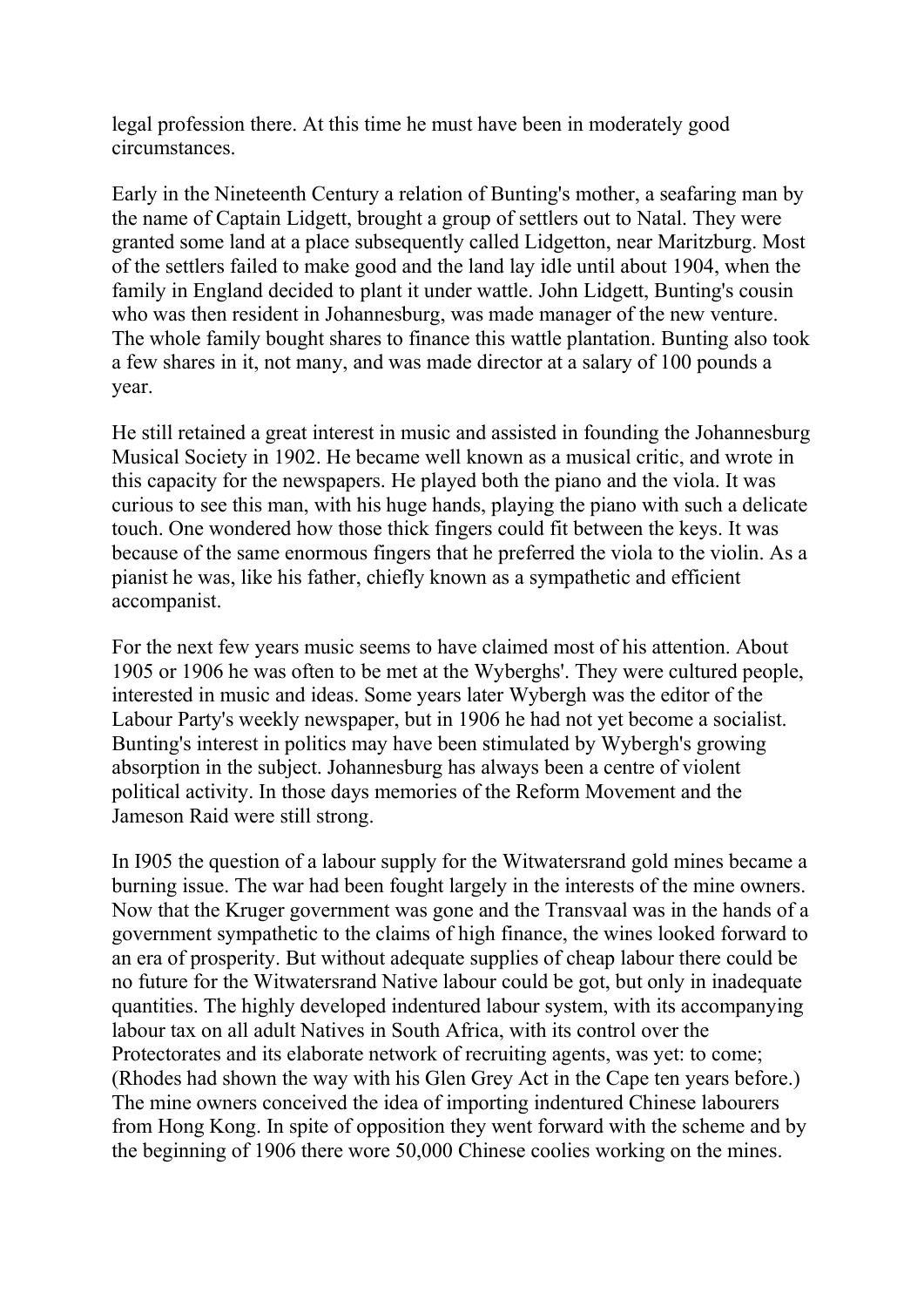legal profession there. At this time he must have been in moderately good circumstances.

Early in the Nineteenth Century a relation of Bunting's mother, a seafaring man by the name of Captain Lidgett, brought a group of settlers out to Natal. They were granted some land at a place subsequently called Lidgetton, near Maritzburg. Most of the settlers failed to make good and the land lay idle until about 1904, when the family in England decided to plant it under wattle. John Lidgett, Bunting's cousin who was then resident in Johannesburg, was made manager of the new venture. The whole family bought shares to finance this wattle plantation. Bunting also took a few shares in it, not many, and was made director at a salary of 100 pounds a year.

He still retained a great interest in music and assisted in founding the Johannesburg Musical Society in 1902. He became well known as a musical critic, and wrote in this capacity for the newspapers. He played both the piano and the viola. It was curious to see this man, with his huge hands, playing the piano with such a delicate touch. One wondered how those thick fingers could fit between the keys. It was because of the same enormous fingers that he preferred the viola to the violin. As a pianist he was, like his father, chiefly known as a sympathetic and efficient accompanist.

For the next few years music seems to have claimed most of his attention. About 1905 or 1906 he was often to be met at the Wyberghs'. They were cultured people, interested in music and ideas. Some years later Wybergh was the editor of the Labour Party's weekly newspaper, but in 1906 he had not yet become a socialist. Bunting's interest in politics may have been stimulated by Wybergh's growing absorption in the subject. Johannesburg has always been a centre of violent political activity. In those days memories of the Reform Movement and the Jameson Raid were still strong.

In I905 the question of a labour supply for the Witwatersrand gold mines became a burning issue. The war had been fought largely in the interests of the mine owners. Now that the Kruger government was gone and the Transvaal was in the hands of a government sympathetic to the claims of high finance, the wines looked forward to an era of prosperity. But without adequate supplies of cheap labour there could be no future for the Witwatersrand Native labour could be got, but only in inadequate quantities. The highly developed indentured labour system, with its accompanying labour tax on all adult Natives in South Africa, with its control over the Protectorates and its elaborate network of recruiting agents, was yet: to come; (Rhodes had shown the way with his Glen Grey Act in the Cape ten years before.) The mine owners conceived the idea of importing indentured Chinese labourers from Hong Kong. In spite of opposition they went forward with the scheme and by the beginning of 1906 there wore 50,000 Chinese coolies working on the mines.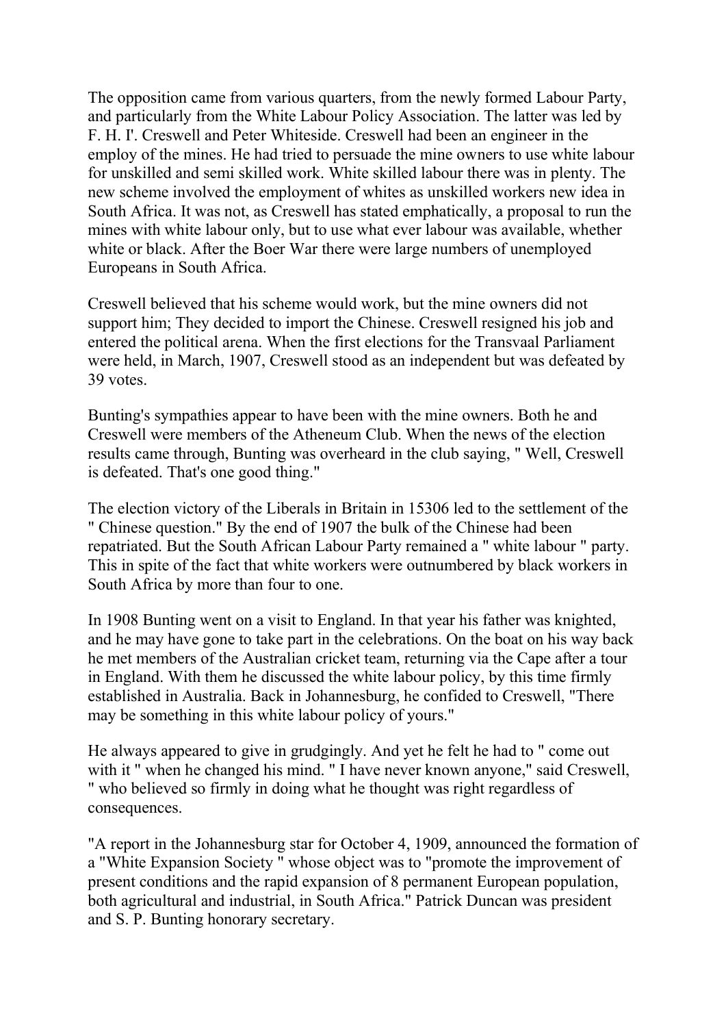The opposition came from various quarters, from the newly formed Labour Party, and particularly from the White Labour Policy Association. The latter was led by F. H. I'. Creswell and Peter Whiteside. Creswell had been an engineer in the employ of the mines. He had tried to persuade the mine owners to use white labour for unskilled and semi skilled work. White skilled labour there was in plenty. The new scheme involved the employment of whites as unskilled workers new idea in South Africa. It was not, as Creswell has stated emphatically, a proposal to run the mines with white labour only, but to use what ever labour was available, whether white or black. After the Boer War there were large numbers of unemployed Europeans in South Africa.

Creswell believed that his scheme would work, but the mine owners did not support him; They decided to import the Chinese. Creswell resigned his job and entered the political arena. When the first elections for the Transvaal Parliament were held, in March, 1907, Creswell stood as an independent but was defeated by 39 votes.

Bunting's sympathies appear to have been with the mine owners. Both he and Creswell were members of the Atheneum Club. When the news of the election results came through, Bunting was overheard in the club saying, " Well, Creswell is defeated. That's one good thing."

The election victory of the Liberals in Britain in 15306 led to the settlement of the " Chinese question." By the end of 1907 the bulk of the Chinese had been repatriated. But the South African Labour Party remained a " white labour " party. This in spite of the fact that white workers were outnumbered by black workers in South Africa by more than four to one.

In 1908 Bunting went on a visit to England. In that year his father was knighted, and he may have gone to take part in the celebrations. On the boat on his way back he met members of the Australian cricket team, returning via the Cape after a tour in England. With them he discussed the white labour policy, by this time firmly established in Australia. Back in Johannesburg, he confided to Creswell, "There may be something in this white labour policy of yours."

He always appeared to give in grudgingly. And yet he felt he had to " come out with it " when he changed his mind. " I have never known anyone," said Creswell, " who believed so firmly in doing what he thought was right regardless of consequences.

"A report in the Johannesburg star for October 4, 1909, announced the formation of a "White Expansion Society " whose object was to "promote the improvement of present conditions and the rapid expansion of 8 permanent European population, both agricultural and industrial, in South Africa." Patrick Duncan was president and S. P. Bunting honorary secretary.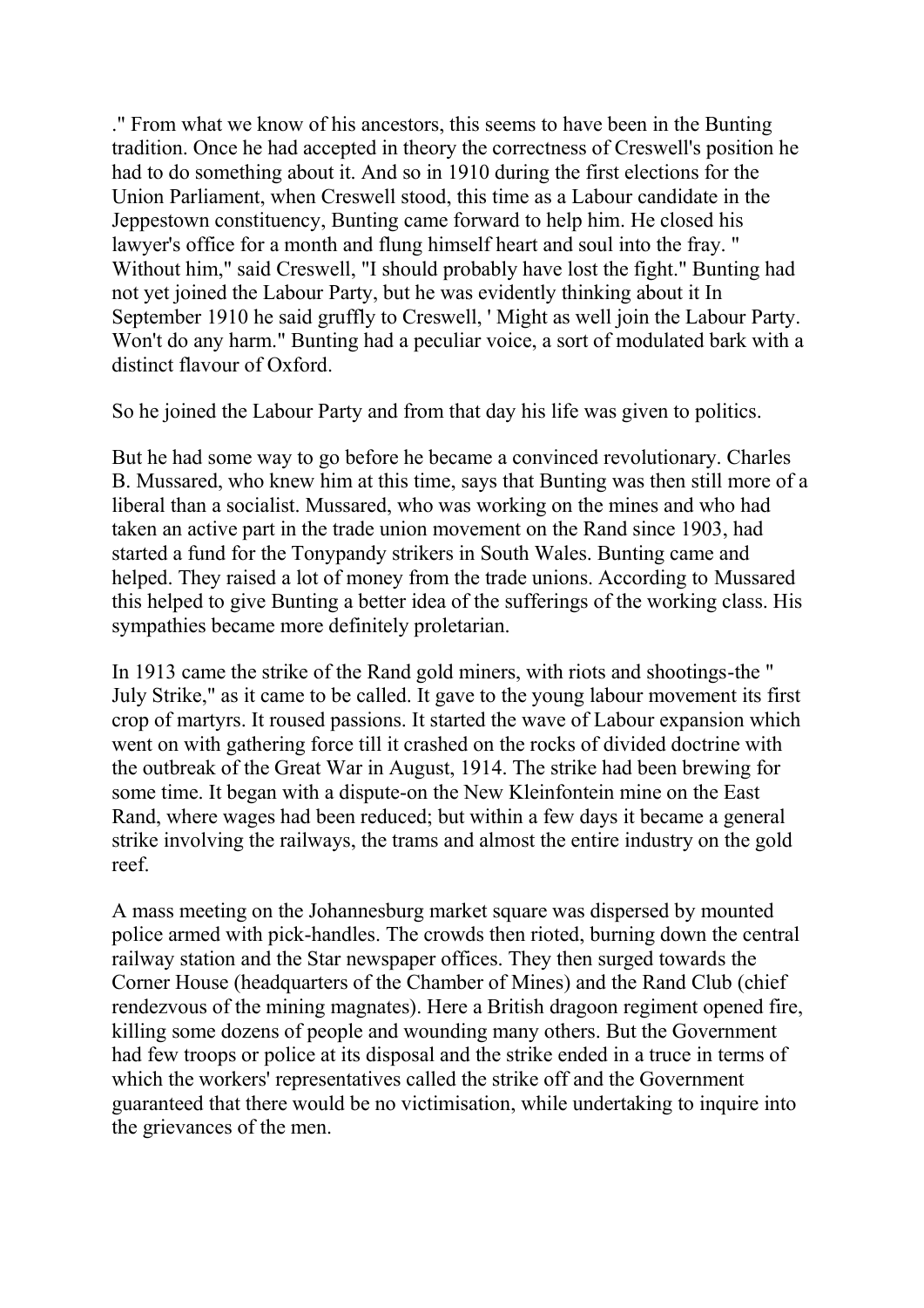." From what we know of his ancestors, this seems to have been in the Bunting tradition. Once he had accepted in theory the correctness of Creswell's position he had to do something about it. And so in 1910 during the first elections for the Union Parliament, when Creswell stood, this time as a Labour candidate in the Jeppestown constituency, Bunting came forward to help him. He closed his lawyer's office for a month and flung himself heart and soul into the fray. " Without him," said Creswell, "I should probably have lost the fight." Bunting had not yet joined the Labour Party, but he was evidently thinking about it In September 1910 he said gruffly to Creswell, ' Might as well join the Labour Party. Won't do any harm." Bunting had a peculiar voice, a sort of modulated bark with a distinct flavour of Oxford.

So he joined the Labour Party and from that day his life was given to politics.

But he had some way to go before he became a convinced revolutionary. Charles B. Mussared, who knew him at this time, says that Bunting was then still more of a liberal than a socialist. Mussared, who was working on the mines and who had taken an active part in the trade union movement on the Rand since 1903, had started a fund for the Tonypandy strikers in South Wales. Bunting came and helped. They raised a lot of money from the trade unions. According to Mussared this helped to give Bunting a better idea of the sufferings of the working class. His sympathies became more definitely proletarian.

In 1913 came the strike of the Rand gold miners, with riots and shootings-the " July Strike," as it came to be called. It gave to the young labour movement its first crop of martyrs. It roused passions. It started the wave of Labour expansion which went on with gathering force till it crashed on the rocks of divided doctrine with the outbreak of the Great War in August, 1914. The strike had been brewing for some time. It began with a dispute-on the New Kleinfontein mine on the East Rand, where wages had been reduced; but within a few days it became a general strike involving the railways, the trams and almost the entire industry on the gold reef.

A mass meeting on the Johannesburg market square was dispersed by mounted police armed with pick-handles. The crowds then rioted, burning down the central railway station and the Star newspaper offices. They then surged towards the Corner House (headquarters of the Chamber of Mines) and the Rand Club (chief rendezvous of the mining magnates). Here a British dragoon regiment opened fire, killing some dozens of people and wounding many others. But the Government had few troops or police at its disposal and the strike ended in a truce in terms of which the workers' representatives called the strike off and the Government guaranteed that there would be no victimisation, while undertaking to inquire into the grievances of the men.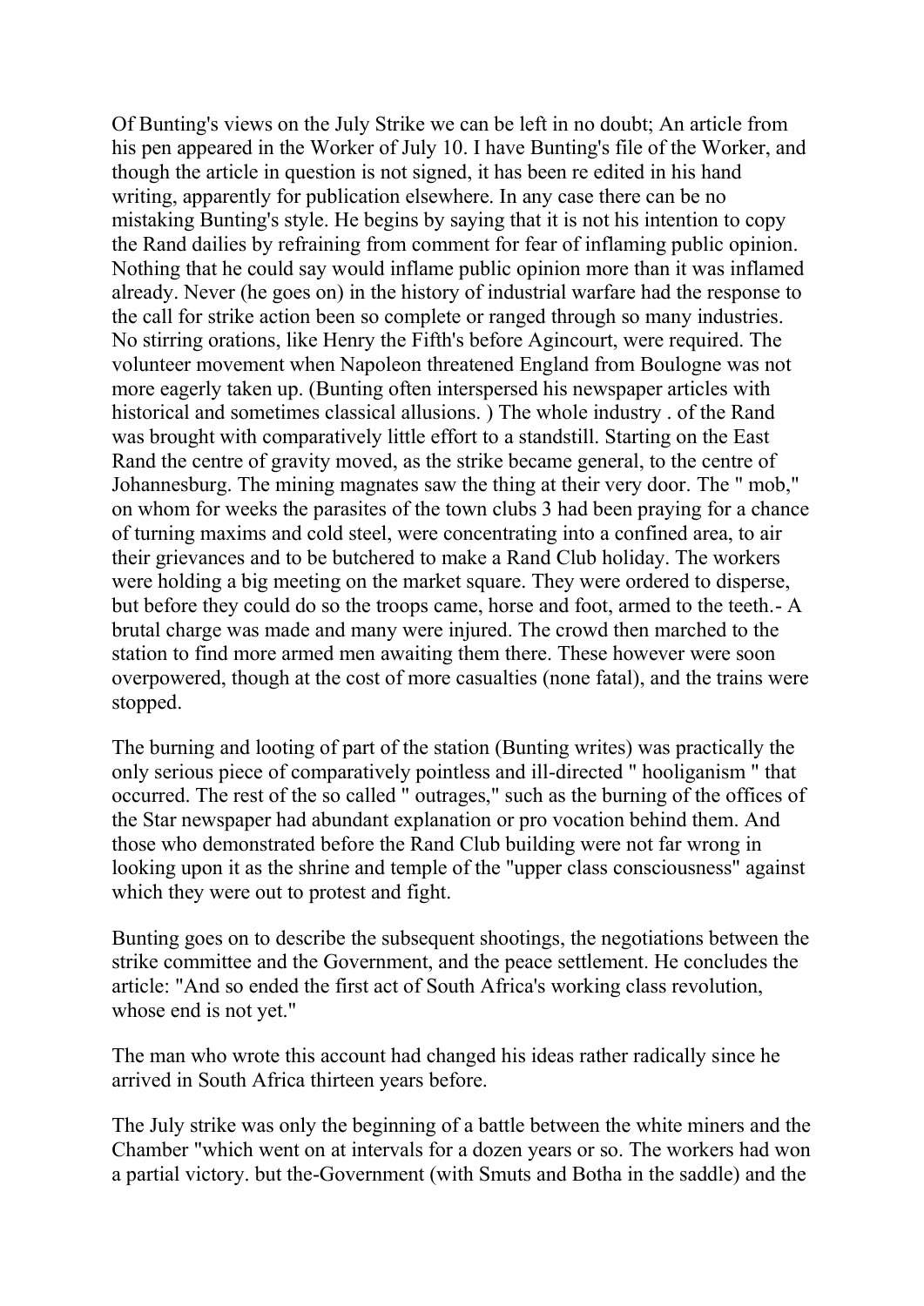Of Bunting's views on the July Strike we can be left in no doubt; An article from his pen appeared in the Worker of July 10. I have Bunting's file of the Worker, and though the article in question is not signed, it has been re edited in his hand writing, apparently for publication elsewhere. In any case there can be no mistaking Bunting's style. He begins by saying that it is not his intention to copy the Rand dailies by refraining from comment for fear of inflaming public opinion. Nothing that he could say would inflame public opinion more than it was inflamed already. Never (he goes on) in the history of industrial warfare had the response to the call for strike action been so complete or ranged through so many industries. No stirring orations, like Henry the Fifth's before Agincourt, were required. The volunteer movement when Napoleon threatened England from Boulogne was not more eagerly taken up. (Bunting often interspersed his newspaper articles with historical and sometimes classical allusions. ) The whole industry . of the Rand was brought with comparatively little effort to a standstill. Starting on the East Rand the centre of gravity moved, as the strike became general, to the centre of Johannesburg. The mining magnates saw the thing at their very door. The " mob," on whom for weeks the parasites of the town clubs 3 had been praying for a chance of turning maxims and cold steel, were concentrating into a confined area, to air their grievances and to be butchered to make a Rand Club holiday. The workers were holding a big meeting on the market square. They were ordered to disperse, but before they could do so the troops came, horse and foot, armed to the teeth.- A brutal charge was made and many were injured. The crowd then marched to the station to find more armed men awaiting them there. These however were soon overpowered, though at the cost of more casualties (none fatal), and the trains were stopped.

The burning and looting of part of the station (Bunting writes) was practically the only serious piece of comparatively pointless and ill-directed " hooliganism " that occurred. The rest of the so called " outrages," such as the burning of the offices of the Star newspaper had abundant explanation or pro vocation behind them. And those who demonstrated before the Rand Club building were not far wrong in looking upon it as the shrine and temple of the "upper class consciousness" against which they were out to protest and fight.

Bunting goes on to describe the subsequent shootings, the negotiations between the strike committee and the Government, and the peace settlement. He concludes the article: "And so ended the first act of South Africa's working class revolution, whose end is not yet."

The man who wrote this account had changed his ideas rather radically since he arrived in South Africa thirteen years before.

The July strike was only the beginning of a battle between the white miners and the Chamber "which went on at intervals for a dozen years or so. The workers had won a partial victory. but the-Government (with Smuts and Botha in the saddle) and the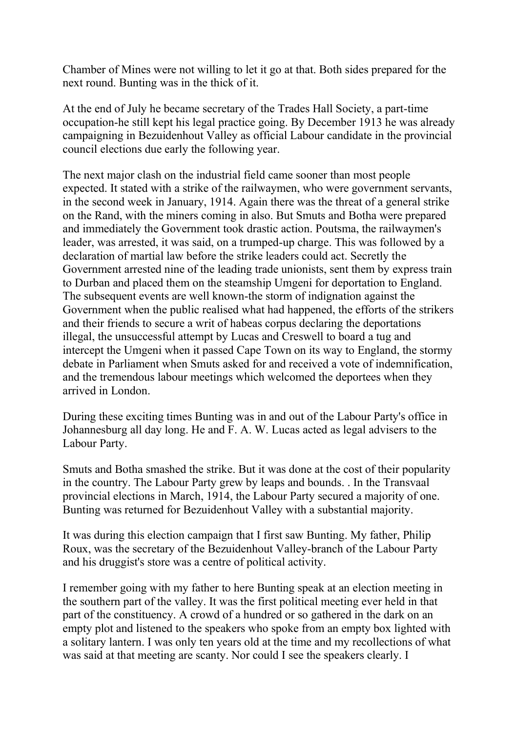Chamber of Mines were not willing to let it go at that. Both sides prepared for the next round. Bunting was in the thick of it.

At the end of July he became secretary of the Trades Hall Society, a part-time occupation-he still kept his legal practice going. By December 1913 he was already campaigning in Bezuidenhout Valley as official Labour candidate in the provincial council elections due early the following year.

The next major clash on the industrial field came sooner than most people expected. It stated with a strike of the railwaymen, who were government servants, in the second week in January, 1914. Again there was the threat of a general strike on the Rand, with the miners coming in also. But Smuts and Botha were prepared and immediately the Government took drastic action. Poutsma, the railwaymen's leader, was arrested, it was said, on a trumped-up charge. This was followed by a declaration of martial law before the strike leaders could act. Secretly the Government arrested nine of the leading trade unionists, sent them by express train to Durban and placed them on the steamship Umgeni for deportation to England. The subsequent events are well known-the storm of indignation against the Government when the public realised what had happened, the efforts of the strikers and their friends to secure a writ of habeas corpus declaring the deportations illegal, the unsuccessful attempt by Lucas and Creswell to board a tug and intercept the Umgeni when it passed Cape Town on its way to England, the stormy debate in Parliament when Smuts asked for and received a vote of indemnification, and the tremendous labour meetings which welcomed the deportees when they arrived in London.

During these exciting times Bunting was in and out of the Labour Party's office in Johannesburg all day long. He and F. A. W. Lucas acted as legal advisers to the Labour Party.

Smuts and Botha smashed the strike. But it was done at the cost of their popularity in the country. The Labour Party grew by leaps and bounds. . In the Transvaal provincial elections in March, 1914, the Labour Party secured a majority of one. Bunting was returned for Bezuidenhout Valley with a substantial majority.

It was during this election campaign that I first saw Bunting. My father, Philip Roux, was the secretary of the Bezuidenhout Valley-branch of the Labour Party and his druggist's store was a centre of political activity.

I remember going with my father to here Bunting speak at an election meeting in the southern part of the valley. It was the first political meeting ever held in that part of the constituency. A crowd of a hundred or so gathered in the dark on an empty plot and listened to the speakers who spoke from an empty box lighted with a solitary lantern. I was only ten years old at the time and my recollections of what was said at that meeting are scanty. Nor could I see the speakers clearly. I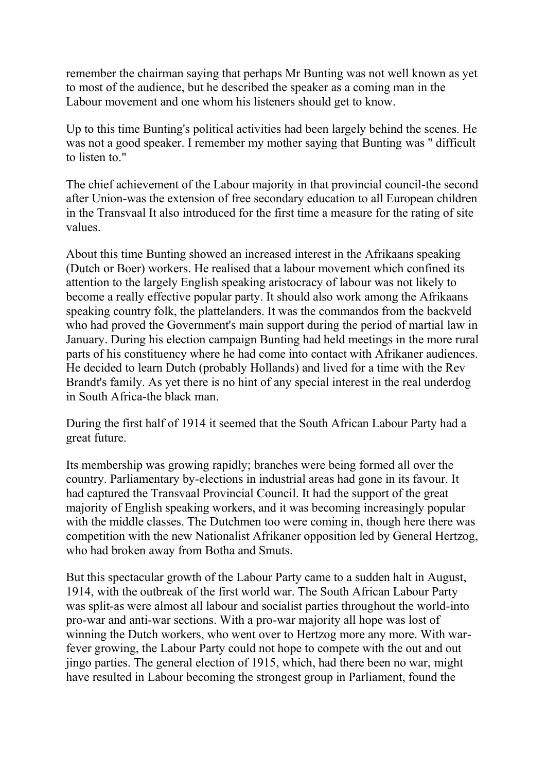remember the chairman saying that perhaps Mr Bunting was not well known as yet to most of the audience, but he described the speaker as a coming man in the Labour movement and one whom his listeners should get to know.

Up to this time Bunting's political activities had been largely behind the scenes. He was not a good speaker. I remember my mother saying that Bunting was " difficult to listen to."

The chief achievement of the Labour majority in that provincial council-the second after Union-was the extension of free secondary education to all European children in the Transvaal It also introduced for the first time a measure for the rating of site values.

About this time Bunting showed an increased interest in the Afrikaans speaking (Dutch or Boer) workers. He realised that a labour movement which confined its attention to the largely English speaking aristocracy of labour was not likely to become a really effective popular party. It should also work among the Afrikaans speaking country folk, the plattelanders. It was the commandos from the backveld who had proved the Government's main support during the period of martial law in January. During his election campaign Bunting had held meetings in the more rural parts of his constituency where he had come into contact with Afrikaner audiences. He decided to learn Dutch (probably Hollands) and lived for a time with the Rev Brandt's family. As yet there is no hint of any special interest in the real underdog in South Africa-the black man.

During the first half of 1914 it seemed that the South African Labour Party had a great future.

Its membership was growing rapidly; branches were being formed all over the country. Parliamentary by-elections in industrial areas had gone in its favour. It had captured the Transvaal Provincial Council. It had the support of the great majority of English speaking workers, and it was becoming increasingly popular with the middle classes. The Dutchmen too were coming in, though here there was competition with the new Nationalist Afrikaner opposition led by General Hertzog, who had broken away from Botha and Smuts.

But this spectacular growth of the Labour Party came to a sudden halt in August, 1914, with the outbreak of the first world war. The South African Labour Party was split-as were almost all labour and socialist parties throughout the world-into pro-war and anti-war sections. With a pro-war majority all hope was lost of winning the Dutch workers, who went over to Hertzog more any more. With war-fever growing, the Labour Party could not hope to compete with the out and out jingo parties. The general election of 1915, which, had there been no war, might have resulted in Labour becoming the strongest group in Parliament, found the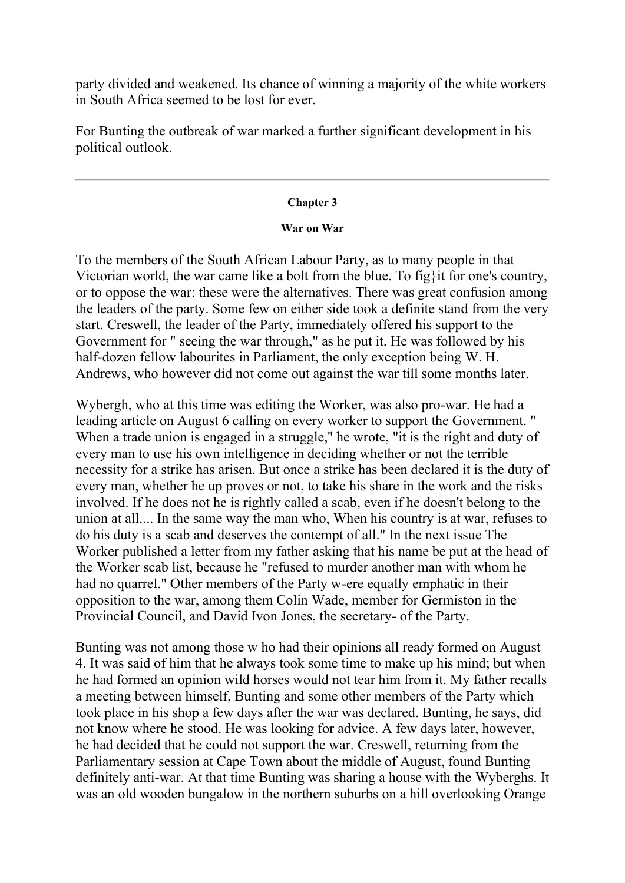party divided and weakened. Its chance of winning a majority of the white workers in South Africa seemed to be lost for ever.

For Bunting the outbreak of war marked a further significant development in his political outlook.

---

## Chapter 3

### War on War

To the members of the South African Labour Party, as to many people in that Victorian world, the war came like a bolt from the blue. To fig}it for one's country, or to oppose the war: these were the alternatives. There was great confusion among the leaders of the party. Some few on either side took a definite stand from the very start. Creswell, the leader of the Party, immediately offered his support to the Government for " seeing the war through," as he put it. He was followed by his half-dozen fellow labourites in Parliament, the only exception being W. H. Andrews, who however did not come out against the war till some months later.

Wybergh, who at this time was editing the Worker, was also pro-war. He had a leading article on August 6 calling on every worker to support the Government. " When a trade union is engaged in a struggle," he wrote, "it is the right and duty of every man to use his own intelligence in deciding whether or not the terrible necessity for a strike has arisen. But once a strike has been declared it is the duty of every man, whether he up proves or not, to take his share in the work and the risks involved. If he does not he is rightly called a scab, even if he doesn't belong to the union at all.... In the same way the man who, When his country is at war, refuses to do his duty is a scab and deserves the contempt of all." In the next issue The Worker published a letter from my father asking that his name be put at the head of the Worker scab list, because he "refused to murder another man with whom he had no quarrel." Other members of the Party w-ere equally emphatic in their opposition to the war, among them Colin Wade, member for Germiston in the Provincial Council, and David Ivon Jones, the secretary- of the Party.

Bunting was not among those w ho had their opinions all ready formed on August 4. It was said of him that he always took some time to make up his mind; but when he had formed an opinion wild horses would not tear him from it. My father recalls a meeting between himself, Bunting and some other members of the Party which took place in his shop a few days after the war was declared. Bunting, he says, did not know where he stood. He was looking for advice. A few days later, however, he had decided that he could not support the war. Creswell, returning from the Parliamentary session at Cape Town about the middle of August, found Bunting definitely anti-war. At that time Bunting was sharing a house with the Wyberghs. It was an old wooden bungalow in the northern suburbs on a hill overlooking Orange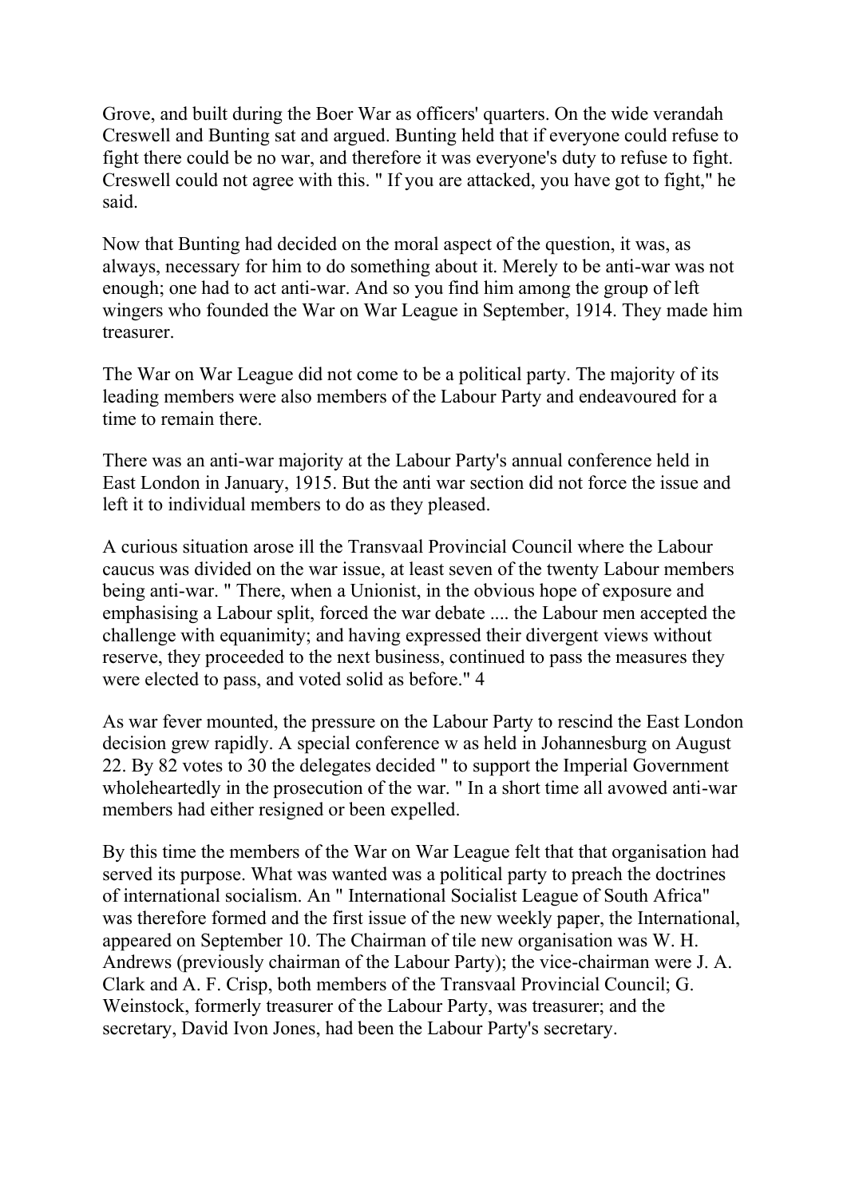Grove, and built during the Boer War as officers' quarters. On the wide verandah Creswell and Bunting sat and argued. Bunting held that if everyone could refuse to fight there could be no war, and therefore it was everyone's duty to refuse to fight. Creswell could not agree with this. " If you are attacked, you have got to fight," he said.

Now that Bunting had decided on the moral aspect of the question, it was, as always, necessary for him to do something about it. Merely to be anti-war was not enough; one had to act anti-war. And so you find him among the group of left wingers who founded the War on War League in September, 1914. They made him treasurer.

The War on War League did not come to be a political party. The majority of its leading members were also members of the Labour Party and endeavoured for a time to remain there.

There was an anti-war majority at the Labour Party's annual conference held in East London in January, 1915. But the anti war section did not force the issue and left it to individual members to do as they pleased.

A curious situation arose ill the Transvaal Provincial Council where the Labour caucus was divided on the war issue, at least seven of the twenty Labour members being anti-war. " There, when a Unionist, in the obvious hope of exposure and emphasising a Labour split, forced the war debate .... the Labour men accepted the challenge with equanimity; and having expressed their divergent views without reserve, they proceeded to the next business, continued to pass the measures they were elected to pass, and voted solid as before." 4

As war fever mounted, the pressure on the Labour Party to rescind the East London decision grew rapidly. A special conference w as held in Johannesburg on August 22. By 82 votes to 30 the delegates decided " to support the Imperial Government wholeheartedly in the prosecution of the war. " In a short time all avowed anti-war members had either resigned or been expelled.

By this time the members of the War on War League felt that that organisation had served its purpose. What was wanted was a political party to preach the doctrines of international socialism. An " International Socialist League of South Africa" was therefore formed and the first issue of the new weekly paper, the International, appeared on September 10. The Chairman of tile new organisation was W. H. Andrews (previously chairman of the Labour Party); the vice-chairman were J. A. Clark and A. F. Crisp, both members of the Transvaal Provincial Council; G. Weinstock, formerly treasurer of the Labour Party, was treasurer; and the secretary, David Ivon Jones, had been the Labour Party's secretary.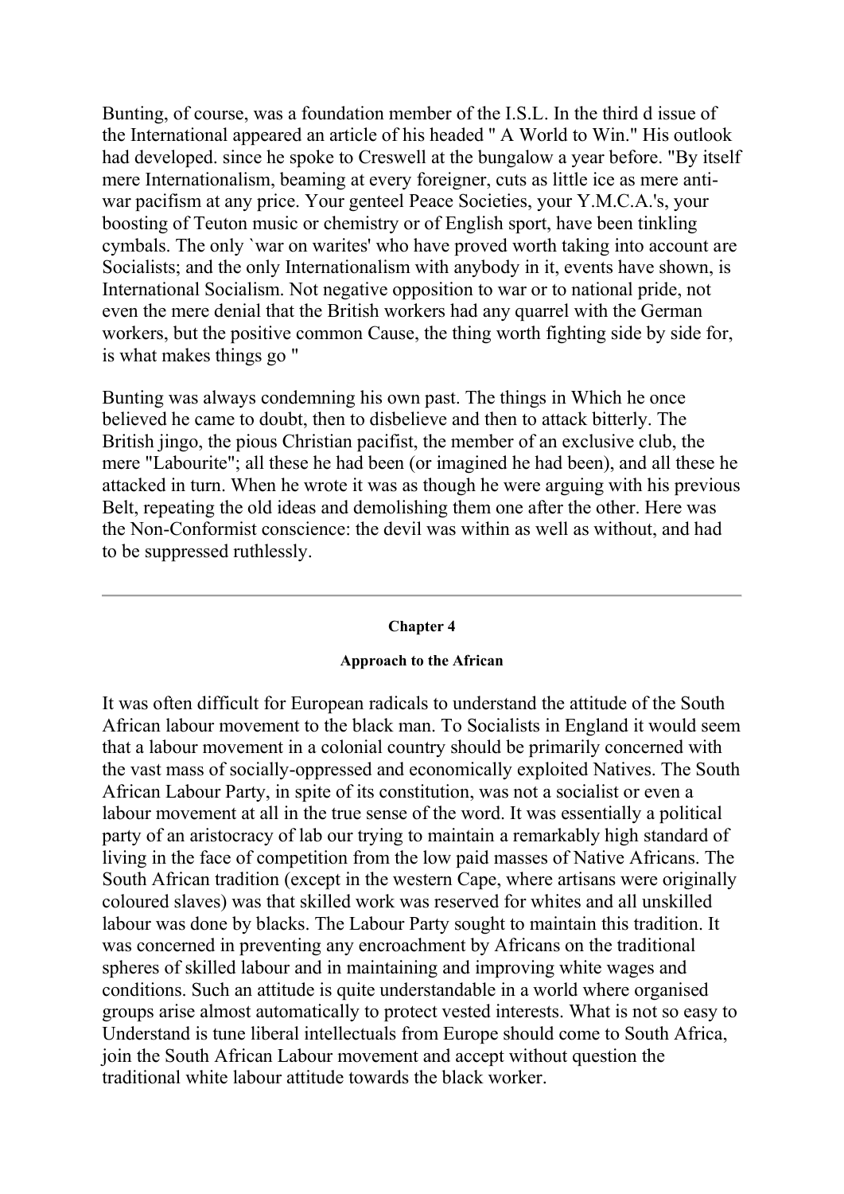Bunting, of course, was a foundation member of the I.S.L. In the third d issue of the International appeared an article of his headed " A World to Win." His outlook had developed. since he spoke to Creswell at the bungalow a year before. "By itself mere Internationalism, beaming at every foreigner, cuts as little ice as mere anti-war pacifism at any price. Your genteel Peace Societies, your Y.M.C.A.'s, your boosting of Teuton music or chemistry or of English sport, have been tinkling cymbals. The only `war on warites' who have proved worth taking into account are Socialists; and the only Internationalism with anybody in it, events have shown, is International Socialism. Not negative opposition to war or to national pride, not even the mere denial that the British workers had any quarrel with the German workers, but the positive common Cause, the thing worth fighting side by side for, is what makes things go "

Bunting was always condemning his own past. The things in Which he once believed he came to doubt, then to disbelieve and then to attack bitterly. The British jingo, the pious Christian pacifist, the member of an exclusive club, the mere "Labourite"; all these he had been (or imagined he had been), and all these he attacked in turn. When he wrote it was as though he were arguing with his previous Belt, repeating the old ideas and demolishing them one after the other. Here was the Non-Conformist conscience: the devil was within as well as without, and had to be suppressed ruthlessly.

---

## Chapter 4

### Approach to the African

It was often difficult for European radicals to understand the attitude of the South African labour movement to the black man. To Socialists in England it would seem that a labour movement in a colonial country should be primarily concerned with the vast mass of socially-oppressed and economically exploited Natives. The South African Labour Party, in spite of its constitution, was not a socialist or even a labour movement at all in the true sense of the word. It was essentially a political party of an aristocracy of lab our trying to maintain a remarkably high standard of living in the face of competition from the low paid masses of Native Africans. The South African tradition (except in the western Cape, where artisans were originally coloured slaves) was that skilled work was reserved for whites and all unskilled labour was done by blacks. The Labour Party sought to maintain this tradition. It was concerned in preventing any encroachment by Africans on the traditional spheres of skilled labour and in maintaining and improving white wages and conditions. Such an attitude is quite understandable in a world where organised groups arise almost automatically to protect vested interests. What is not so easy to Understand is tune liberal intellectuals from Europe should come to South Africa, join the South African Labour movement and accept without question the traditional white labour attitude towards the black worker.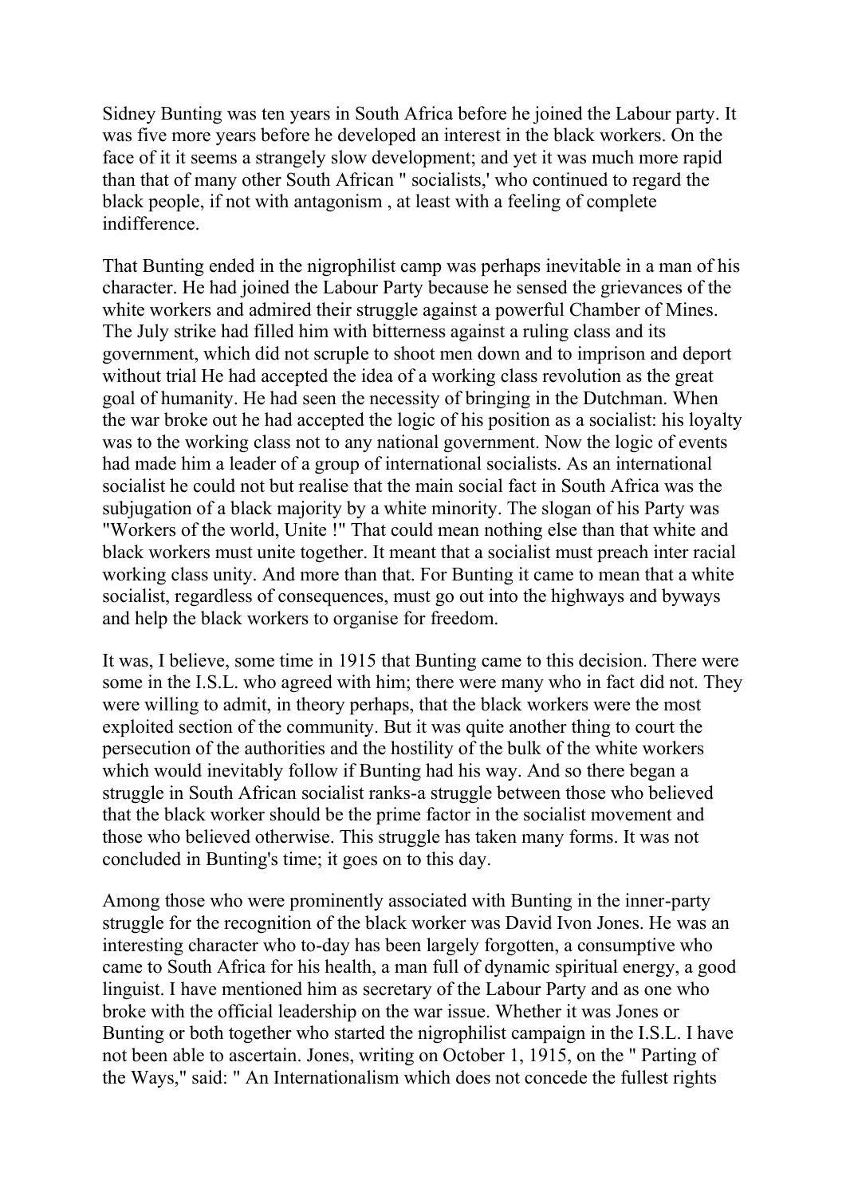Sidney Bunting was ten years in South Africa before he joined the Labour party. It was five more years before he developed an interest in the black workers. On the face of it it seems a strangely slow development; and yet it was much more rapid than that of many other South African " socialists,' who continued to regard the black people, if not with antagonism , at least with a feeling of complete indifference.

That Bunting ended in the nigrophilist camp was perhaps inevitable in a man of his character. He had joined the Labour Party because he sensed the grievances of the white workers and admired their struggle against a powerful Chamber of Mines. The July strike had filled him with bitterness against a ruling class and its government, which did not scruple to shoot men down and to imprison and deport without trial He had accepted the idea of a working class revolution as the great goal of humanity. He had seen the necessity of bringing in the Dutchman. When the war broke out he had accepted the logic of his position as a socialist: his loyalty was to the working class not to any national government. Now the logic of events had made him a leader of a group of international socialists. As an international socialist he could not but realise that the main social fact in South Africa was the subjugation of a black majority by a white minority. The slogan of his Party was "Workers of the world, Unite !" That could mean nothing else than that white and black workers must unite together. It meant that a socialist must preach inter racial working class unity. And more than that. For Bunting it came to mean that a white socialist, regardless of consequences, must go out into the highways and byways and help the black workers to organise for freedom.

It was, I believe, some time in 1915 that Bunting came to this decision. There were some in the I.S.L. who agreed with him; there were many who in fact did not. They were willing to admit, in theory perhaps, that the black workers were the most exploited section of the community. But it was quite another thing to court the persecution of the authorities and the hostility of the bulk of the white workers which would inevitably follow if Bunting had his way. And so there began a struggle in South African socialist ranks-a struggle between those who believed that the black worker should be the prime factor in the socialist movement and those who believed otherwise. This struggle has taken many forms. It was not concluded in Bunting's time; it goes on to this day.

Among those who were prominently associated with Bunting in the inner-party struggle for the recognition of the black worker was David Ivon Jones. He was an interesting character who to-day has been largely forgotten, a consumptive who came to South Africa for his health, a man full of dynamic spiritual energy, a good linguist. I have mentioned him as secretary of the Labour Party and as one who broke with the official leadership on the war issue. Whether it was Jones or Bunting or both together who started the nigrophilist campaign in the I.S.L. I have not been able to ascertain. Jones, writing on October 1, 1915, on the " Parting of the Ways," said: " An Internationalism which does not concede the fullest rights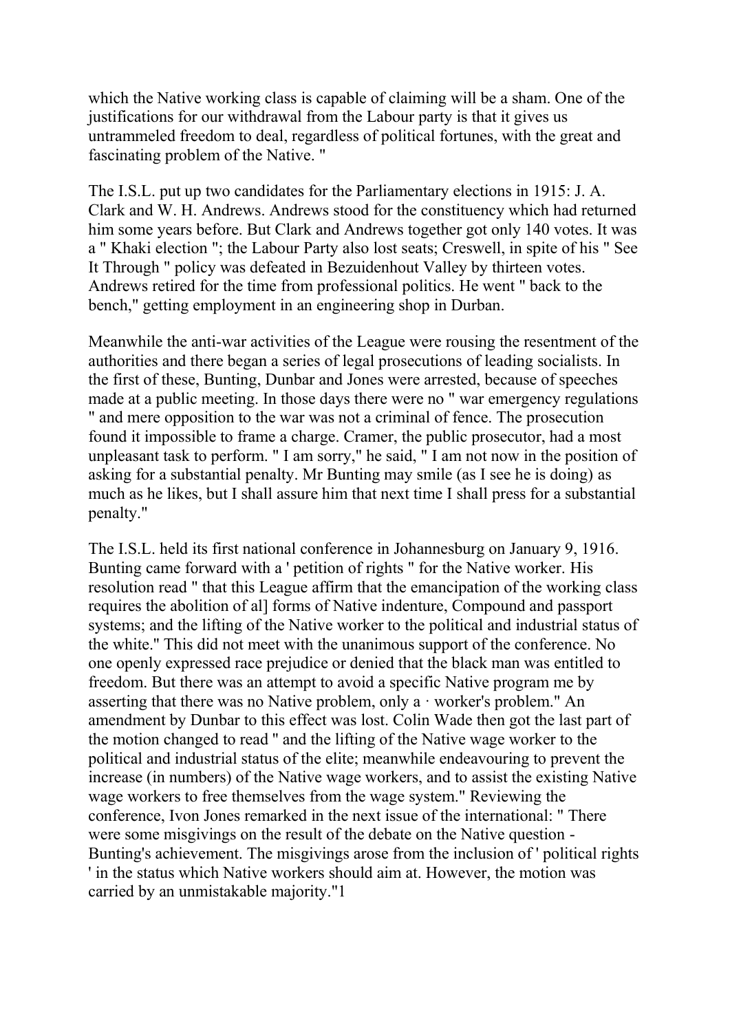which the Native working class is capable of claiming will be a sham. One of the justifications for our withdrawal from the Labour party is that it gives us untrammeled freedom to deal, regardless of political fortunes, with the great and fascinating problem of the Native. "

The I.S.L. put up two candidates for the Parliamentary elections in 1915: J. A. Clark and W. H. Andrews. Andrews stood for the constituency which had returned him some years before. But Clark and Andrews together got only 140 votes. It was a " Khaki election "; the Labour Party also lost seats; Creswell, in spite of his " See It Through " policy was defeated in Bezuidenhout Valley by thirteen votes. Andrews retired for the time from professional politics. He went " back to the bench," getting employment in an engineering shop in Durban.

Meanwhile the anti-war activities of the League were rousing the resentment of the authorities and there began a series of legal prosecutions of leading socialists. In the first of these, Bunting, Dunbar and Jones were arrested, because of speeches made at a public meeting. In those days there were no " war emergency regulations " and mere opposition to the war was not a criminal of fence. The prosecution found it impossible to frame a charge. Cramer, the public prosecutor, had a most unpleasant task to perform. " I am sorry," he said, " I am not now in the position of asking for a substantial penalty. Mr Bunting may smile (as I see he is doing) as much as he likes, but I shall assure him that next time I shall press for a substantial penalty."

The I.S.L. held its first national conference in Johannesburg on January 9, 1916. Bunting came forward with a ' petition of rights " for the Native worker. His resolution read " that this League affirm that the emancipation of the working class requires the abolition of al] forms of Native indenture, Compound and passport systems; and the lifting of the Native worker to the political and industrial status of the white." This did not meet with the unanimous support of the conference. No one openly expressed race prejudice or denied that the black man was entitled to freedom. But there was an attempt to avoid a specific Native program me by asserting that there was no Native problem, only a · worker's problem." An amendment by Dunbar to this effect was lost. Colin Wade then got the last part of the motion changed to read " and the lifting of the Native wage worker to the political and industrial status of the elite; meanwhile endeavouring to prevent the increase (in numbers) of the Native wage workers, and to assist the existing Native wage workers to free themselves from the wage system." Reviewing the conference, Ivon Jones remarked in the next issue of the international: " There were some misgivings on the result of the debate on the Native question - Bunting's achievement. The misgivings arose from the inclusion of ' political rights ' in the status which Native workers should aim at. However, the motion was carried by an unmistakable majority."[1]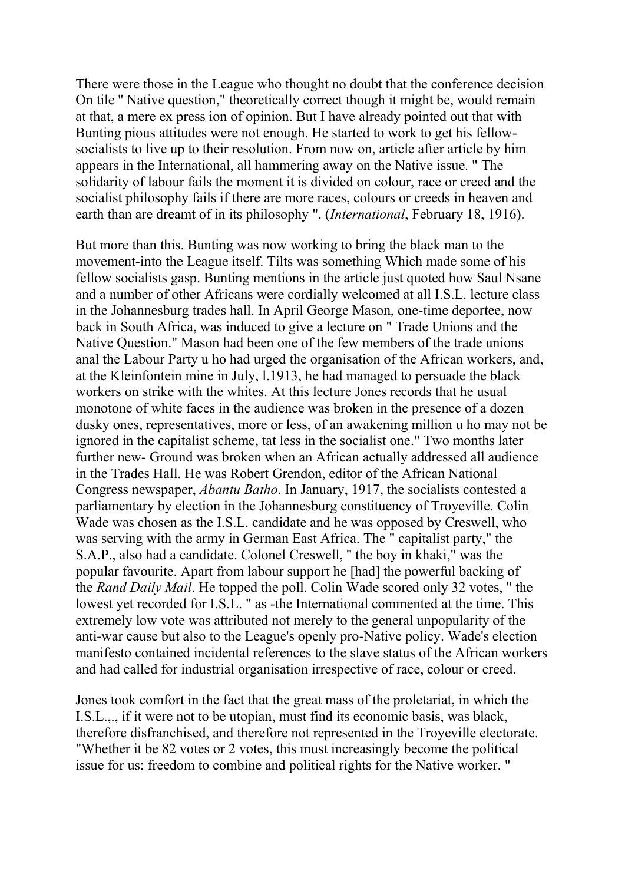There were those in the League who thought no doubt that the conference decision On tile " Native question," theoretically correct though it might be, would remain at that, a mere ex press ion of opinion. But I have already pointed out that with Bunting pious attitudes were not enough. He started to work to get his fellow-socialists to live up to their resolution. From now on, article after article by him appears in the International, all hammering away on the Native issue. " The solidarity of labour fails the moment it is divided on colour, race or creed and the socialist philosophy fails if there are more races, colours or creeds in heaven and earth than are dreamt of in its philosophy ". (*International*, February 18, 1916).

But more than this. Bunting was now working to bring the black man to the movement-into the League itself. Tilts was something Which made some of his fellow socialists gasp. Bunting mentions in the article just quoted how Saul Nsane and a number of other Africans were cordially welcomed at all I.S.L. lecture class in the Johannesburg trades hall. In April George Mason, one-time deportee, now back in South Africa, was induced to give a lecture on " Trade Unions and the Native Question." Mason had been one of the few members of the trade unions anal the Labour Party u ho had urged the organisation of the African workers, and, at the Kleinfontein mine in July, l.1913, he had managed to persuade the black workers on strike with the whites. At this lecture Jones records that he usual monotone of white faces in the audience was broken in the presence of a dozen dusky ones, representatives, more or less, of an awakening million u ho may not be ignored in the capitalist scheme, tat less in the socialist one." Two months later further new- Ground was broken when an African actually addressed all audience in the Trades Hall. He was Robert Grendon, editor of the African National Congress newspaper, *Abantu Batho*. In January, 1917, the socialists contested a parliamentary by election in the Johannesburg constituency of Troyeville. Colin Wade was chosen as the I.S.L. candidate and he was opposed by Creswell, who was serving with the army in German East Africa. The " capitalist party," the S.A.P., also had a candidate. Colonel Creswell, " the boy in khaki," was the popular favourite. Apart from labour support he [had] the powerful backing of the *Rand Daily Mail*. He topped the poll. Colin Wade scored only 32 votes, " the lowest yet recorded for I.S.L. " as -the International commented at the time. This extremely low vote was attributed not merely to the general unpopularity of the anti-war cause but also to the League's openly pro-Native policy. Wade's election manifesto contained incidental references to the slave status of the African workers and had called for industrial organisation irrespective of race, colour or creed.

Jones took comfort in the fact that the great mass of the proletariat, in which the I.S.L.,., if it were not to be utopian, must find its economic basis, was black, therefore disfranchised, and therefore not represented in the Troyeville electorate. "Whether it be 82 votes or 2 votes, this must increasingly become the political issue for us: freedom to combine and political rights for the Native worker. "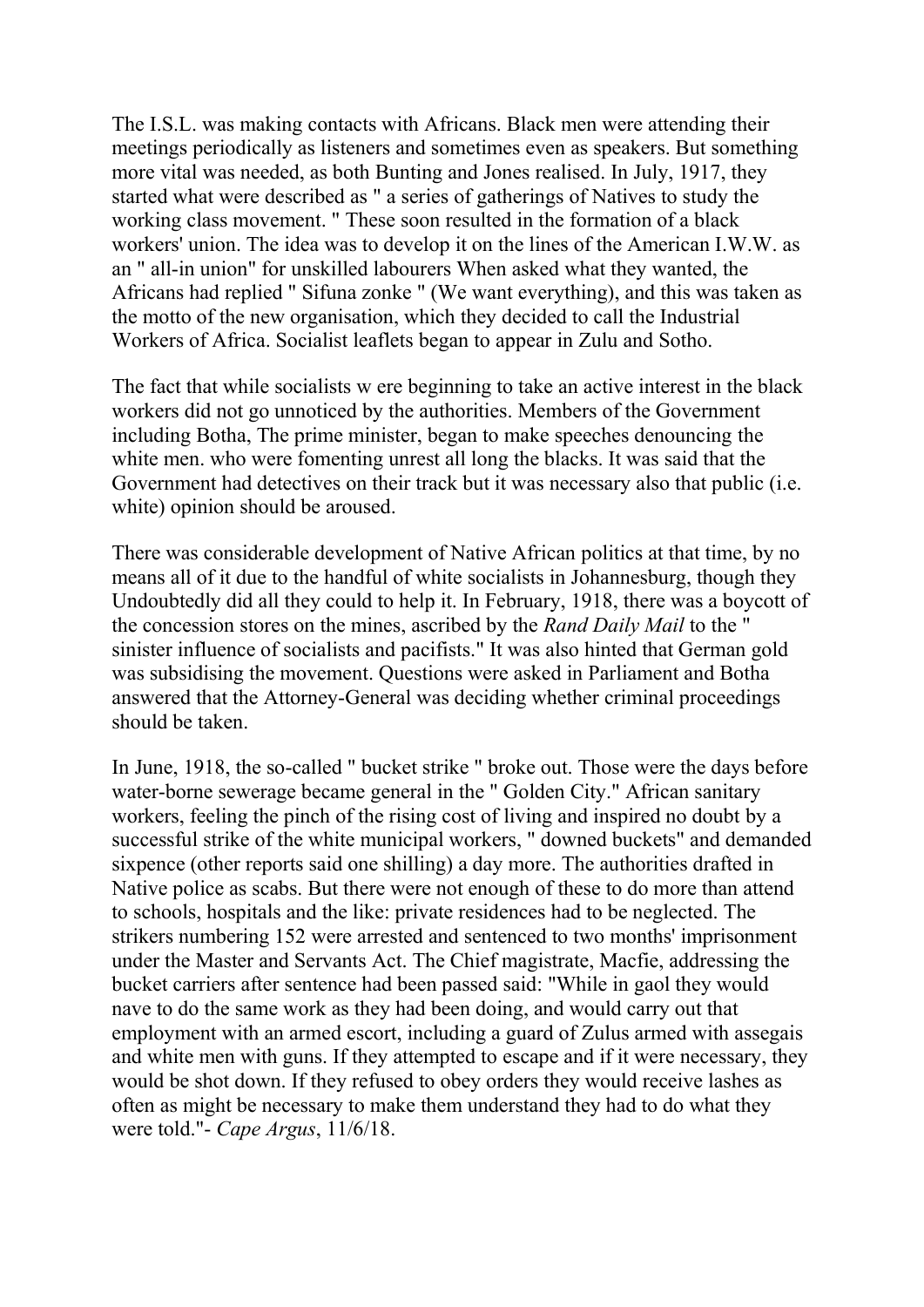The I.S.L. was making contacts with Africans. Black men were attending their meetings periodically as listeners and sometimes even as speakers. But something more vital was needed, as both Bunting and Jones realised. In July, 1917, they started what were described as " a series of gatherings of Natives to study the working class movement. " These soon resulted in the formation of a black workers' union. The idea was to develop it on the lines of the American I.W.W. as an " all-in union" for unskilled labourers When asked what they wanted, the Africans had replied " Sifuna zonke " (We want everything), and this was taken as the motto of the new organisation, which they decided to call the Industrial Workers of Africa. Socialist leaflets began to appear in Zulu and Sotho.

The fact that while socialists w ere beginning to take an active interest in the black workers did not go unnoticed by the authorities. Members of the Government including Botha, The prime minister, began to make speeches denouncing the white men. who were fomenting unrest all long the blacks. It was said that the Government had detectives on their track but it was necessary also that public (i.e. white) opinion should be aroused.

There was considerable development of Native African politics at that time, by no means all of it due to the handful of white socialists in Johannesburg, though they Undoubtedly did all they could to help it. In February, 1918, there was a boycott of the concession stores on the mines, ascribed by the *Rand Daily Mail* to the " sinister influence of socialists and pacifists." It was also hinted that German gold was subsidising the movement. Questions were asked in Parliament and Botha answered that the Attorney-General was deciding whether criminal proceedings should be taken.

In June, 1918, the so-called " bucket strike " broke out. Those were the days before water-borne sewerage became general in the " Golden City." African sanitary workers, feeling the pinch of the rising cost of living and inspired no doubt by a successful strike of the white municipal workers, " downed buckets" and demanded sixpence (other reports said one shilling) a day more. The authorities drafted in Native police as scabs. But there were not enough of these to do more than attend to schools, hospitals and the like: private residences had to be neglected. The strikers numbering 152 were arrested and sentenced to two months' imprisonment under the Master and Servants Act. The Chief magistrate, Macfie, addressing the bucket carriers after sentence had been passed said: "While in gaol they would nave to do the same work as they had been doing, and would carry out that employment with an armed escort, including a guard of Zulus armed with assegais and white men with guns. If they attempted to escape and if it were necessary, they would be shot down. If they refused to obey orders they would receive lashes as often as might be necessary to make them understand they had to do what they were told."- *Cape Argus*, 11/6/18.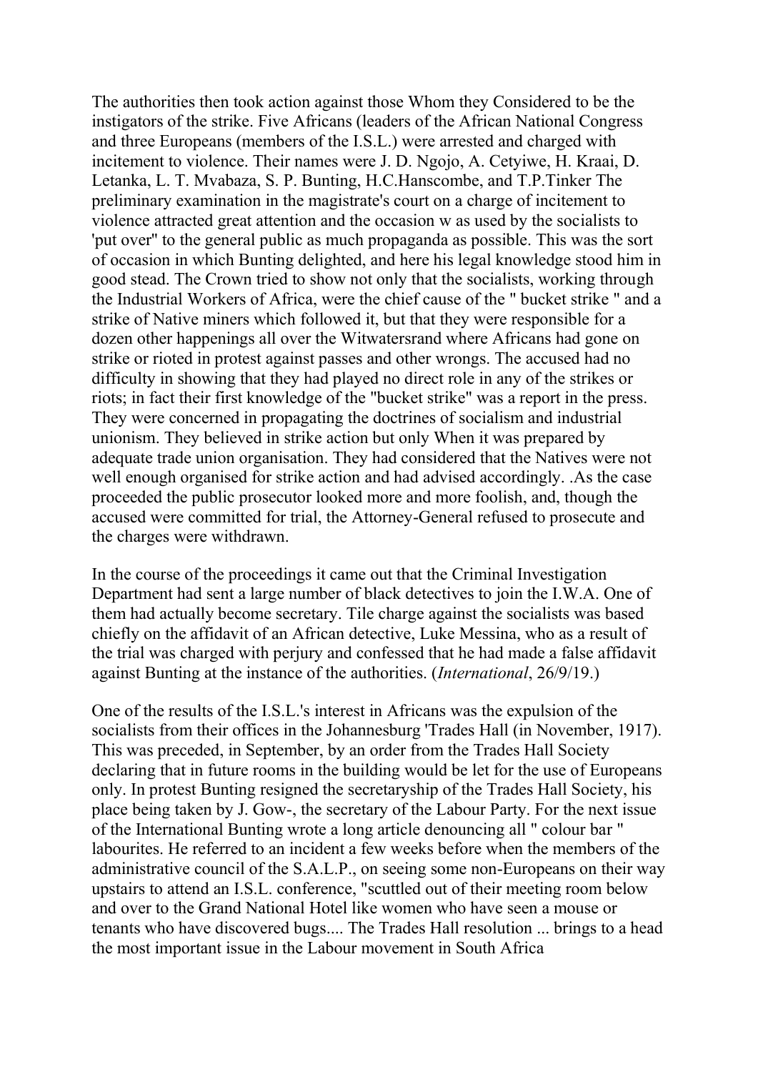The authorities then took action against those Whom they Considered to be the instigators of the strike. Five Africans (leaders of the African National Congress and three Europeans (members of the I.S.L.) were arrested and charged with incitement to violence. Their names were J. D. Ngojo, A. Cetyiwe, H. Kraai, D. Letanka, L. T. Mvabaza, S. P. Bunting, H.C.Hanscombe, and T.P.Tinker The preliminary examination in the magistrate's court on a charge of incitement to violence attracted great attention and the occasion w as used by the socialists to 'put over" to the general public as much propaganda as possible. This was the sort of occasion in which Bunting delighted, and here his legal knowledge stood him in good stead. The Crown tried to show not only that the socialists, working through the Industrial Workers of Africa, were the chief cause of the " bucket strike " and a strike of Native miners which followed it, but that they were responsible for a dozen other happenings all over the Witwatersrand where Africans had gone on strike or rioted in protest against passes and other wrongs. The accused had no difficulty in showing that they had played no direct role in any of the strikes or riots; in fact their first knowledge of the "bucket strike" was a report in the press. They were concerned in propagating the doctrines of socialism and industrial unionism. They believed in strike action but only When it was prepared by adequate trade union organisation. They had considered that the Natives were not well enough organised for strike action and had advised accordingly. .As the case proceeded the public prosecutor looked more and more foolish, and, though the accused were committed for trial, the Attorney-General refused to prosecute and the charges were withdrawn.

In the course of the proceedings it came out that the Criminal Investigation Department had sent a large number of black detectives to join the I.W.A. One of them had actually become secretary. Tile charge against the socialists was based chiefly on the affidavit of an African detective, Luke Messina, who as a result of the trial was charged with perjury and confessed that he had made a false affidavit against Bunting at the instance of the authorities. (*International*, 26/9/19.)

One of the results of the I.S.L.'s interest in Africans was the expulsion of the socialists from their offices in the Johannesburg 'Trades Hall (in November, 1917). This was preceded, in September, by an order from the Trades Hall Society declaring that in future rooms in the building would be let for the use of Europeans only. In protest Bunting resigned the secretaryship of the Trades Hall Society, his place being taken by J. Gow-, the secretary of the Labour Party. For the next issue of the International Bunting wrote a long article denouncing all " colour bar " labourites. He referred to an incident a few weeks before when the members of the administrative council of the S.A.L.P., on seeing some non-Europeans on their way upstairs to attend an I.S.L. conference, "scuttled out of their meeting room below and over to the Grand National Hotel like women who have seen a mouse or tenants who have discovered bugs.... The Trades Hall resolution ... brings to a head the most important issue in the Labour movement in South Africa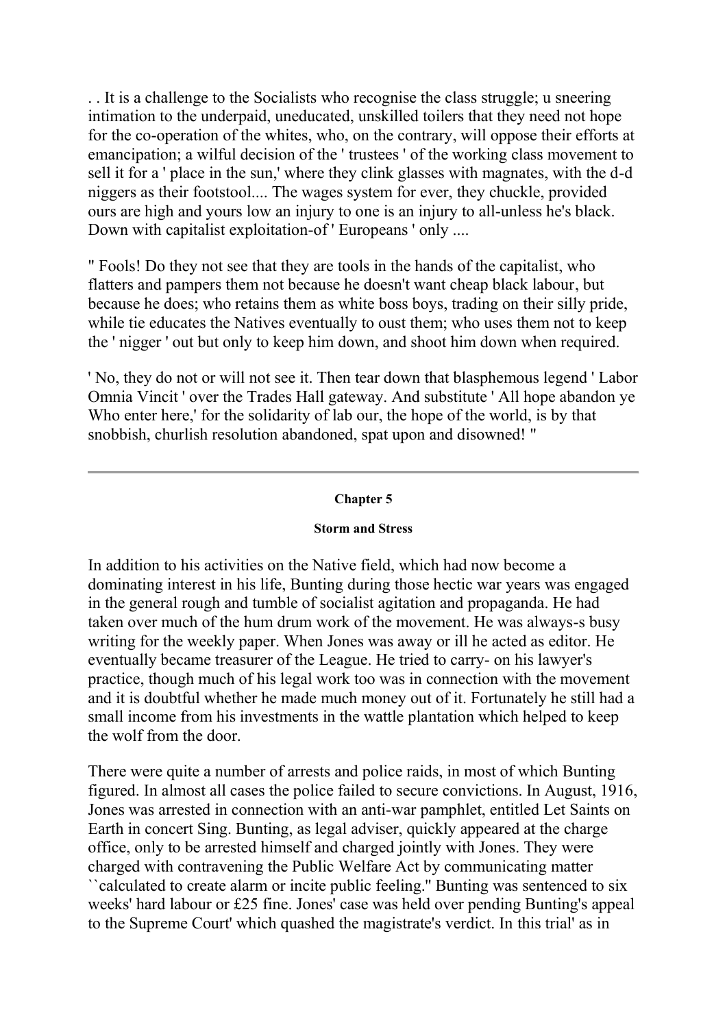. . It is a challenge to the Socialists who recognise the class struggle; u sneering intimation to the underpaid, uneducated, unskilled toilers that they need not hope for the co-operation of the whites, who, on the contrary, will oppose their efforts at emancipation; a wilful decision of the ' trustees ' of the working class movement to sell it for a ' place in the sun,' where they clink glasses with magnates, with the d-d niggers as their footstool.... The wages system for ever, they chuckle, provided ours are high and yours low an injury to one is an injury to all-unless he's black. Down with capitalist exploitation-of ' Europeans ' only ....

" Fools! Do they not see that they are tools in the hands of the capitalist, who flatters and pampers them not because he doesn't want cheap black labour, but because he does; who retains them as white boss boys, trading on their silly pride, while tie educates the Natives eventually to oust them; who uses them not to keep the ' nigger ' out but only to keep him down, and shoot him down when required.

' No, they do not or will not see it. Then tear down that blasphemous legend ' Labor Omnia Vincit ' over the Trades Hall gateway. And substitute ' All hope abandon ye Who enter here,' for the solidarity of lab our, the hope of the world, is by that snobbish, churlish resolution abandoned, spat upon and disowned! "

---

## Chapter 5

### Storm and Stress

In addition to his activities on the Native field, which had now become a dominating interest in his life, Bunting during those hectic war years was engaged in the general rough and tumble of socialist agitation and propaganda. He had taken over much of the hum drum work of the movement. He was always-s busy writing for the weekly paper. When Jones was away or ill he acted as editor. He eventually became treasurer of the League. He tried to carry- on his lawyer's practice, though much of his legal work too was in connection with the movement and it is doubtful whether he made much money out of it. Fortunately he still had a small income from his investments in the wattle plantation which helped to keep the wolf from the door.

There were quite a number of arrests and police raids, in most of which Bunting figured. In almost all cases the police failed to secure convictions. In August, 1916, Jones was arrested in connection with an anti-war pamphlet, entitled Let Saints on Earth in concert Sing. Bunting, as legal adviser, quickly appeared at the charge office, only to be arrested himself and charged jointly with Jones. They were charged with contravening the Public Welfare Act by communicating matter ``calculated to create alarm or incite public feeling.'' Bunting was sentenced to six weeks' hard labour or £25 fine. Jones' case was held over pending Bunting's appeal to the Supreme Court' which quashed the magistrate's verdict. In this trial' as in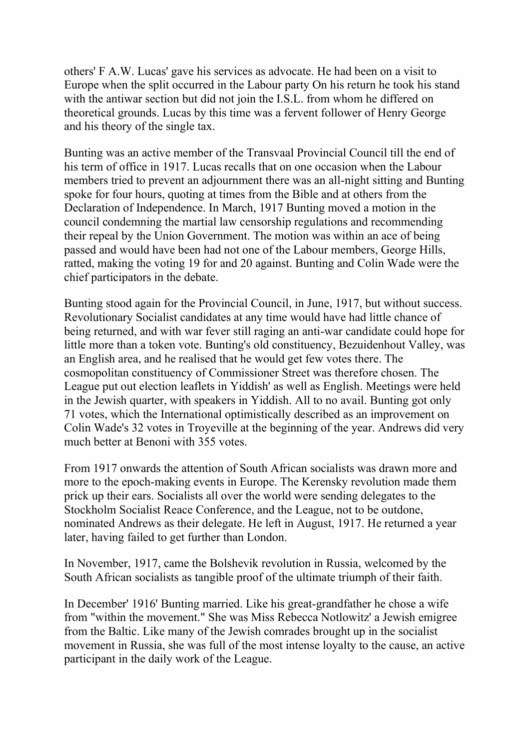others' F A.W. Lucas' gave his services as advocate. He had been on a visit to Europe when the split occurred in the Labour party On his return he took his stand with the antiwar section but did not join the I.S.L. from whom he differed on theoretical grounds. Lucas by this time was a fervent follower of Henry George and his theory of the single tax.

Bunting was an active member of the Transvaal Provincial Council till the end of his term of office in 1917. Lucas recalls that on one occasion when the Labour members tried to prevent an adjournment there was an all-night sitting and Bunting spoke for four hours, quoting at times from the Bible and at others from the Declaration of Independence. In March, 1917 Bunting moved a motion in the council condemning the martial law censorship regulations and recommending their repeal by the Union Government. The motion was within an ace of being passed and would have been had not one of the Labour members, George Hills, ratted, making the voting 19 for and 20 against. Bunting and Colin Wade were the chief participators in the debate.

Bunting stood again for the Provincial Council, in June, 1917, but without success. Revolutionary Socialist candidates at any time would have had little chance of being returned, and with war fever still raging an anti-war candidate could hope for little more than a token vote. Bunting's old constituency, Bezuidenhout Valley, was an English area, and he realised that he would get few votes there. The cosmopolitan constituency of Commissioner Street was therefore chosen. The League put out election leaflets in Yiddish' as well as English. Meetings were held in the Jewish quarter, with speakers in Yiddish. All to no avail. Bunting got only 71 votes, which the International optimistically described as an improvement on Colin Wade's 32 votes in Troyeville at the beginning of the year. Andrews did very much better at Benoni with 355 votes.

From 1917 onwards the attention of South African socialists was drawn more and more to the epoch-making events in Europe. The Kerensky revolution made them prick up their ears. Socialists all over the world were sending delegates to the Stockholm Socialist Reace Conference, and the League, not to be outdone, nominated Andrews as their delegate. He left in August, 1917. He returned a year later, having failed to get further than London.

In November, 1917, came the Bolshevik revolution in Russia, welcomed by the South African socialists as tangible proof of the ultimate triumph of their faith.

In December' 1916' Bunting married. Like his great-grandfather he chose a wife from "within the movement." She was Miss Rebecca Notlowitz' a Jewish emigree from the Baltic. Like many of the Jewish comrades brought up in the socialist movement in Russia, she was full of the most intense loyalty to the cause, an active participant in the daily work of the League.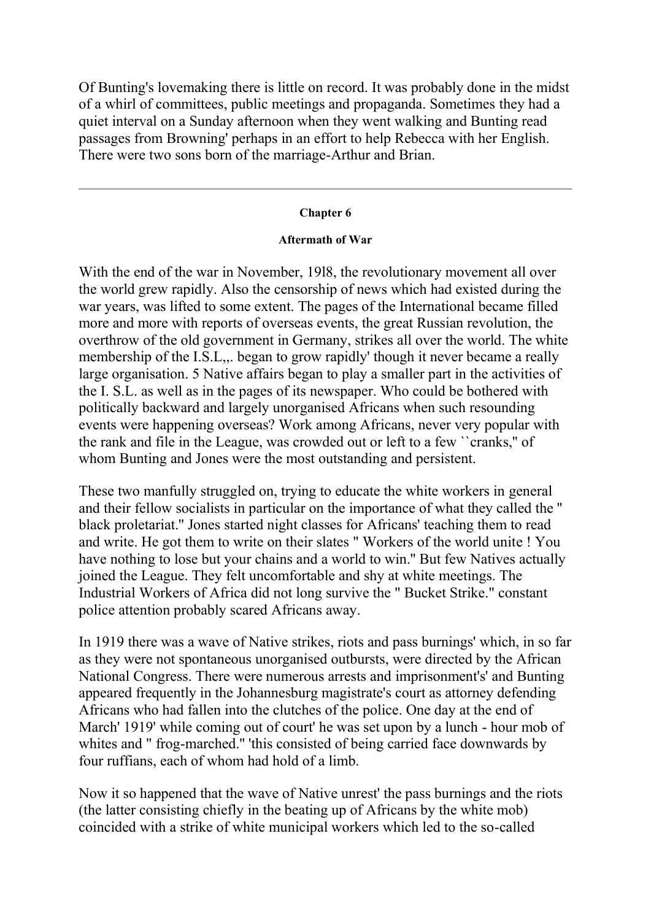Of Bunting's lovemaking there is little on record. It was probably done in the midst of a whirl of committees, public meetings and propaganda. Sometimes they had a quiet interval on a Sunday afternoon when they went walking and Bunting read passages from Browning' perhaps in an effort to help Rebecca with her English. There were two sons born of the marriage-Arthur and Brian.

---

#### Chapter 6

##### Aftermath of War

With the end of the war in November, 19l8, the revolutionary movement all over the world grew rapidly. Also the censorship of news which had existed during the war years, was lifted to some extent. The pages of the International became filled more and more with reports of overseas events, the great Russian revolution, the overthrow of the old government in Germany, strikes all over the world. The white membership of the I.S.L,,. began to grow rapidly' though it never became a really large organisation. 5 Native affairs began to play a smaller part in the activities of the I. S.L. as well as in the pages of its newspaper. Who could be bothered with politically backward and largely unorganised Africans when such resounding events were happening overseas? Work among Africans, never very popular with the rank and file in the League, was crowded out or left to a few ``cranks,'' of whom Bunting and Jones were the most outstanding and persistent.

These two manfully struggled on, trying to educate the white workers in general and their fellow socialists in particular on the importance of what they called the " black proletariat." Jones started night classes for Africans' teaching them to read and write. He got them to write on their slates " Workers of the world unite ! You have nothing to lose but your chains and a world to win." But few Natives actually joined the League. They felt uncomfortable and shy at white meetings. The Industrial Workers of Africa did not long survive the " Bucket Strike." constant police attention probably scared Africans away.

In 1919 there was a wave of Native strikes, riots and pass burnings' which, in so far as they were not spontaneous unorganised outbursts, were directed by the African National Congress. There were numerous arrests and imprisonment's' and Bunting appeared frequently in the Johannesburg magistrate's court as attorney defending Africans who had fallen into the clutches of the police. One day at the end of March' 1919' while coming out of court' he was set upon by a lunch - hour mob of whites and " frog-marched." 'this consisted of being carried face downwards by four ruffians, each of whom had hold of a limb.

Now it so happened that the wave of Native unrest' the pass burnings and the riots (the latter consisting chiefly in the beating up of Africans by the white mob) coincided with a strike of white municipal workers which led to the so-called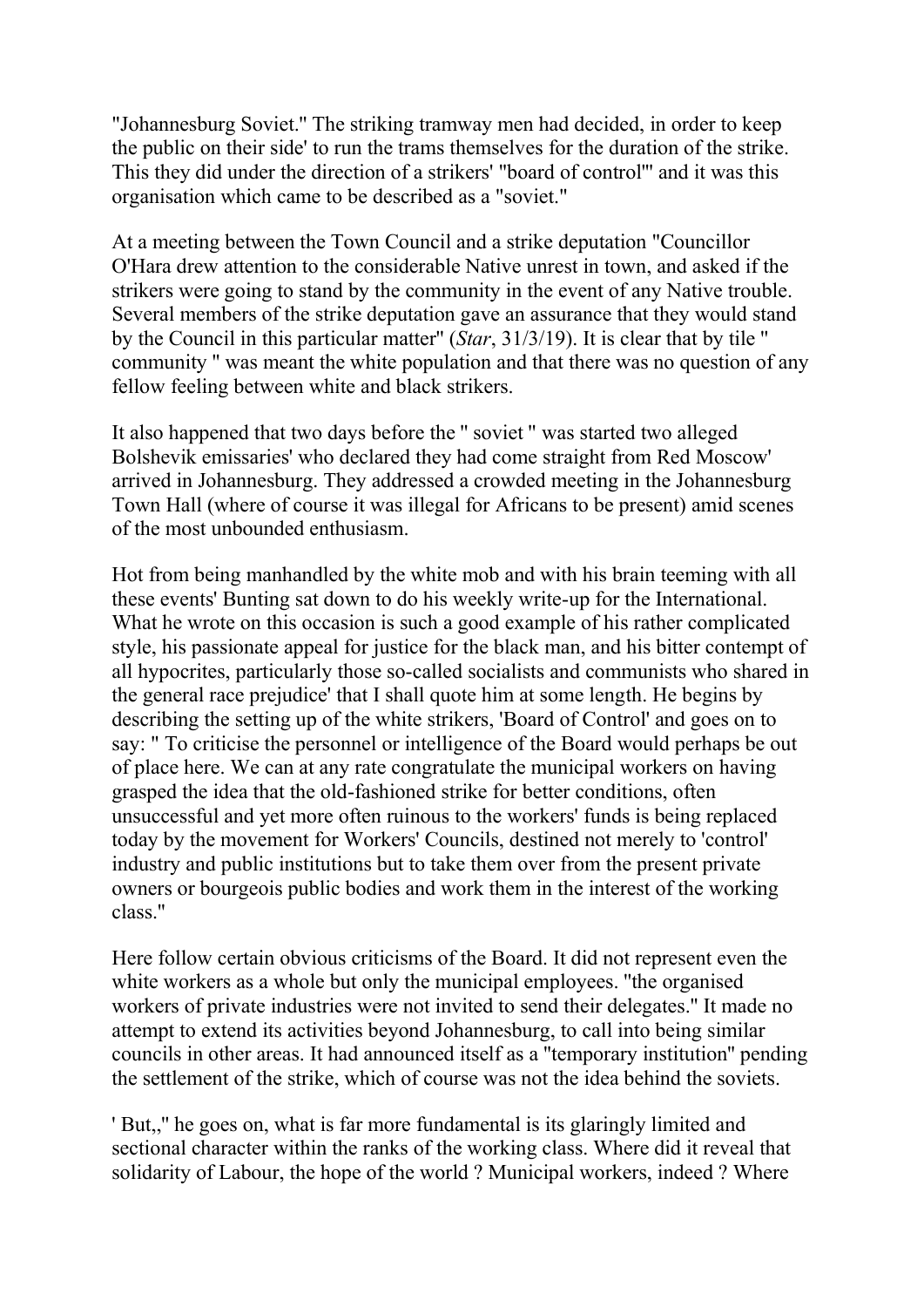"Johannesburg Soviet." The striking tramway men had decided, in order to keep the public on their side' to run the trams themselves for the duration of the strike. This they did under the direction of a strikers' "board of control'" and it was this organisation which came to be described as a "soviet."

At a meeting between the Town Council and a strike deputation "Councillor O'Hara drew attention to the considerable Native unrest in town, and asked if the strikers were going to stand by the community in the event of any Native trouble. Several members of the strike deputation gave an assurance that they would stand by the Council in this particular matter" (*Star*, 31/3/19). It is clear that by tile " community " was meant the white population and that there was no question of any fellow feeling between white and black strikers.

It also happened that two days before the " soviet " was started two alleged Bolshevik emissaries' who declared they had come straight from Red Moscow' arrived in Johannesburg. They addressed a crowded meeting in the Johannesburg Town Hall (where of course it was illegal for Africans to be present) amid scenes of the most unbounded enthusiasm.

Hot from being manhandled by the white mob and with his brain teeming with all these events' Bunting sat down to do his weekly write-up for the International. What he wrote on this occasion is such a good example of his rather complicated style, his passionate appeal for justice for the black man, and his bitter contempt of all hypocrites, particularly those so-called socialists and communists who shared in the general race prejudice' that I shall quote him at some length. He begins by describing the setting up of the white strikers, 'Board of Control' and goes on to say: " To criticise the personnel or intelligence of the Board would perhaps be out of place here. We can at any rate congratulate the municipal workers on having grasped the idea that the old-fashioned strike for better conditions, often unsuccessful and yet more often ruinous to the workers' funds is being replaced today by the movement for Workers' Councils, destined not merely to 'control' industry and public institutions but to take them over from the present private owners or bourgeois public bodies and work them in the interest of the working class."

Here follow certain obvious criticisms of the Board. It did not represent even the white workers as a whole but only the municipal employees. "the organised workers of private industries were not invited to send their delegates." It made no attempt to extend its activities beyond Johannesburg, to call into being similar councils in other areas. It had announced itself as a "temporary institution" pending the settlement of the strike, which of course was not the idea behind the soviets.

' But,," he goes on, what is far more fundamental is its glaringly limited and sectional character within the ranks of the working class. Where did it reveal that solidarity of Labour, the hope of the world ? Municipal workers, indeed ? Where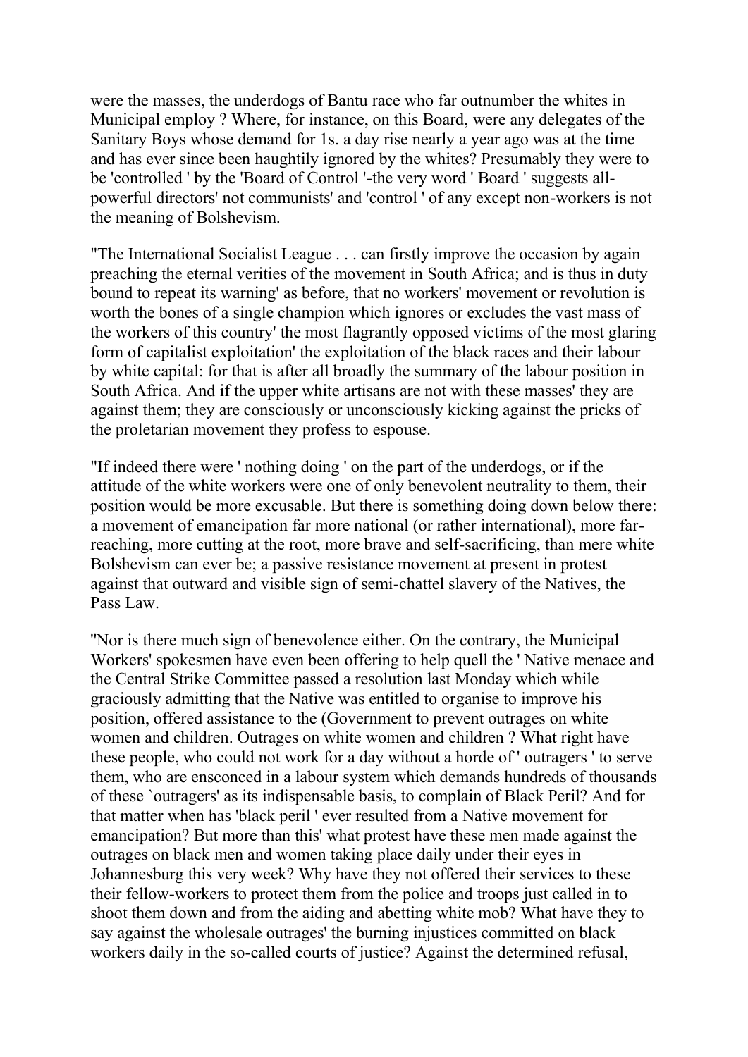were the masses, the underdogs of Bantu race who far outnumber the whites in Municipal employ ? Where, for instance, on this Board, were any delegates of the Sanitary Boys whose demand for 1s. a day rise nearly a year ago was at the time and has ever since been haughtily ignored by the whites? Presumably they were to be 'controlled ' by the 'Board of Control '-the very word ' Board ' suggests all-powerful directors' not communists' and 'control ' of any except non-workers is not the meaning of Bolshevism.

"The International Socialist League . . . can firstly improve the occasion by again preaching the eternal verities of the movement in South Africa; and is thus in duty bound to repeat its warning' as before, that no workers' movement or revolution is worth the bones of a single champion which ignores or excludes the vast mass of the workers of this country' the most flagrantly opposed victims of the most glaring form of capitalist exploitation' the exploitation of the black races and their labour by white capital: for that is after all broadly the summary of the labour position in South Africa. And if the upper white artisans are not with these masses' they are against them; they are consciously or unconsciously kicking against the pricks of the proletarian movement they profess to espouse.

"If indeed there were ' nothing doing ' on the part of the underdogs, or if the attitude of the white workers were one of only benevolent neutrality to them, their position would be more excusable. But there is something doing down below there: a movement of emancipation far more national (or rather international), more far-reaching, more cutting at the root, more brave and self-sacrificing, than mere white Bolshevism can ever be; a passive resistance movement at present in protest against that outward and visible sign of semi-chattel slavery of the Natives, the Pass Law.

"Nor is there much sign of benevolence either. On the contrary, the Municipal Workers' spokesmen have even been offering to help quell the ' Native menace and the Central Strike Committee passed a resolution last Monday which while graciously admitting that the Native was entitled to organise to improve his position, offered assistance to the (Government to prevent outrages on white women and children. Outrages on white women and children ? What right have these people, who could not work for a day without a horde of ' outragers ' to serve them, who are ensconced in a labour system which demands hundreds of thousands of these `outragers' as its indispensable basis, to complain of Black Peril? And for that matter when has 'black peril ' ever resulted from a Native movement for emancipation? But more than this' what protest have these men made against the outrages on black men and women taking place daily under their eyes in Johannesburg this very week? Why have they not offered their services to these their fellow-workers to protect them from the police and troops just called in to shoot them down and from the aiding and abetting white mob? What have they to say against the wholesale outrages' the burning injustices committed on black workers daily in the so-called courts of justice? Against the determined refusal,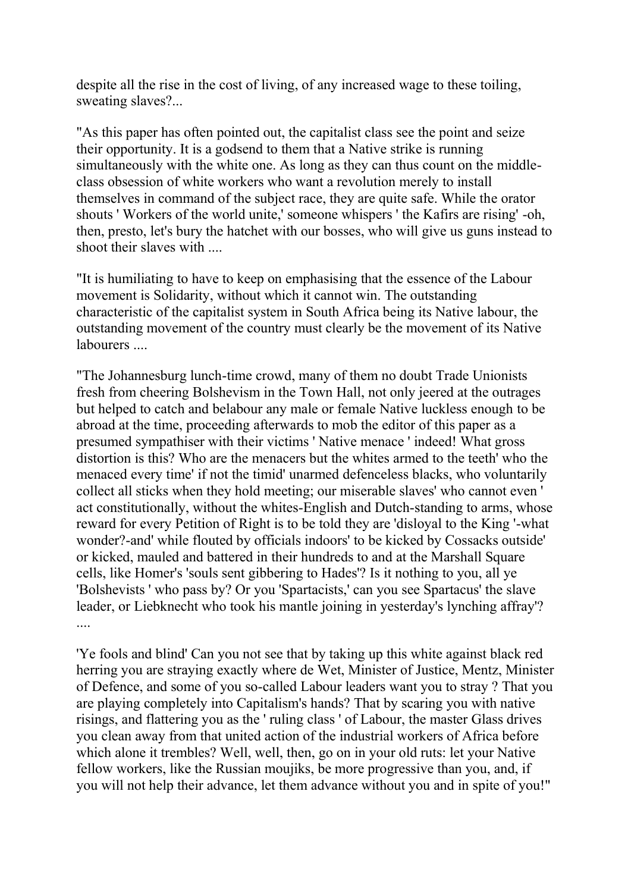despite all the rise in the cost of living, of any increased wage to these toiling, sweating slaves?...

"As this paper has often pointed out, the capitalist class see the point and seize their opportunity. It is a godsend to them that a Native strike is running simultaneously with the white one. As long as they can thus count on the middle-class obsession of white workers who want a revolution merely to install themselves in command of the subject race, they are quite safe. While the orator shouts ' Workers of the world unite,' someone whispers ' the Kafirs are rising' -oh, then, presto, let's bury the hatchet with our bosses, who will give us guns instead to shoot their slaves with ....

"It is humiliating to have to keep on emphasising that the essence of the Labour movement is Solidarity, without which it cannot win. The outstanding characteristic of the capitalist system in South Africa being its Native labour, the outstanding movement of the country must clearly be the movement of its Native labourers ....

"The Johannesburg lunch-time crowd, many of them no doubt Trade Unionists fresh from cheering Bolshevism in the Town Hall, not only jeered at the outrages but helped to catch and belabour any male or female Native luckless enough to be abroad at the time, proceeding afterwards to mob the editor of this paper as a presumed sympathiser with their victims ' Native menace ' indeed! What gross distortion is this? Who are the menacers but the whites armed to the teeth' who the menaced every time' if not the timid' unarmed defenceless blacks, who voluntarily collect all sticks when they hold meeting; our miserable slaves' who cannot even ' act constitutionally, without the whites-English and Dutch-standing to arms, whose reward for every Petition of Right is to be told they are 'disloyal to the King '-what wonder?-and' while flouted by officials indoors' to be kicked by Cossacks outside' or kicked, mauled and battered in their hundreds to and at the Marshall Square cells, like Homer's 'souls sent gibbering to Hades'? Is it nothing to you, all ye 'Bolshevists ' who pass by? Or you 'Spartacists,' can you see Spartacus' the slave leader, or Liebknecht who took his mantle joining in yesterday's lynching affray'? ....

'Ye fools and blind' Can you not see that by taking up this white against black red herring you are straying exactly where de Wet, Minister of Justice, Mentz, Minister of Defence, and some of you so-called Labour leaders want you to stray ? That you are playing completely into Capitalism's hands? That by scaring you with native risings, and flattering you as the ' ruling class ' of Labour, the master Glass drives you clean away from that united action of the industrial workers of Africa before which alone it trembles? Well, well, then, go on in your old ruts: let your Native fellow workers, like the Russian moujiks, be more progressive than you, and, if you will not help their advance, let them advance without you and in spite of you!"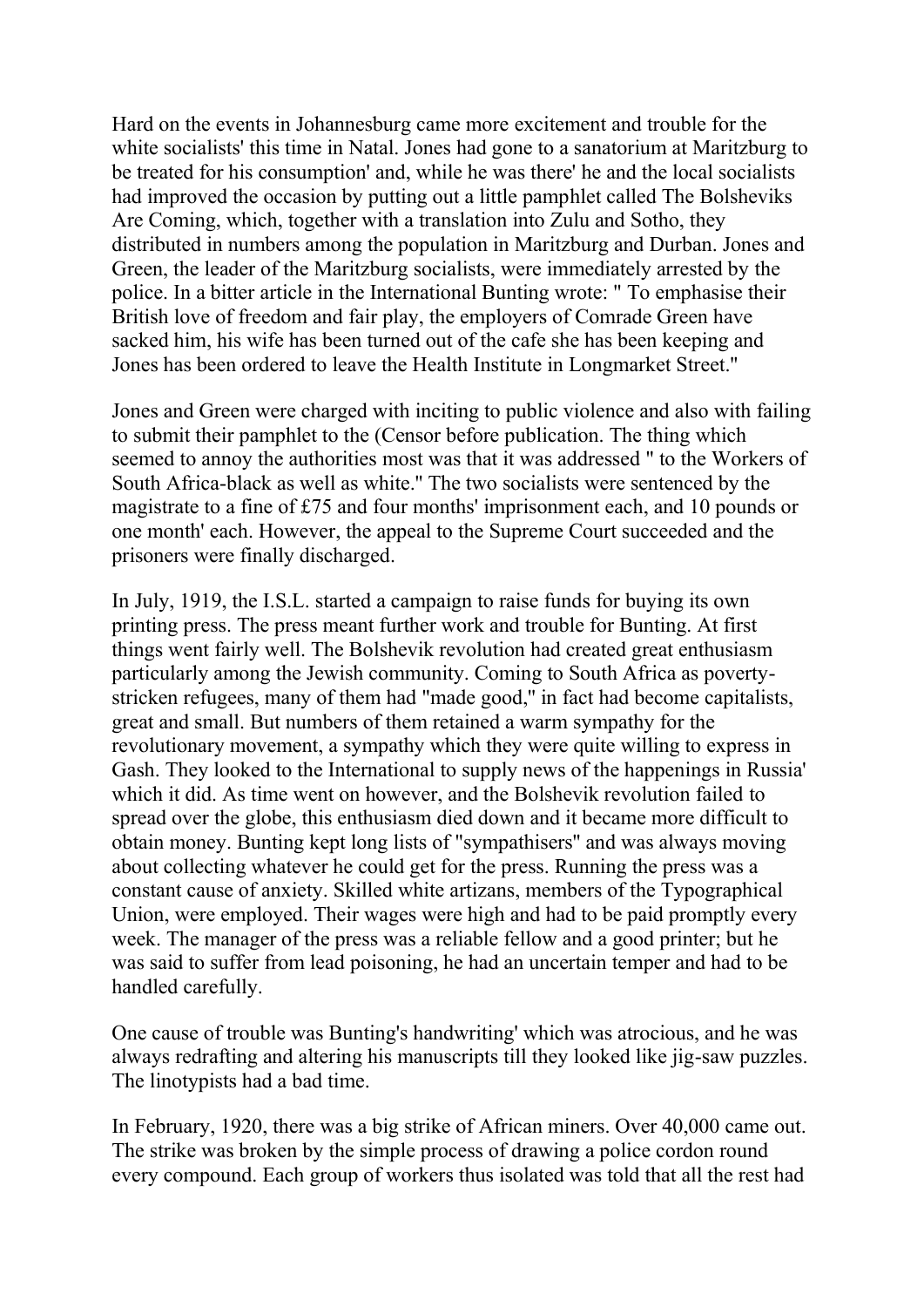Hard on the events in Johannesburg came more excitement and trouble for the white socialists' this time in Natal. Jones had gone to a sanatorium at Maritzburg to be treated for his consumption' and, while he was there' he and the local socialists had improved the occasion by putting out a little pamphlet called The Bolsheviks Are Coming, which, together with a translation into Zulu and Sotho, they distributed in numbers among the population in Maritzburg and Durban. Jones and Green, the leader of the Maritzburg socialists, were immediately arrested by the police. In a bitter article in the International Bunting wrote: " To emphasise their British love of freedom and fair play, the employers of Comrade Green have sacked him, his wife has been turned out of the cafe she has been keeping and Jones has been ordered to leave the Health Institute in Longmarket Street."

Jones and Green were charged with inciting to public violence and also with failing to submit their pamphlet to the (Censor before publication. The thing which seemed to annoy the authorities most was that it was addressed " to the Workers of South Africa-black as well as white." The two socialists were sentenced by the magistrate to a fine of £75 and four months' imprisonment each, and 10 pounds or one month' each. However, the appeal to the Supreme Court succeeded and the prisoners were finally discharged.

In July, 1919, the I.S.L. started a campaign to raise funds for buying its own printing press. The press meant further work and trouble for Bunting. At first things went fairly well. The Bolshevik revolution had created great enthusiasm particularly among the Jewish community. Coming to South Africa as poverty-stricken refugees, many of them had "made good," in fact had become capitalists, great and small. But numbers of them retained a warm sympathy for the revolutionary movement, a sympathy which they were quite willing to express in Gash. They looked to the International to supply news of the happenings in Russia' which it did. As time went on however, and the Bolshevik revolution failed to spread over the globe, this enthusiasm died down and it became more difficult to obtain money. Bunting kept long lists of "sympathisers" and was always moving about collecting whatever he could get for the press. Running the press was a constant cause of anxiety. Skilled white artizans, members of the Typographical Union, were employed. Their wages were high and had to be paid promptly every week. The manager of the press was a reliable fellow and a good printer; but he was said to suffer from lead poisoning, he had an uncertain temper and had to be handled carefully.

One cause of trouble was Bunting's handwriting' which was atrocious, and he was always redrafting and altering his manuscripts till they looked like jig-saw puzzles. The linotypists had a bad time.

In February, 1920, there was a big strike of African miners. Over 40,000 came out. The strike was broken by the simple process of drawing a police cordon round every compound. Each group of workers thus isolated was told that all the rest had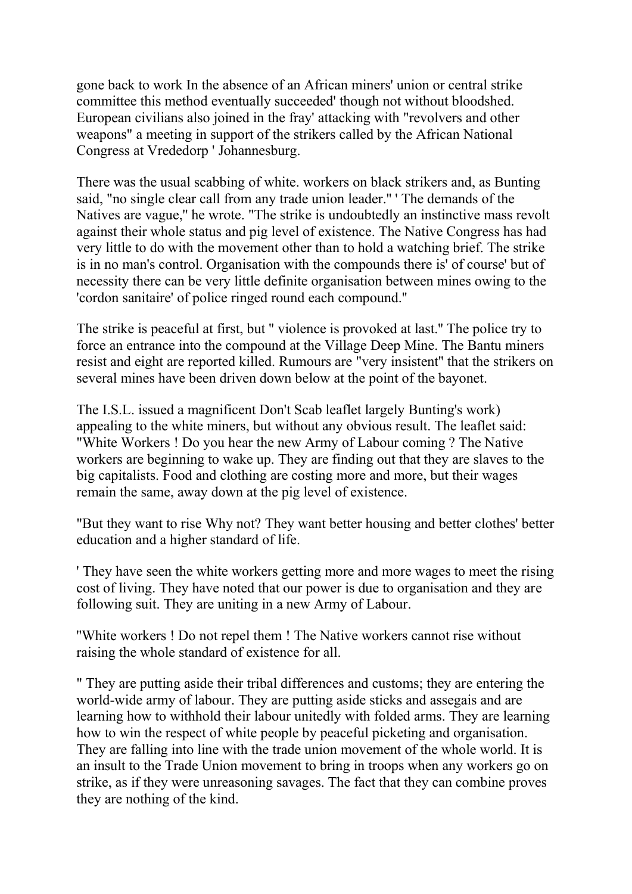gone back to work In the absence of an African miners' union or central strike committee this method eventually succeeded' though not without bloodshed. European civilians also joined in the fray' attacking with "revolvers and other weapons" a meeting in support of the strikers called by the African National Congress at Vrededorp ' Johannesburg.

There was the usual scabbing of white. workers on black strikers and, as Bunting said, "no single clear call from any trade union leader." ' The demands of the Natives are vague," he wrote. "The strike is undoubtedly an instinctive mass revolt against their whole status and pig level of existence. The Native Congress has had very little to do with the movement other than to hold a watching brief. The strike is in no man's control. Organisation with the compounds there is' of course' but of necessity there can be very little definite organisation between mines owing to the 'cordon sanitaire' of police ringed round each compound."

The strike is peaceful at first, but " violence is provoked at last." The police try to force an entrance into the compound at the Village Deep Mine. The Bantu miners resist and eight are reported killed. Rumours are "very insistent" that the strikers on several mines have been driven down below at the point of the bayonet.

The I.S.L. issued a magnificent Don't Scab leaflet largely Bunting's work) appealing to the white miners, but without any obvious result. The leaflet said: "White Workers ! Do you hear the new Army of Labour coming ? The Native workers are beginning to wake up. They are finding out that they are slaves to the big capitalists. Food and clothing are costing more and more, but their wages remain the same, away down at the pig level of existence.

"But they want to rise Why not? They want better housing and better clothes' better education and a higher standard of life.

' They have seen the white workers getting more and more wages to meet the rising cost of living. They have noted that our power is due to organisation and they are following suit. They are uniting in a new Army of Labour.

"White workers ! Do not repel them ! The Native workers cannot rise without raising the whole standard of existence for all.

" They are putting aside their tribal differences and customs; they are entering the world-wide army of labour. They are putting aside sticks and assegais and are learning how to withhold their labour unitedly with folded arms. They are learning how to win the respect of white people by peaceful picketing and organisation. They are falling into line with the trade union movement of the whole world. It is an insult to the Trade Union movement to bring in troops when any workers go on strike, as if they were unreasoning savages. The fact that they can combine proves they are nothing of the kind.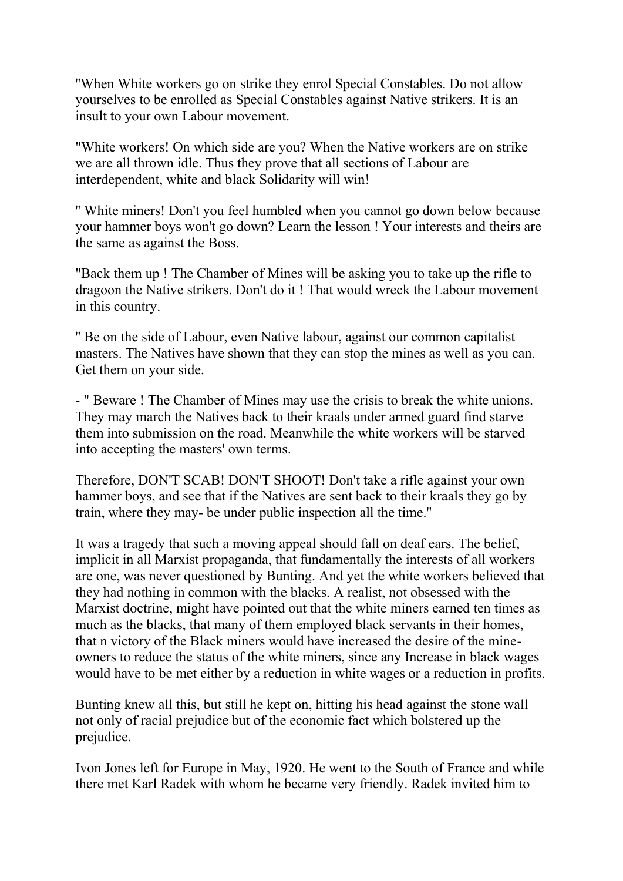"When White workers go on strike they enrol Special Constables. Do not allow yourselves to be enrolled as Special Constables against Native strikers. It is an insult to your own Labour movement.

"White workers! On which side are you? When the Native workers are on strike we are all thrown idle. Thus they prove that all sections of Labour are interdependent, white and black Solidarity will win!

" White miners! Don't you feel humbled when you cannot go down below because your hammer boys won't go down? Learn the lesson ! Your interests and theirs are the same as against the Boss.

"Back them up ! The Chamber of Mines will be asking you to take up the rifle to dragoon the Native strikers. Don't do it ! That would wreck the Labour movement in this country.

" Be on the side of Labour, even Native labour, against our common capitalist masters. The Natives have shown that they can stop the mines as well as you can. Get them on your side.

- " Beware ! The Chamber of Mines may use the crisis to break the white unions. They may march the Natives back to their kraals under armed guard find starve them into submission on the road. Meanwhile the white workers will be starved into accepting the masters' own terms.

Therefore, DON'T SCAB! DON'T SHOOT! Don't take a rifle against your own hammer boys, and see that if the Natives are sent back to their kraals they go by train, where they may- be under public inspection all the time."

It was a tragedy that such a moving appeal should fall on deaf ears. The belief, implicit in all Marxist propaganda, that fundamentally the interests of all workers are one, was never questioned by Bunting. And yet the white workers believed that they had nothing in common with the blacks. A realist, not obsessed with the Marxist doctrine, might have pointed out that the white miners earned ten times as much as the blacks, that many of them employed black servants in their homes, that n victory of the Black miners would have increased the desire of the mine-owners to reduce the status of the white miners, since any Increase in black wages would have to be met either by a reduction in white wages or a reduction in profits.

Bunting knew all this, but still he kept on, hitting his head against the stone wall not only of racial prejudice but of the economic fact which bolstered up the prejudice.

Ivon Jones left for Europe in May, 1920. He went to the South of France and while there met Karl Radek with whom he became very friendly. Radek invited him to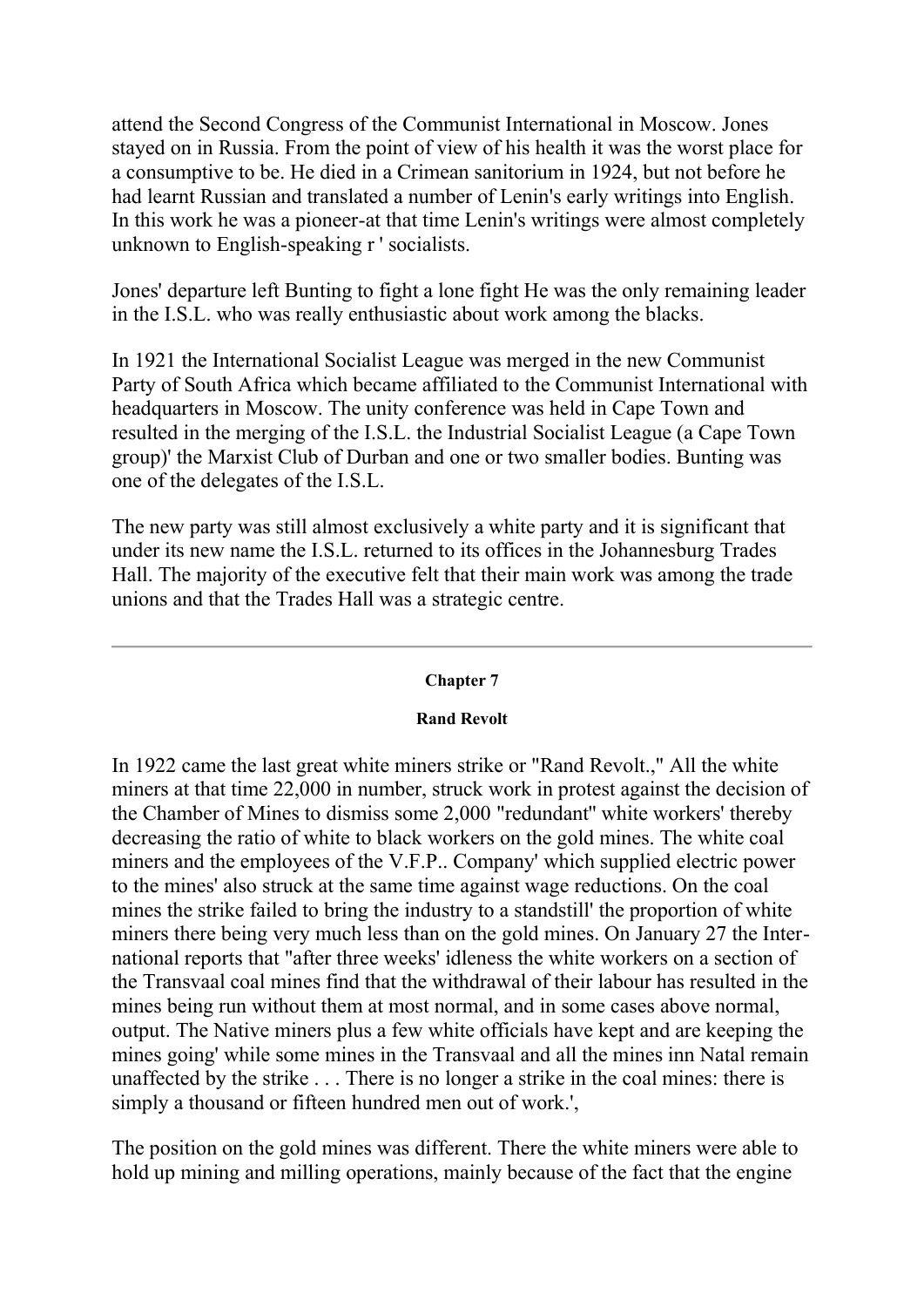attend the Second Congress of the Communist International in Moscow. Jones stayed on in Russia. From the point of view of his health it was the worst place for a consumptive to be. He died in a Crimean sanitorium in 1924, but not before he had learnt Russian and translated a number of Lenin's early writings into English. In this work he was a pioneer-at that time Lenin's writings were almost completely unknown to English-speaking r ' socialists.

Jones' departure left Bunting to fight a lone fight He was the only remaining leader in the I.S.L. who was really enthusiastic about work among the blacks.

In 1921 the International Socialist League was merged in the new Communist Party of South Africa which became affiliated to the Communist International with headquarters in Moscow. The unity conference was held in Cape Town and resulted in the merging of the I.S.L. the Industrial Socialist League (a Cape Town group)' the Marxist Club of Durban and one or two smaller bodies. Bunting was one of the delegates of the I.S.L.

The new party was still almost exclusively a white party and it is significant that under its new name the I.S.L. returned to its offices in the Johannesburg Trades Hall. The majority of the executive felt that their main work was among the trade unions and that the Trades Hall was a strategic centre.

---

## Chapter 7

### Rand Revolt

In 1922 came the last great white miners strike or "Rand Revolt.," All the white miners at that time 22,000 in number, struck work in protest against the decision of the Chamber of Mines to dismiss some 2,000 "redundant" white workers' thereby decreasing the ratio of white to black workers on the gold mines. The white coal miners and the employees of the V.F.P.. Company' which supplied electric power to the mines' also struck at the same time against wage reductions. On the coal mines the strike failed to bring the industry to a standstill' the proportion of white miners there being very much less than on the gold mines. On January 27 the International reports that "after three weeks' idleness the white workers on a section of the Transvaal coal mines find that the withdrawal of their labour has resulted in the mines being run without them at most normal, and in some cases above normal, output. The Native miners plus a few white officials have kept and are keeping the mines going' while some mines in the Transvaal and all the mines inn Natal remain unaffected by the strike . . . There is no longer a strike in the coal mines: there is simply a thousand or fifteen hundred men out of work.',

The position on the gold mines was different. There the white miners were able to hold up mining and milling operations, mainly because of the fact that the engine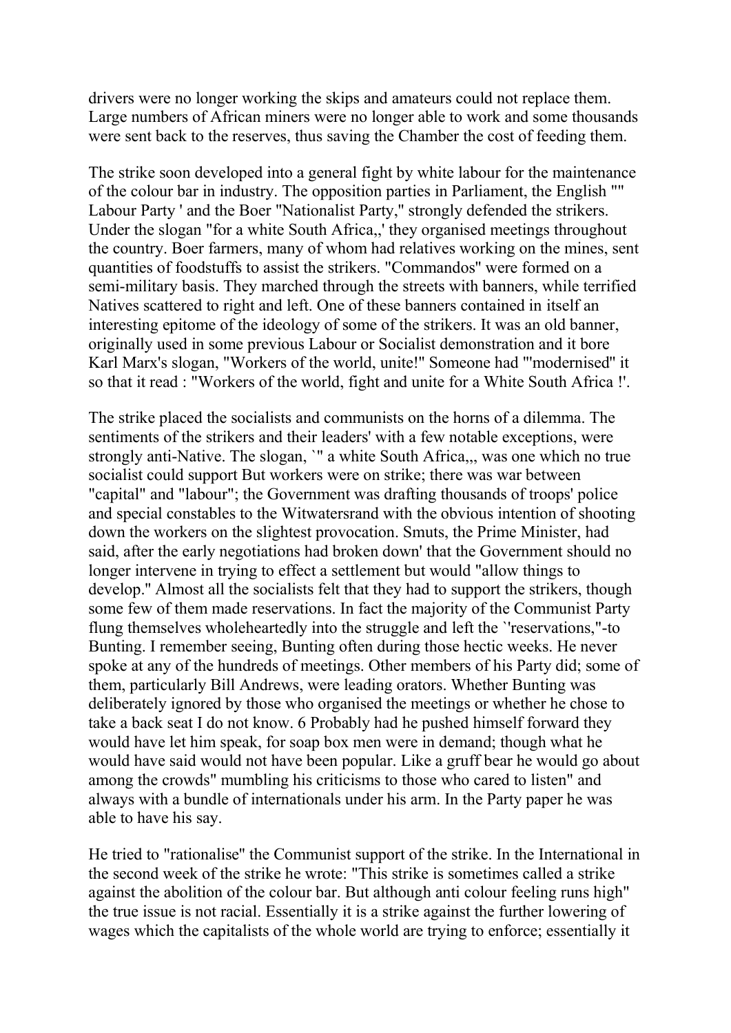drivers were no longer working the skips and amateurs could not replace them. Large numbers of African miners were no longer able to work and some thousands were sent back to the reserves, thus saving the Chamber the cost of feeding them.

The strike soon developed into a general fight by white labour for the maintenance of the colour bar in industry. The opposition parties in Parliament, the English "" Labour Party ' and the Boer "Nationalist Party," strongly defended the strikers. Under the slogan "for a white South Africa,,' they organised meetings throughout the country. Boer farmers, many of whom had relatives working on the mines, sent quantities of foodstuffs to assist the strikers. "Commandos" were formed on a semi-military basis. They marched through the streets with banners, while terrified Natives scattered to right and left. One of these banners contained in itself an interesting epitome of the ideology of some of the strikers. It was an old banner, originally used in some previous Labour or Socialist demonstration and it bore Karl Marx's slogan, "Workers of the world, unite!" Someone had "'modernised" it so that it read : "Workers of the world, fight and unite for a White South Africa !'.

The strike placed the socialists and communists on the horns of a dilemma. The sentiments of the strikers and their leaders' with a few notable exceptions, were strongly anti-Native. The slogan, `" a white South Africa,,, was one which no true socialist could support But workers were on strike; there was war between "capital" and "labour"; the Government was drafting thousands of troops' police and special constables to the Witwatersrand with the obvious intention of shooting down the workers on the slightest provocation. Smuts, the Prime Minister, had said, after the early negotiations had broken down' that the Government should no longer intervene in trying to effect a settlement but would "allow things to develop." Almost all the socialists felt that they had to support the strikers, though some few of them made reservations. In fact the majority of the Communist Party flung themselves wholeheartedly into the struggle and left the `'reservations,"-to Bunting. I remember seeing, Bunting often during those hectic weeks. He never spoke at any of the hundreds of meetings. Other members of his Party did; some of them, particularly Bill Andrews, were leading orators. Whether Bunting was deliberately ignored by those who organised the meetings or whether he chose to take a back seat I do not know. 6 Probably had he pushed himself forward they would have let him speak, for soap box men were in demand; though what he would have said would not have been popular. Like a gruff bear he would go about among the crowds" mumbling his criticisms to those who cared to listen" and always with a bundle of internationals under his arm. In the Party paper he was able to have his say.

He tried to "rationalise" the Communist support of the strike. In the International in the second week of the strike he wrote: "This strike is sometimes called a strike against the abolition of the colour bar. But although anti colour feeling runs high" the true issue is not racial. Essentially it is a strike against the further lowering of wages which the capitalists of the whole world are trying to enforce; essentially it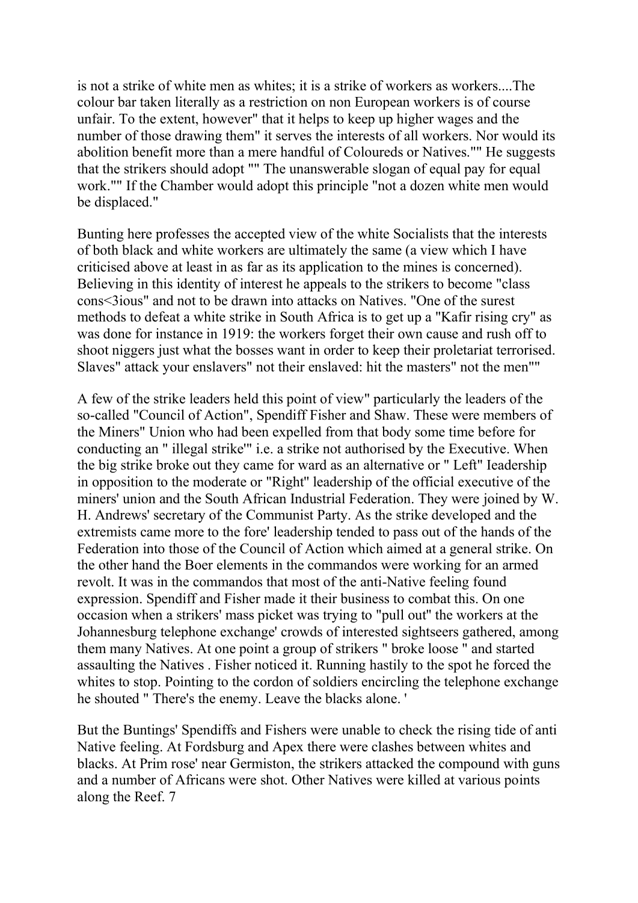is not a strike of white men as whites; it is a strike of workers as workers....The colour bar taken literally as a restriction on non European workers is of course unfair. To the extent, however" that it helps to keep up higher wages and the number of those drawing them" it serves the interests of all workers. Nor would its abolition benefit more than a mere handful of Coloureds or Natives."" He suggests that the strikers should adopt "" The unanswerable slogan of equal pay for equal work."" If the Chamber would adopt this principle "not a dozen white men would be displaced."

Bunting here professes the accepted view of the white Socialists that the interests of both black and white workers are ultimately the same (a view which I have criticised above at least in as far as its application to the mines is concerned). Believing in this identity of interest he appeals to the strikers to become "class cons<3ious" and not to be drawn into attacks on Natives. "One of the surest methods to defeat a white strike in South Africa is to get up a "Kafir rising cry" as was done for instance in 1919: the workers forget their own cause and rush off to shoot niggers just what the bosses want in order to keep their proletariat terrorised. Slaves" attack your enslavers" not their enslaved: hit the masters" not the men""

A few of the strike leaders held this point of view" particularly the leaders of the so-called "Council of Action", Spendiff Fisher and Shaw. These were members of the Miners" Union who had been expelled from that body some time before for conducting an " illegal strike'" i.e. a strike not authorised by the Executive. When the big strike broke out they came for ward as an alternative or " Left" Ieadership in opposition to the moderate or "Right" leadership of the official executive of the miners' union and the South African Industrial Federation. They were joined by W. H. Andrews' secretary of the Communist Party. As the strike developed and the extremists came more to the fore' leadership tended to pass out of the hands of the Federation into those of the Council of Action which aimed at a general strike. On the other hand the Boer elements in the commandos were working for an armed revolt. It was in the commandos that most of the anti-Native feeling found expression. Spendiff and Fisher made it their business to combat this. On one occasion when a strikers' mass picket was trying to "pull out" the workers at the Johannesburg telephone exchange' crowds of interested sightseers gathered, among them many Natives. At one point a group of strikers " broke loose " and started assaulting the Natives . Fisher noticed it. Running hastily to the spot he forced the whites to stop. Pointing to the cordon of soldiers encircling the telephone exchange he shouted " There's the enemy. Leave the blacks alone. '

But the Buntings' Spendiffs and Fishers were unable to check the rising tide of anti Native feeling. At Fordsburg and Apex there were clashes between whites and blacks. At Prim rose' near Germiston, the strikers attacked the compound with guns and a number of Africans were shot. Other Natives were killed at various points along the Reef. 7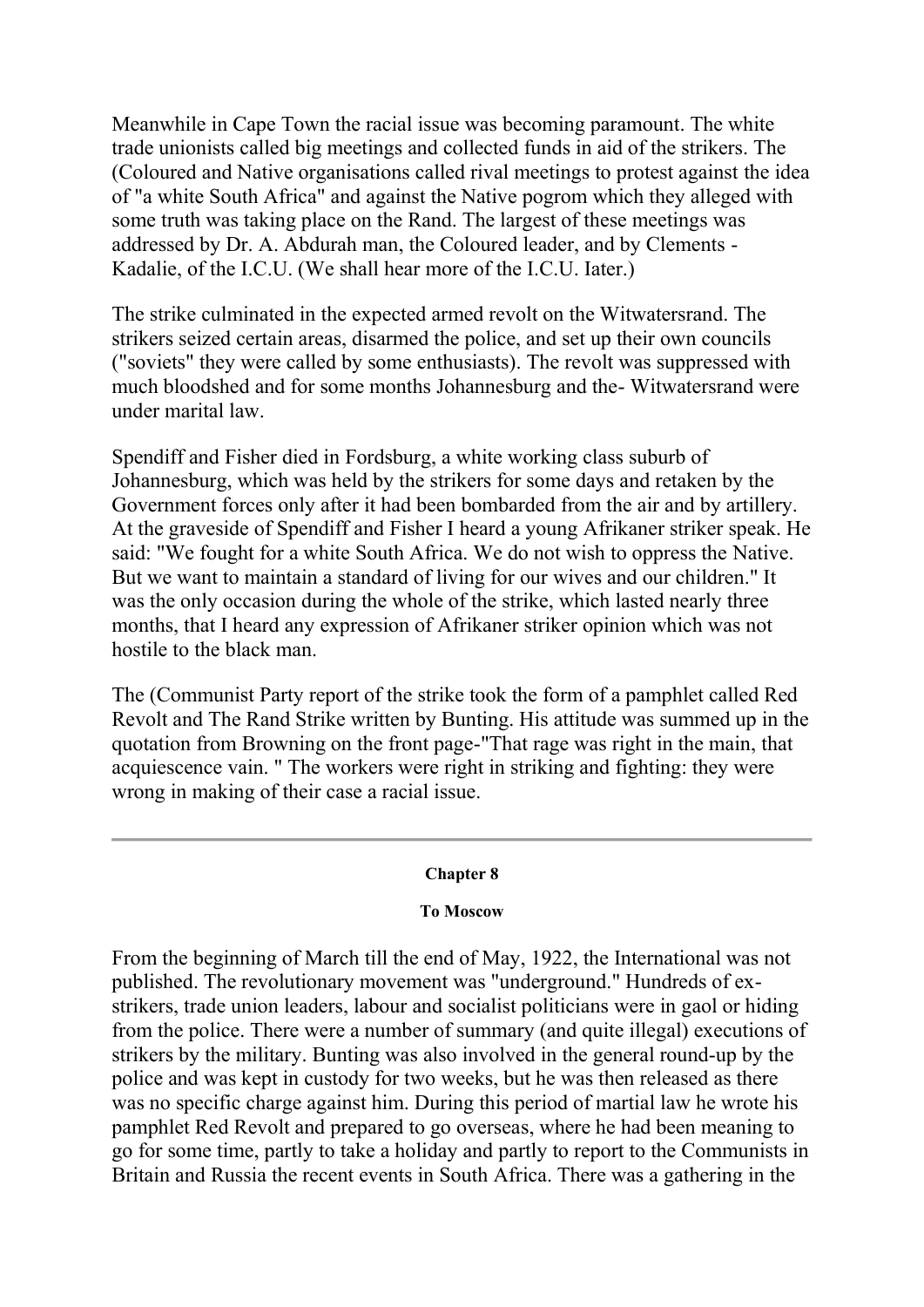Meanwhile in Cape Town the racial issue was becoming paramount. The white trade unionists called big meetings and collected funds in aid of the strikers. The (Coloured and Native organisations called rival meetings to protest against the idea of "a white South Africa" and against the Native pogrom which they alleged with some truth was taking place on the Rand. The largest of these meetings was addressed by Dr. A. Abdurah man, the Coloured leader, and by Clements - Kadalie, of the I.C.U. (We shall hear more of the I.C.U. Iater.)

The strike culminated in the expected armed revolt on the Witwatersrand. The strikers seized certain areas, disarmed the police, and set up their own councils ("soviets" they were called by some enthusiasts). The revolt was suppressed with much bloodshed and for some months Johannesburg and the- Witwatersrand were under marital law.

Spendiff and Fisher died in Fordsburg, a white working class suburb of Johannesburg, which was held by the strikers for some days and retaken by the Government forces only after it had been bombarded from the air and by artillery. At the graveside of Spendiff and Fisher I heard a young Afrikaner striker speak. He said: "We fought for a white South Africa. We do not wish to oppress the Native. But we want to maintain a standard of living for our wives and our children." It was the only occasion during the whole of the strike, which lasted nearly three months, that I heard any expression of Afrikaner striker opinion which was not hostile to the black man.

The (Communist Party report of the strike took the form of a pamphlet called Red Revolt and The Rand Strike written by Bunting. His attitude was summed up in the quotation from Browning on the front page-"That rage was right in the main, that acquiescence vain. " The workers were right in striking and fighting: they were wrong in making of their case a racial issue.

---

## Chapter 8

### To Moscow

From the beginning of March till the end of May, 1922, the International was not published. The revolutionary movement was "underground." Hundreds of ex-strikers, trade union leaders, labour and socialist politicians were in gaol or hiding from the police. There were a number of summary (and quite illegal) executions of strikers by the military. Bunting was also involved in the general round-up by the police and was kept in custody for two weeks, but he was then released as there was no specific charge against him. During this period of martial law he wrote his pamphlet Red Revolt and prepared to go overseas, where he had been meaning to go for some time, partly to take a holiday and partly to report to the Communists in Britain and Russia the recent events in South Africa. There was a gathering in the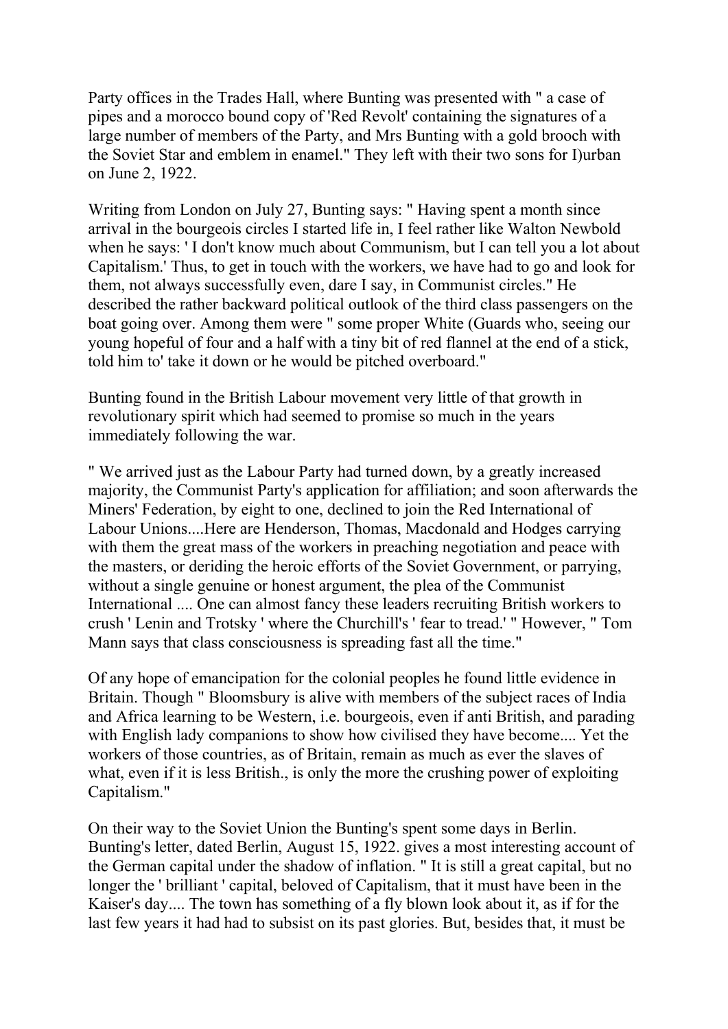Party offices in the Trades Hall, where Bunting was presented with " a case of pipes and a morocco bound copy of 'Red Revolt' containing the signatures of a large number of members of the Party, and Mrs Bunting with a gold brooch with the Soviet Star and emblem in enamel." They left with their two sons for I)urban on June 2, 1922.

Writing from London on July 27, Bunting says: " Having spent a month since arrival in the bourgeois circles I started life in, I feel rather like Walton Newbold when he says: ' I don't know much about Communism, but I can tell you a lot about Capitalism.' Thus, to get in touch with the workers, we have had to go and look for them, not always successfully even, dare I say, in Communist circles." He described the rather backward political outlook of the third class passengers on the boat going over. Among them were " some proper White (Guards who, seeing our young hopeful of four and a half with a tiny bit of red flannel at the end of a stick, told him to' take it down or he would be pitched overboard."

Bunting found in the British Labour movement very little of that growth in revolutionary spirit which had seemed to promise so much in the years immediately following the war.

" We arrived just as the Labour Party had turned down, by a greatly increased majority, the Communist Party's application for affiliation; and soon afterwards the Miners' Federation, by eight to one, declined to join the Red International of Labour Unions....Here are Henderson, Thomas, Macdonald and Hodges carrying with them the great mass of the workers in preaching negotiation and peace with the masters, or deriding the heroic efforts of the Soviet Government, or parrying, without a single genuine or honest argument, the plea of the Communist International .... One can almost fancy these leaders recruiting British workers to crush ' Lenin and Trotsky ' where the Churchill's ' fear to tread.' " However, " Tom Mann says that class consciousness is spreading fast all the time."

Of any hope of emancipation for the colonial peoples he found little evidence in Britain. Though " Bloomsbury is alive with members of the subject races of India and Africa learning to be Western, i.e. bourgeois, even if anti British, and parading with English lady companions to show how civilised they have become.... Yet the workers of those countries, as of Britain, remain as much as ever the slaves of what, even if it is less British., is only the more the crushing power of exploiting Capitalism."

On their way to the Soviet Union the Bunting's spent some days in Berlin. Bunting's letter, dated Berlin, August 15, 1922. gives a most interesting account of the German capital under the shadow of inflation. " It is still a great capital, but no longer the ' brilliant ' capital, beloved of Capitalism, that it must have been in the Kaiser's day.... The town has something of a fly blown look about it, as if for the last few years it had had to subsist on its past glories. But, besides that, it must be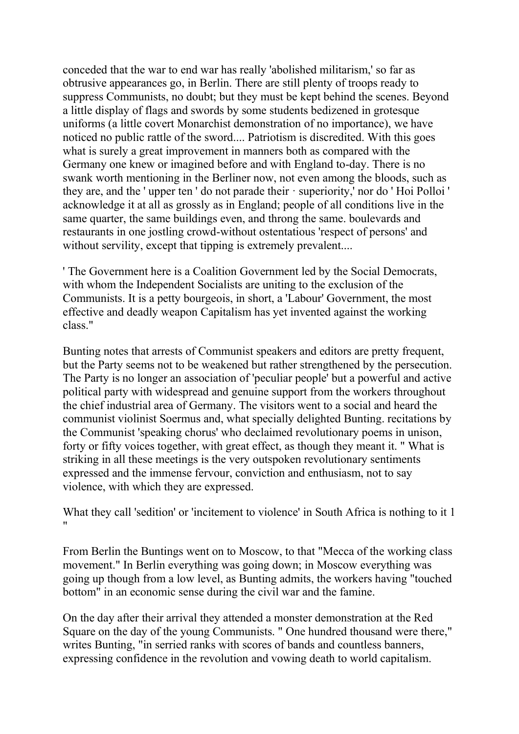conceded that the war to end war has really 'abolished militarism,' so far as obtrusive appearances go, in Berlin. There are still plenty of troops ready to suppress Communists, no doubt; but they must be kept behind the scenes. Beyond a little display of flags and swords by some students bedizened in grotesque uniforms (a little covert Monarchist demonstration of no importance), we have noticed no public rattle of the sword.... Patriotism is discredited. With this goes what is surely a great improvement in manners both as compared with the Germany one knew or imagined before and with England to-day. There is no swank worth mentioning in the Berliner now, not even among the bloods, such as they are, and the ' upper ten ' do not parade their · superiority,' nor do ' Hoi Polloi ' acknowledge it at all as grossly as in England; people of all conditions live in the same quarter, the same buildings even, and throng the same. boulevards and restaurants in one jostling crowd-without ostentatious 'respect of persons' and without servility, except that tipping is extremely prevalent....

' The Government here is a Coalition Government led by the Social Democrats, with whom the Independent Socialists are uniting to the exclusion of the Communists. It is a petty bourgeois, in short, a 'Labour' Government, the most effective and deadly weapon Capitalism has yet invented against the working class."

Bunting notes that arrests of Communist speakers and editors are pretty frequent, but the Party seems not to be weakened but rather strengthened by the persecution. The Party is no longer an association of 'peculiar people' but a powerful and active political party with widespread and genuine support from the workers throughout the chief industrial area of Germany. The visitors went to a social and heard the communist violinist Soermus and, what specially delighted Bunting. recitations by the Communist 'speaking chorus' who declaimed revolutionary poems in unison, forty or fifty voices together, with great effect, as though they meant it. " What is striking in all these meetings is the very outspoken revolutionary sentiments expressed and the immense fervour, conviction and enthusiasm, not to say violence, with which they are expressed.

What they call 'sedition' or 'incitement to violence' in South Africa is nothing to it 1 "

From Berlin the Buntings went on to Moscow, to that "Mecca of the working class movement." In Berlin everything was going down; in Moscow everything was going up though from a low level, as Bunting admits, the workers having "touched bottom" in an economic sense during the civil war and the famine.

On the day after their arrival they attended a monster demonstration at the Red Square on the day of the young Communists. " One hundred thousand were there," writes Bunting, "in serried ranks with scores of bands and countless banners, expressing confidence in the revolution and vowing death to world capitalism.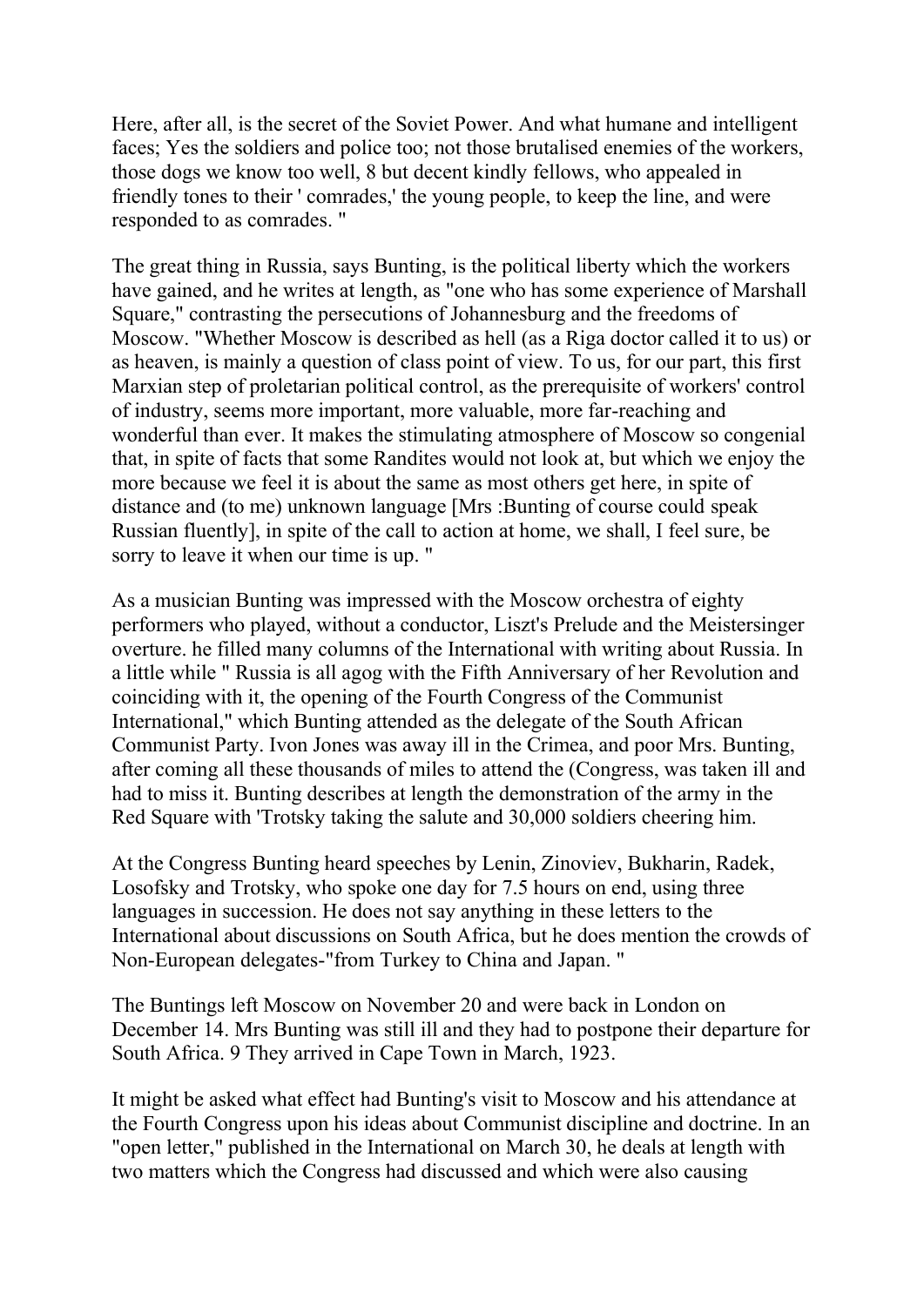Here, after all, is the secret of the Soviet Power. And what humane and intelligent faces; Yes the soldiers and police too; not those brutalised enemies of the workers, those dogs we know too well, 8 but decent kindly fellows, who appealed in friendly tones to their ' comrades,' the young people, to keep the line, and were responded to as comrades. "

The great thing in Russia, says Bunting, is the political liberty which the workers have gained, and he writes at length, as "one who has some experience of Marshall Square," contrasting the persecutions of Johannesburg and the freedoms of Moscow. "Whether Moscow is described as hell (as a Riga doctor called it to us) or as heaven, is mainly a question of class point of view. To us, for our part, this first Marxian step of proletarian political control, as the prerequisite of workers' control of industry, seems more important, more valuable, more far-reaching and wonderful than ever. It makes the stimulating atmosphere of Moscow so congenial that, in spite of facts that some Randites would not look at, but which we enjoy the more because we feel it is about the same as most others get here, in spite of distance and (to me) unknown language [Mrs :Bunting of course could speak Russian fluently], in spite of the call to action at home, we shall, I feel sure, be sorry to leave it when our time is up. "

As a musician Bunting was impressed with the Moscow orchestra of eighty performers who played, without a conductor, Liszt's Prelude and the Meistersinger overture. he filled many columns of the International with writing about Russia. In a little while " Russia is all agog with the Fifth Anniversary of her Revolution and coinciding with it, the opening of the Fourth Congress of the Communist International," which Bunting attended as the delegate of the South African Communist Party. Ivon Jones was away ill in the Crimea, and poor Mrs. Bunting, after coming all these thousands of miles to attend the (Congress, was taken ill and had to miss it. Bunting describes at length the demonstration of the army in the Red Square with 'Trotsky taking the salute and 30,000 soldiers cheering him.

At the Congress Bunting heard speeches by Lenin, Zinoviev, Bukharin, Radek, Losofsky and Trotsky, who spoke one day for 7.5 hours on end, using three languages in succession. He does not say anything in these letters to the International about discussions on South Africa, but he does mention the crowds of Non-European delegates-"from Turkey to China and Japan. "

The Buntings left Moscow on November 20 and were back in London on December 14. Mrs Bunting was still ill and they had to postpone their departure for South Africa. 9 They arrived in Cape Town in March, 1923.

It might be asked what effect had Bunting's visit to Moscow and his attendance at the Fourth Congress upon his ideas about Communist discipline and doctrine. In an "open letter," published in the International on March 30, he deals at length with two matters which the Congress had discussed and which were also causing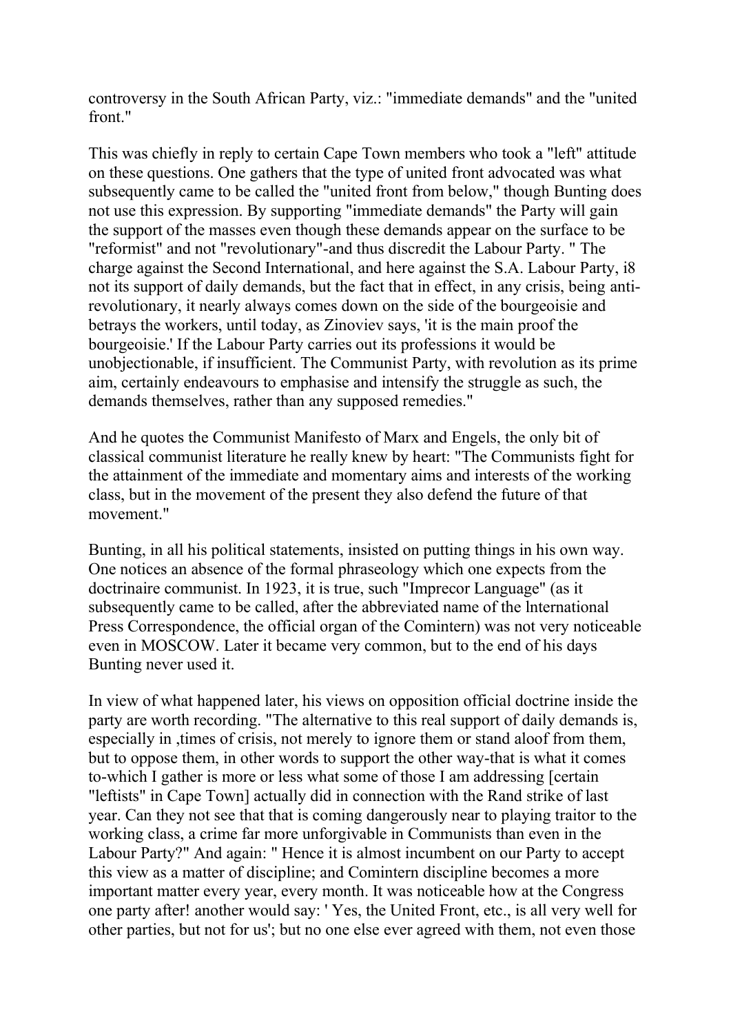controversy in the South African Party, viz.: "immediate demands" and the "united front."

This was chiefly in reply to certain Cape Town members who took a "left" attitude on these questions. One gathers that the type of united front advocated was what subsequently came to be called the "united front from below," though Bunting does not use this expression. By supporting "immediate demands" the Party will gain the support of the masses even though these demands appear on the surface to be "reformist" and not "revolutionary"-and thus discredit the Labour Party. " The charge against the Second International, and here against the S.A. Labour Party, i8 not its support of daily demands, but the fact that in effect, in any crisis, being anti-revolutionary, it nearly always comes down on the side of the bourgeoisie and betrays the workers, until today, as Zinoviev says, 'it is the main proof the bourgeoisie.' If the Labour Party carries out its professions it would be unobjectionable, if insufficient. The Communist Party, with revolution as its prime aim, certainly endeavours to emphasise and intensify the struggle as such, the demands themselves, rather than any supposed remedies."

And he quotes the Communist Manifesto of Marx and Engels, the only bit of classical communist literature he really knew by heart: "The Communists fight for the attainment of the immediate and momentary aims and interests of the working class, but in the movement of the present they also defend the future of that movement."

Bunting, in all his political statements, insisted on putting things in his own way. One notices an absence of the formal phraseology which one expects from the doctrinaire communist. In 1923, it is true, such "Imprecor Language" (as it subsequently came to be called, after the abbreviated name of the lnternational Press Correspondence, the official organ of the Comintern) was not very noticeable even in MOSCOW. Later it became very common, but to the end of his days Bunting never used it.

In view of what happened later, his views on opposition official doctrine inside the party are worth recording. "The alternative to this real support of daily demands is, especially in ,times of crisis, not merely to ignore them or stand aloof from them, but to oppose them, in other words to support the other way-that is what it comes to-which I gather is more or less what some of those I am addressing [certain "leftists" in Cape Town] actually did in connection with the Rand strike of last year. Can they not see that that is coming dangerously near to playing traitor to the working class, a crime far more unforgivable in Communists than even in the Labour Party?" And again: " Hence it is almost incumbent on our Party to accept this view as a matter of discipline; and Comintern discipline becomes a more important matter every year, every month. It was noticeable how at the Congress one party after! another would say: ' Yes, the United Front, etc., is all very well for other parties, but not for us'; but no one else ever agreed with them, not even those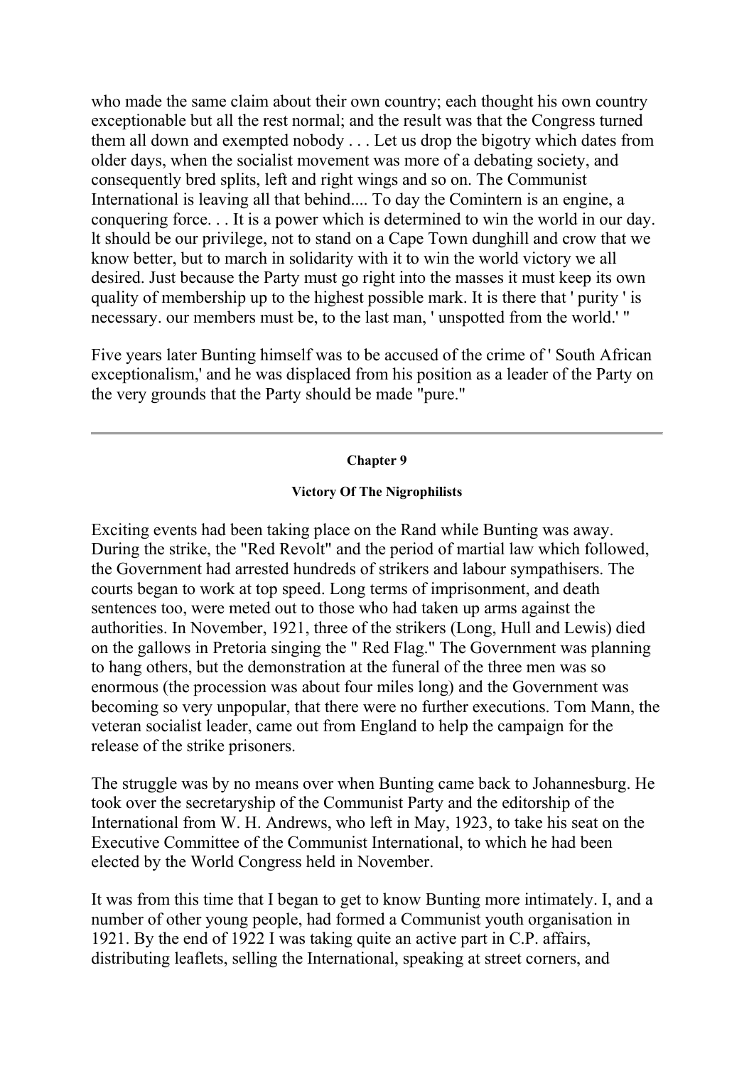who made the same claim about their own country; each thought his own country exceptionable but all the rest normal; and the result was that the Congress turned them all down and exempted nobody . . . Let us drop the bigotry which dates from older days, when the socialist movement was more of a debating society, and consequently bred splits, left and right wings and so on. The Communist International is leaving all that behind.... To day the Comintern is an engine, a conquering force. . . It is a power which is determined to win the world in our day. lt should be our privilege, not to stand on a Cape Town dunghill and crow that we know better, but to march in solidarity with it to win the world victory we all desired. Just because the Party must go right into the masses it must keep its own quality of membership up to the highest possible mark. It is there that ' purity ' is necessary. our members must be, to the last man, ' unspotted from the world.' "

Five years later Bunting himself was to be accused of the crime of ' South African exceptionalism,' and he was displaced from his position as a leader of the Party on the very grounds that the Party should be made "pure."

---

## Chapter 9

### Victory Of The Nigrophilists

Exciting events had been taking place on the Rand while Bunting was away. During the strike, the "Red Revolt" and the period of martial law which followed, the Government had arrested hundreds of strikers and labour sympathisers. The courts began to work at top speed. Long terms of imprisonment, and death sentences too, were meted out to those who had taken up arms against the authorities. In November, 1921, three of the strikers (Long, Hull and Lewis) died on the gallows in Pretoria singing the " Red Flag." The Government was planning to hang others, but the demonstration at the funeral of the three men was so enormous (the procession was about four miles long) and the Government was becoming so very unpopular, that there were no further executions. Tom Mann, the veteran socialist leader, came out from England to help the campaign for the release of the strike prisoners.

The struggle was by no means over when Bunting came back to Johannesburg. He took over the secretaryship of the Communist Party and the editorship of the International from W. H. Andrews, who left in May, 1923, to take his seat on the Executive Committee of the Communist International, to which he had been elected by the World Congress held in November.

It was from this time that I began to get to know Bunting more intimately. I, and a number of other young people, had formed a Communist youth organisation in 1921. By the end of 1922 I was taking quite an active part in C.P. affairs, distributing leaflets, selling the International, speaking at street corners, and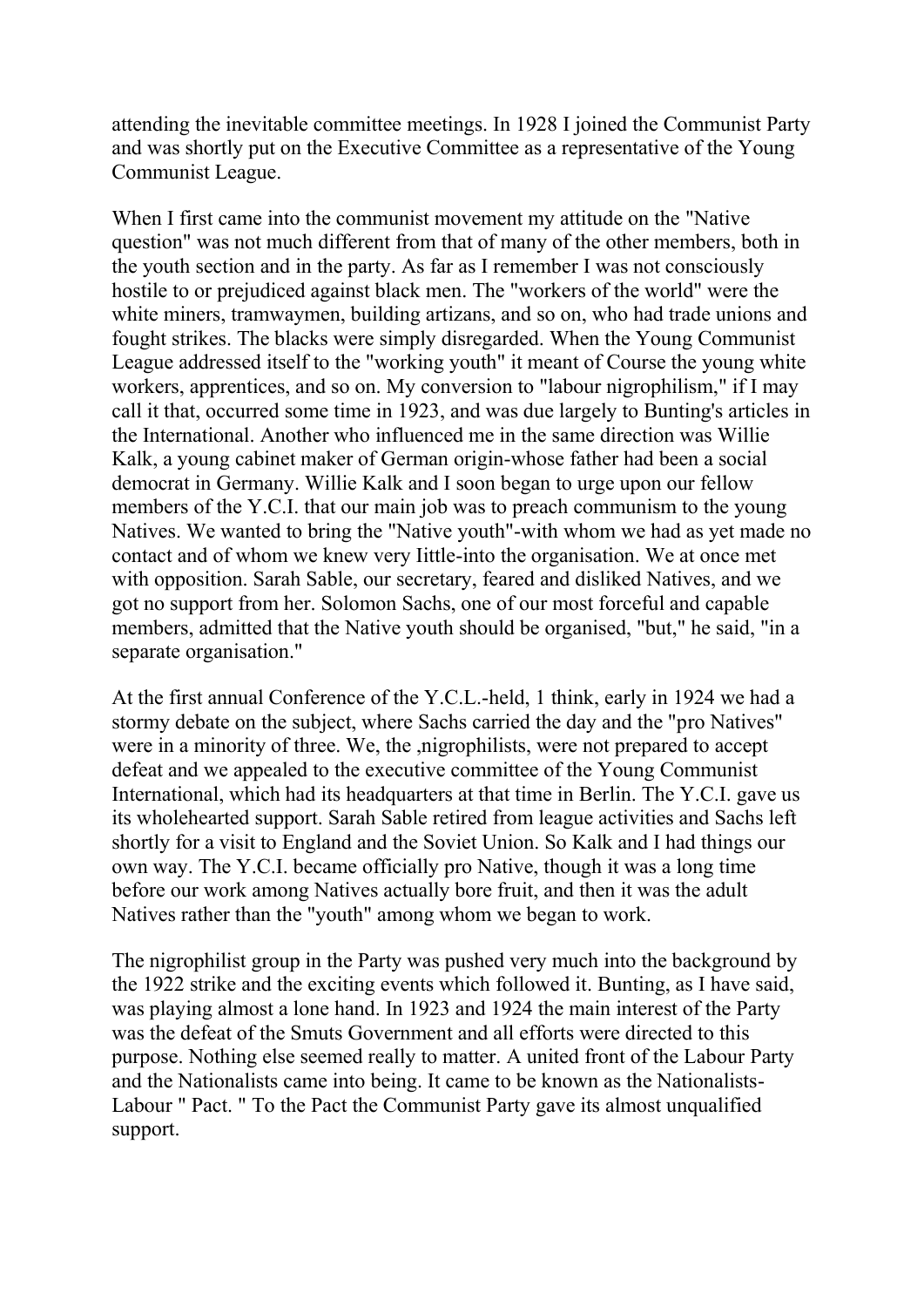attending the inevitable committee meetings. In 1928 I joined the Communist Party and was shortly put on the Executive Committee as a representative of the Young Communist League.

When I first came into the communist movement my attitude on the "Native question" was not much different from that of many of the other members, both in the youth section and in the party. As far as I remember I was not consciously hostile to or prejudiced against black men. The "workers of the world" were the white miners, tramwaymen, building artizans, and so on, who had trade unions and fought strikes. The blacks were simply disregarded. When the Young Communist League addressed itself to the "working youth" it meant of Course the young white workers, apprentices, and so on. My conversion to "labour nigrophilism," if I may call it that, occurred some time in 1923, and was due largely to Bunting's articles in the International. Another who influenced me in the same direction was Willie Kalk, a young cabinet maker of German origin-whose father had been a social democrat in Germany. Willie Kalk and I soon began to urge upon our fellow members of the Y.C.I. that our main job was to preach communism to the young Natives. We wanted to bring the "Native youth"-with whom we had as yet made no contact and of whom we knew very Iittle-into the organisation. We at once met with opposition. Sarah Sable, our secretary, feared and disliked Natives, and we got no support from her. Solomon Sachs, one of our most forceful and capable members, admitted that the Native youth should be organised, "but," he said, "in a separate organisation."

At the first annual Conference of the Y.C.L.-held, 1 think, early in 1924 we had a stormy debate on the subject, where Sachs carried the day and the "pro Natives" were in a minority of three. We, the ,nigrophilists, were not prepared to accept defeat and we appealed to the executive committee of the Young Communist International, which had its headquarters at that time in Berlin. The Y.C.I. gave us its wholehearted support. Sarah Sable retired from league activities and Sachs left shortly for a visit to England and the Soviet Union. So Kalk and I had things our own way. The Y.C.I. became officially pro Native, though it was a long time before our work among Natives actually bore fruit, and then it was the adult Natives rather than the "youth" among whom we began to work.

The nigrophilist group in the Party was pushed very much into the background by the 1922 strike and the exciting events which followed it. Bunting, as I have said, was playing almost a lone hand. In 1923 and 1924 the main interest of the Party was the defeat of the Smuts Government and all efforts were directed to this purpose. Nothing else seemed really to matter. A united front of the Labour Party and the Nationalists came into being. It came to be known as the Nationalists-Labour " Pact. " To the Pact the Communist Party gave its almost unqualified support.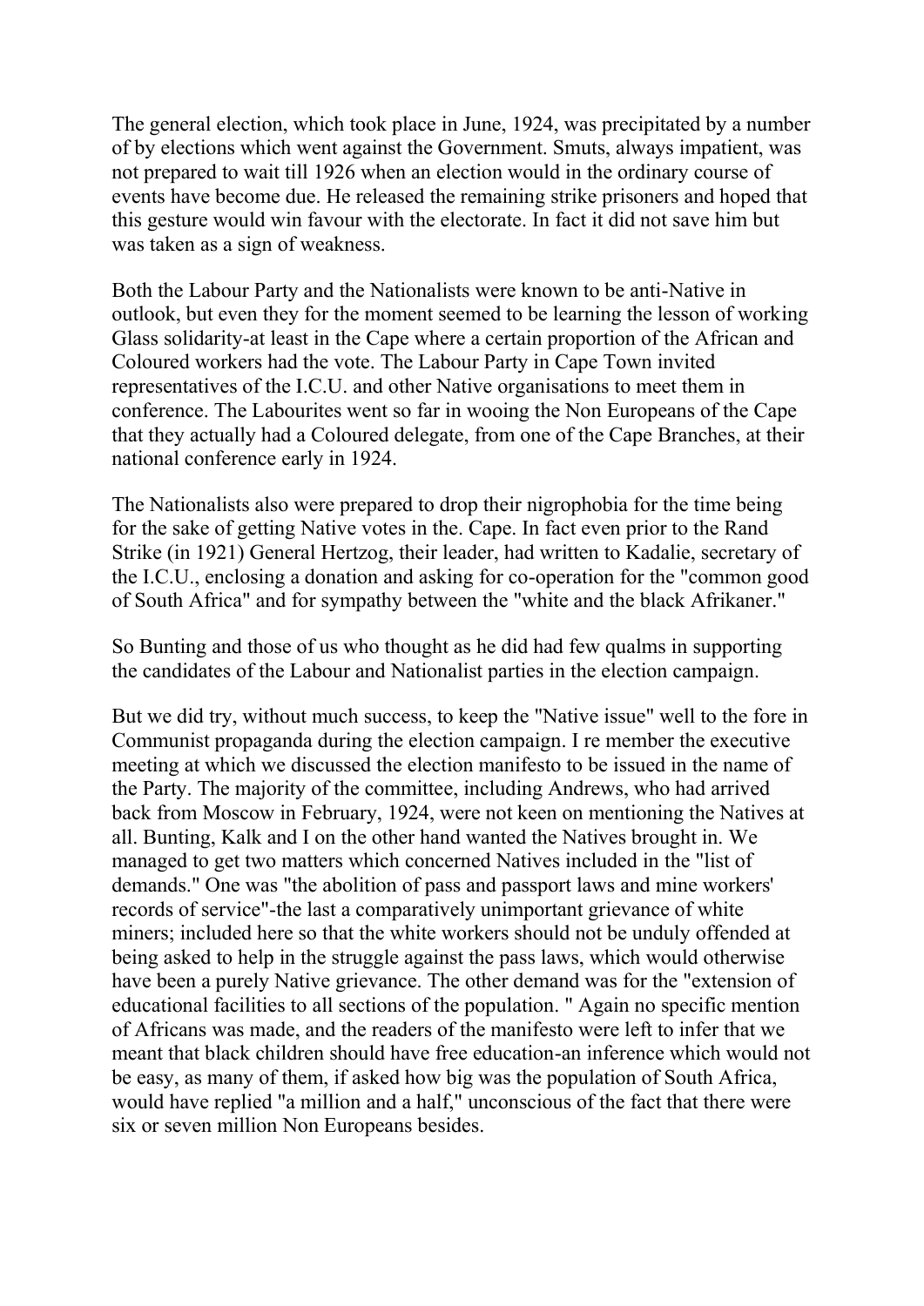The general election, which took place in June, 1924, was precipitated by a number of by elections which went against the Government. Smuts, always impatient, was not prepared to wait till 1926 when an election would in the ordinary course of events have become due. He released the remaining strike prisoners and hoped that this gesture would win favour with the electorate. In fact it did not save him but was taken as a sign of weakness.

Both the Labour Party and the Nationalists were known to be anti-Native in outlook, but even they for the moment seemed to be learning the lesson of working Glass solidarity-at least in the Cape where a certain proportion of the African and Coloured workers had the vote. The Labour Party in Cape Town invited representatives of the I.C.U. and other Native organisations to meet them in conference. The Labourites went so far in wooing the Non Europeans of the Cape that they actually had a Coloured delegate, from one of the Cape Branches, at their national conference early in 1924.

The Nationalists also were prepared to drop their nigrophobia for the time being for the sake of getting Native votes in the. Cape. In fact even prior to the Rand Strike (in 1921) General Hertzog, their leader, had written to Kadalie, secretary of the I.C.U., enclosing a donation and asking for co-operation for the "common good of South Africa" and for sympathy between the "white and the black Afrikaner."

So Bunting and those of us who thought as he did had few qualms in supporting the candidates of the Labour and Nationalist parties in the election campaign.

But we did try, without much success, to keep the "Native issue" well to the fore in Communist propaganda during the election campaign. I re member the executive meeting at which we discussed the election manifesto to be issued in the name of the Party. The majority of the committee, including Andrews, who had arrived back from Moscow in February, 1924, were not keen on mentioning the Natives at all. Bunting, Kalk and I on the other hand wanted the Natives brought in. We managed to get two matters which concerned Natives included in the "list of demands." One was "the abolition of pass and passport laws and mine workers' records of service"-the last a comparatively unimportant grievance of white miners; included here so that the white workers should not be unduly offended at being asked to help in the struggle against the pass laws, which would otherwise have been a purely Native grievance. The other demand was for the "extension of educational facilities to all sections of the population. " Again no specific mention of Africans was made, and the readers of the manifesto were left to infer that we meant that black children should have free education-an inference which would not be easy, as many of them, if asked how big was the population of South Africa, would have replied "a million and a half," unconscious of the fact that there were six or seven million Non Europeans besides.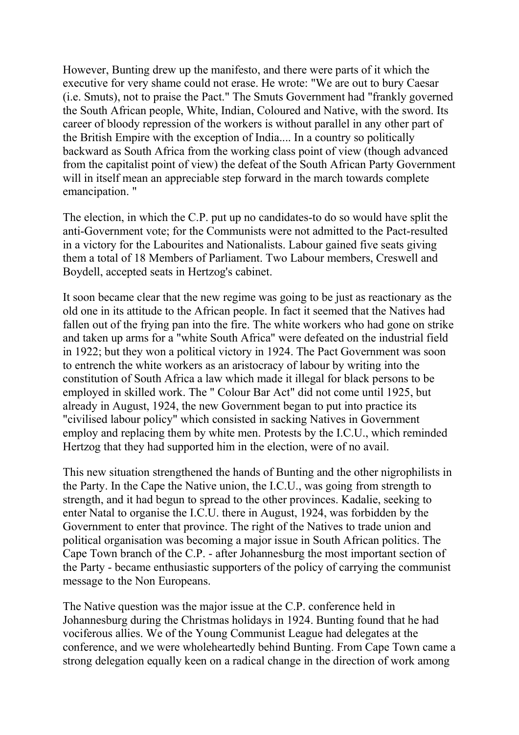However, Bunting drew up the manifesto, and there were parts of it which the executive for very shame could not erase. He wrote: "We are out to bury Caesar (i.e. Smuts), not to praise the Pact." The Smuts Government had "frankly governed the South African people, White, Indian, Coloured and Native, with the sword. Its career of bloody repression of the workers is without parallel in any other part of the British Empire with the exception of India.... In a country so politically backward as South Africa from the working class point of view (though advanced from the capitalist point of view) the defeat of the South African Party Government will in itself mean an appreciable step forward in the march towards complete emancipation. "

The election, in which the C.P. put up no candidates-to do so would have split the anti-Government vote; for the Communists were not admitted to the Pact-resulted in a victory for the Labourites and Nationalists. Labour gained five seats giving them a total of 18 Members of Parliament. Two Labour members, Creswell and Boydell, accepted seats in Hertzog's cabinet.

It soon became clear that the new regime was going to be just as reactionary as the old one in its attitude to the African people. In fact it seemed that the Natives had fallen out of the frying pan into the fire. The white workers who had gone on strike and taken up arms for a "white South Africa" were defeated on the industrial field in 1922; but they won a political victory in 1924. The Pact Government was soon to entrench the white workers as an aristocracy of labour by writing into the constitution of South Africa a law which made it illegal for black persons to be employed in skilled work. The " Colour Bar Act" did not come until 1925, but already in August, 1924, the new Government began to put into practice its "civilised labour policy" which consisted in sacking Natives in Government employ and replacing them by white men. Protests by the I.C.U., which reminded Hertzog that they had supported him in the election, were of no avail.

This new situation strengthened the hands of Bunting and the other nigrophilists in the Party. In the Cape the Native union, the I.C.U., was going from strength to strength, and it had begun to spread to the other provinces. Kadalie, seeking to enter Natal to organise the I.C.U. there in August, 1924, was forbidden by the Government to enter that province. The right of the Natives to trade union and political organisation was becoming a major issue in South African politics. The Cape Town branch of the C.P. - after Johannesburg the most important section of the Party - became enthusiastic supporters of the policy of carrying the communist message to the Non Europeans.

The Native question was the major issue at the C.P. conference held in Johannesburg during the Christmas holidays in 1924. Bunting found that he had vociferous allies. We of the Young Communist League had delegates at the conference, and we were wholeheartedly behind Bunting. From Cape Town came a strong delegation equally keen on a radical change in the direction of work among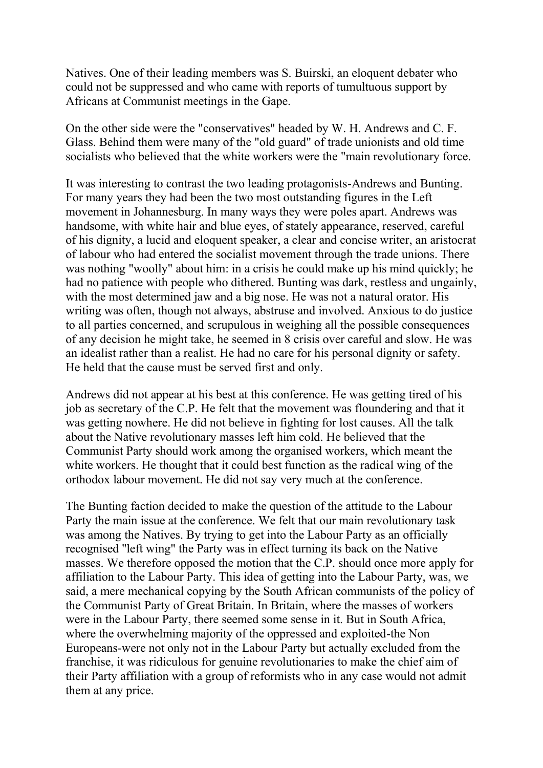Natives. One of their leading members was S. Buirski, an eloquent debater who could not be suppressed and who came with reports of tumultuous support by Africans at Communist meetings in the Gape.

On the other side were the "conservatives" headed by W. H. Andrews and C. F. Glass. Behind them were many of the "old guard" of trade unionists and old time socialists who believed that the white workers were the "main revolutionary force.

It was interesting to contrast the two leading protagonists-Andrews and Bunting. For many years they had been the two most outstanding figures in the Left movement in Johannesburg. In many ways they were poles apart. Andrews was handsome, with white hair and blue eyes, of stately appearance, reserved, careful of his dignity, a lucid and eloquent speaker, a clear and concise writer, an aristocrat of labour who had entered the socialist movement through the trade unions. There was nothing "woolly" about him: in a crisis he could make up his mind quickly; he had no patience with people who dithered. Bunting was dark, restless and ungainly, with the most determined jaw and a big nose. He was not a natural orator. His writing was often, though not always, abstruse and involved. Anxious to do justice to all parties concerned, and scrupulous in weighing all the possible consequences of any decision he might take, he seemed in 8 crisis over careful and slow. He was an idealist rather than a realist. He had no care for his personal dignity or safety. He held that the cause must be served first and only.

Andrews did not appear at his best at this conference. He was getting tired of his job as secretary of the C.P. He felt that the movement was floundering and that it was getting nowhere. He did not believe in fighting for lost causes. All the talk about the Native revolutionary masses left him cold. He believed that the Communist Party should work among the organised workers, which meant the white workers. He thought that it could best function as the radical wing of the orthodox labour movement. He did not say very much at the conference.

The Bunting faction decided to make the question of the attitude to the Labour Party the main issue at the conference. We felt that our main revolutionary task was among the Natives. By trying to get into the Labour Party as an officially recognised "left wing" the Party was in effect turning its back on the Native masses. We therefore opposed the motion that the C.P. should once more apply for affiliation to the Labour Party. This idea of getting into the Labour Party, was, we said, a mere mechanical copying by the South African communists of the policy of the Communist Party of Great Britain. In Britain, where the masses of workers were in the Labour Party, there seemed some sense in it. But in South Africa, where the overwhelming majority of the oppressed and exploited-the Non Europeans-were not only not in the Labour Party but actually excluded from the franchise, it was ridiculous for genuine revolutionaries to make the chief aim of their Party affiliation with a group of reformists who in any case would not admit them at any price.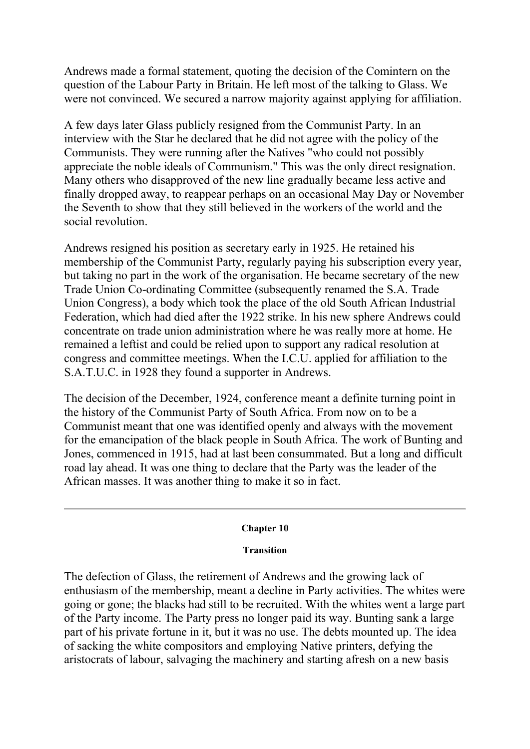Andrews made a formal statement, quoting the decision of the Comintern on the question of the Labour Party in Britain. He left most of the talking to Glass. We were not convinced. We secured a narrow majority against applying for affiliation.

A few days later Glass publicly resigned from the Communist Party. In an interview with the Star he declared that he did not agree with the policy of the Communists. They were running after the Natives "who could not possibly appreciate the noble ideals of Communism." This was the only direct resignation. Many others who disapproved of the new line gradually became less active and finally dropped away, to reappear perhaps on an occasional May Day or November the Seventh to show that they still believed in the workers of the world and the social revolution.

Andrews resigned his position as secretary early in 1925. He retained his membership of the Communist Party, regularly paying his subscription every year, but taking no part in the work of the organisation. He became secretary of the new Trade Union Co-ordinating Committee (subsequently renamed the S.A. Trade Union Congress), a body which took the place of the old South African Industrial Federation, which had died after the 1922 strike. In his new sphere Andrews could concentrate on trade union administration where he was really more at home. He remained a leftist and could be relied upon to support any radical resolution at congress and committee meetings. When the I.C.U. applied for affiliation to the S.A.T.U.C. in 1928 they found a supporter in Andrews.

The decision of the December, 1924, conference meant a definite turning point in the history of the Communist Party of South Africa. From now on to be a Communist meant that one was identified openly and always with the movement for the emancipation of the black people in South Africa. The work of Bunting and Jones, commenced in 1915, had at last been consummated. But a long and difficult road lay ahead. It was one thing to declare that the Party was the leader of the African masses. It was another thing to make it so in fact.

---

## Chapter 10

### Transition

The defection of Glass, the retirement of Andrews and the growing lack of enthusiasm of the membership, meant a decline in Party activities. The whites were going or gone; the blacks had still to be recruited. With the whites went a large part of the Party income. The Party press no longer paid its way. Bunting sank a large part of his private fortune in it, but it was no use. The debts mounted up. The idea of sacking the white compositors and employing Native printers, defying the aristocrats of labour, salvaging the machinery and starting afresh on a new basis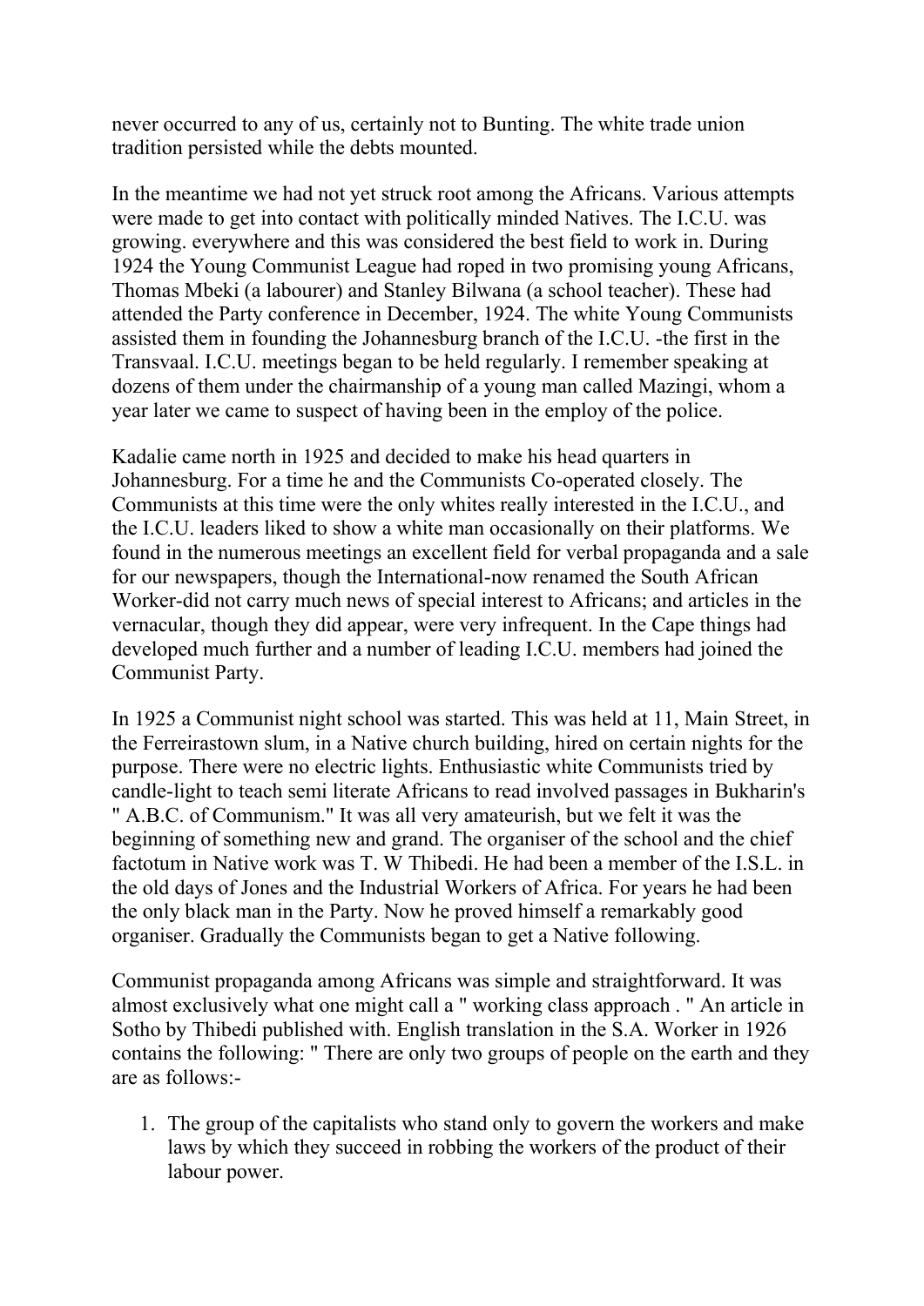never occurred to any of us, certainly not to Bunting. The white trade union tradition persisted while the debts mounted.

In the meantime we had not yet struck root among the Africans. Various attempts were made to get into contact with politically minded Natives. The I.C.U. was growing. everywhere and this was considered the best field to work in. During 1924 the Young Communist League had roped in two promising young Africans, Thomas Mbeki (a labourer) and Stanley Bilwana (a school teacher). These had attended the Party conference in December, 1924. The white Young Communists assisted them in founding the Johannesburg branch of the I.C.U. -the first in the Transvaal. I.C.U. meetings began to be held regularly. I remember speaking at dozens of them under the chairmanship of a young man called Mazingi, whom a year later we came to suspect of having been in the employ of the police.

Kadalie came north in 1925 and decided to make his head quarters in Johannesburg. For a time he and the Communists Co-operated closely. The Communists at this time were the only whites really interested in the I.C.U., and the I.C.U. leaders liked to show a white man occasionally on their platforms. We found in the numerous meetings an excellent field for verbal propaganda and a sale for our newspapers, though the International-now renamed the South African Worker-did not carry much news of special interest to Africans; and articles in the vernacular, though they did appear, were very infrequent. In the Cape things had developed much further and a number of leading I.C.U. members had joined the Communist Party.

In 1925 a Communist night school was started. This was held at 11, Main Street, in the Ferreirastown slum, in a Native church building, hired on certain nights for the purpose. There were no electric lights. Enthusiastic white Communists tried by candle-light to teach semi literate Africans to read involved passages in Bukharin's " A.B.C. of Communism." It was all very amateurish, but we felt it was the beginning of something new and grand. The organiser of the school and the chief factotum in Native work was T. W Thibedi. He had been a member of the I.S.L. in the old days of Jones and the Industrial Workers of Africa. For years he had been the only black man in the Party. Now he proved himself a remarkably good organiser. Gradually the Communists began to get a Native following.

Communist propaganda among Africans was simple and straightforward. It was almost exclusively what one might call a " working class approach . " An article in Sotho by Thibedi published with. English translation in the S.A. Worker in 1926 contains the following: " There are only two groups of people on the earth and they are as follows:-

1. The group of the capitalists who stand only to govern the workers and make laws by which they succeed in robbing the workers of the product of their labour power.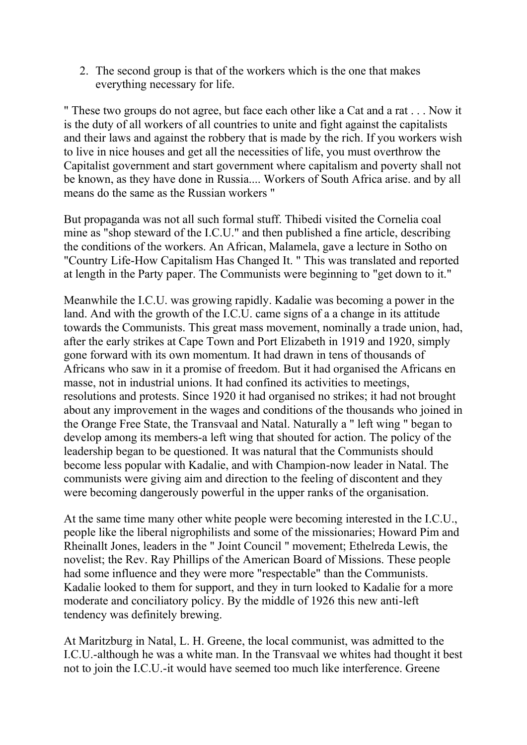2. The second group is that of the workers which is the one that makes everything necessary for life.

" These two groups do not agree, but face each other like a Cat and a rat . . . Now it is the duty of all workers of all countries to unite and fight against the capitalists and their laws and against the robbery that is made by the rich. If you workers wish to live in nice houses and get all the necessities of life, you must overthrow the Capitalist government and start government where capitalism and poverty shall not be known, as they have done in Russia.... Workers of South Africa arise. and by all means do the same as the Russian workers "

But propaganda was not all such formal stuff. Thibedi visited the Cornelia coal mine as "shop steward of the I.C.U." and then published a fine article, describing the conditions of the workers. An African, Malamela, gave a lecture in Sotho on "Country Life-How Capitalism Has Changed It. " This was translated and reported at length in the Party paper. The Communists were beginning to "get down to it."

Meanwhile the I.C.U. was growing rapidly. Kadalie was becoming a power in the land. And with the growth of the I.C.U. came signs of a a change in its attitude towards the Communists. This great mass movement, nominally a trade union, had, after the early strikes at Cape Town and Port Elizabeth in 1919 and 1920, simply gone forward with its own momentum. It had drawn in tens of thousands of Africans who saw in it a promise of freedom. But it had organised the Africans en masse, not in industrial unions. It had confined its activities to meetings, resolutions and protests. Since 1920 it had organised no strikes; it had not brought about any improvement in the wages and conditions of the thousands who joined in the Orange Free State, the Transvaal and Natal. Naturally a " left wing " began to develop among its members-a left wing that shouted for action. The policy of the leadership began to be questioned. It was natural that the Communists should become less popular with Kadalie, and with Champion-now leader in Natal. The communists were giving aim and direction to the feeling of discontent and they were becoming dangerously powerful in the upper ranks of the organisation.

At the same time many other white people were becoming interested in the I.C.U., people like the liberal nigrophilists and some of the missionaries; Howard Pim and Rheinallt Jones, leaders in the " Joint Council " movement; Ethelreda Lewis, the novelist; the Rev. Ray Phillips of the American Board of Missions. These people had some influence and they were more "respectable" than the Communists. Kadalie looked to them for support, and they in turn looked to Kadalie for a more moderate and conciliatory policy. By the middle of 1926 this new anti-left tendency was definitely brewing.

At Maritzburg in Natal, L. H. Greene, the local communist, was admitted to the I.C.U.-although he was a white man. In the Transvaal we whites had thought it best not to join the I.C.U.-it would have seemed too much like interference. Greene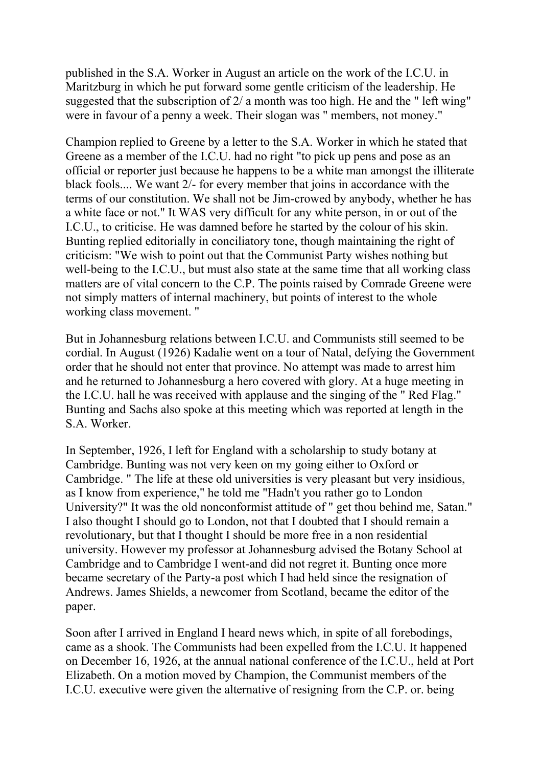published in the S.A. Worker in August an article on the work of the I.C.U. in Maritzburg in which he put forward some gentle criticism of the leadership. He suggested that the subscription of 2/ a month was too high. He and the " left wing" were in favour of a penny a week. Their slogan was " members, not money."

Champion replied to Greene by a letter to the S.A. Worker in which he stated that Greene as a member of the I.C.U. had no right "to pick up pens and pose as an official or reporter just because he happens to be a white man amongst the illiterate black fools.... We want 2/- for every member that joins in accordance with the terms of our constitution. We shall not be Jim-crowed by anybody, whether he has a white face or not." It WAS very difficult for any white person, in or out of the I.C.U., to criticise. He was damned before he started by the colour of his skin. Bunting replied editorially in conciliatory tone, though maintaining the right of criticism: "We wish to point out that the Communist Party wishes nothing but well-being to the I.C.U., but must also state at the same time that all working class matters are of vital concern to the C.P. The points raised by Comrade Greene were not simply matters of internal machinery, but points of interest to the whole working class movement. "

But in Johannesburg relations between I.C.U. and Communists still seemed to be cordial. In August (1926) Kadalie went on a tour of Natal, defying the Government order that he should not enter that province. No attempt was made to arrest him and he returned to Johannesburg a hero covered with glory. At a huge meeting in the I.C.U. hall he was received with applause and the singing of the " Red Flag." Bunting and Sachs also spoke at this meeting which was reported at length in the S.A. Worker.

In September, 1926, I left for England with a scholarship to study botany at Cambridge. Bunting was not very keen on my going either to Oxford or Cambridge. " The life at these old universities is very pleasant but very insidious, as I know from experience," he told me "Hadn't you rather go to London University?" It was the old nonconformist attitude of " get thou behind me, Satan." I also thought I should go to London, not that I doubted that I should remain a revolutionary, but that I thought I should be more free in a non residential university. However my professor at Johannesburg advised the Botany School at Cambridge and to Cambridge I went-and did not regret it. Bunting once more became secretary of the Party-a post which I had held since the resignation of Andrews. James Shields, a newcomer from Scotland, became the editor of the paper.

Soon after I arrived in England I heard news which, in spite of all forebodings, came as a shook. The Communists had been expelled from the I.C.U. It happened on December 16, 1926, at the annual national conference of the I.C.U., held at Port Elizabeth. On a motion moved by Champion, the Communist members of the I.C.U. executive were given the alternative of resigning from the C.P. or. being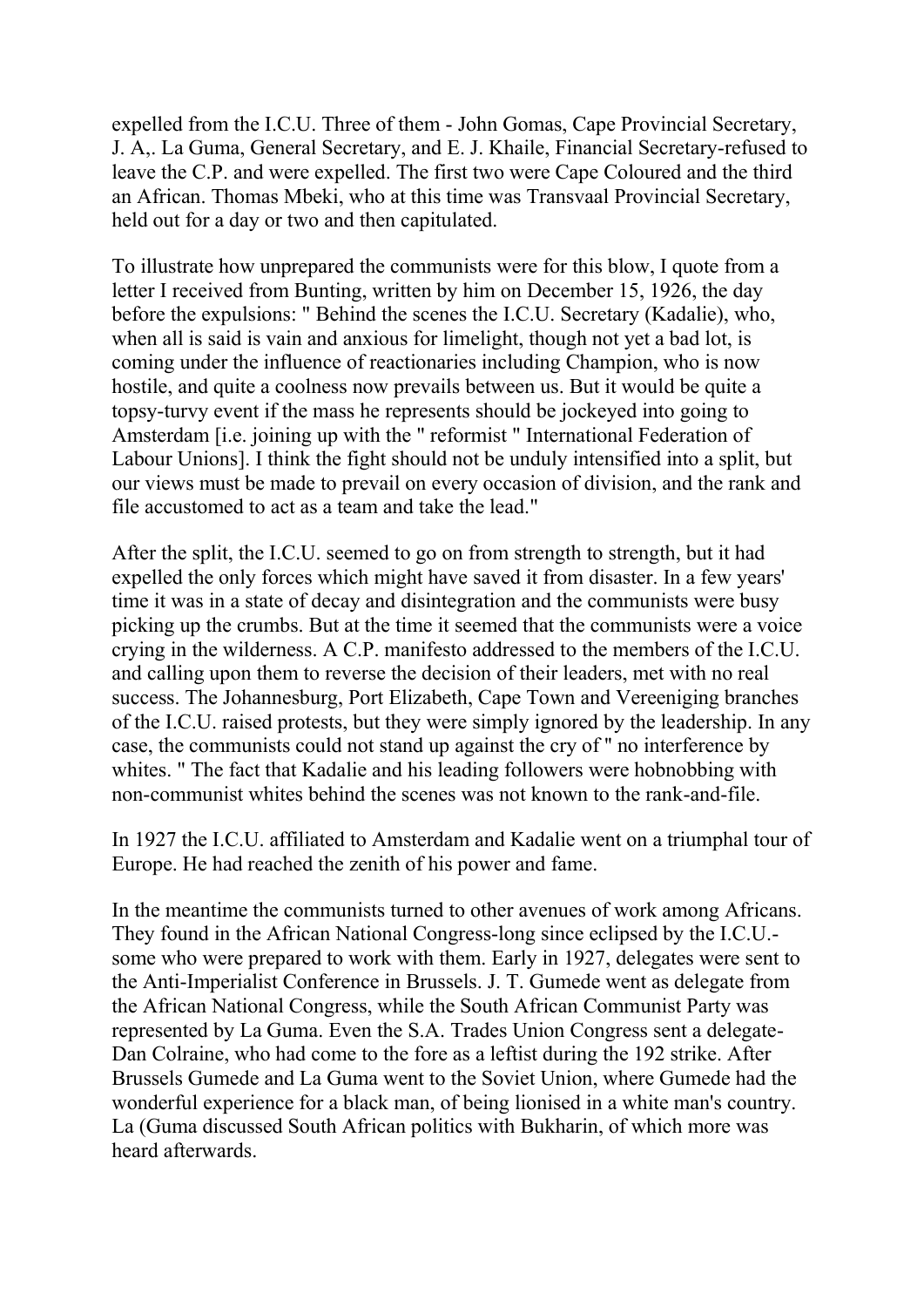expelled from the I.C.U. Three of them - John Gomas, Cape Provincial Secretary, J. A,. La Guma, General Secretary, and E. J. Khaile, Financial Secretary-refused to leave the C.P. and were expelled. The first two were Cape Coloured and the third an African. Thomas Mbeki, who at this time was Transvaal Provincial Secretary, held out for a day or two and then capitulated.

To illustrate how unprepared the communists were for this blow, I quote from a letter I received from Bunting, written by him on December 15, 1926, the day before the expulsions: " Behind the scenes the I.C.U. Secretary (Kadalie), who, when all is said is vain and anxious for limelight, though not yet a bad lot, is coming under the influence of reactionaries including Champion, who is now hostile, and quite a coolness now prevails between us. But it would be quite a topsy-turvy event if the mass he represents should be jockeyed into going to Amsterdam [i.e. joining up with the " reformist " International Federation of Labour Unions]. I think the fight should not be unduly intensified into a split, but our views must be made to prevail on every occasion of division, and the rank and file accustomed to act as a team and take the lead."

After the split, the I.C.U. seemed to go on from strength to strength, but it had expelled the only forces which might have saved it from disaster. In a few years' time it was in a state of decay and disintegration and the communists were busy picking up the crumbs. But at the time it seemed that the communists were a voice crying in the wilderness. A C.P. manifesto addressed to the members of the I.C.U. and calling upon them to reverse the decision of their leaders, met with no real success. The Johannesburg, Port Elizabeth, Cape Town and Vereeniging branches of the I.C.U. raised protests, but they were simply ignored by the leadership. In any case, the communists could not stand up against the cry of " no interference by whites. " The fact that Kadalie and his leading followers were hobnobbing with non-communist whites behind the scenes was not known to the rank-and-file.

In 1927 the I.C.U. affiliated to Amsterdam and Kadalie went on a triumphal tour of Europe. He had reached the zenith of his power and fame.

In the meantime the communists turned to other avenues of work among Africans. They found in the African National Congress-long since eclipsed by the I.C.U.-some who were prepared to work with them. Early in 1927, delegates were sent to the Anti-Imperialist Conference in Brussels. J. T. Gumede went as delegate from the African National Congress, while the South African Communist Party was represented by La Guma. Even the S.A. Trades Union Congress sent a delegate-Dan Colraine, who had come to the fore as a leftist during the 192 strike. After Brussels Gumede and La Guma went to the Soviet Union, where Gumede had the wonderful experience for a black man, of being lionised in a white man's country. La (Guma discussed South African politics with Bukharin, of which more was heard afterwards.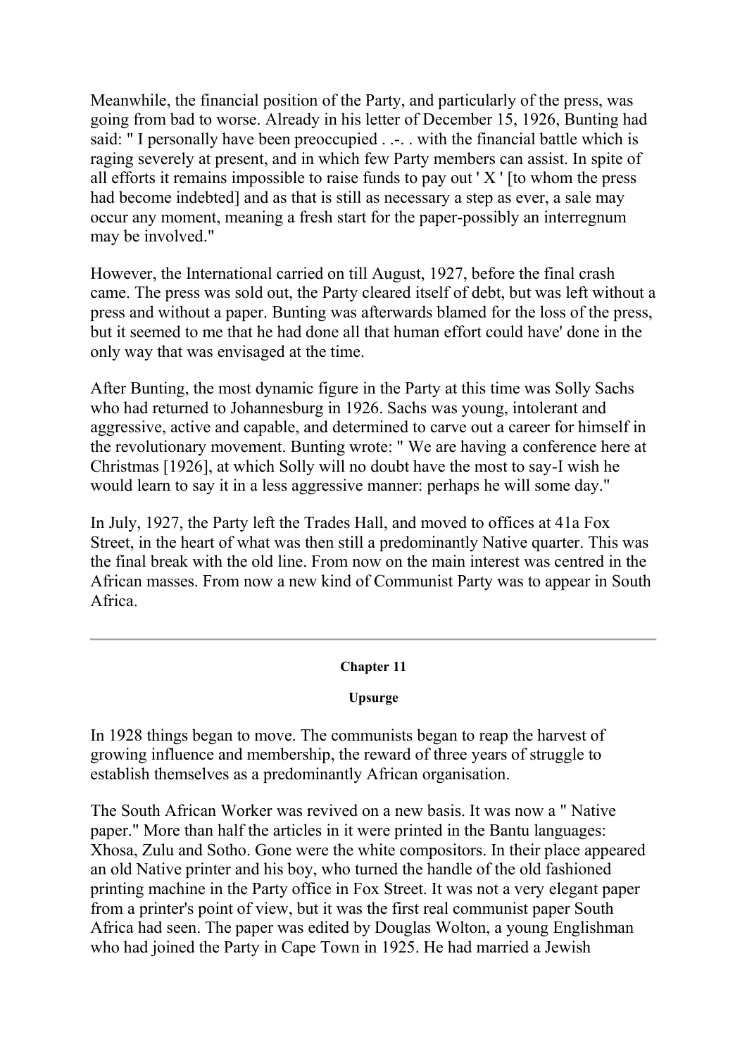Meanwhile, the financial position of the Party, and particularly of the press, was going from bad to worse. Already in his letter of December 15, 1926, Bunting had said: " I personally have been preoccupied . .-. . with the financial battle which is raging severely at present, and in which few Party members can assist. In spite of all efforts it remains impossible to raise funds to pay out ' X ' [to whom the press had become indebted] and as that is still as necessary a step as ever, a sale may occur any moment, meaning a fresh start for the paper-possibly an interregnum may be involved."

However, the International carried on till August, 1927, before the final crash came. The press was sold out, the Party cleared itself of debt, but was left without a press and without a paper. Bunting was afterwards blamed for the loss of the press, but it seemed to me that he had done all that human effort could have' done in the only way that was envisaged at the time.

After Bunting, the most dynamic figure in the Party at this time was Solly Sachs who had returned to Johannesburg in 1926. Sachs was young, intolerant and aggressive, active and capable, and determined to carve out a career for himself in the revolutionary movement. Bunting wrote: " We are having a conference here at Christmas [1926], at which Solly will no doubt have the most to say-I wish he would learn to say it in a less aggressive manner: perhaps he will some day."

In July, 1927, the Party left the Trades Hall, and moved to offices at 41a Fox Street, in the heart of what was then still a predominantly Native quarter. This was the final break with the old line. From now on the main interest was centred in the African masses. From now a new kind of Communist Party was to appear in South Africa.

---

## Chapter 11

### Upsurge

In 1928 things began to move. The communists began to reap the harvest of growing influence and membership, the reward of three years of struggle to establish themselves as a predominantly African organisation.

The South African Worker was revived on a new basis. It was now a " Native paper." More than half the articles in it were printed in the Bantu languages: Xhosa, Zulu and Sotho. Gone were the white compositors. In their place appeared an old Native printer and his boy, who turned the handle of the old fashioned printing machine in the Party office in Fox Street. It was not a very elegant paper from a printer's point of view, but it was the first real communist paper South Africa had seen. The paper was edited by Douglas Wolton, a young Englishman who had joined the Party in Cape Town in 1925. He had married a Jewish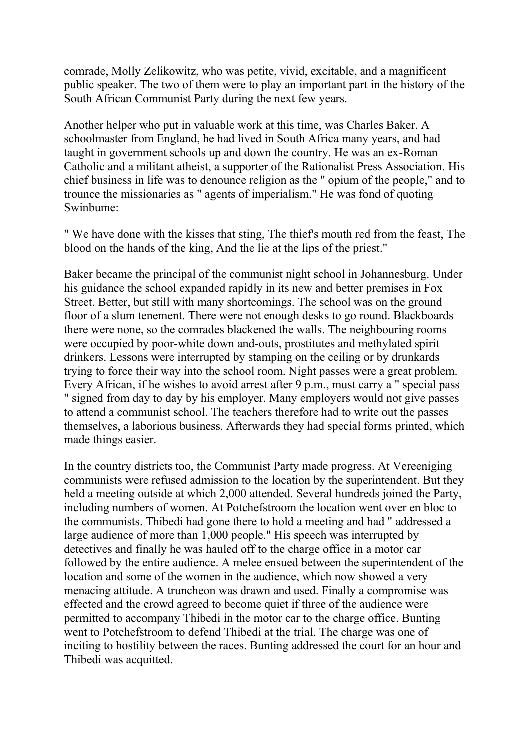comrade, Molly Zelikowitz, who was petite, vivid, excitable, and a magnificent public speaker. The two of them were to play an important part in the history of the South African Communist Party during the next few years.

Another helper who put in valuable work at this time, was Charles Baker. A schoolmaster from England, he had lived in South Africa many years, and had taught in government schools up and down the country. He was an ex-Roman Catholic and a militant atheist, a supporter of the Rationalist Press Association. His chief business in life was to denounce religion as the " opium of the people," and to trounce the missionaries as " agents of imperialism." He was fond of quoting Swinbume:

" We have done with the kisses that sting, The thief's mouth red from the feast, The blood on the hands of the king, And the lie at the lips of the priest."

Baker became the principal of the communist night school in Johannesburg. Under his guidance the school expanded rapidly in its new and better premises in Fox Street. Better, but still with many shortcomings. The school was on the ground floor of a slum tenement. There were not enough desks to go round. Blackboards there were none, so the comrades blackened the walls. The neighbouring rooms were occupied by poor-white down and-outs, prostitutes and methylated spirit drinkers. Lessons were interrupted by stamping on the ceiling or by drunkards trying to force their way into the school room. Night passes were a great problem. Every African, if he wishes to avoid arrest after 9 p.m., must carry a " special pass " signed from day to day by his employer. Many employers would not give passes to attend a communist school. The teachers therefore had to write out the passes themselves, a laborious business. Afterwards they had special forms printed, which made things easier.

In the country districts too, the Communist Party made progress. At Vereeniging communists were refused admission to the location by the superintendent. But they held a meeting outside at which 2,000 attended. Several hundreds joined the Party, including numbers of women. At Potchefstroom the location went over en bloc to the communists. Thibedi had gone there to hold a meeting and had " addressed a large audience of more than 1,000 people." His speech was interrupted by detectives and finally he was hauled off to the charge office in a motor car followed by the entire audience. A melee ensued between the superintendent of the location and some of the women in the audience, which now showed a very menacing attitude. A truncheon was drawn and used. Finally a compromise was effected and the crowd agreed to become quiet if three of the audience were permitted to accompany Thibedi in the motor car to the charge office. Bunting went to Potchefstroom to defend Thibedi at the trial. The charge was one of inciting to hostility between the races. Bunting addressed the court for an hour and Thibedi was acquitted.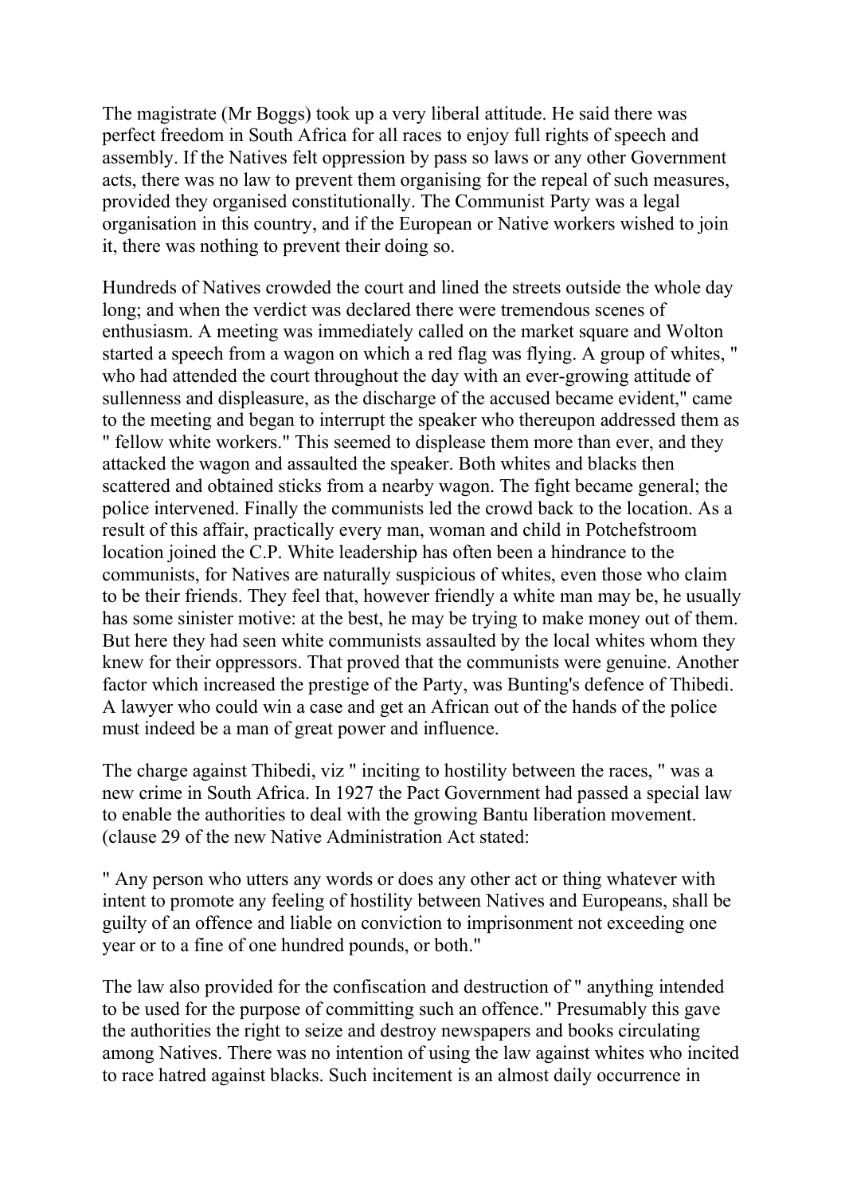The magistrate (Mr Boggs) took up a very liberal attitude. He said there was perfect freedom in South Africa for all races to enjoy full rights of speech and assembly. If the Natives felt oppression by pass so laws or any other Government acts, there was no law to prevent them organising for the repeal of such measures, provided they organised constitutionally. The Communist Party was a legal organisation in this country, and if the European or Native workers wished to join it, there was nothing to prevent their doing so.

Hundreds of Natives crowded the court and lined the streets outside the whole day long; and when the verdict was declared there were tremendous scenes of enthusiasm. A meeting was immediately called on the market square and Wolton started a speech from a wagon on which a red flag was flying. A group of whites, " who had attended the court throughout the day with an ever-growing attitude of sullenness and displeasure, as the discharge of the accused became evident," came to the meeting and began to interrupt the speaker who thereupon addressed them as " fellow white workers." This seemed to displease them more than ever, and they attacked the wagon and assaulted the speaker. Both whites and blacks then scattered and obtained sticks from a nearby wagon. The fight became general; the police intervened. Finally the communists led the crowd back to the location. As a result of this affair, practically every man, woman and child in Potchefstroom location joined the C.P. White leadership has often been a hindrance to the communists, for Natives are naturally suspicious of whites, even those who claim to be their friends. They feel that, however friendly a white man may be, he usually has some sinister motive: at the best, he may be trying to make money out of them. But here they had seen white communists assaulted by the local whites whom they knew for their oppressors. That proved that the communists were genuine. Another factor which increased the prestige of the Party, was Bunting's defence of Thibedi. A lawyer who could win a case and get an African out of the hands of the police must indeed be a man of great power and influence.

The charge against Thibedi, viz " inciting to hostility between the races, " was a new crime in South Africa. In 1927 the Pact Government had passed a special law to enable the authorities to deal with the growing Bantu liberation movement. (clause 29 of the new Native Administration Act stated:

" Any person who utters any words or does any other act or thing whatever with intent to promote any feeling of hostility between Natives and Europeans, shall be guilty of an offence and liable on conviction to imprisonment not exceeding one year or to a fine of one hundred pounds, or both."

The law also provided for the confiscation and destruction of " anything intended to be used for the purpose of committing such an offence." Presumably this gave the authorities the right to seize and destroy newspapers and books circulating among Natives. There was no intention of using the law against whites who incited to race hatred against blacks. Such incitement is an almost daily occurrence in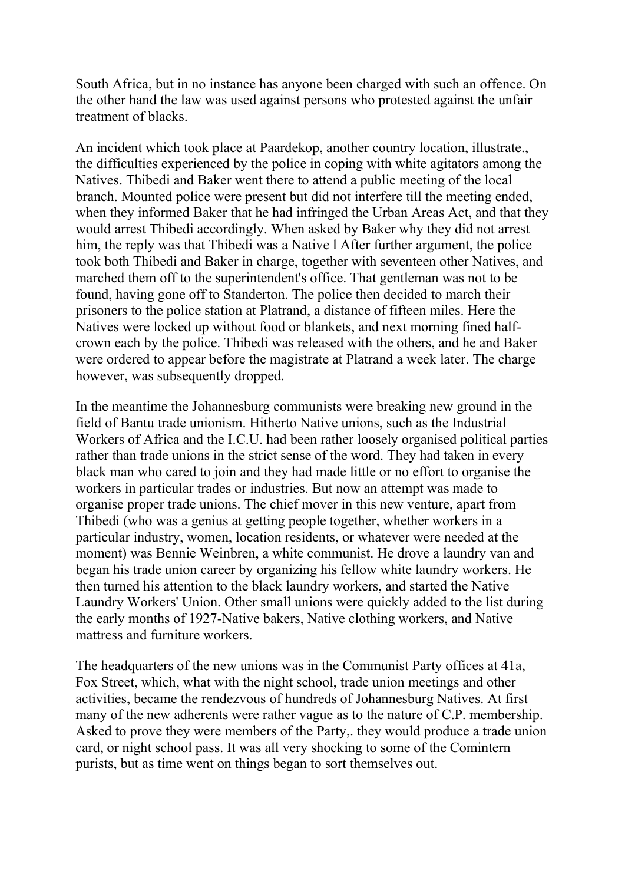South Africa, but in no instance has anyone been charged with such an offence. On the other hand the law was used against persons who protested against the unfair treatment of blacks.

An incident which took place at Paardekop, another country location, illustrate., the difficulties experienced by the police in coping with white agitators among the Natives. Thibedi and Baker went there to attend a public meeting of the local branch. Mounted police were present but did not interfere till the meeting ended, when they informed Baker that he had infringed the Urban Areas Act, and that they would arrest Thibedi accordingly. When asked by Baker why they did not arrest him, the reply was that Thibedi was a Native l After further argument, the police took both Thibedi and Baker in charge, together with seventeen other Natives, and marched them off to the superintendent's office. That gentleman was not to be found, having gone off to Standerton. The police then decided to march their prisoners to the police station at Platrand, a distance of fifteen miles. Here the Natives were locked up without food or blankets, and next morning fined half-crown each by the police. Thibedi was released with the others, and he and Baker were ordered to appear before the magistrate at Platrand a week later. The charge however, was subsequently dropped.

In the meantime the Johannesburg communists were breaking new ground in the field of Bantu trade unionism. Hitherto Native unions, such as the Industrial Workers of Africa and the I.C.U. had been rather loosely organised political parties rather than trade unions in the strict sense of the word. They had taken in every black man who cared to join and they had made little or no effort to organise the workers in particular trades or industries. But now an attempt was made to organise proper trade unions. The chief mover in this new venture, apart from Thibedi (who was a genius at getting people together, whether workers in a particular industry, women, location residents, or whatever were needed at the moment) was Bennie Weinbren, a white communist. He drove a laundry van and began his trade union career by organizing his fellow white laundry workers. He then turned his attention to the black laundry workers, and started the Native Laundry Workers' Union. Other small unions were quickly added to the list during the early months of 1927-Native bakers, Native clothing workers, and Native mattress and furniture workers.

The headquarters of the new unions was in the Communist Party offices at 41a, Fox Street, which, what with the night school, trade union meetings and other activities, became the rendezvous of hundreds of Johannesburg Natives. At first many of the new adherents were rather vague as to the nature of C.P. membership. Asked to prove they were members of the Party,. they would produce a trade union card, or night school pass. It was all very shocking to some of the Comintern purists, but as time went on things began to sort themselves out.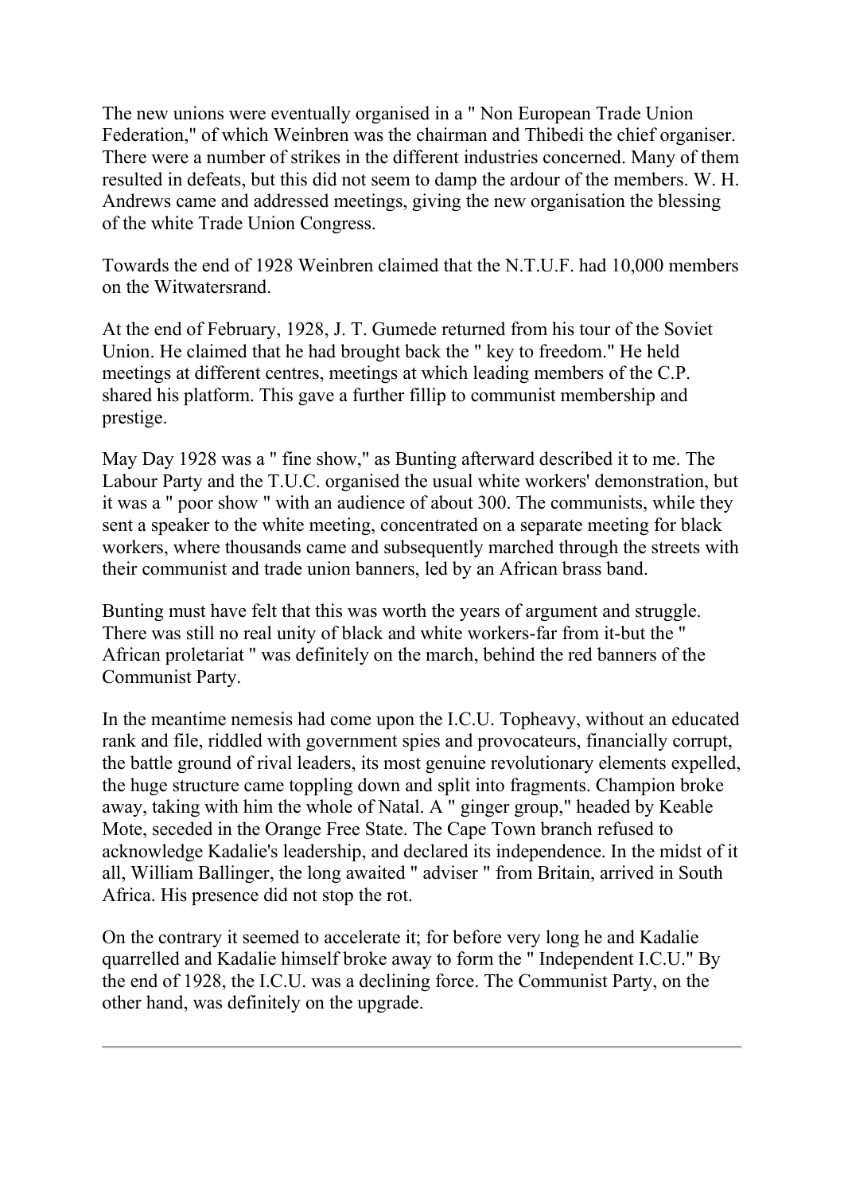The new unions were eventually organised in a " Non European Trade Union Federation," of which Weinbren was the chairman and Thibedi the chief organiser. There were a number of strikes in the different industries concerned. Many of them resulted in defeats, but this did not seem to damp the ardour of the members. W. H. Andrews came and addressed meetings, giving the new organisation the blessing of the white Trade Union Congress.

Towards the end of 1928 Weinbren claimed that the N.T.U.F. had 10,000 members on the Witwatersrand.

At the end of February, 1928, J. T. Gumede returned from his tour of the Soviet Union. He claimed that he had brought back the " key to freedom." He held meetings at different centres, meetings at which leading members of the C.P. shared his platform. This gave a further fillip to communist membership and prestige.

May Day 1928 was a " fine show," as Bunting afterward described it to me. The Labour Party and the T.U.C. organised the usual white workers' demonstration, but it was a " poor show " with an audience of about 300. The communists, while they sent a speaker to the white meeting, concentrated on a separate meeting for black workers, where thousands came and subsequently marched through the streets with their communist and trade union banners, led by an African brass band.

Bunting must have felt that this was worth the years of argument and struggle. There was still no real unity of black and white workers-far from it-but the " African proletariat " was definitely on the march, behind the red banners of the Communist Party.

In the meantime nemesis had come upon the I.C.U. Topheavy, without an educated rank and file, riddled with government spies and provocateurs, financially corrupt, the battle ground of rival leaders, its most genuine revolutionary elements expelled, the huge structure came toppling down and split into fragments. Champion broke away, taking with him the whole of Natal. A " ginger group," headed by Keable Mote, seceded in the Orange Free State. The Cape Town branch refused to acknowledge Kadalie's leadership, and declared its independence. In the midst of it all, William Ballinger, the long awaited " adviser " from Britain, arrived in South Africa. His presence did not stop the rot.

On the contrary it seemed to accelerate it; for before very long he and Kadalie quarrelled and Kadalie himself broke away to form the " Independent I.C.U." By the end of 1928, the I.C.U. was a declining force. The Communist Party, on the other hand, was definitely on the upgrade.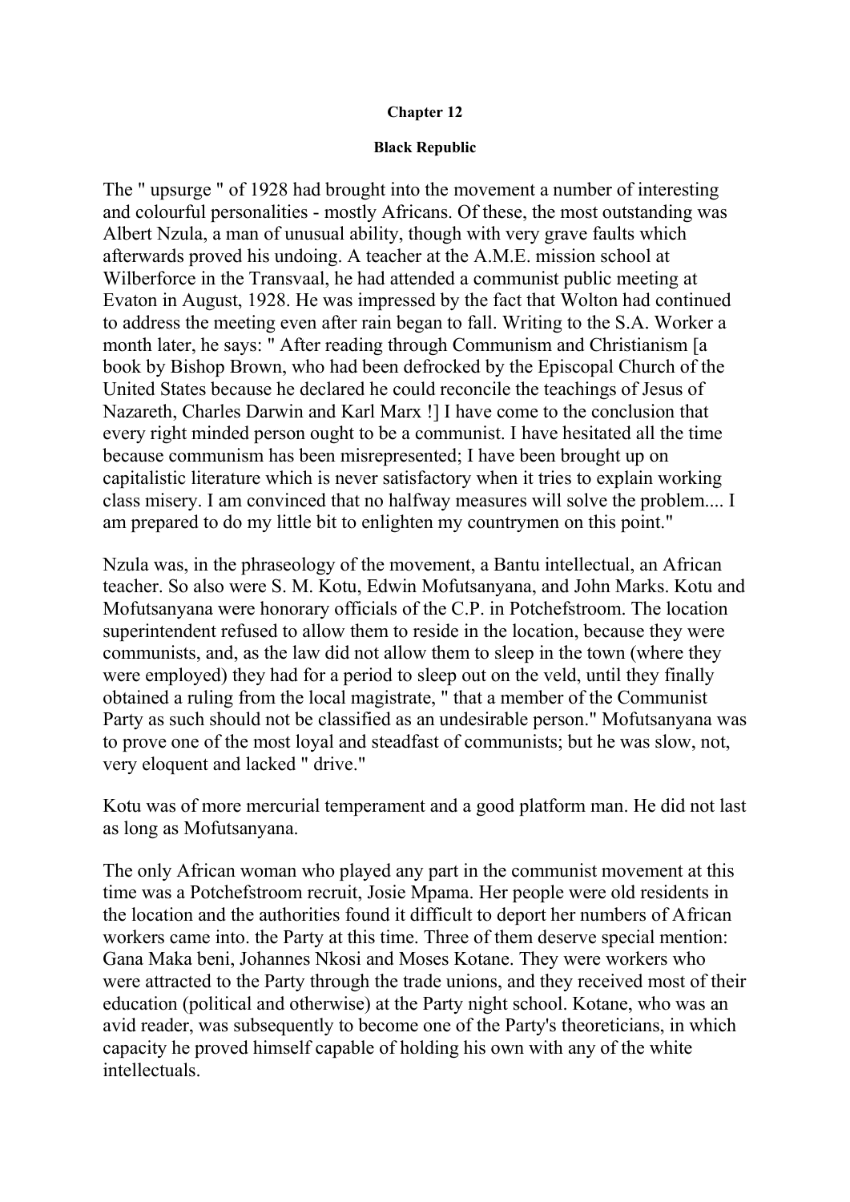**Chapter 12**

**Black Republic**

The " upsurge " of 1928 had brought into the movement a number of interesting and colourful personalities - mostly Africans. Of these, the most outstanding was Albert Nzula, a man of unusual ability, though with very grave faults which afterwards proved his undoing. A teacher at the A.M.E. mission school at Wilberforce in the Transvaal, he had attended a communist public meeting at Evaton in August, 1928. He was impressed by the fact that Wolton had continued to address the meeting even after rain began to fall. Writing to the S.A. Worker a month later, he says: " After reading through Communism and Christianism [a book by Bishop Brown, who had been defrocked by the Episcopal Church of the United States because he declared he could reconcile the teachings of Jesus of Nazareth, Charles Darwin and Karl Marx !] I have come to the conclusion that every right minded person ought to be a communist. I have hesitated all the time because communism has been misrepresented; I have been brought up on capitalistic literature which is never satisfactory when it tries to explain working class misery. I am convinced that no halfway measures will solve the problem.... I am prepared to do my little bit to enlighten my countrymen on this point."

Nzula was, in the phraseology of the movement, a Bantu intellectual, an African teacher. So also were S. M. Kotu, Edwin Mofutsanyana, and John Marks. Kotu and Mofutsanyana were honorary officials of the C.P. in Potchefstroom. The location superintendent refused to allow them to reside in the location, because they were communists, and, as the law did not allow them to sleep in the town (where they were employed) they had for a period to sleep out on the veld, until they finally obtained a ruling from the local magistrate, " that a member of the Communist Party as such should not be classified as an undesirable person." Mofutsanyana was to prove one of the most loyal and steadfast of communists; but he was slow, not, very eloquent and lacked " drive."

Kotu was of more mercurial temperament and a good platform man. He did not last as long as Mofutsanyana.

The only African woman who played any part in the communist movement at this time was a Potchefstroom recruit, Josie Mpama. Her people were old residents in the location and the authorities found it difficult to deport her numbers of African workers came into. the Party at this time. Three of them deserve special mention: Gana Maka beni, Johannes Nkosi and Moses Kotane. They were workers who were attracted to the Party through the trade unions, and they received most of their education (political and otherwise) at the Party night school. Kotane, who was an avid reader, was subsequently to become one of the Party's theoreticians, in which capacity he proved himself capable of holding his own with any of the white intellectuals.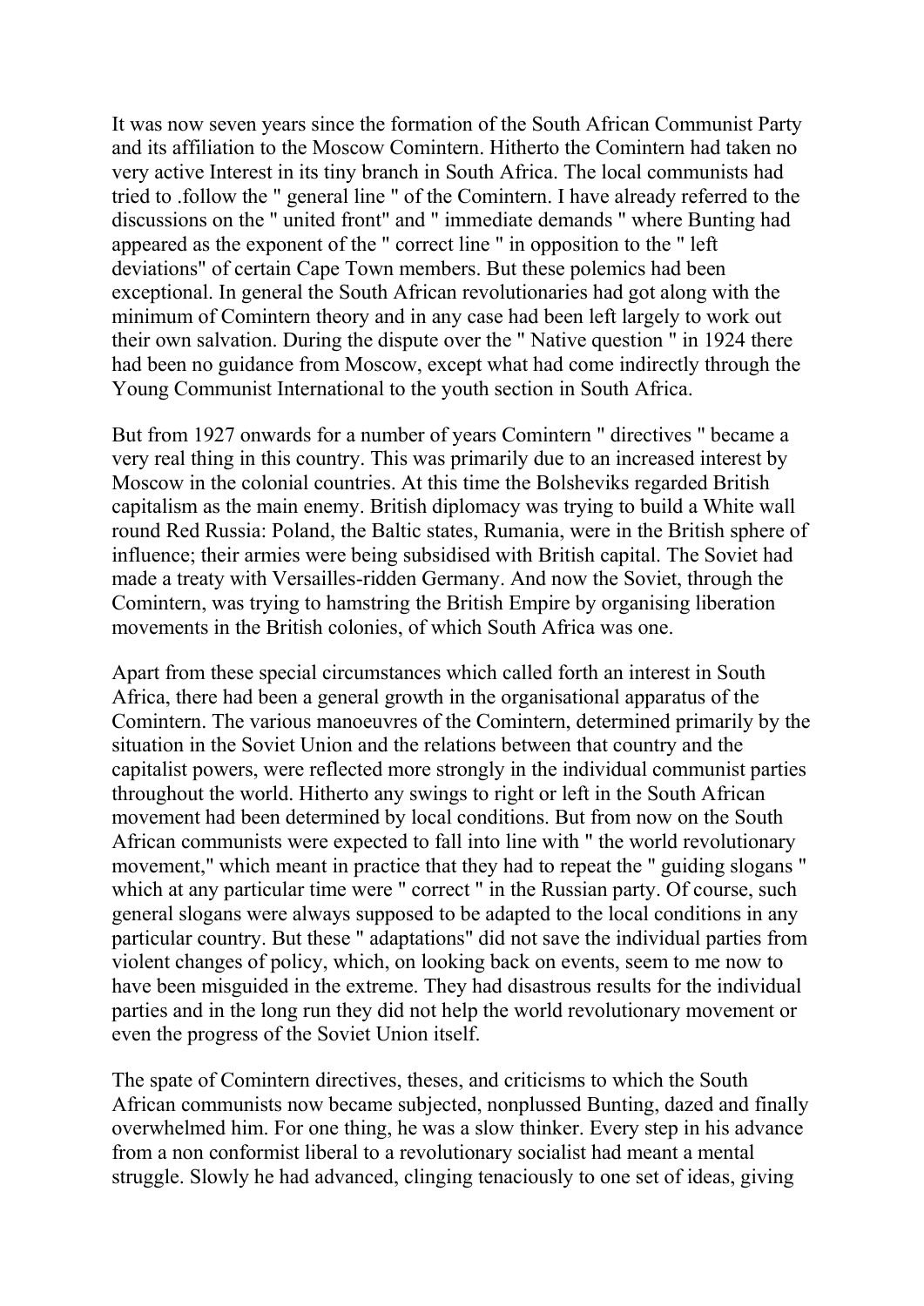It was now seven years since the formation of the South African Communist Party and its affiliation to the Moscow Comintern. Hitherto the Comintern had taken no very active Interest in its tiny branch in South Africa. The local communists had tried to .follow the " general line " of the Comintern. I have already referred to the discussions on the " united front" and " immediate demands " where Bunting had appeared as the exponent of the " correct line " in opposition to the " left deviations" of certain Cape Town members. But these polemics had been exceptional. In general the South African revolutionaries had got along with the minimum of Comintern theory and in any case had been left largely to work out their own salvation. During the dispute over the " Native question " in 1924 there had been no guidance from Moscow, except what had come indirectly through the Young Communist International to the youth section in South Africa.

But from 1927 onwards for a number of years Comintern " directives " became a very real thing in this country. This was primarily due to an increased interest by Moscow in the colonial countries. At this time the Bolsheviks regarded British capitalism as the main enemy. British diplomacy was trying to build a White wall round Red Russia: Poland, the Baltic states, Rumania, were in the British sphere of influence; their armies were being subsidised with British capital. The Soviet had made a treaty with Versailles-ridden Germany. And now the Soviet, through the Comintern, was trying to hamstring the British Empire by organising liberation movements in the British colonies, of which South Africa was one.

Apart from these special circumstances which called forth an interest in South Africa, there had been a general growth in the organisational apparatus of the Comintern. The various manoeuvres of the Comintern, determined primarily by the situation in the Soviet Union and the relations between that country and the capitalist powers, were reflected more strongly in the individual communist parties throughout the world. Hitherto any swings to right or left in the South African movement had been determined by local conditions. But from now on the South African communists were expected to fall into line with " the world revolutionary movement," which meant in practice that they had to repeat the " guiding slogans " which at any particular time were " correct " in the Russian party. Of course, such general slogans were always supposed to be adapted to the local conditions in any particular country. But these " adaptations" did not save the individual parties from violent changes of policy, which, on looking back on events, seem to me now to have been misguided in the extreme. They had disastrous results for the individual parties and in the long run they did not help the world revolutionary movement or even the progress of the Soviet Union itself.

The spate of Comintern directives, theses, and criticisms to which the South African communists now became subjected, nonplussed Bunting, dazed and finally overwhelmed him. For one thing, he was a slow thinker. Every step in his advance from a non conformist liberal to a revolutionary socialist had meant a mental struggle. Slowly he had advanced, clinging tenaciously to one set of ideas, giving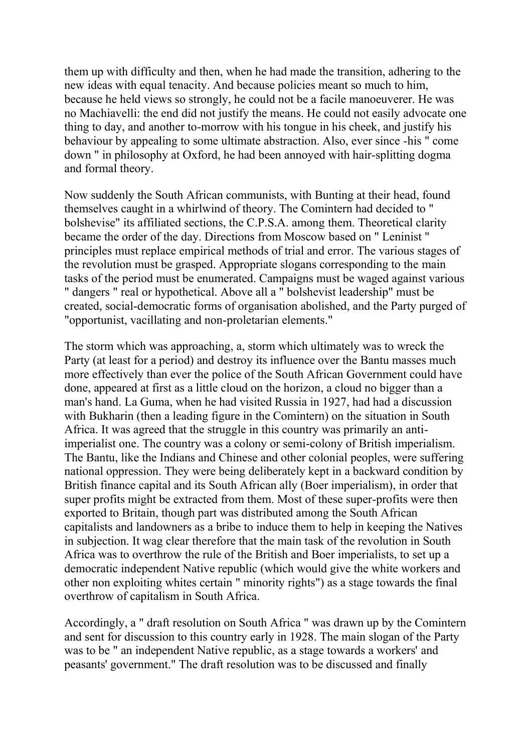them up with difficulty and then, when he had made the transition, adhering to the new ideas with equal tenacity. And because policies meant so much to him, because he held views so strongly, he could not be a facile manoeuverer. He was no Machiavelli: the end did not justify the means. He could not easily advocate one thing to day, and another to-morrow with his tongue in his cheek, and justify his behaviour by appealing to some ultimate abstraction. Also, ever since -his " come down " in philosophy at Oxford, he had been annoyed with hair-splitting dogma and formal theory.

Now suddenly the South African communists, with Bunting at their head, found themselves caught in a whirlwind of theory. The Comintern had decided to " bolshevise" its affiliated sections, the C.P.S.A. among them. Theoretical clarity became the order of the day. Directions from Moscow based on " Leninist " principles must replace empirical methods of trial and error. The various stages of the revolution must be grasped. Appropriate slogans corresponding to the main tasks of the period must be enumerated. Campaigns must be waged against various " dangers " real or hypothetical. Above all a " bolshevist leadership" must be created, social-democratic forms of organisation abolished, and the Party purged of "opportunist, vacillating and non-proletarian elements."

The storm which was approaching, a, storm which ultimately was to wreck the Party (at least for a period) and destroy its influence over the Bantu masses much more effectively than ever the police of the South African Government could have done, appeared at first as a little cloud on the horizon, a cloud no bigger than a man's hand. La Guma, when he had visited Russia in 1927, had had a discussion with Bukharin (then a leading figure in the Comintern) on the situation in South Africa. It was agreed that the struggle in this country was primarily an anti-imperialist one. The country was a colony or semi-colony of British imperialism. The Bantu, like the Indians and Chinese and other colonial peoples, were suffering national oppression. They were being deliberately kept in a backward condition by British finance capital and its South African ally (Boer imperialism), in order that super profits might be extracted from them. Most of these super-profits were then exported to Britain, though part was distributed among the South African capitalists and landowners as a bribe to induce them to help in keeping the Natives in subjection. It wag clear therefore that the main task of the revolution in South Africa was to overthrow the rule of the British and Boer imperialists, to set up a democratic independent Native republic (which would give the white workers and other non exploiting whites certain " minority rights") as a stage towards the final overthrow of capitalism in South Africa.

Accordingly, a " draft resolution on South Africa " was drawn up by the Comintern and sent for discussion to this country early in 1928. The main slogan of the Party was to be " an independent Native republic, as a stage towards a workers' and peasants' government." The draft resolution was to be discussed and finally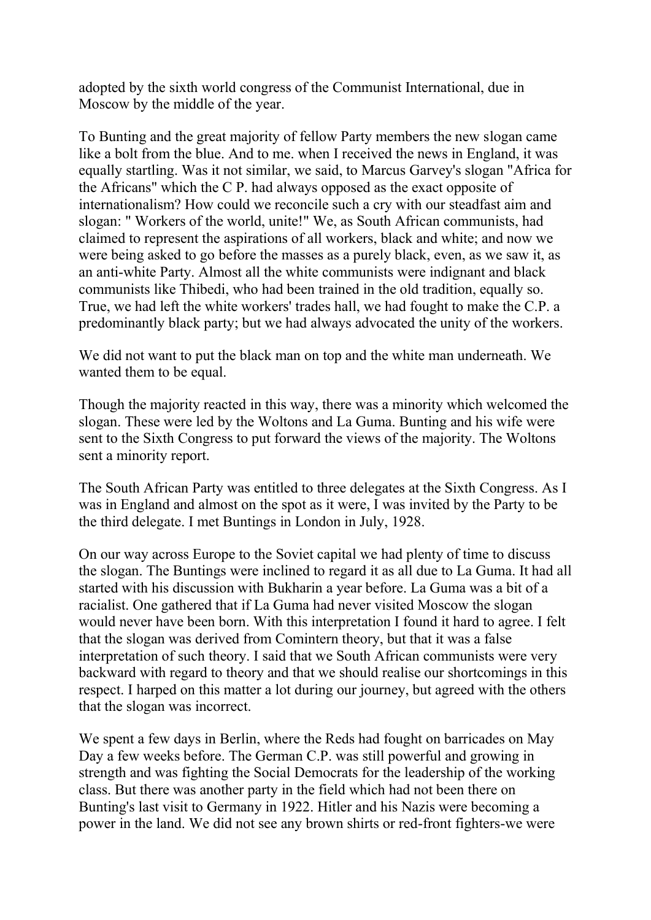adopted by the sixth world congress of the Communist International, due in Moscow by the middle of the year.

To Bunting and the great majority of fellow Party members the new slogan came like a bolt from the blue. And to me. when I received the news in England, it was equally startling. Was it not similar, we said, to Marcus Garvey's slogan "Africa for the Africans" which the C P. had always opposed as the exact opposite of internationalism? How could we reconcile such a cry with our steadfast aim and slogan: " Workers of the world, unite!" We, as South African communists, had claimed to represent the aspirations of all workers, black and white; and now we were being asked to go before the masses as a purely black, even, as we saw it, as an anti-white Party. Almost all the white communists were indignant and black communists like Thibedi, who had been trained in the old tradition, equally so. True, we had left the white workers' trades hall, we had fought to make the C.P. a predominantly black party; but we had always advocated the unity of the workers.

We did not want to put the black man on top and the white man underneath. We wanted them to be equal.

Though the majority reacted in this way, there was a minority which welcomed the slogan. These were led by the Woltons and La Guma. Bunting and his wife were sent to the Sixth Congress to put forward the views of the majority. The Woltons sent a minority report.

The South African Party was entitled to three delegates at the Sixth Congress. As I was in England and almost on the spot as it were, I was invited by the Party to be the third delegate. I met Buntings in London in July, 1928.

On our way across Europe to the Soviet capital we had plenty of time to discuss the slogan. The Buntings were inclined to regard it as all due to La Guma. It had all started with his discussion with Bukharin a year before. La Guma was a bit of a racialist. One gathered that if La Guma had never visited Moscow the slogan would never have been born. With this interpretation I found it hard to agree. I felt that the slogan was derived from Comintern theory, but that it was a false interpretation of such theory. I said that we South African communists were very backward with regard to theory and that we should realise our shortcomings in this respect. I harped on this matter a lot during our journey, but agreed with the others that the slogan was incorrect.

We spent a few days in Berlin, where the Reds had fought on barricades on May Day a few weeks before. The German C.P. was still powerful and growing in strength and was fighting the Social Democrats for the leadership of the working class. But there was another party in the field which had not been there on Bunting's last visit to Germany in 1922. Hitler and his Nazis were becoming a power in the land. We did not see any brown shirts or red-front fighters-we were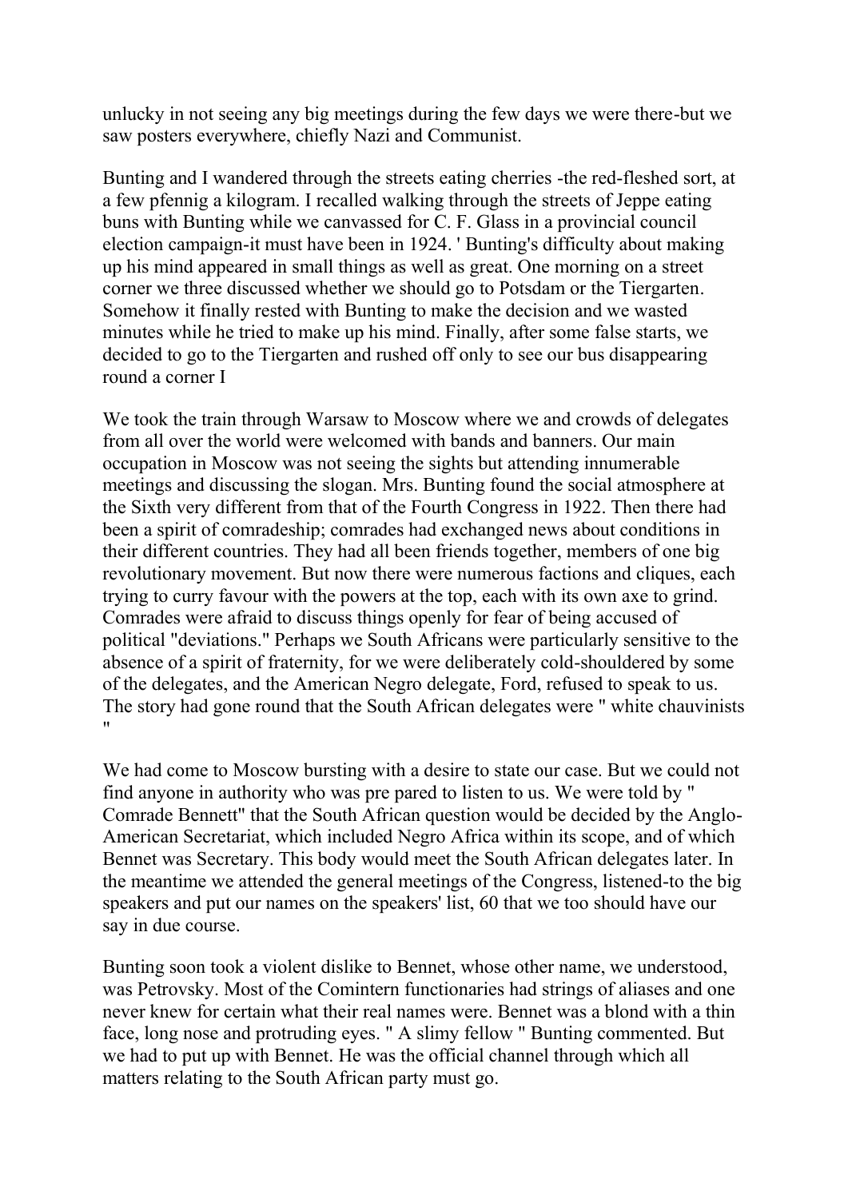unlucky in not seeing any big meetings during the few days we were there-but we saw posters everywhere, chiefly Nazi and Communist.

Bunting and I wandered through the streets eating cherries -the red-fleshed sort, at a few pfennig a kilogram. I recalled walking through the streets of Jeppe eating buns with Bunting while we canvassed for C. F. Glass in a provincial council election campaign-it must have been in 1924. ' Bunting's difficulty about making up his mind appeared in small things as well as great. One morning on a street corner we three discussed whether we should go to Potsdam or the Tiergarten. Somehow it finally rested with Bunting to make the decision and we wasted minutes while he tried to make up his mind. Finally, after some false starts, we decided to go to the Tiergarten and rushed off only to see our bus disappearing round a corner I

We took the train through Warsaw to Moscow where we and crowds of delegates from all over the world were welcomed with bands and banners. Our main occupation in Moscow was not seeing the sights but attending innumerable meetings and discussing the slogan. Mrs. Bunting found the social atmosphere at the Sixth very different from that of the Fourth Congress in 1922. Then there had been a spirit of comradeship; comrades had exchanged news about conditions in their different countries. They had all been friends together, members of one big revolutionary movement. But now there were numerous factions and cliques, each trying to curry favour with the powers at the top, each with its own axe to grind. Comrades were afraid to discuss things openly for fear of being accused of political "deviations." Perhaps we South Africans were particularly sensitive to the absence of a spirit of fraternity, for we were deliberately cold-shouldered by some of the delegates, and the American Negro delegate, Ford, refused to speak to us. The story had gone round that the South African delegates were " white chauvinists "

We had come to Moscow bursting with a desire to state our case. But we could not find anyone in authority who was pre pared to listen to us. We were told by " Comrade Bennett" that the South African question would be decided by the Anglo-American Secretariat, which included Negro Africa within its scope, and of which Bennet was Secretary. This body would meet the South African delegates later. In the meantime we attended the general meetings of the Congress, listened-to the big speakers and put our names on the speakers' list, 60 that we too should have our say in due course.

Bunting soon took a violent dislike to Bennet, whose other name, we understood, was Petrovsky. Most of the Comintern functionaries had strings of aliases and one never knew for certain what their real names were. Bennet was a blond with a thin face, long nose and protruding eyes. " A slimy fellow " Bunting commented. But we had to put up with Bennet. He was the official channel through which all matters relating to the South African party must go.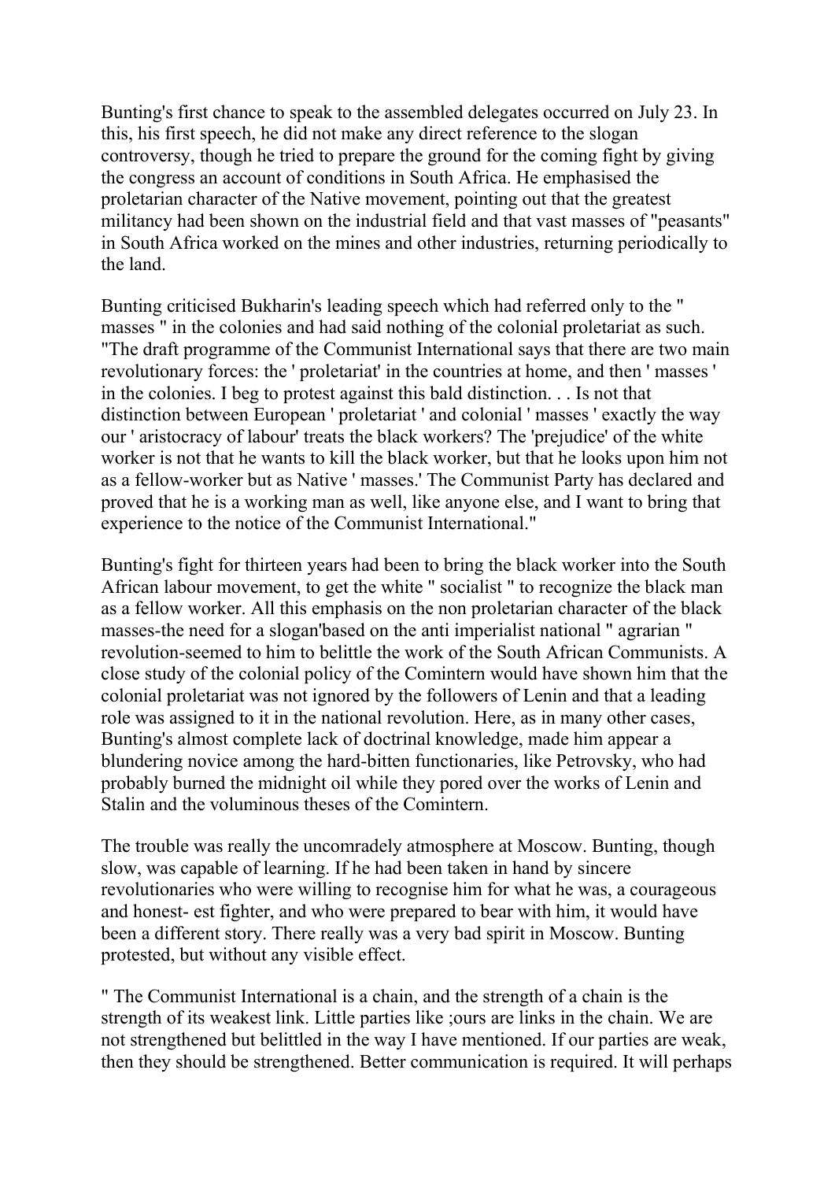Bunting's first chance to speak to the assembled delegates occurred on July 23. In this, his first speech, he did not make any direct reference to the slogan controversy, though he tried to prepare the ground for the coming fight by giving the congress an account of conditions in South Africa. He emphasised the proletarian character of the Native movement, pointing out that the greatest militancy had been shown on the industrial field and that vast masses of "peasants" in South Africa worked on the mines and other industries, returning periodically to the land.

Bunting criticised Bukharin's leading speech which had referred only to the " masses " in the colonies and had said nothing of the colonial proletariat as such. "The draft programme of the Communist International says that there are two main revolutionary forces: the ' proletariat' in the countries at home, and then ' masses ' in the colonies. I beg to protest against this bald distinction. . . Is not that distinction between European ' proletariat ' and colonial ' masses ' exactly the way our ' aristocracy of labour' treats the black workers? The 'prejudice' of the white worker is not that he wants to kill the black worker, but that he looks upon him not as a fellow-worker but as Native ' masses.' The Communist Party has declared and proved that he is a working man as well, like anyone else, and I want to bring that experience to the notice of the Communist International."

Bunting's fight for thirteen years had been to bring the black worker into the South African labour movement, to get the white " socialist " to recognize the black man as a fellow worker. All this emphasis on the non proletarian character of the black masses-the need for a slogan'based on the anti imperialist national " agrarian " revolution-seemed to him to belittle the work of the South African Communists. A close study of the colonial policy of the Comintern would have shown him that the colonial proletariat was not ignored by the followers of Lenin and that a leading role was assigned to it in the national revolution. Here, as in many other cases, Bunting's almost complete lack of doctrinal knowledge, made him appear a blundering novice among the hard-bitten functionaries, like Petrovsky, who had probably burned the midnight oil while they pored over the works of Lenin and Stalin and the voluminous theses of the Comintern.

The trouble was really the uncomradely atmosphere at Moscow. Bunting, though slow, was capable of learning. If he had been taken in hand by sincere revolutionaries who were willing to recognise him for what he was, a courageous and honest- est fighter, and who were prepared to bear with him, it would have been a different story. There really was a very bad spirit in Moscow. Bunting protested, but without any visible effect.

" The Communist International is a chain, and the strength of a chain is the strength of its weakest link. Little parties like ;ours are links in the chain. We are not strengthened but belittled in the way I have mentioned. If our parties are weak, then they should be strengthened. Better communication is required. It will perhaps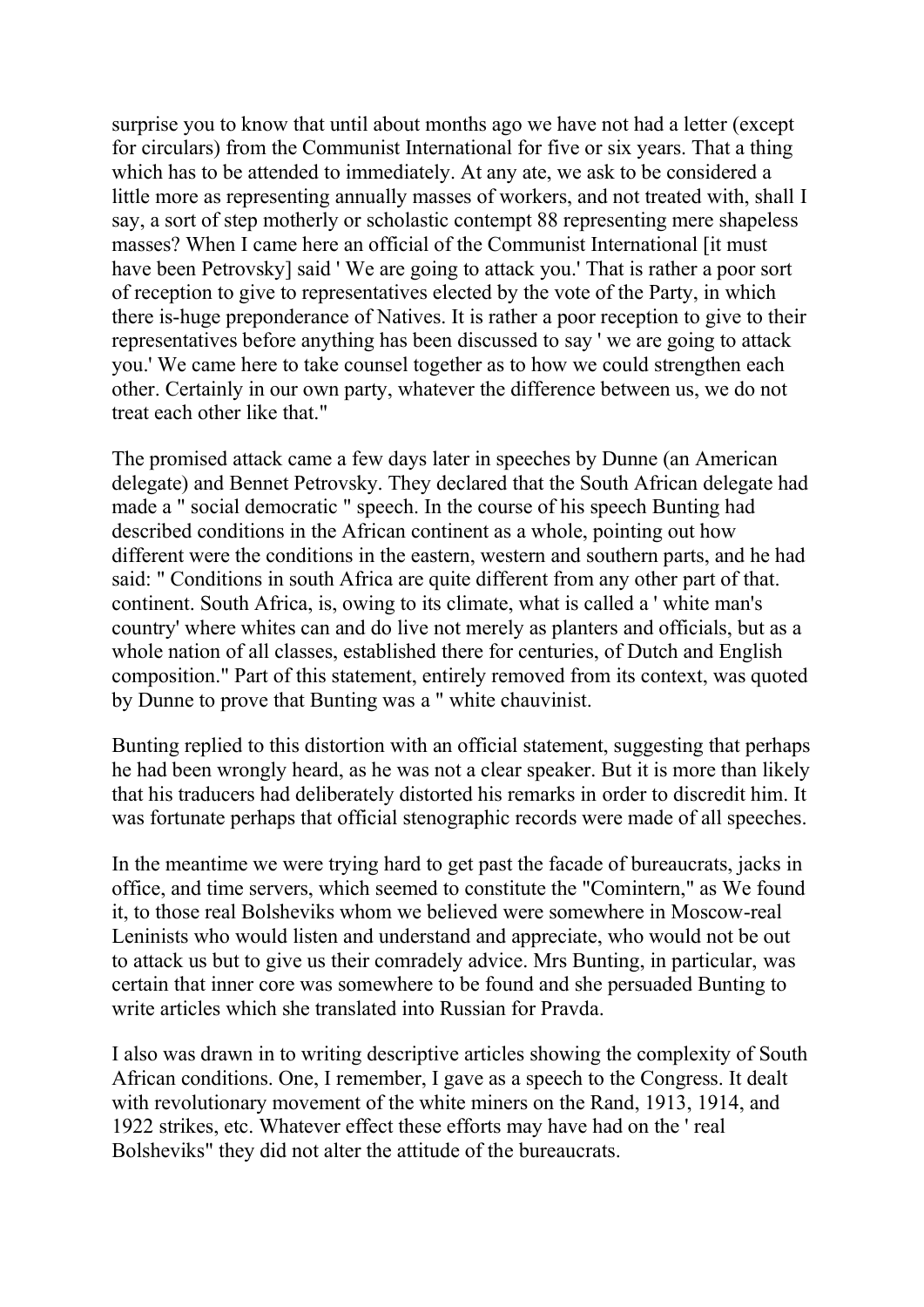surprise you to know that until about months ago we have not had a letter (except for circulars) from the Communist International for five or six years. That a thing which has to be attended to immediately. At any ate, we ask to be considered a little more as representing annually masses of workers, and not treated with, shall I say, a sort of step motherly or scholastic contempt 88 representing mere shapeless masses? When I came here an official of the Communist International [it must have been Petrovsky] said ' We are going to attack you.' That is rather a poor sort of reception to give to representatives elected by the vote of the Party, in which there is-huge preponderance of Natives. It is rather a poor reception to give to their representatives before anything has been discussed to say ' we are going to attack you.' We came here to take counsel together as to how we could strengthen each other. Certainly in our own party, whatever the difference between us, we do not treat each other like that."

The promised attack came a few days later in speeches by Dunne (an American delegate) and Bennet Petrovsky. They declared that the South African delegate had made a " social democratic " speech. In the course of his speech Bunting had described conditions in the African continent as a whole, pointing out how different were the conditions in the eastern, western and southern parts, and he had said: " Conditions in south Africa are quite different from any other part of that. continent. South Africa, is, owing to its climate, what is called a ' white man's country' where whites can and do live not merely as planters and officials, but as a whole nation of all classes, established there for centuries, of Dutch and English composition." Part of this statement, entirely removed from its context, was quoted by Dunne to prove that Bunting was a " white chauvinist.

Bunting replied to this distortion with an official statement, suggesting that perhaps he had been wrongly heard, as he was not a clear speaker. But it is more than likely that his traducers had deliberately distorted his remarks in order to discredit him. It was fortunate perhaps that official stenographic records were made of all speeches.

In the meantime we were trying hard to get past the facade of bureaucrats, jacks in office, and time servers, which seemed to constitute the "Comintern," as We found it, to those real Bolsheviks whom we believed were somewhere in Moscow-real Leninists who would listen and understand and appreciate, who would not be out to attack us but to give us their comradely advice. Mrs Bunting, in particular, was certain that inner core was somewhere to be found and she persuaded Bunting to write articles which she translated into Russian for Pravda.

I also was drawn in to writing descriptive articles showing the complexity of South African conditions. One, I remember, I gave as a speech to the Congress. It dealt with revolutionary movement of the white miners on the Rand, 1913, 1914, and 1922 strikes, etc. Whatever effect these efforts may have had on the ' real Bolsheviks" they did not alter the attitude of the bureaucrats.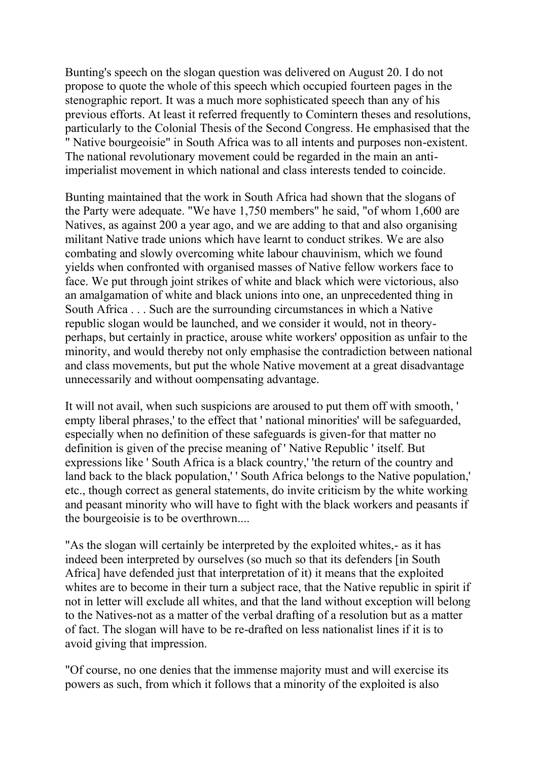Bunting's speech on the slogan question was delivered on August 20. I do not propose to quote the whole of this speech which occupied fourteen pages in the stenographic report. It was a much more sophisticated speech than any of his previous efforts. At least it referred frequently to Comintern theses and resolutions, particularly to the Colonial Thesis of the Second Congress. He emphasised that the " Native bourgeoisie" in South Africa was to all intents and purposes non-existent. The national revolutionary movement could be regarded in the main an anti-imperialist movement in which national and class interests tended to coincide.

Bunting maintained that the work in South Africa had shown that the slogans of the Party were adequate. "We have 1,750 members" he said, "of whom 1,600 are Natives, as against 200 a year ago, and we are adding to that and also organising militant Native trade unions which have learnt to conduct strikes. We are also combating and slowly overcoming white labour chauvinism, which we found yields when confronted with organised masses of Native fellow workers face to face. We put through joint strikes of white and black which were victorious, also an amalgamation of white and black unions into one, an unprecedented thing in South Africa . . . Such are the surrounding circumstances in which a Native republic slogan would be launched, and we consider it would, not in theory-perhaps, but certainly in practice, arouse white workers' opposition as unfair to the minority, and would thereby not only emphasise the contradiction between national and class movements, but put the whole Native movement at a great disadvantage unnecessarily and without oompensating advantage.

It will not avail, when such suspicions are aroused to put them off with smooth, ' empty liberal phrases,' to the effect that ' national minorities' will be safeguarded, especially when no definition of these safeguards is given-for that matter no definition is given of the precise meaning of ' Native Republic ' itself. But expressions like ' South Africa is a black country,' 'the return of the country and land back to the black population,' ' South Africa belongs to the Native population,' etc., though correct as general statements, do invite criticism by the white working and peasant minority who will have to fight with the black workers and peasants if the bourgeoisie is to be overthrown....

"As the slogan will certainly be interpreted by the exploited whites,- as it has indeed been interpreted by ourselves (so much so that its defenders [in South Africa] have defended just that interpretation of it) it means that the exploited whites are to become in their turn a subject race, that the Native republic in spirit if not in letter will exclude all whites, and that the land without exception will belong to the Natives-not as a matter of the verbal drafting of a resolution but as a matter of fact. The slogan will have to be re-drafted on less nationalist lines if it is to avoid giving that impression.

"Of course, no one denies that the immense majority must and will exercise its powers as such, from which it follows that a minority of the exploited is also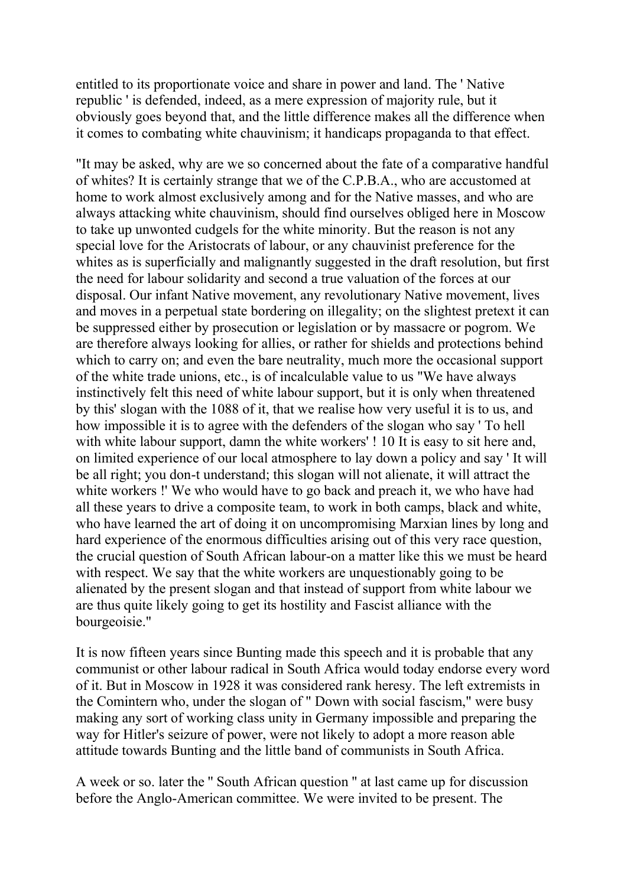entitled to its proportionate voice and share in power and land. The ' Native republic ' is defended, indeed, as a mere expression of majority rule, but it obviously goes beyond that, and the little difference makes all the difference when it comes to combating white chauvinism; it handicaps propaganda to that effect.

"It may be asked, why are we so concerned about the fate of a comparative handful of whites? It is certainly strange that we of the C.P.B.A., who are accustomed at home to work almost exclusively among and for the Native masses, and who are always attacking white chauvinism, should find ourselves obliged here in Moscow to take up unwonted cudgels for the white minority. But the reason is not any special love for the Aristocrats of labour, or any chauvinist preference for the whites as is superficially and malignantly suggested in the draft resolution, but first the need for labour solidarity and second a true valuation of the forces at our disposal. Our infant Native movement, any revolutionary Native movement, lives and moves in a perpetual state bordering on illegality; on the slightest pretext it can be suppressed either by prosecution or legislation or by massacre or pogrom. We are therefore always looking for allies, or rather for shields and protections behind which to carry on; and even the bare neutrality, much more the occasional support of the white trade unions, etc., is of incalculable value to us "We have always instinctively felt this need of white labour support, but it is only when threatened by this' slogan with the 1088 of it, that we realise how very useful it is to us, and how impossible it is to agree with the defenders of the slogan who say ' To hell with white labour support, damn the white workers' ! 10 It is easy to sit here and, on limited experience of our local atmosphere to lay down a policy and say ' It will be all right; you don-t understand; this slogan will not alienate, it will attract the white workers !' We who would have to go back and preach it, we who have had all these years to drive a composite team, to work in both camps, black and white, who have learned the art of doing it on uncompromising Marxian lines by long and hard experience of the enormous difficulties arising out of this very race question, the crucial question of South African labour-on a matter like this we must be heard with respect. We say that the white workers are unquestionably going to be alienated by the present slogan and that instead of support from white labour we are thus quite likely going to get its hostility and Fascist alliance with the bourgeoisie."

It is now fifteen years since Bunting made this speech and it is probable that any communist or other labour radical in South Africa would today endorse every word of it. But in Moscow in 1928 it was considered rank heresy. The left extremists in the Comintern who, under the slogan of " Down with social fascism," were busy making any sort of working class unity in Germany impossible and preparing the way for Hitler's seizure of power, were not likely to adopt a more reason able attitude towards Bunting and the little band of communists in South Africa.

A week or so. later the " South African question " at last came up for discussion before the Anglo-American committee. We were invited to be present. The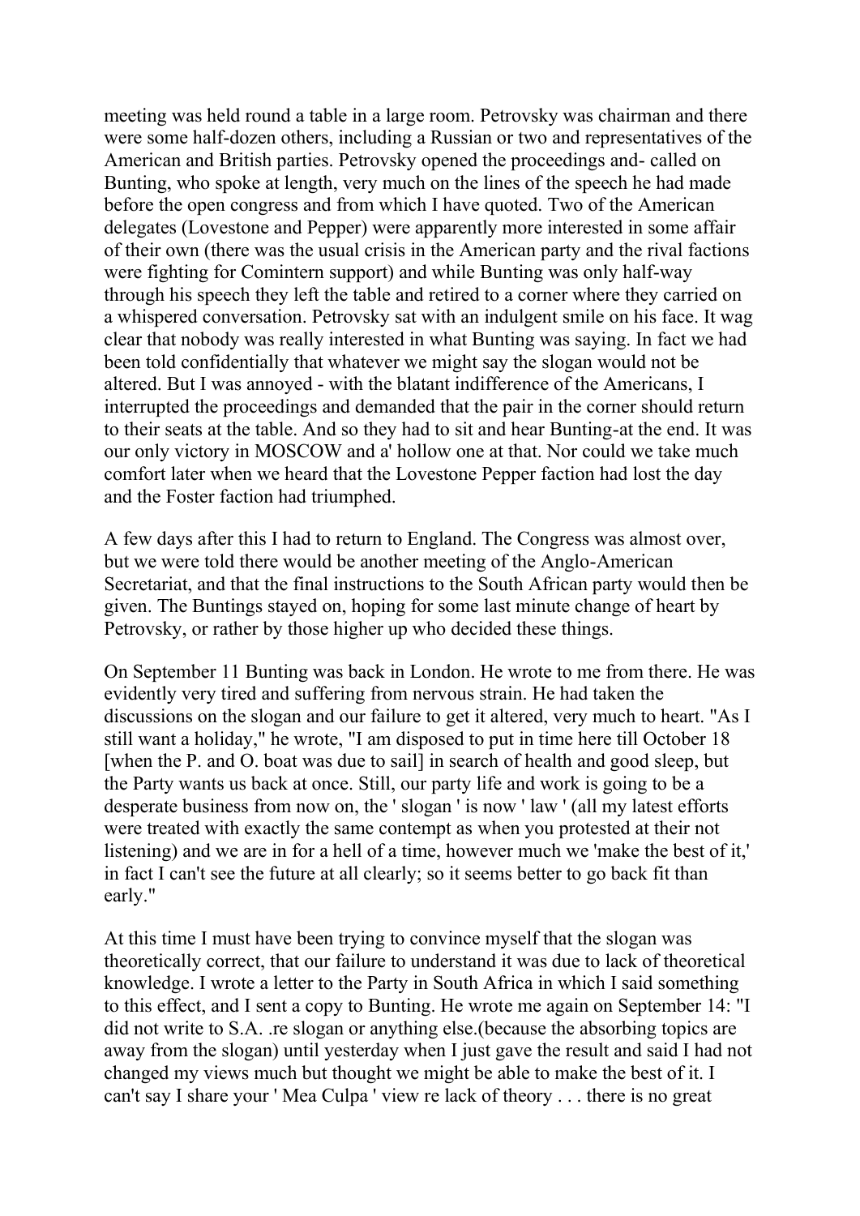meeting was held round a table in a large room. Petrovsky was chairman and there were some half-dozen others, including a Russian or two and representatives of the American and British parties. Petrovsky opened the proceedings and- called on Bunting, who spoke at length, very much on the lines of the speech he had made before the open congress and from which I have quoted. Two of the American delegates (Lovestone and Pepper) were apparently more interested in some affair of their own (there was the usual crisis in the American party and the rival factions were fighting for Comintern support) and while Bunting was only half-way through his speech they left the table and retired to a corner where they carried on a whispered conversation. Petrovsky sat with an indulgent smile on his face. It wag clear that nobody was really interested in what Bunting was saying. In fact we had been told confidentially that whatever we might say the slogan would not be altered. But I was annoyed - with the blatant indifference of the Americans, I interrupted the proceedings and demanded that the pair in the corner should return to their seats at the table. And so they had to sit and hear Bunting-at the end. It was our only victory in MOSCOW and a' hollow one at that. Nor could we take much comfort later when we heard that the Lovestone Pepper faction had lost the day and the Foster faction had triumphed.

A few days after this I had to return to England. The Congress was almost over, but we were told there would be another meeting of the Anglo-American Secretariat, and that the final instructions to the South African party would then be given. The Buntings stayed on, hoping for some last minute change of heart by Petrovsky, or rather by those higher up who decided these things.

On September 11 Bunting was back in London. He wrote to me from there. He was evidently very tired and suffering from nervous strain. He had taken the discussions on the slogan and our failure to get it altered, very much to heart. "As I still want a holiday," he wrote, "I am disposed to put in time here till October 18 [when the P. and O. boat was due to sail] in search of health and good sleep, but the Party wants us back at once. Still, our party life and work is going to be a desperate business from now on, the ' slogan ' is now ' law ' (all my latest efforts were treated with exactly the same contempt as when you protested at their not listening) and we are in for a hell of a time, however much we 'make the best of it,' in fact I can't see the future at all clearly; so it seems better to go back fit than early."

At this time I must have been trying to convince myself that the slogan was theoretically correct, that our failure to understand it was due to lack of theoretical knowledge. I wrote a letter to the Party in South Africa in which I said something to this effect, and I sent a copy to Bunting. He wrote me again on September 14: "I did not write to S.A. .re slogan or anything else.(because the absorbing topics are away from the slogan) until yesterday when I just gave the result and said I had not changed my views much but thought we might be able to make the best of it. I can't say I share your ' Mea Culpa ' view re lack of theory . . . there is no great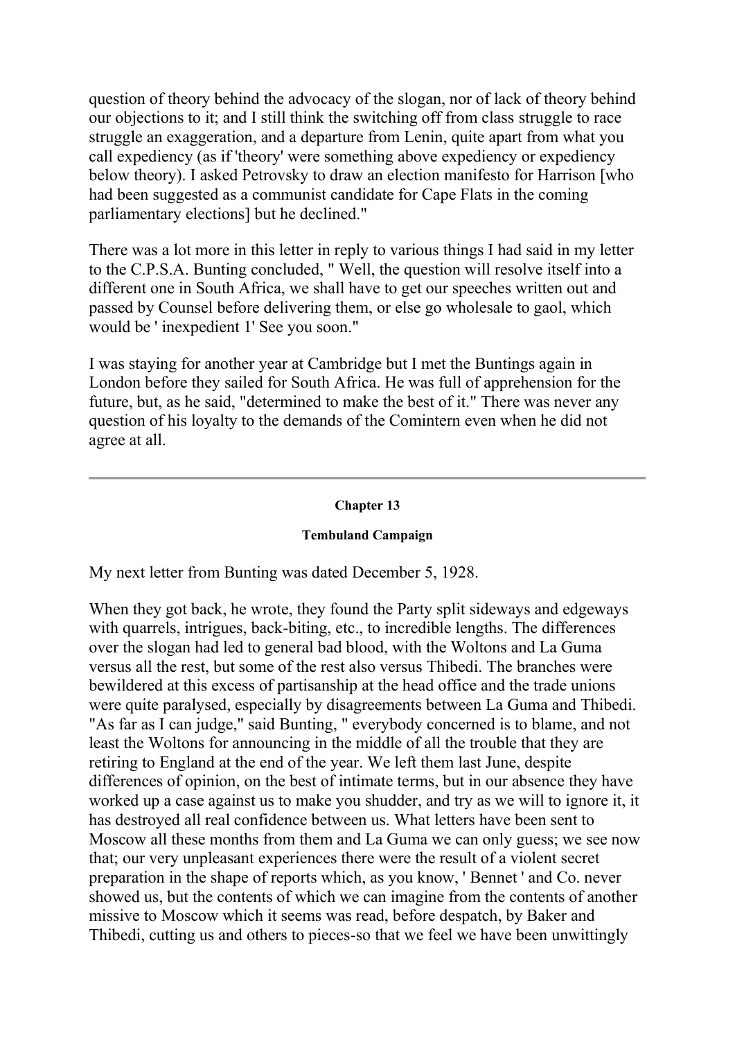question of theory behind the advocacy of the slogan, nor of lack of theory behind our objections to it; and I still think the switching off from class struggle to race struggle an exaggeration, and a departure from Lenin, quite apart from what you call expediency (as if 'theory' were something above expediency or expediency below theory). I asked Petrovsky to draw an election manifesto for Harrison [who had been suggested as a communist candidate for Cape Flats in the coming parliamentary elections] but he declined."

There was a lot more in this letter in reply to various things I had said in my letter to the C.P.S.A. Bunting concluded, " Well, the question will resolve itself into a different one in South Africa, we shall have to get our speeches written out and passed by Counsel before delivering them, or else go wholesale to gaol, which would be ' inexpedient 1' See you soon."

I was staying for another year at Cambridge but I met the Buntings again in London before they sailed for South Africa. He was full of apprehension for the future, but, as he said, "determined to make the best of it." There was never any question of his loyalty to the demands of the Comintern even when he did not agree at all.

---

## Chapter 13

### Tembuland Campaign

My next letter from Bunting was dated December 5, 1928.

When they got back, he wrote, they found the Party split sideways and edgeways with quarrels, intrigues, back-biting, etc., to incredible lengths. The differences over the slogan had led to general bad blood, with the Woltons and La Guma versus all the rest, but some of the rest also versus Thibedi. The branches were bewildered at this excess of partisanship at the head office and the trade unions were quite paralysed, especially by disagreements between La Guma and Thibedi. "As far as I can judge," said Bunting, " everybody concerned is to blame, and not least the Woltons for announcing in the middle of all the trouble that they are retiring to England at the end of the year. We left them last June, despite differences of opinion, on the best of intimate terms, but in our absence they have worked up a case against us to make you shudder, and try as we will to ignore it, it has destroyed all real confidence between us. What letters have been sent to Moscow all these months from them and La Guma we can only guess; we see now that; our very unpleasant experiences there were the result of a violent secret preparation in the shape of reports which, as you know, ' Bennet ' and Co. never showed us, but the contents of which we can imagine from the contents of another missive to Moscow which it seems was read, before despatch, by Baker and Thibedi, cutting us and others to pieces-so that we feel we have been unwittingly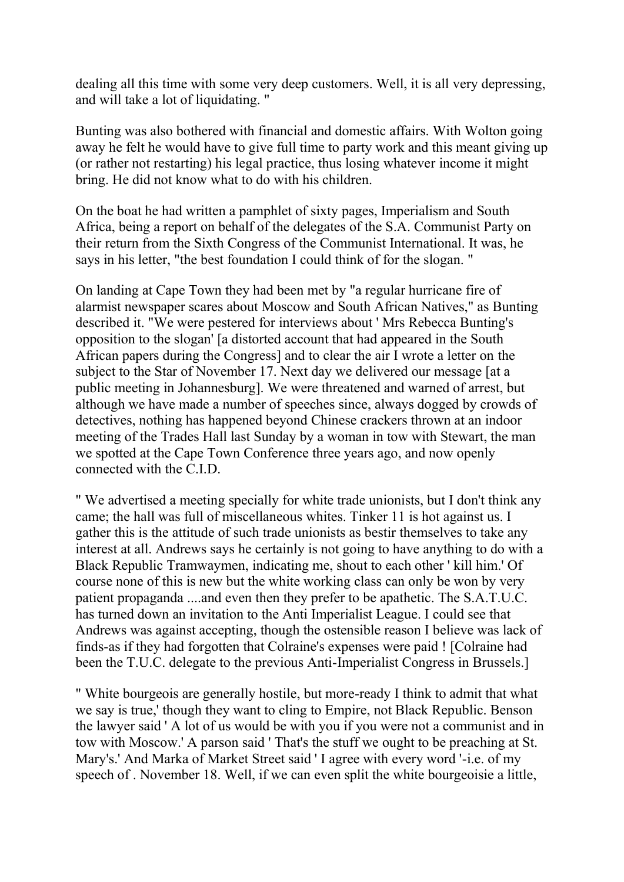dealing all this time with some very deep customers. Well, it is all very depressing, and will take a lot of liquidating. "

Bunting was also bothered with financial and domestic affairs. With Wolton going away he felt he would have to give full time to party work and this meant giving up (or rather not restarting) his legal practice, thus losing whatever income it might bring. He did not know what to do with his children.

On the boat he had written a pamphlet of sixty pages, Imperialism and South Africa, being a report on behalf of the delegates of the S.A. Communist Party on their return from the Sixth Congress of the Communist International. It was, he says in his letter, "the best foundation I could think of for the slogan. "

On landing at Cape Town they had been met by "a regular hurricane fire of alarmist newspaper scares about Moscow and South African Natives," as Bunting described it. "We were pestered for interviews about ' Mrs Rebecca Bunting's opposition to the slogan' [a distorted account that had appeared in the South African papers during the Congress] and to clear the air I wrote a letter on the subject to the Star of November 17. Next day we delivered our message [at a public meeting in Johannesburg]. We were threatened and warned of arrest, but although we have made a number of speeches since, always dogged by crowds of detectives, nothing has happened beyond Chinese crackers thrown at an indoor meeting of the Trades Hall last Sunday by a woman in tow with Stewart, the man we spotted at the Cape Town Conference three years ago, and now openly connected with the C.I.D.

" We advertised a meeting specially for white trade unionists, but I don't think any came; the hall was full of miscellaneous whites. Tinker 11 is hot against us. I gather this is the attitude of such trade unionists as bestir themselves to take any interest at all. Andrews says he certainly is not going to have anything to do with a Black Republic Tramwaymen, indicating me, shout to each other ' kill him.' Of course none of this is new but the white working class can only be won by very patient propaganda ....and even then they prefer to be apathetic. The S.A.T.U.C. has turned down an invitation to the Anti Imperialist League. I could see that Andrews was against accepting, though the ostensible reason I believe was lack of finds-as if they had forgotten that Colraine's expenses were paid ! [Colraine had been the T.U.C. delegate to the previous Anti-Imperialist Congress in Brussels.]

" White bourgeois are generally hostile, but more-ready I think to admit that what we say is true,' though they want to cling to Empire, not Black Republic. Benson the lawyer said ' A lot of us would be with you if you were not a communist and in tow with Moscow.' A parson said ' That's the stuff we ought to be preaching at St. Mary's.' And Marka of Market Street said ' I agree with every word '-i.e. of my speech of . November 18. Well, if we can even split the white bourgeoisie a little,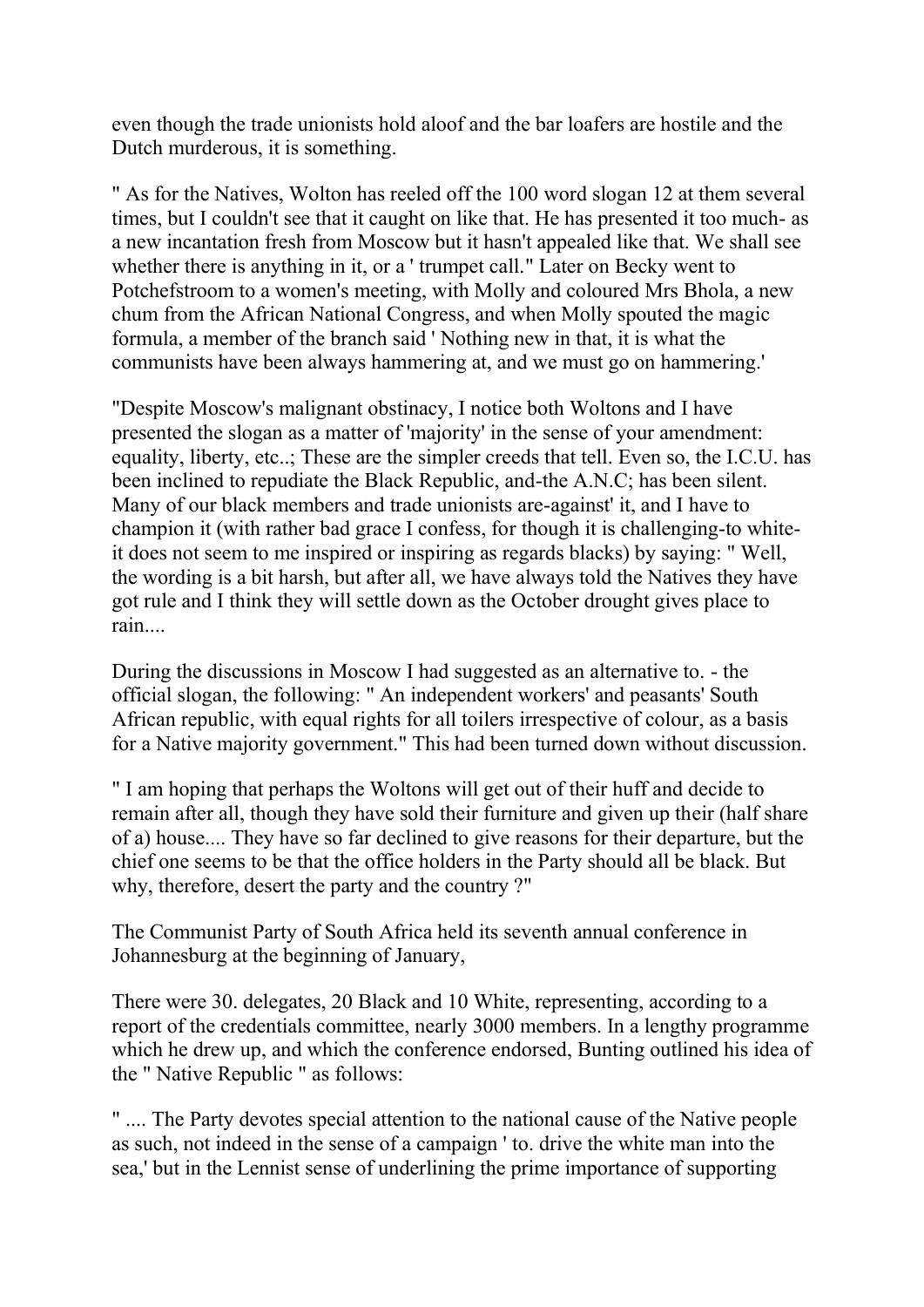even though the trade unionists hold aloof and the bar loafers are hostile and the Dutch murderous, it is something.

" As for the Natives, Wolton has reeled off the 100 word slogan 12 at them several times, but I couldn't see that it caught on like that. He has presented it too much- as a new incantation fresh from Moscow but it hasn't appealed like that. We shall see whether there is anything in it, or a ' trumpet call." Later on Becky went to Potchefstroom to a women's meeting, with Molly and coloured Mrs Bhola, a new chum from the African National Congress, and when Molly spouted the magic formula, a member of the branch said ' Nothing new in that, it is what the communists have been always hammering at, and we must go on hammering.'

"Despite Moscow's malignant obstinacy, I notice both Woltons and I have presented the slogan as a matter of 'majority' in the sense of your amendment: equality, liberty, etc..; These are the simpler creeds that tell. Even so, the I.C.U. has been inclined to repudiate the Black Republic, and-the A.N.C; has been silent. Many of our black members and trade unionists are-against' it, and I have to champion it (with rather bad grace I confess, for though it is challenging-to white- it does not seem to me inspired or inspiring as regards blacks) by saying: " Well, the wording is a bit harsh, but after all, we have always told the Natives they have got rule and I think they will settle down as the October drought gives place to rain....

During the discussions in Moscow I had suggested as an alternative to. - the official slogan, the following: " An independent workers' and peasants' South African republic, with equal rights for all toilers irrespective of colour, as a basis for a Native majority government." This had been turned down without discussion.

" I am hoping that perhaps the Woltons will get out of their huff and decide to remain after all, though they have sold their furniture and given up their (half share of a) house.... They have so far declined to give reasons for their departure, but the chief one seems to be that the office holders in the Party should all be black. But why, therefore, desert the party and the country ?"

The Communist Party of South Africa held its seventh annual conference in Johannesburg at the beginning of January,

There were 30. delegates, 20 Black and 10 White, representing, according to a report of the credentials committee, nearly 3000 members. In a lengthy programme which he drew up, and which the conference endorsed, Bunting outlined his idea of the " Native Republic " as follows:

" .... The Party devotes special attention to the national cause of the Native people as such, not indeed in the sense of a campaign ' to. drive the white man into the sea,' but in the Lennist sense of underlining the prime importance of supporting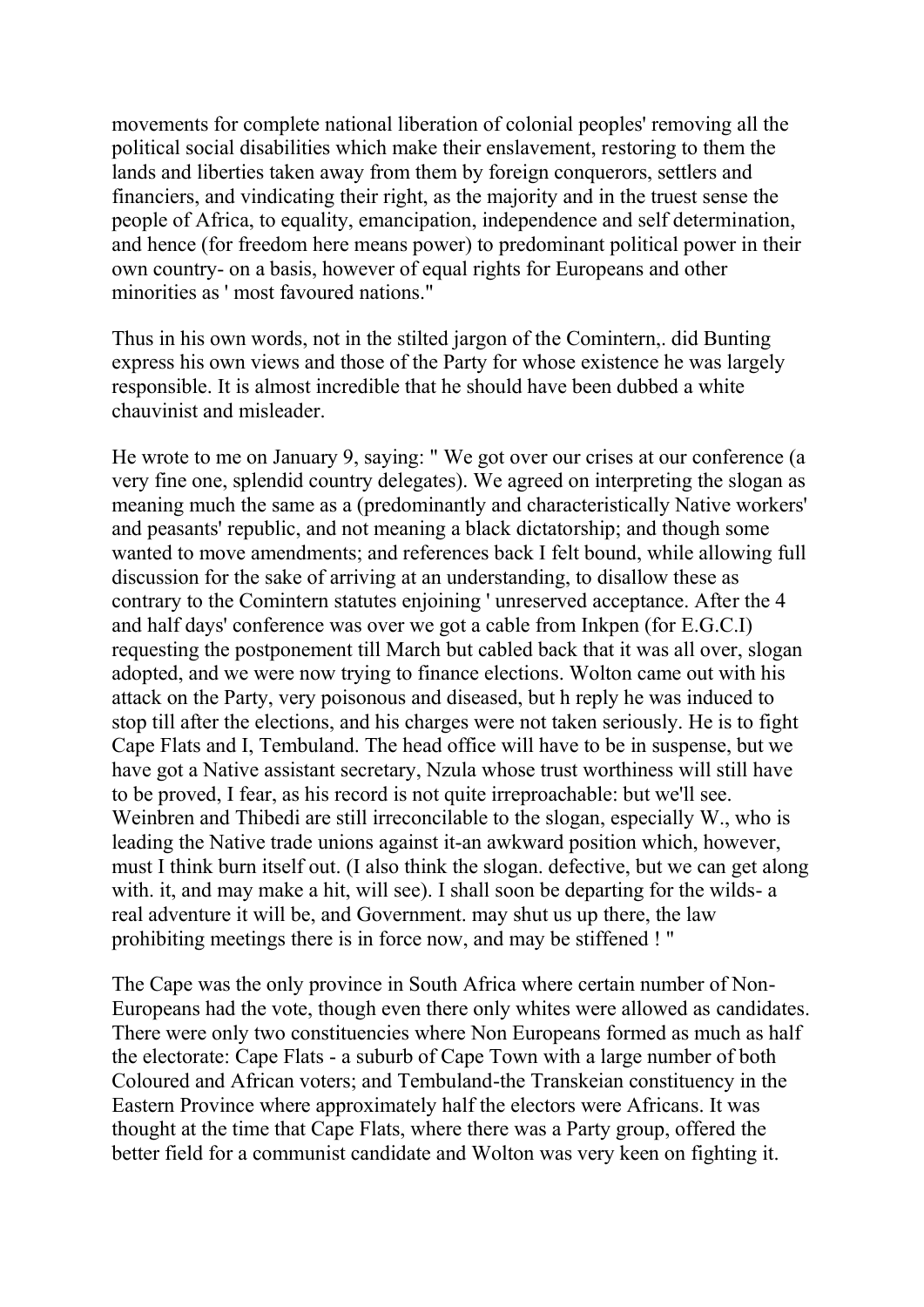movements for complete national liberation of colonial peoples' removing all the political social disabilities which make their enslavement, restoring to them the lands and liberties taken away from them by foreign conquerors, settlers and financiers, and vindicating their right, as the majority and in the truest sense the people of Africa, to equality, emancipation, independence and self determination, and hence (for freedom here means power) to predominant political power in their own country- on a basis, however of equal rights for Europeans and other minorities as ' most favoured nations."

Thus in his own words, not in the stilted jargon of the Comintern,. did Bunting express his own views and those of the Party for whose existence he was largely responsible. It is almost incredible that he should have been dubbed a white chauvinist and misleader.

He wrote to me on January 9, saying: " We got over our crises at our conference (a very fine one, splendid country delegates). We agreed on interpreting the slogan as meaning much the same as a (predominantly and characteristically Native workers' and peasants' republic, and not meaning a black dictatorship; and though some wanted to move amendments; and references back I felt bound, while allowing full discussion for the sake of arriving at an understanding, to disallow these as contrary to the Comintern statutes enjoining ' unreserved acceptance. After the 4 and half days' conference was over we got a cable from Inkpen (for E.G.C.I) requesting the postponement till March but cabled back that it was all over, slogan adopted, and we were now trying to finance elections. Wolton came out with his attack on the Party, very poisonous and diseased, but h reply he was induced to stop till after the elections, and his charges were not taken seriously. He is to fight Cape Flats and I, Tembuland. The head office will have to be in suspense, but we have got a Native assistant secretary, Nzula whose trust worthiness will still have to be proved, I fear, as his record is not quite irreproachable: but we'll see. Weinbren and Thibedi are still irreconcilable to the slogan, especially W., who is leading the Native trade unions against it-an awkward position which, however, must I think burn itself out. (I also think the slogan. defective, but we can get along with. it, and may make a hit, will see). I shall soon be departing for the wilds- a real adventure it will be, and Government. may shut us up there, the law prohibiting meetings there is in force now, and may be stiffened ! "

The Cape was the only province in South Africa where certain number of Non-Europeans had the vote, though even there only whites were allowed as candidates. There were only two constituencies where Non Europeans formed as much as half the electorate: Cape Flats - a suburb of Cape Town with a large number of both Coloured and African voters; and Tembuland-the Transkeian constituency in the Eastern Province where approximately half the electors were Africans. It was thought at the time that Cape Flats, where there was a Party group, offered the better field for a communist candidate and Wolton was very keen on fighting it.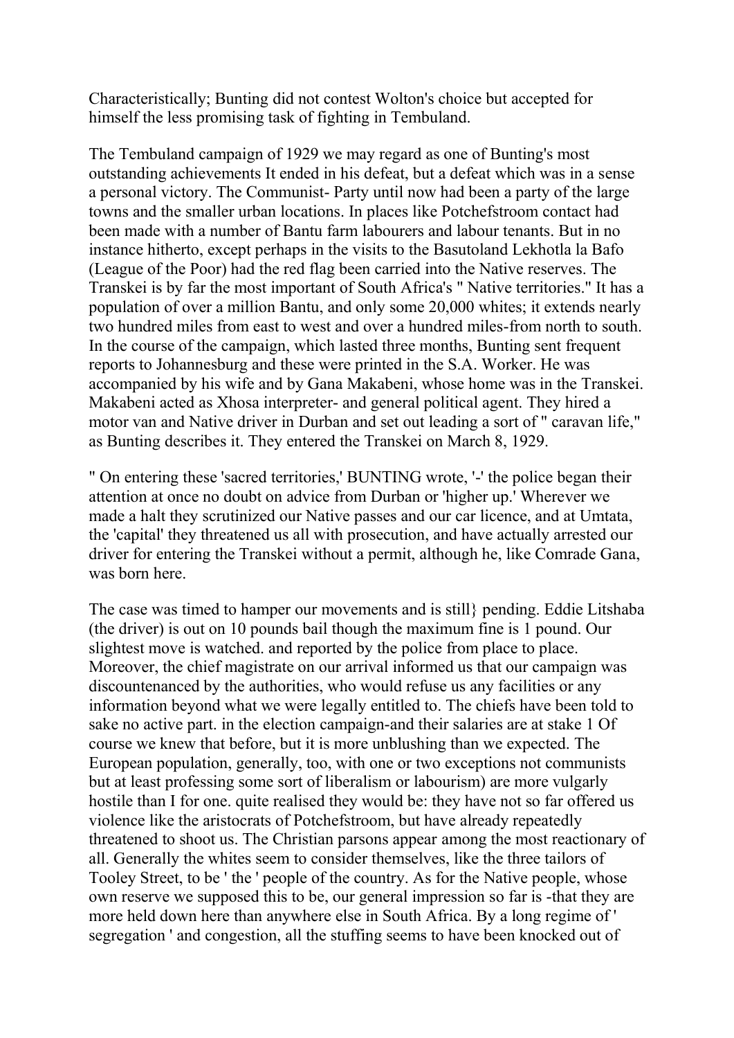Characteristically; Bunting did not contest Wolton's choice but accepted for himself the less promising task of fighting in Tembuland.

The Tembuland campaign of 1929 we may regard as one of Bunting's most outstanding achievements It ended in his defeat, but a defeat which was in a sense a personal victory. The Communist- Party until now had been a party of the large towns and the smaller urban locations. In places like Potchefstroom contact had been made with a number of Bantu farm labourers and labour tenants. But in no instance hitherto, except perhaps in the visits to the Basutoland Lekhotla la Bafo (League of the Poor) had the red flag been carried into the Native reserves. The Transkei is by far the most important of South Africa's " Native territories." It has a population of over a million Bantu, and only some 20,000 whites; it extends nearly two hundred miles from east to west and over a hundred miles-from north to south. In the course of the campaign, which lasted three months, Bunting sent frequent reports to Johannesburg and these were printed in the S.A. Worker. He was accompanied by his wife and by Gana Makabeni, whose home was in the Transkei. Makabeni acted as Xhosa interpreter- and general political agent. They hired a motor van and Native driver in Durban and set out leading a sort of " caravan life," as Bunting describes it. They entered the Transkei on March 8, 1929.

" On entering these 'sacred territories,' BUNTING wrote, '-' the police began their attention at once no doubt on advice from Durban or 'higher up.' Wherever we made a halt they scrutinized our Native passes and our car licence, and at Umtata, the 'capital' they threatened us all with prosecution, and have actually arrested our driver for entering the Transkei without a permit, although he, like Comrade Gana, was born here.

The case was timed to hamper our movements and is still} pending. Eddie Litshaba (the driver) is out on 10 pounds bail though the maximum fine is 1 pound. Our slightest move is watched. and reported by the police from place to place. Moreover, the chief magistrate on our arrival informed us that our campaign was discountenanced by the authorities, who would refuse us any facilities or any information beyond what we were legally entitled to. The chiefs have been told to sake no active part. in the election campaign-and their salaries are at stake 1 Of course we knew that before, but it is more unblushing than we expected. The European population, generally, too, with one or two exceptions not communists but at least professing some sort of liberalism or labourism) are more vulgarly hostile than I for one. quite realised they would be: they have not so far offered us violence like the aristocrats of Potchefstroom, but have already repeatedly threatened to shoot us. The Christian parsons appear among the most reactionary of all. Generally the whites seem to consider themselves, like the three tailors of Tooley Street, to be ' the ' people of the country. As for the Native people, whose own reserve we supposed this to be, our general impression so far is -that they are more held down here than anywhere else in South Africa. By a long regime of ' segregation ' and congestion, all the stuffing seems to have been knocked out of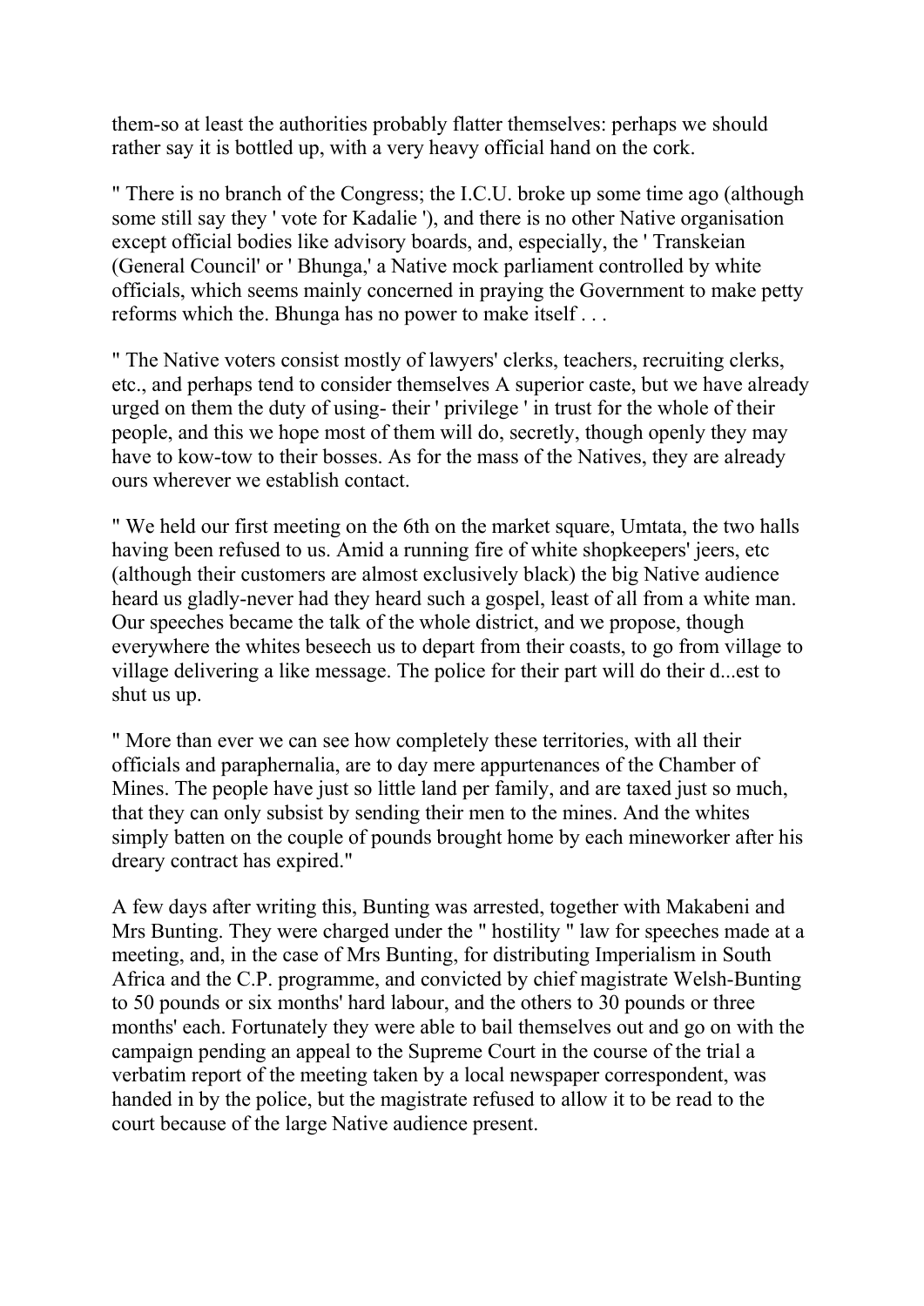them-so at least the authorities probably flatter themselves: perhaps we should rather say it is bottled up, with a very heavy official hand on the cork.

" There is no branch of the Congress; the I.C.U. broke up some time ago (although some still say they ' vote for Kadalie '), and there is no other Native organisation except official bodies like advisory boards, and, especially, the ' Transkeian (General Council' or ' Bhunga,' a Native mock parliament controlled by white officials, which seems mainly concerned in praying the Government to make petty reforms which the. Bhunga has no power to make itself . . .

" The Native voters consist mostly of lawyers' clerks, teachers, recruiting clerks, etc., and perhaps tend to consider themselves A superior caste, but we have already urged on them the duty of using- their ' privilege ' in trust for the whole of their people, and this we hope most of them will do, secretly, though openly they may have to kow-tow to their bosses. As for the mass of the Natives, they are already ours wherever we establish contact.

" We held our first meeting on the 6th on the market square, Umtata, the two halls having been refused to us. Amid a running fire of white shopkeepers' jeers, etc (although their customers are almost exclusively black) the big Native audience heard us gladly-never had they heard such a gospel, least of all from a white man. Our speeches became the talk of the whole district, and we propose, though everywhere the whites beseech us to depart from their coasts, to go from village to village delivering a like message. The police for their part will do their d...est to shut us up.

" More than ever we can see how completely these territories, with all their officials and paraphernalia, are to day mere appurtenances of the Chamber of Mines. The people have just so little land per family, and are taxed just so much, that they can only subsist by sending their men to the mines. And the whites simply batten on the couple of pounds brought home by each mineworker after his dreary contract has expired."

A few days after writing this, Bunting was arrested, together with Makabeni and Mrs Bunting. They were charged under the " hostility " law for speeches made at a meeting, and, in the case of Mrs Bunting, for distributing Imperialism in South Africa and the C.P. programme, and convicted by chief magistrate Welsh-Bunting to 50 pounds or six months' hard labour, and the others to 30 pounds or three months' each. Fortunately they were able to bail themselves out and go on with the campaign pending an appeal to the Supreme Court in the course of the trial a verbatim report of the meeting taken by a local newspaper correspondent, was handed in by the police, but the magistrate refused to allow it to be read to the court because of the large Native audience present.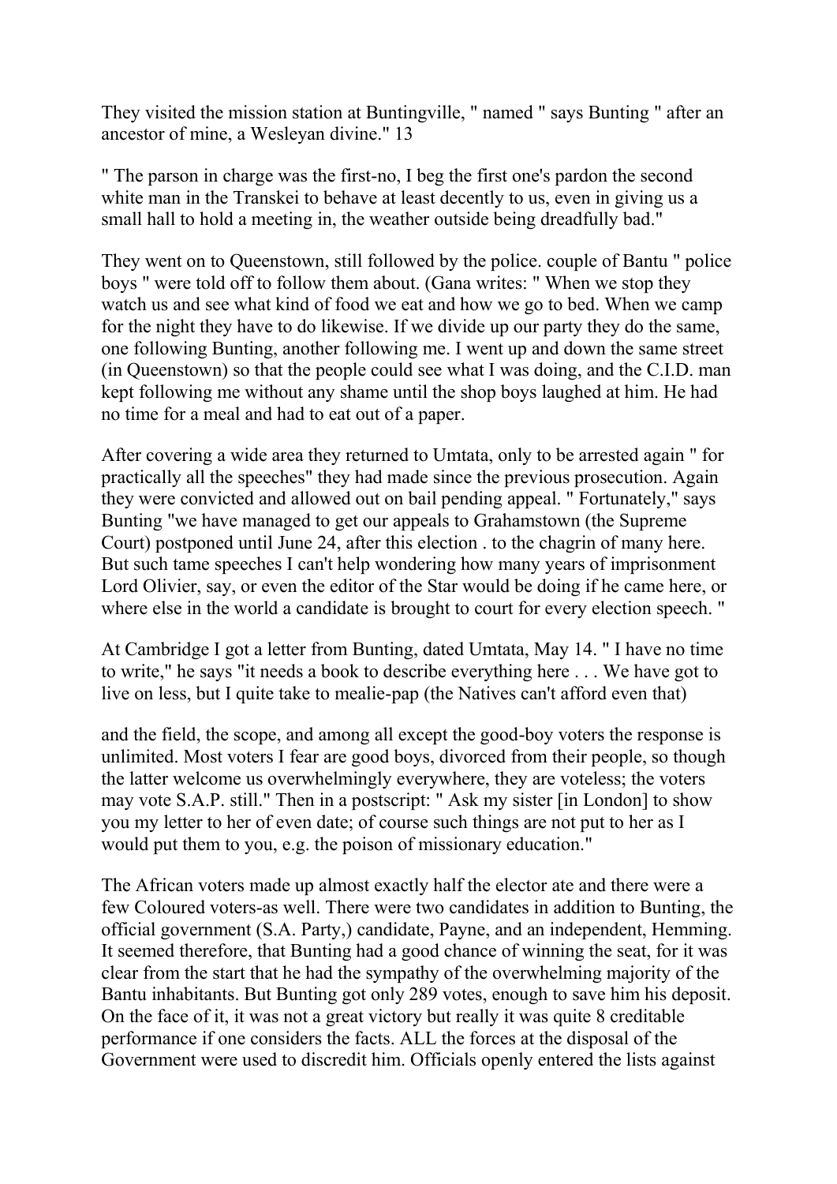They visited the mission station at Buntingville, " named " says Bunting " after an ancestor of mine, a Wesleyan divine." 13

" The parson in charge was the first-no, I beg the first one's pardon the second white man in the Transkei to behave at least decently to us, even in giving us a small hall to hold a meeting in, the weather outside being dreadfully bad."

They went on to Queenstown, still followed by the police. couple of Bantu " police boys " were told off to follow them about. (Gana writes: " When we stop they watch us and see what kind of food we eat and how we go to bed. When we camp for the night they have to do likewise. If we divide up our party they do the same, one following Bunting, another following me. I went up and down the same street (in Queenstown) so that the people could see what I was doing, and the C.I.D. man kept following me without any shame until the shop boys laughed at him. He had no time for a meal and had to eat out of a paper.

After covering a wide area they returned to Umtata, only to be arrested again " for practically all the speeches" they had made since the previous prosecution. Again they were convicted and allowed out on bail pending appeal. " Fortunately," says Bunting "we have managed to get our appeals to Grahamstown (the Supreme Court) postponed until June 24, after this election . to the chagrin of many here. But such tame speeches I can't help wondering how many years of imprisonment Lord Olivier, say, or even the editor of the Star would be doing if he came here, or where else in the world a candidate is brought to court for every election speech. "

At Cambridge I got a letter from Bunting, dated Umtata, May 14. " I have no time to write," he says "it needs a book to describe everything here . . . We have got to live on less, but I quite take to mealie-pap (the Natives can't afford even that)

and the field, the scope, and among all except the good-boy voters the response is unlimited. Most voters I fear are good boys, divorced from their people, so though the latter welcome us overwhelmingly everywhere, they are voteless; the voters may vote S.A.P. still." Then in a postscript: " Ask my sister [in London] to show you my letter to her of even date; of course such things are not put to her as I would put them to you, e.g. the poison of missionary education."

The African voters made up almost exactly half the elector ate and there were a few Coloured voters-as well. There were two candidates in addition to Bunting, the official government (S.A. Party,) candidate, Payne, and an independent, Hemming. It seemed therefore, that Bunting had a good chance of winning the seat, for it was clear from the start that he had the sympathy of the overwhelming majority of the Bantu inhabitants. But Bunting got only 289 votes, enough to save him his deposit. On the face of it, it was not a great victory but really it was quite 8 creditable performance if one considers the facts. ALL the forces at the disposal of the Government were used to discredit him. Officials openly entered the lists against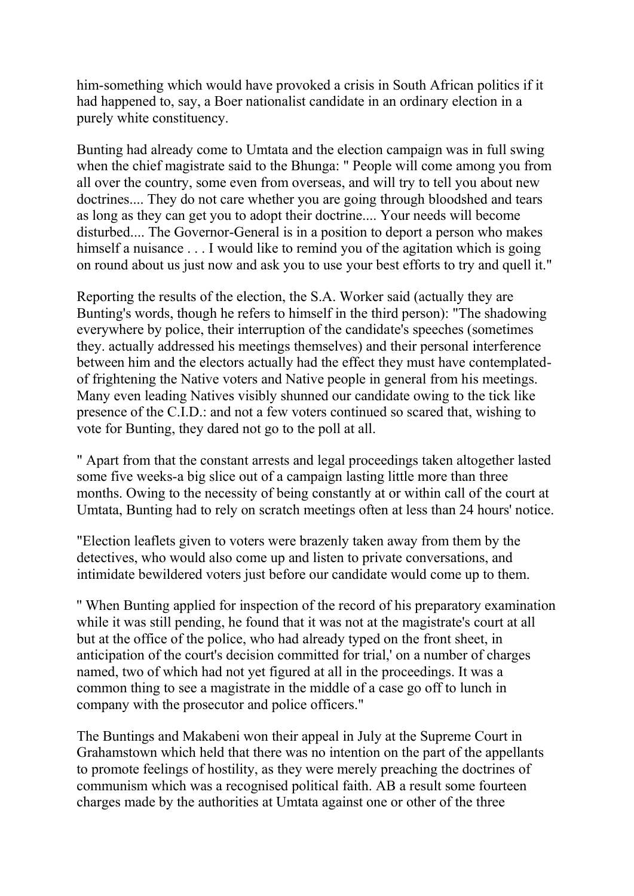him-something which would have provoked a crisis in South African politics if it had happened to, say, a Boer nationalist candidate in an ordinary election in a purely white constituency.

Bunting had already come to Umtata and the election campaign was in full swing when the chief magistrate said to the Bhunga: " People will come among you from all over the country, some even from overseas, and will try to tell you about new doctrines.... They do not care whether you are going through bloodshed and tears as long as they can get you to adopt their doctrine.... Your needs will become disturbed.... The Governor-General is in a position to deport a person who makes himself a nuisance . . . I would like to remind you of the agitation which is going on round about us just now and ask you to use your best efforts to try and quell it."

Reporting the results of the election, the S.A. Worker said (actually they are Bunting's words, though he refers to himself in the third person): "The shadowing everywhere by police, their interruption of the candidate's speeches (sometimes they. actually addressed his meetings themselves) and their personal interference between him and the electors actually had the effect they must have contemplated-of frightening the Native voters and Native people in general from his meetings. Many even leading Natives visibly shunned our candidate owing to the tick like presence of the C.I.D.: and not a few voters continued so scared that, wishing to vote for Bunting, they dared not go to the poll at all.

" Apart from that the constant arrests and legal proceedings taken altogether lasted some five weeks-a big slice out of a campaign lasting little more than three months. Owing to the necessity of being constantly at or within call of the court at Umtata, Bunting had to rely on scratch meetings often at less than 24 hours' notice.

"Election leaflets given to voters were brazenly taken away from them by the detectives, who would also come up and listen to private conversations, and intimidate bewildered voters just before our candidate would come up to them.

" When Bunting applied for inspection of the record of his preparatory examination while it was still pending, he found that it was not at the magistrate's court at all but at the office of the police, who had already typed on the front sheet, in anticipation of the court's decision committed for trial,' on a number of charges named, two of which had not yet figured at all in the proceedings. It was a common thing to see a magistrate in the middle of a case go off to lunch in company with the prosecutor and police officers."

The Buntings and Makabeni won their appeal in July at the Supreme Court in Grahamstown which held that there was no intention on the part of the appellants to promote feelings of hostility, as they were merely preaching the doctrines of communism which was a recognised political faith. AB a result some fourteen charges made by the authorities at Umtata against one or other of the three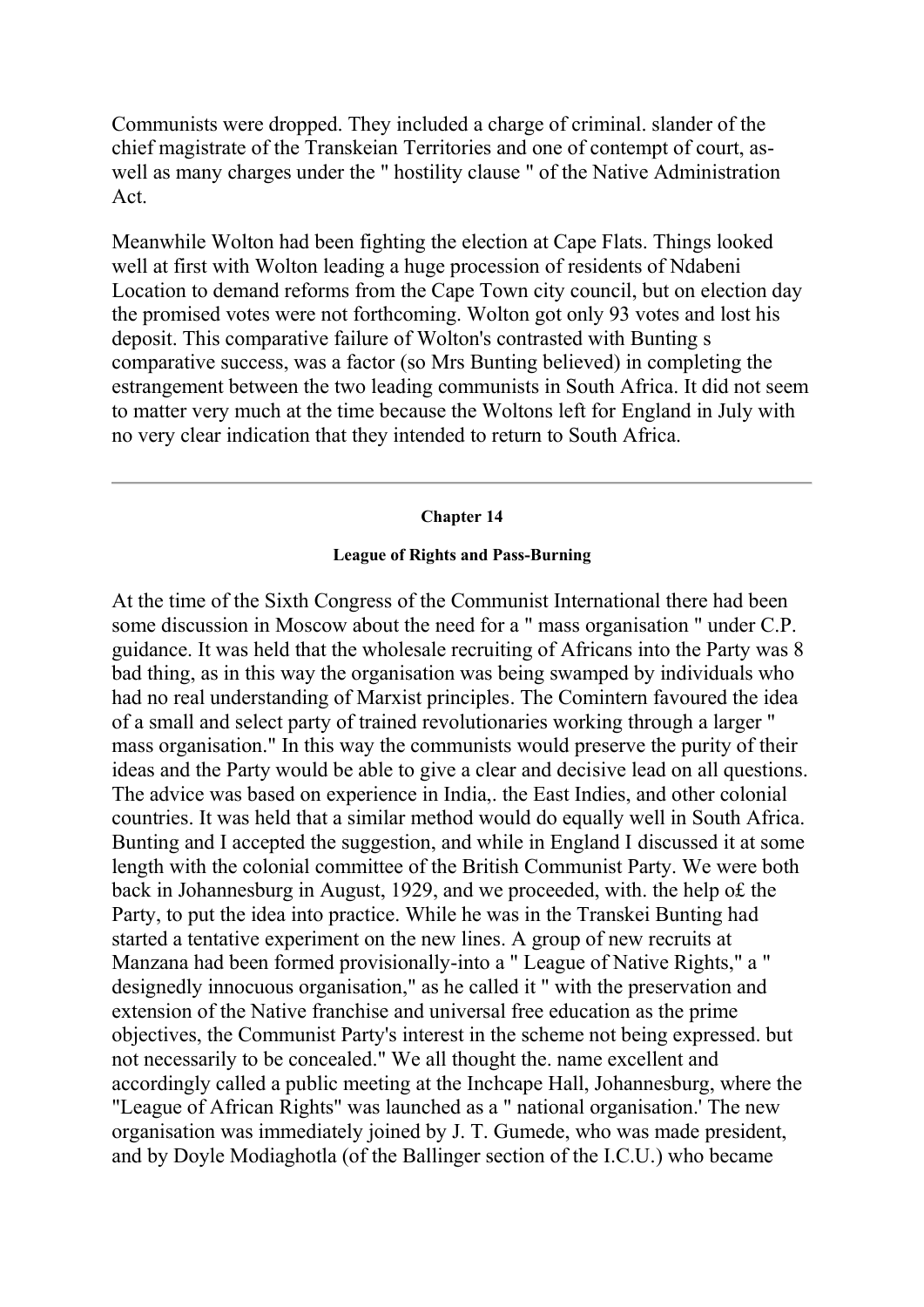Communists were dropped. They included a charge of criminal. slander of the chief magistrate of the Transkeian Territories and one of contempt of court, as-well as many charges under the " hostility clause " of the Native Administration Act.

Meanwhile Wolton had been fighting the election at Cape Flats. Things looked well at first with Wolton leading a huge procession of residents of Ndabeni Location to demand reforms from the Cape Town city council, but on election day the promised votes were not forthcoming. Wolton got only 93 votes and lost his deposit. This comparative failure of Wolton's contrasted with Bunting s comparative success, was a factor (so Mrs Bunting believed) in completing the estrangement between the two leading communists in South Africa. It did not seem to matter very much at the time because the Woltons left for England in July with no very clear indication that they intended to return to South Africa.

---

## Chapter 14

### League of Rights and Pass-Burning

At the time of the Sixth Congress of the Communist International there had been some discussion in Moscow about the need for a " mass organisation " under C.P. guidance. It was held that the wholesale recruiting of Africans into the Party was 8 bad thing, as in this way the organisation was being swamped by individuals who had no real understanding of Marxist principles. The Comintern favoured the idea of a small and select party of trained revolutionaries working through a larger " mass organisation." In this way the communists would preserve the purity of their ideas and the Party would be able to give a clear and decisive lead on all questions. The advice was based on experience in India,. the East Indies, and other colonial countries. It was held that a similar method would do equally well in South Africa. Bunting and I accepted the suggestion, and while in England I discussed it at some length with the colonial committee of the British Communist Party. We were both back in Johannesburg in August, 1929, and we proceeded, with. the help o£ the Party, to put the idea into practice. While he was in the Transkei Bunting had started a tentative experiment on the new lines. A group of new recruits at Manzana had been formed provisionally-into a " League of Native Rights," a " designedly innocuous organisation," as he called it " with the preservation and extension of the Native franchise and universal free education as the prime objectives, the Communist Party's interest in the scheme not being expressed. but not necessarily to be concealed." We all thought the. name excellent and accordingly called a public meeting at the Inchcape Hall, Johannesburg, where the "League of African Rights" was launched as a " national organisation.' The new organisation was immediately joined by J. T. Gumede, who was made president, and by Doyle Modiaghotla (of the Ballinger section of the I.C.U.) who became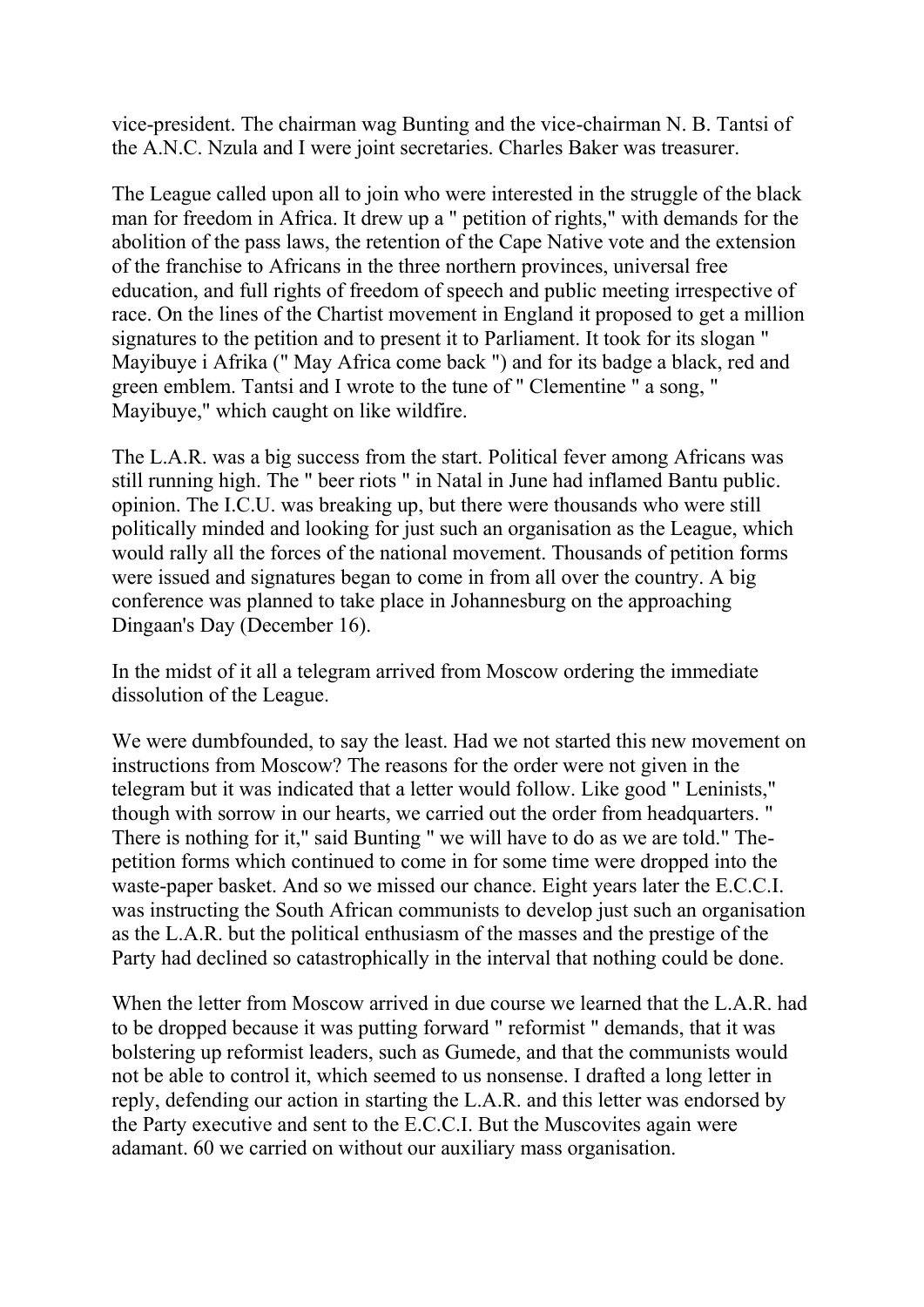vice-president. The chairman wag Bunting and the vice-chairman N. B. Tantsi of the A.N.C. Nzula and I were joint secretaries. Charles Baker was treasurer.

The League called upon all to join who were interested in the struggle of the black man for freedom in Africa. It drew up a " petition of rights," with demands for the abolition of the pass laws, the retention of the Cape Native vote and the extension of the franchise to Africans in the three northern provinces, universal free education, and full rights of freedom of speech and public meeting irrespective of race. On the lines of the Chartist movement in England it proposed to get a million signatures to the petition and to present it to Parliament. It took for its slogan " Mayibuye i Afrika (" May Africa come back ") and for its badge a black, red and green emblem. Tantsi and I wrote to the tune of " Clementine " a song, " Mayibuye," which caught on like wildfire.

The L.A.R. was a big success from the start. Political fever among Africans was still running high. The " beer riots " in Natal in June had inflamed Bantu public. opinion. The I.C.U. was breaking up, but there were thousands who were still politically minded and looking for just such an organisation as the League, which would rally all the forces of the national movement. Thousands of petition forms were issued and signatures began to come in from all over the country. A big conference was planned to take place in Johannesburg on the approaching Dingaan's Day (December 16).

In the midst of it all a telegram arrived from Moscow ordering the immediate dissolution of the League.

We were dumbfounded, to say the least. Had we not started this new movement on instructions from Moscow? The reasons for the order were not given in the telegram but it was indicated that a letter would follow. Like good " Leninists," though with sorrow in our hearts, we carried out the order from headquarters. " There is nothing for it," said Bunting " we will have to do as we are told." The-petition forms which continued to come in for some time were dropped into the waste-paper basket. And so we missed our chance. Eight years later the E.C.C.I. was instructing the South African communists to develop just such an organisation as the L.A.R. but the political enthusiasm of the masses and the prestige of the Party had declined so catastrophically in the interval that nothing could be done.

When the letter from Moscow arrived in due course we learned that the L.A.R. had to be dropped because it was putting forward " reformist " demands, that it was bolstering up reformist leaders, such as Gumede, and that the communists would not be able to control it, which seemed to us nonsense. I drafted a long letter in reply, defending our action in starting the L.A.R. and this letter was endorsed by the Party executive and sent to the E.C.C.I. But the Muscovites again were adamant. 60 we carried on without our auxiliary mass organisation.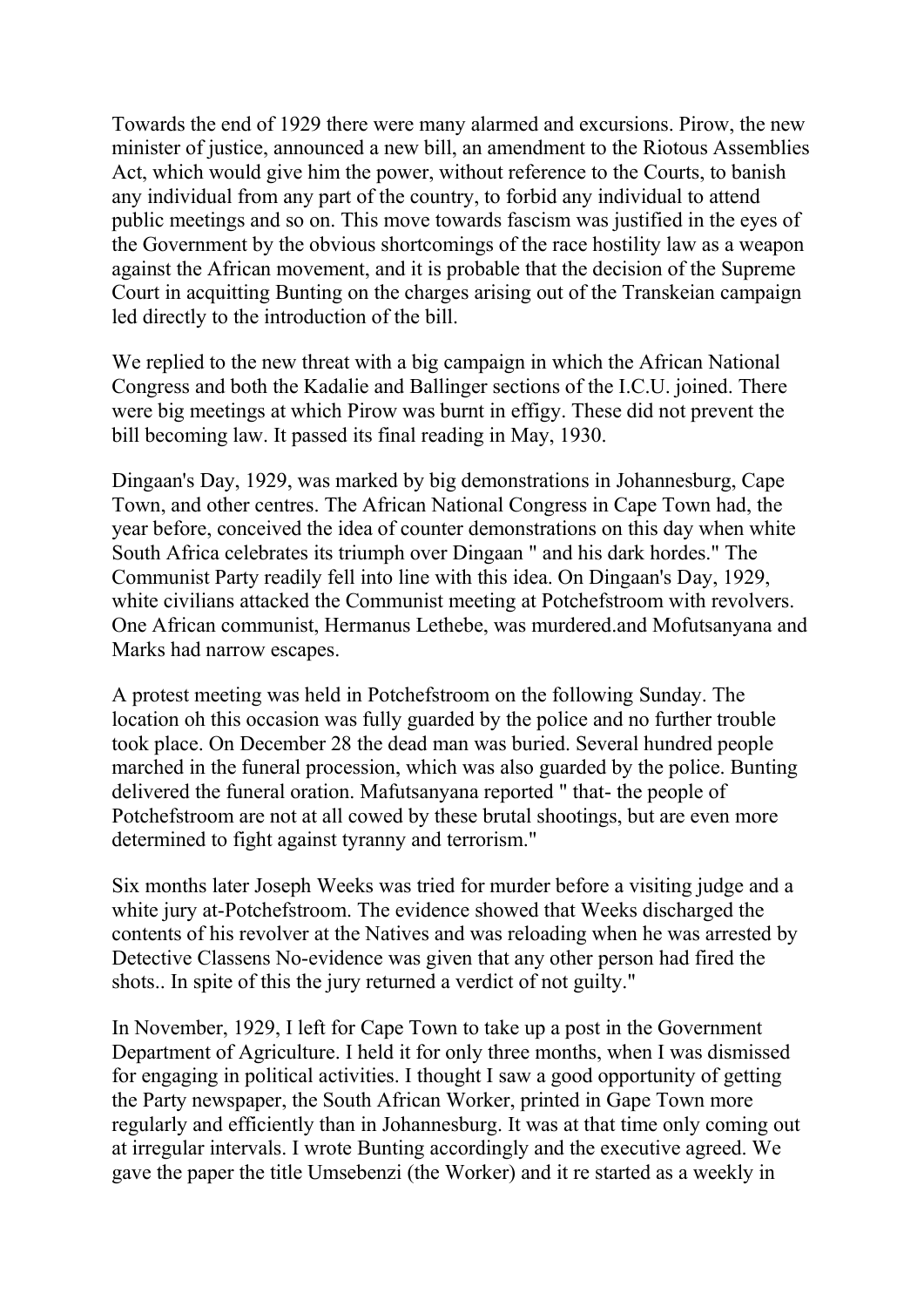Towards the end of 1929 there were many alarmed and excursions. Pirow, the new minister of justice, announced a new bill, an amendment to the Riotous Assemblies Act, which would give him the power, without reference to the Courts, to banish any individual from any part of the country, to forbid any individual to attend public meetings and so on. This move towards fascism was justified in the eyes of the Government by the obvious shortcomings of the race hostility law as a weapon against the African movement, and it is probable that the decision of the Supreme Court in acquitting Bunting on the charges arising out of the Transkeian campaign led directly to the introduction of the bill.

We replied to the new threat with a big campaign in which the African National Congress and both the Kadalie and Ballinger sections of the I.C.U. joined. There were big meetings at which Pirow was burnt in effigy. These did not prevent the bill becoming law. It passed its final reading in May, 1930.

Dingaan's Day, 1929, was marked by big demonstrations in Johannesburg, Cape Town, and other centres. The African National Congress in Cape Town had, the year before, conceived the idea of counter demonstrations on this day when white South Africa celebrates its triumph over Dingaan " and his dark hordes." The Communist Party readily fell into line with this idea. On Dingaan's Day, 1929, white civilians attacked the Communist meeting at Potchefstroom with revolvers. One African communist, Hermanus Lethebe, was murdered.and Mofutsanyana and Marks had narrow escapes.

A protest meeting was held in Potchefstroom on the following Sunday. The location oh this occasion was fully guarded by the police and no further trouble took place. On December 28 the dead man was buried. Several hundred people marched in the funeral procession, which was also guarded by the police. Bunting delivered the funeral oration. Mafutsanyana reported " that- the people of Potchefstroom are not at all cowed by these brutal shootings, but are even more determined to fight against tyranny and terrorism."

Six months later Joseph Weeks was tried for murder before a visiting judge and a white jury at-Potchefstroom. The evidence showed that Weeks discharged the contents of his revolver at the Natives and was reloading when he was arrested by Detective Classens No-evidence was given that any other person had fired the shots.. In spite of this the jury returned a verdict of not guilty."

In November, 1929, I left for Cape Town to take up a post in the Government Department of Agriculture. I held it for only three months, when I was dismissed for engaging in political activities. I thought I saw a good opportunity of getting the Party newspaper, the South African Worker, printed in Gape Town more regularly and efficiently than in Johannesburg. It was at that time only coming out at irregular intervals. I wrote Bunting accordingly and the executive agreed. We gave the paper the title Umsebenzi (the Worker) and it re started as a weekly in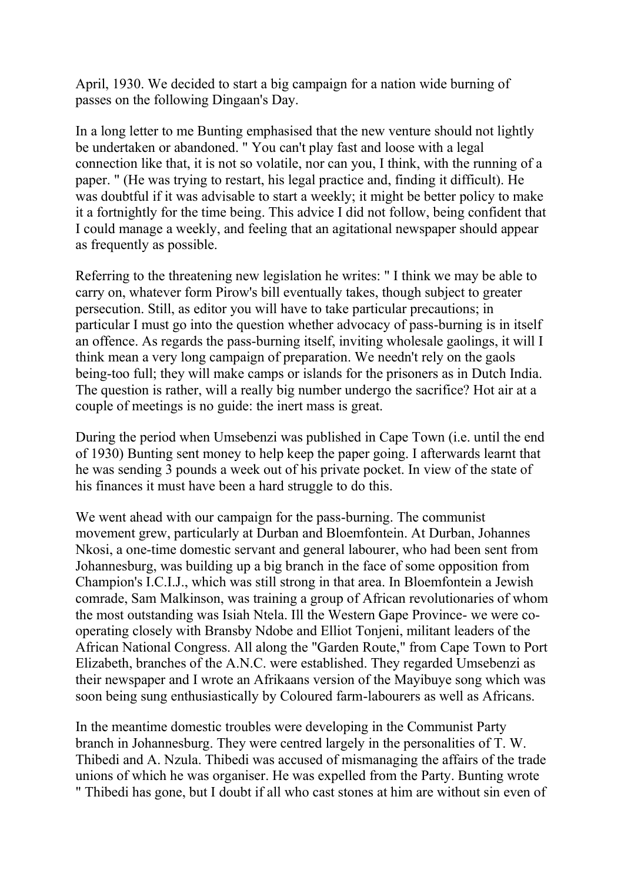April, 1930. We decided to start a big campaign for a nation wide burning of passes on the following Dingaan's Day.

In a long letter to me Bunting emphasised that the new venture should not lightly be undertaken or abandoned. " You can't play fast and loose with a legal connection like that, it is not so volatile, nor can you, I think, with the running of a paper. " (He was trying to restart, his legal practice and, finding it difficult). He was doubtful if it was advisable to start a weekly; it might be better policy to make it a fortnightly for the time being. This advice I did not follow, being confident that I could manage a weekly, and feeling that an agitational newspaper should appear as frequently as possible.

Referring to the threatening new legislation he writes: " I think we may be able to carry on, whatever form Pirow's bill eventually takes, though subject to greater persecution. Still, as editor you will have to take particular precautions; in particular I must go into the question whether advocacy of pass-burning is in itself an offence. As regards the pass-burning itself, inviting wholesale gaolings, it will I think mean a very long campaign of preparation. We needn't rely on the gaols being-too full; they will make camps or islands for the prisoners as in Dutch India. The question is rather, will a really big number undergo the sacrifice? Hot air at a couple of meetings is no guide: the inert mass is great.

During the period when Umsebenzi was published in Cape Town (i.e. until the end of 1930) Bunting sent money to help keep the paper going. I afterwards learnt that he was sending 3 pounds a week out of his private pocket. In view of the state of his finances it must have been a hard struggle to do this.

We went ahead with our campaign for the pass-burning. The communist movement grew, particularly at Durban and Bloemfontein. At Durban, Johannes Nkosi, a one-time domestic servant and general labourer, who had been sent from Johannesburg, was building up a big branch in the face of some opposition from Champion's I.C.I.J., which was still strong in that area. In Bloemfontein a Jewish comrade, Sam Malkinson, was training a group of African revolutionaries of whom the most outstanding was Isiah Ntela. Ill the Western Gape Province- we were co-operating closely with Bransby Ndobe and Elliot Tonjeni, militant leaders of the African National Congress. All along the "Garden Route," from Cape Town to Port Elizabeth, branches of the A.N.C. were established. They regarded Umsebenzi as their newspaper and I wrote an Afrikaans version of the Mayibuye song which was soon being sung enthusiastically by Coloured farm-labourers as well as Africans.

In the meantime domestic troubles were developing in the Communist Party branch in Johannesburg. They were centred largely in the personalities of T. W. Thibedi and A. Nzula. Thibedi was accused of mismanaging the affairs of the trade unions of which he was organiser. He was expelled from the Party. Bunting wrote " Thibedi has gone, but I doubt if all who cast stones at him are without sin even of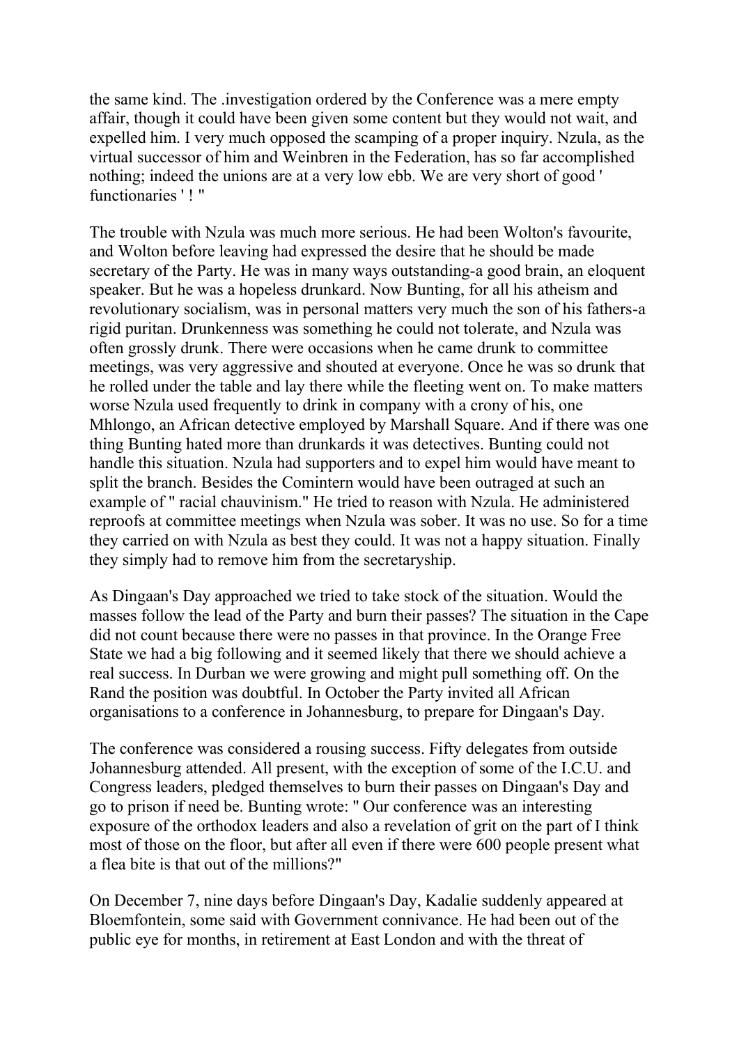the same kind. The .investigation ordered by the Conference was a mere empty affair, though it could have been given some content but they would not wait, and expelled him. I very much opposed the scamping of a proper inquiry. Nzula, as the virtual successor of him and Weinbren in the Federation, has so far accomplished nothing; indeed the unions are at a very low ebb. We are very short of good ' functionaries ' ! "

The trouble with Nzula was much more serious. He had been Wolton's favourite, and Wolton before leaving had expressed the desire that he should be made secretary of the Party. He was in many ways outstanding-a good brain, an eloquent speaker. But he was a hopeless drunkard. Now Bunting, for all his atheism and revolutionary socialism, was in personal matters very much the son of his fathers-a rigid puritan. Drunkenness was something he could not tolerate, and Nzula was often grossly drunk. There were occasions when he came drunk to committee meetings, was very aggressive and shouted at everyone. Once he was so drunk that he rolled under the table and lay there while the fleeting went on. To make matters worse Nzula used frequently to drink in company with a crony of his, one Mhlongo, an African detective employed by Marshall Square. And if there was one thing Bunting hated more than drunkards it was detectives. Bunting could not handle this situation. Nzula had supporters and to expel him would have meant to split the branch. Besides the Comintern would have been outraged at such an example of " racial chauvinism." He tried to reason with Nzula. He administered reproofs at committee meetings when Nzula was sober. It was no use. So for a time they carried on with Nzula as best they could. It was not a happy situation. Finally they simply had to remove him from the secretaryship.

As Dingaan's Day approached we tried to take stock of the situation. Would the masses follow the lead of the Party and burn their passes? The situation in the Cape did not count because there were no passes in that province. In the Orange Free State we had a big following and it seemed likely that there we should achieve a real success. In Durban we were growing and might pull something off. On the Rand the position was doubtful. In October the Party invited all African organisations to a conference in Johannesburg, to prepare for Dingaan's Day.

The conference was considered a rousing success. Fifty delegates from outside Johannesburg attended. All present, with the exception of some of the I.C.U. and Congress leaders, pledged themselves to burn their passes on Dingaan's Day and go to prison if need be. Bunting wrote: " Our conference was an interesting exposure of the orthodox leaders and also a revelation of grit on the part of I think most of those on the floor, but after all even if there were 600 people present what a flea bite is that out of the millions?"

On December 7, nine days before Dingaan's Day, Kadalie suddenly appeared at Bloemfontein, some said with Government connivance. He had been out of the public eye for months, in retirement at East London and with the threat of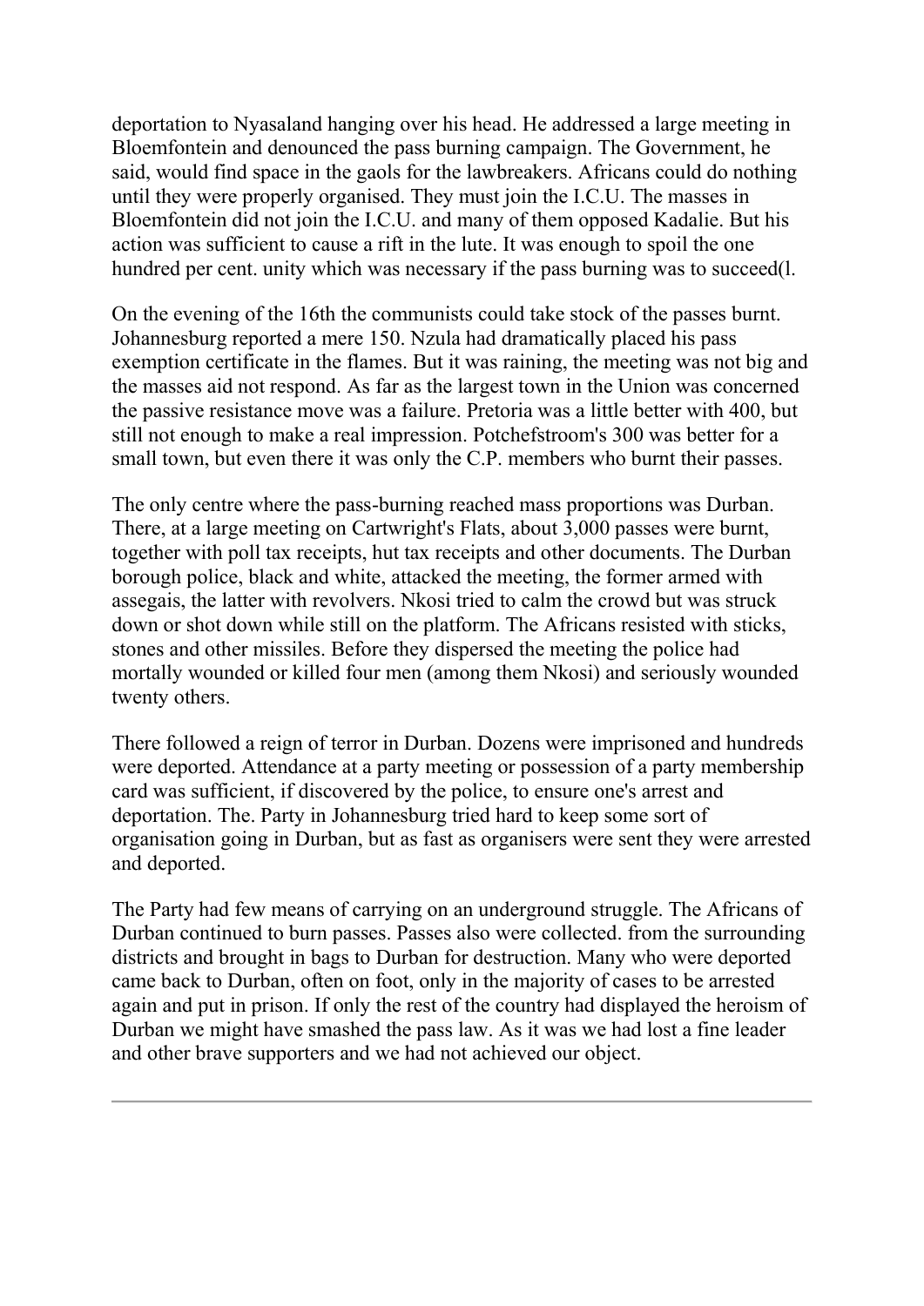deportation to Nyasaland hanging over his head. He addressed a large meeting in Bloemfontein and denounced the pass burning campaign. The Government, he said, would find space in the gaols for the lawbreakers. Africans could do nothing until they were properly organised. They must join the I.C.U. The masses in Bloemfontein did not join the I.C.U. and many of them opposed Kadalie. But his action was sufficient to cause a rift in the lute. It was enough to spoil the one hundred per cent. unity which was necessary if the pass burning was to succeed(l.

On the evening of the 16th the communists could take stock of the passes burnt. Johannesburg reported a mere 150. Nzula had dramatically placed his pass exemption certificate in the flames. But it was raining, the meeting was not big and the masses aid not respond. As far as the largest town in the Union was concerned the passive resistance move was a failure. Pretoria was a little better with 400, but still not enough to make a real impression. Potchefstroom's 300 was better for a small town, but even there it was only the C.P. members who burnt their passes.

The only centre where the pass-burning reached mass proportions was Durban. There, at a large meeting on Cartwright's Flats, about 3,000 passes were burnt, together with poll tax receipts, hut tax receipts and other documents. The Durban borough police, black and white, attacked the meeting, the former armed with assegais, the latter with revolvers. Nkosi tried to calm the crowd but was struck down or shot down while still on the platform. The Africans resisted with sticks, stones and other missiles. Before they dispersed the meeting the police had mortally wounded or killed four men (among them Nkosi) and seriously wounded twenty others.

There followed a reign of terror in Durban. Dozens were imprisoned and hundreds were deported. Attendance at a party meeting or possession of a party membership card was sufficient, if discovered by the police, to ensure one's arrest and deportation. The. Party in Johannesburg tried hard to keep some sort of organisation going in Durban, but as fast as organisers were sent they were arrested and deported.

The Party had few means of carrying on an underground struggle. The Africans of Durban continued to burn passes. Passes also were collected. from the surrounding districts and brought in bags to Durban for destruction. Many who were deported came back to Durban, often on foot, only in the majority of cases to be arrested again and put in prison. If only the rest of the country had displayed the heroism of Durban we might have smashed the pass law. As it was we had lost a fine leader and other brave supporters and we had not achieved our object.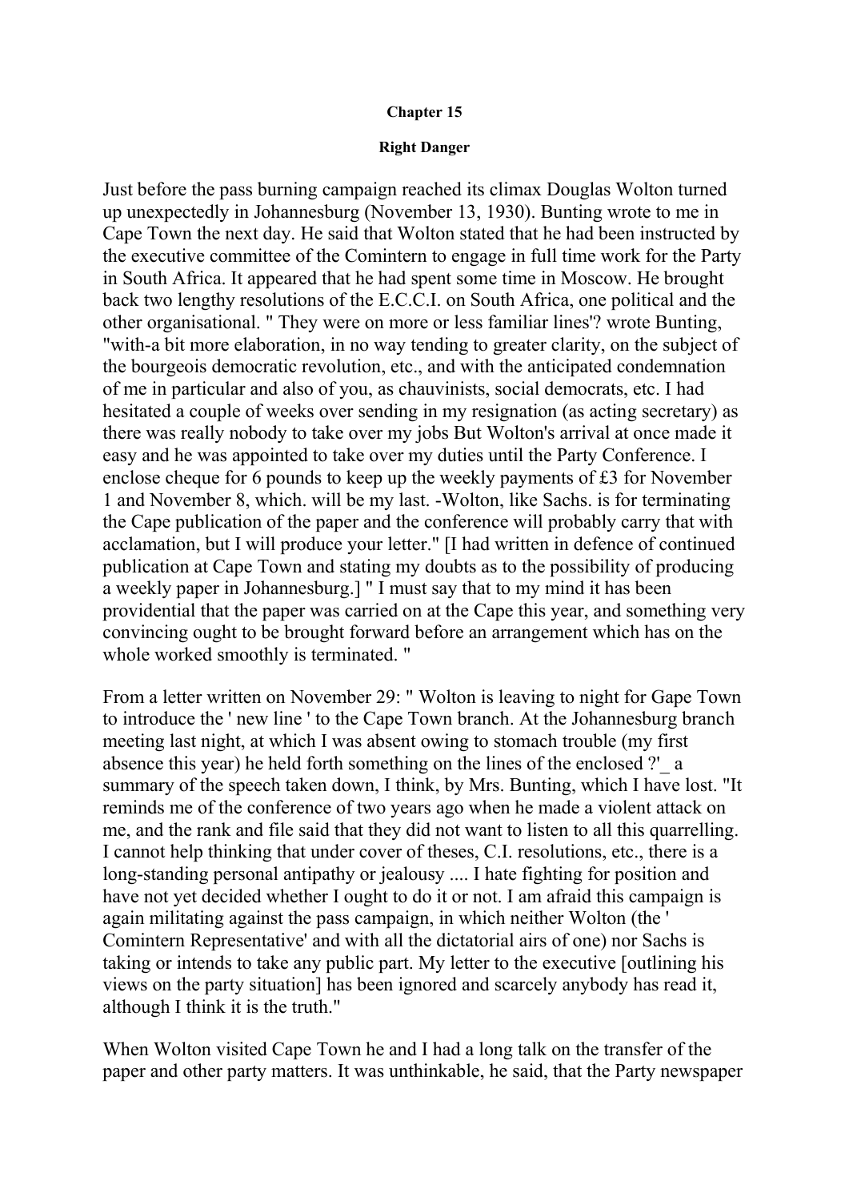**Chapter 15**

**Right Danger**

Just before the pass burning campaign reached its climax Douglas Wolton turned up unexpectedly in Johannesburg (November 13, 1930). Bunting wrote to me in Cape Town the next day. He said that Wolton stated that he had been instructed by the executive committee of the Comintern to engage in full time work for the Party in South Africa. It appeared that he had spent some time in Moscow. He brought back two lengthy resolutions of the E.C.C.I. on South Africa, one political and the other organisational. " They were on more or less familiar lines'? wrote Bunting, "with-a bit more elaboration, in no way tending to greater clarity, on the subject of the bourgeois democratic revolution, etc., and with the anticipated condemnation of me in particular and also of you, as chauvinists, social democrats, etc. I had hesitated a couple of weeks over sending in my resignation (as acting secretary) as there was really nobody to take over my jobs But Wolton's arrival at once made it easy and he was appointed to take over my duties until the Party Conference. I enclose cheque for 6 pounds to keep up the weekly payments of £3 for November 1 and November 8, which. will be my last. -Wolton, like Sachs. is for terminating the Cape publication of the paper and the conference will probably carry that with acclamation, but I will produce your letter." [I had written in defence of continued publication at Cape Town and stating my doubts as to the possibility of producing a weekly paper in Johannesburg.] " I must say that to my mind it has been providential that the paper was carried on at the Cape this year, and something very convincing ought to be brought forward before an arrangement which has on the whole worked smoothly is terminated. "

From a letter written on November 29: " Wolton is leaving to night for Gape Town to introduce the ' new line ' to the Cape Town branch. At the Johannesburg branch meeting last night, at which I was absent owing to stomach trouble (my first absence this year) he held forth something on the lines of the enclosed ?'_ a summary of the speech taken down, I think, by Mrs. Bunting, which I have lost. "It reminds me of the conference of two years ago when he made a violent attack on me, and the rank and file said that they did not want to listen to all this quarrelling. I cannot help thinking that under cover of theses, C.I. resolutions, etc., there is a long-standing personal antipathy or jealousy .... I hate fighting for position and have not yet decided whether I ought to do it or not. I am afraid this campaign is again militating against the pass campaign, in which neither Wolton (the ' Comintern Representative' and with all the dictatorial airs of one) nor Sachs is taking or intends to take any public part. My letter to the executive [outlining his views on the party situation] has been ignored and scarcely anybody has read it, although I think it is the truth."

When Wolton visited Cape Town he and I had a long talk on the transfer of the paper and other party matters. It was unthinkable, he said, that the Party newspaper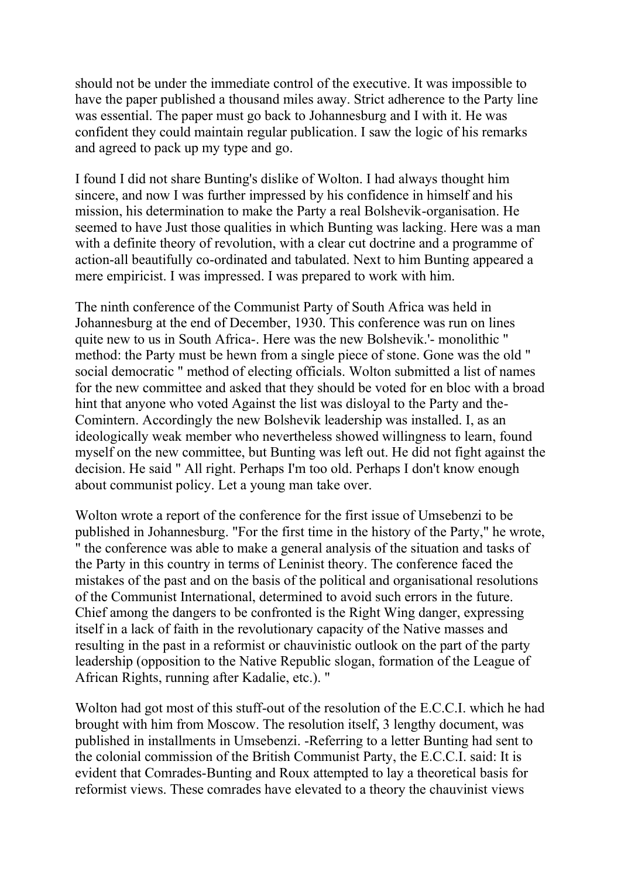should not be under the immediate control of the executive. It was impossible to have the paper published a thousand miles away. Strict adherence to the Party line was essential. The paper must go back to Johannesburg and I with it. He was confident they could maintain regular publication. I saw the logic of his remarks and agreed to pack up my type and go.

I found I did not share Bunting's dislike of Wolton. I had always thought him sincere, and now I was further impressed by his confidence in himself and his mission, his determination to make the Party a real Bolshevik-organisation. He seemed to have Just those qualities in which Bunting was lacking. Here was a man with a definite theory of revolution, with a clear cut doctrine and a programme of action-all beautifully co-ordinated and tabulated. Next to him Bunting appeared a mere empiricist. I was impressed. I was prepared to work with him.

The ninth conference of the Communist Party of South Africa was held in Johannesburg at the end of December, 1930. This conference was run on lines quite new to us in South Africa-. Here was the new Bolshevik.'- monolithic " method: the Party must be hewn from a single piece of stone. Gone was the old " social democratic " method of electing officials. Wolton submitted a list of names for the new committee and asked that they should be voted for en bloc with a broad hint that anyone who voted Against the list was disloyal to the Party and the-Comintern. Accordingly the new Bolshevik leadership was installed. I, as an ideologically weak member who nevertheless showed willingness to learn, found myself on the new committee, but Bunting was left out. He did not fight against the decision. He said " All right. Perhaps I'm too old. Perhaps I don't know enough about communist policy. Let a young man take over.

Wolton wrote a report of the conference for the first issue of Umsebenzi to be published in Johannesburg. "For the first time in the history of the Party," he wrote, " the conference was able to make a general analysis of the situation and tasks of the Party in this country in terms of Leninist theory. The conference faced the mistakes of the past and on the basis of the political and organisational resolutions of the Communist International, determined to avoid such errors in the future. Chief among the dangers to be confronted is the Right Wing danger, expressing itself in a lack of faith in the revolutionary capacity of the Native masses and resulting in the past in a reformist or chauvinistic outlook on the part of the party leadership (opposition to the Native Republic slogan, formation of the League of African Rights, running after Kadalie, etc.). "

Wolton had got most of this stuff-out of the resolution of the E.C.C.I. which he had brought with him from Moscow. The resolution itself, 3 lengthy document, was published in installments in Umsebenzi. -Referring to a letter Bunting had sent to the colonial commission of the British Communist Party, the E.C.C.I. said: It is evident that Comrades-Bunting and Roux attempted to lay a theoretical basis for reformist views. These comrades have elevated to a theory the chauvinist views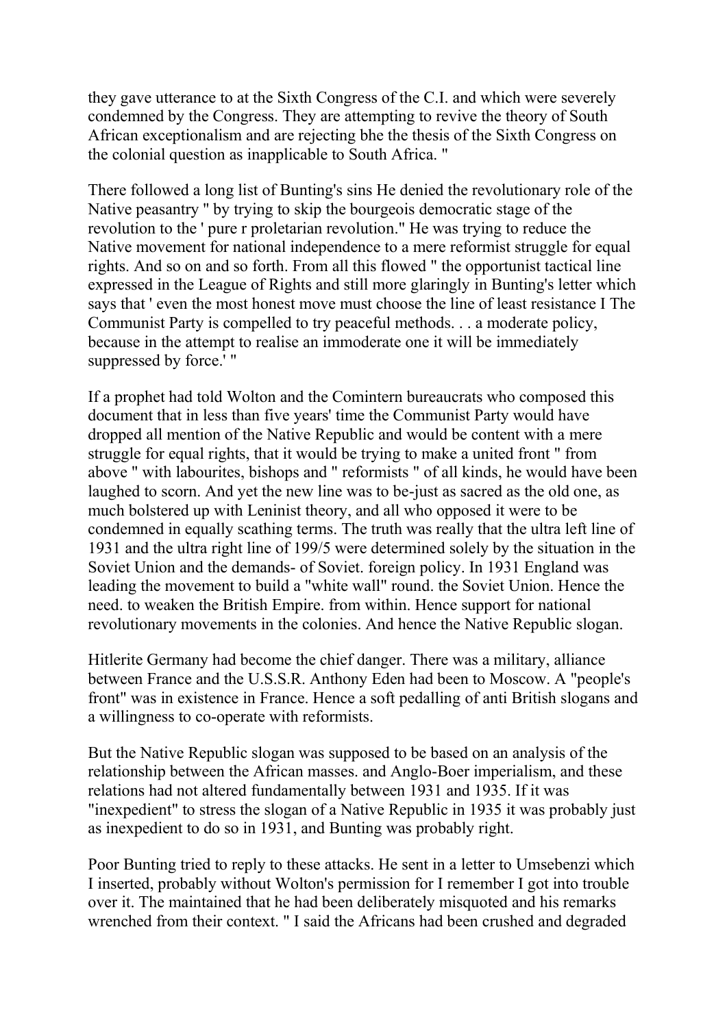they gave utterance to at the Sixth Congress of the C.I. and which were severely condemned by the Congress. They are attempting to revive the theory of South African exceptionalism and are rejecting bhe the thesis of the Sixth Congress on the colonial question as inapplicable to South Africa. "

There followed a long list of Bunting's sins He denied the revolutionary role of the Native peasantry " by trying to skip the bourgeois democratic stage of the revolution to the ' pure r proletarian revolution." He was trying to reduce the Native movement for national independence to a mere reformist struggle for equal rights. And so on and so forth. From all this flowed " the opportunist tactical line expressed in the League of Rights and still more glaringly in Bunting's letter which says that ' even the most honest move must choose the line of least resistance I The Communist Party is compelled to try peaceful methods. . . a moderate policy, because in the attempt to realise an immoderate one it will be immediately suppressed by force.' "

If a prophet had told Wolton and the Comintern bureaucrats who composed this document that in less than five years' time the Communist Party would have dropped all mention of the Native Republic and would be content with a mere struggle for equal rights, that it would be trying to make a united front " from above " with labourites, bishops and " reformists " of all kinds, he would have been laughed to scorn. And yet the new line was to be-just as sacred as the old one, as much bolstered up with Leninist theory, and all who opposed it were to be condemned in equally scathing terms. The truth was really that the ultra left line of 1931 and the ultra right line of 199/5 were determined solely by the situation in the Soviet Union and the demands- of Soviet. foreign policy. In 1931 England was leading the movement to build a "white wall" round. the Soviet Union. Hence the need. to weaken the British Empire. from within. Hence support for national revolutionary movements in the colonies. And hence the Native Republic slogan.

Hitlerite Germany had become the chief danger. There was a military, alliance between France and the U.S.S.R. Anthony Eden had been to Moscow. A "people's front" was in existence in France. Hence a soft pedalling of anti British slogans and a willingness to co-operate with reformists.

But the Native Republic slogan was supposed to be based on an analysis of the relationship between the African masses. and Anglo-Boer imperialism, and these relations had not altered fundamentally between 1931 and 1935. If it was "inexpedient" to stress the slogan of a Native Republic in 1935 it was probably just as inexpedient to do so in 1931, and Bunting was probably right.

Poor Bunting tried to reply to these attacks. He sent in a letter to Umsebenzi which I inserted, probably without Wolton's permission for I remember I got into trouble over it. The maintained that he had been deliberately misquoted and his remarks wrenched from their context. " I said the Africans had been crushed and degraded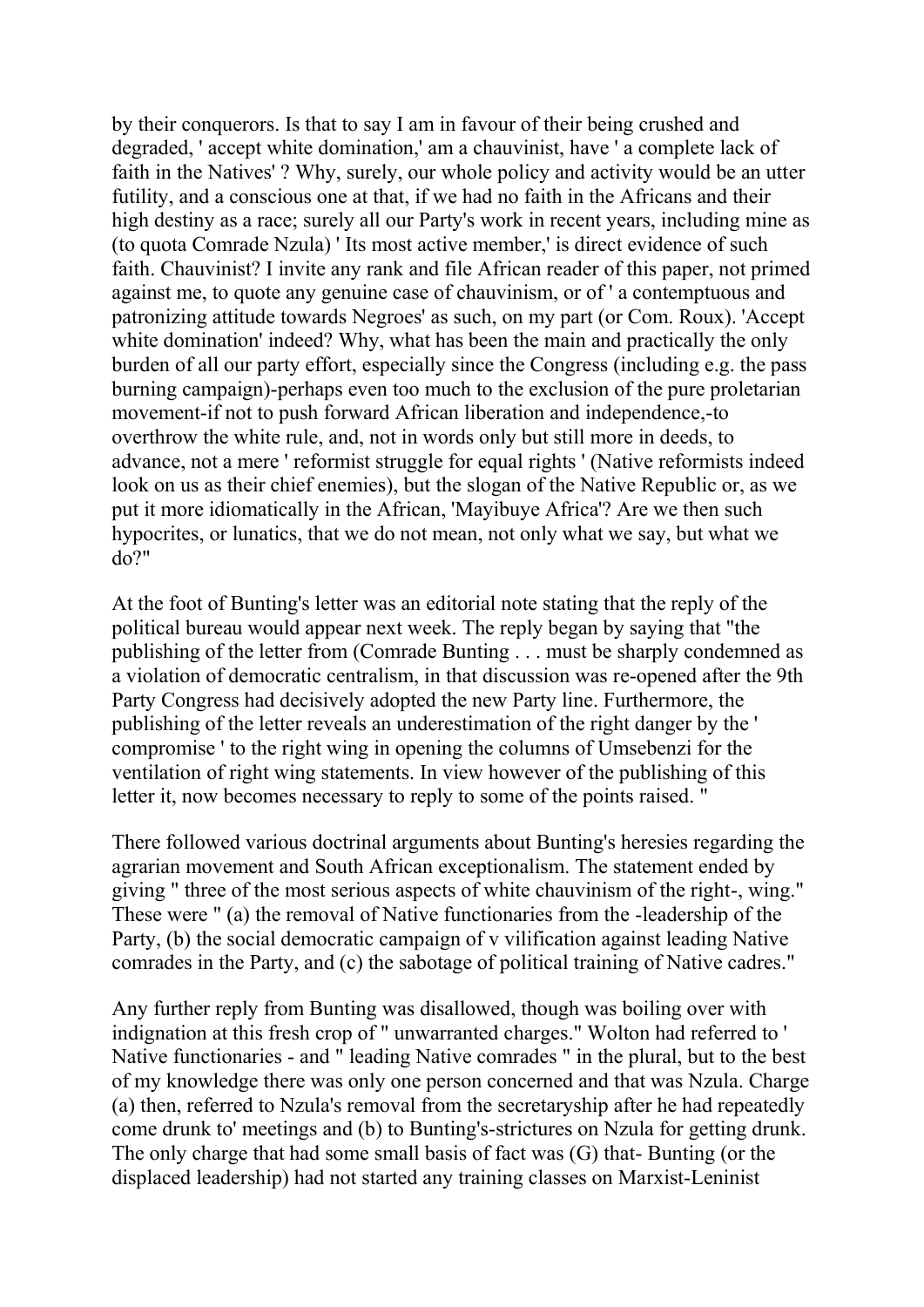by their conquerors. Is that to say I am in favour of their being crushed and degraded, ' accept white domination,' am a chauvinist, have ' a complete lack of faith in the Natives' ? Why, surely, our whole policy and activity would be an utter futility, and a conscious one at that, if we had no faith in the Africans and their high destiny as a race; surely all our Party's work in recent years, including mine as (to quota Comrade Nzula) ' Its most active member,' is direct evidence of such faith. Chauvinist? I invite any rank and file African reader of this paper, not primed against me, to quote any genuine case of chauvinism, or of ' a contemptuous and patronizing attitude towards Negroes' as such, on my part (or Com. Roux). 'Accept white domination' indeed? Why, what has been the main and practically the only burden of all our party effort, especially since the Congress (including e.g. the pass burning campaign)-perhaps even too much to the exclusion of the pure proletarian movement-if not to push forward African liberation and independence,-to overthrow the white rule, and, not in words only but still more in deeds, to advance, not a mere ' reformist struggle for equal rights ' (Native reformists indeed look on us as their chief enemies), but the slogan of the Native Republic or, as we put it more idiomatically in the African, 'Mayibuye Africa'? Are we then such hypocrites, or lunatics, that we do not mean, not only what we say, but what we do?"

At the foot of Bunting's letter was an editorial note stating that the reply of the political bureau would appear next week. The reply began by saying that "the publishing of the letter from (Comrade Bunting . . . must be sharply condemned as a violation of democratic centralism, in that discussion was re-opened after the 9th Party Congress had decisively adopted the new Party line. Furthermore, the publishing of the letter reveals an underestimation of the right danger by the ' compromise ' to the right wing in opening the columns of Umsebenzi for the ventilation of right wing statements. In view however of the publishing of this letter it, now becomes necessary to reply to some of the points raised. "

There followed various doctrinal arguments about Bunting's heresies regarding the agrarian movement and South African exceptionalism. The statement ended by giving " three of the most serious aspects of white chauvinism of the right-, wing." These were " (a) the removal of Native functionaries from the -leadership of the Party, (b) the social democratic campaign of v vilification against leading Native comrades in the Party, and (c) the sabotage of political training of Native cadres."

Any further reply from Bunting was disallowed, though was boiling over with indignation at this fresh crop of " unwarranted charges." Wolton had referred to ' Native functionaries - and " leading Native comrades " in the plural, but to the best of my knowledge there was only one person concerned and that was Nzula. Charge (a) then, referred to Nzula's removal from the secretaryship after he had repeatedly come drunk to' meetings and (b) to Bunting's-strictures on Nzula for getting drunk. The only charge that had some small basis of fact was (G) that- Bunting (or the displaced leadership) had not started any training classes on Marxist-Leninist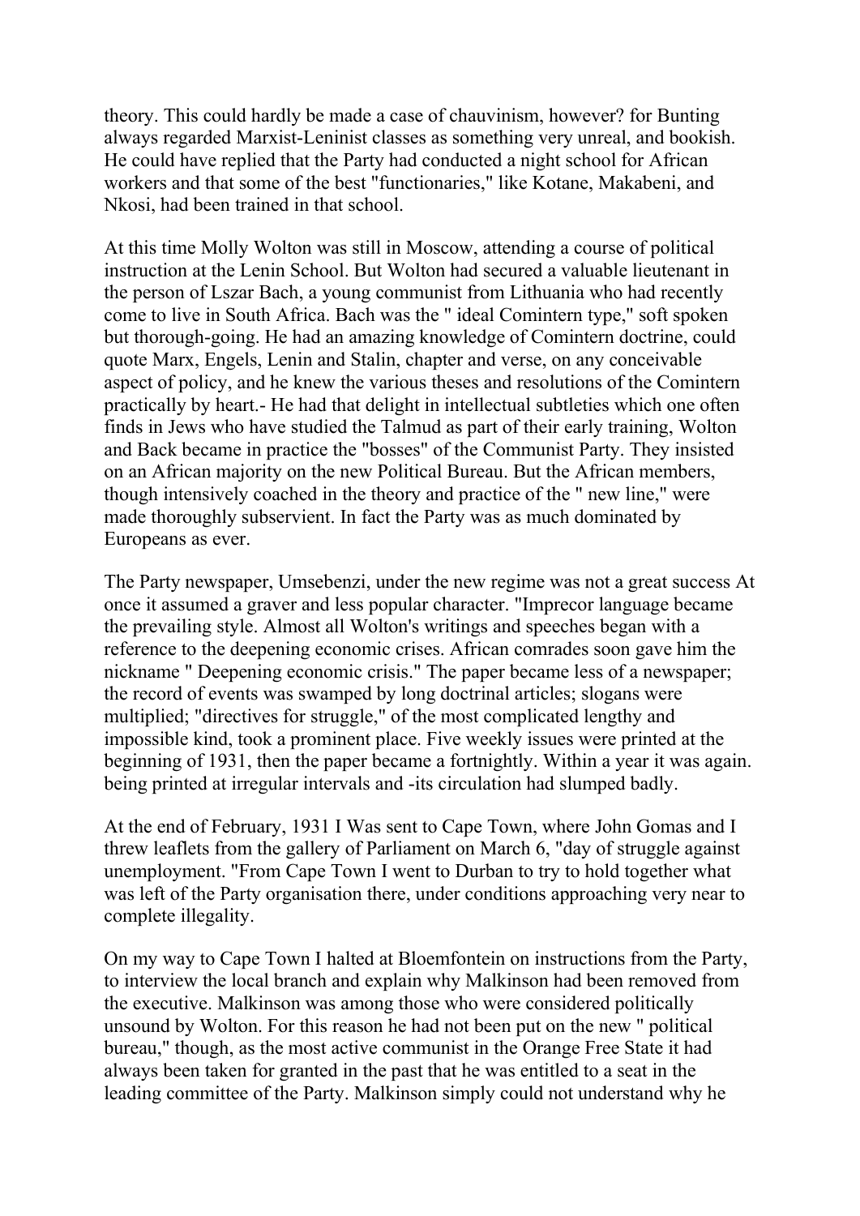theory. This could hardly be made a case of chauvinism, however? for Bunting always regarded Marxist-Leninist classes as something very unreal, and bookish. He could have replied that the Party had conducted a night school for African workers and that some of the best "functionaries," like Kotane, Makabeni, and Nkosi, had been trained in that school.

At this time Molly Wolton was still in Moscow, attending a course of political instruction at the Lenin School. But Wolton had secured a valuable lieutenant in the person of Lszar Bach, a young communist from Lithuania who had recently come to live in South Africa. Bach was the " ideal Comintern type," soft spoken but thorough-going. He had an amazing knowledge of Comintern doctrine, could quote Marx, Engels, Lenin and Stalin, chapter and verse, on any conceivable aspect of policy, and he knew the various theses and resolutions of the Comintern practically by heart.- He had that delight in intellectual subtleties which one often finds in Jews who have studied the Talmud as part of their early training, Wolton and Back became in practice the "bosses" of the Communist Party. They insisted on an African majority on the new Political Bureau. But the African members, though intensively coached in the theory and practice of the " new line," were made thoroughly subservient. In fact the Party was as much dominated by Europeans as ever.

The Party newspaper, Umsebenzi, under the new regime was not a great success At once it assumed a graver and less popular character. "Imprecor language became the prevailing style. Almost all Wolton's writings and speeches began with a reference to the deepening economic crises. African comrades soon gave him the nickname " Deepening economic crisis." The paper became less of a newspaper; the record of events was swamped by long doctrinal articles; slogans were multiplied; "directives for struggle," of the most complicated lengthy and impossible kind, took a prominent place. Five weekly issues were printed at the beginning of 1931, then the paper became a fortnightly. Within a year it was again. being printed at irregular intervals and -its circulation had slumped badly.

At the end of February, 1931 I Was sent to Cape Town, where John Gomas and I threw leaflets from the gallery of Parliament on March 6, "day of struggle against unemployment. "From Cape Town I went to Durban to try to hold together what was left of the Party organisation there, under conditions approaching very near to complete illegality.

On my way to Cape Town I halted at Bloemfontein on instructions from the Party, to interview the local branch and explain why Malkinson had been removed from the executive. Malkinson was among those who were considered politically unsound by Wolton. For this reason he had not been put on the new " political bureau," though, as the most active communist in the Orange Free State it had always been taken for granted in the past that he was entitled to a seat in the leading committee of the Party. Malkinson simply could not understand why he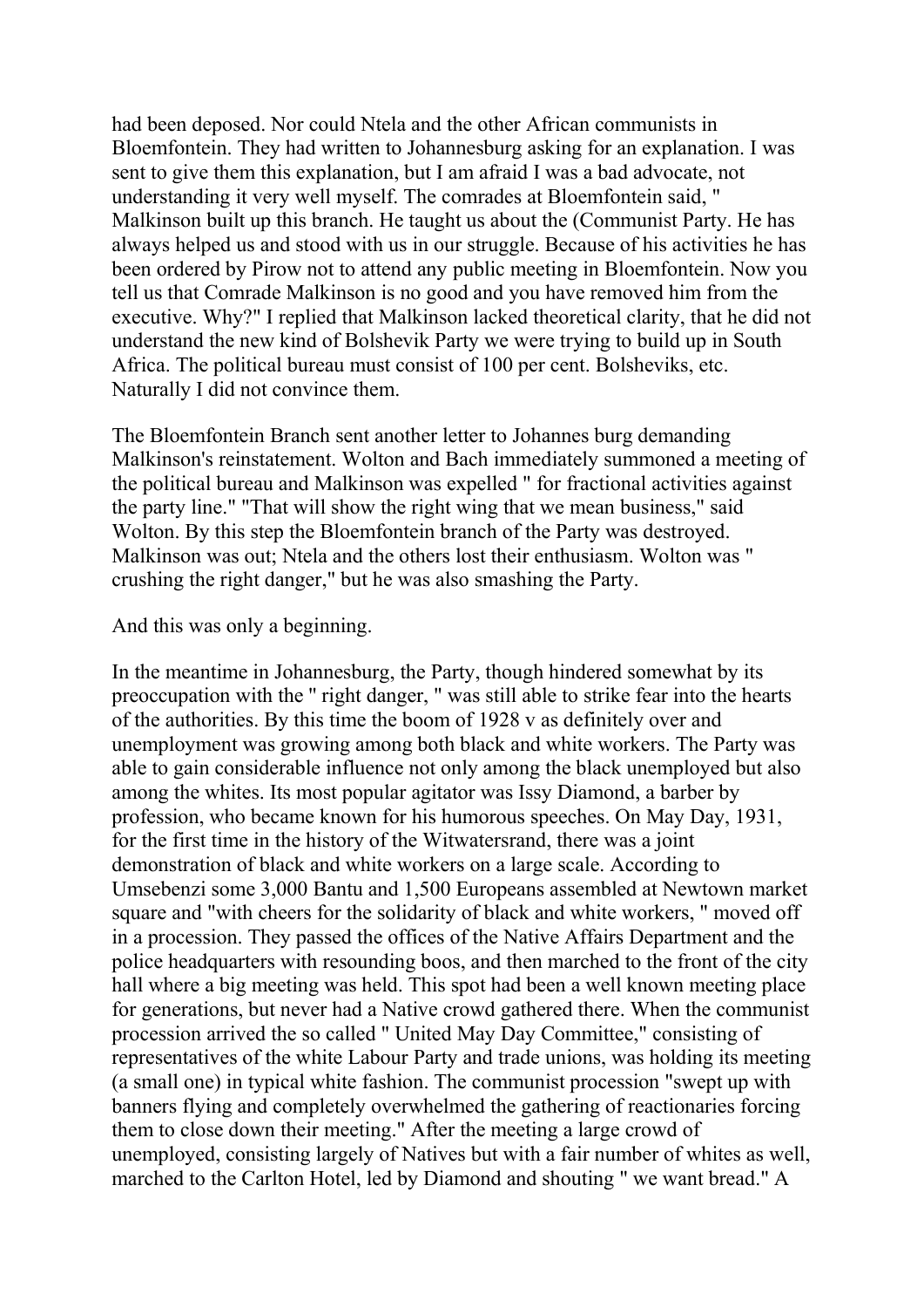had been deposed. Nor could Ntela and the other African communists in Bloemfontein. They had written to Johannesburg asking for an explanation. I was sent to give them this explanation, but I am afraid I was a bad advocate, not understanding it very well myself. The comrades at Bloemfontein said, " Malkinson built up this branch. He taught us about the (Communist Party. He has always helped us and stood with us in our struggle. Because of his activities he has been ordered by Pirow not to attend any public meeting in Bloemfontein. Now you tell us that Comrade Malkinson is no good and you have removed him from the executive. Why?" I replied that Malkinson lacked theoretical clarity, that he did not understand the new kind of Bolshevik Party we were trying to build up in South Africa. The political bureau must consist of 100 per cent. Bolsheviks, etc. Naturally I did not convince them.

The Bloemfontein Branch sent another letter to Johannes burg demanding Malkinson's reinstatement. Wolton and Bach immediately summoned a meeting of the political bureau and Malkinson was expelled " for fractional activities against the party line." "That will show the right wing that we mean business," said Wolton. By this step the Bloemfontein branch of the Party was destroyed. Malkinson was out; Ntela and the others lost their enthusiasm. Wolton was " crushing the right danger," but he was also smashing the Party.

And this was only a beginning.

In the meantime in Johannesburg, the Party, though hindered somewhat by its preoccupation with the " right danger, " was still able to strike fear into the hearts of the authorities. By this time the boom of 1928 v as definitely over and unemployment was growing among both black and white workers. The Party was able to gain considerable influence not only among the black unemployed but also among the whites. Its most popular agitator was Issy Diamond, a barber by profession, who became known for his humorous speeches. On May Day, 1931, for the first time in the history of the Witwatersrand, there was a joint demonstration of black and white workers on a large scale. According to Umsebenzi some 3,000 Bantu and 1,500 Europeans assembled at Newtown market square and "with cheers for the solidarity of black and white workers, " moved off in a procession. They passed the offices of the Native Affairs Department and the police headquarters with resounding boos, and then marched to the front of the city hall where a big meeting was held. This spot had been a well known meeting place for generations, but never had a Native crowd gathered there. When the communist procession arrived the so called " United May Day Committee," consisting of representatives of the white Labour Party and trade unions, was holding its meeting (a small one) in typical white fashion. The communist procession "swept up with banners flying and completely overwhelmed the gathering of reactionaries forcing them to close down their meeting." After the meeting a large crowd of unemployed, consisting largely of Natives but with a fair number of whites as well, marched to the Carlton Hotel, led by Diamond and shouting " we want bread." A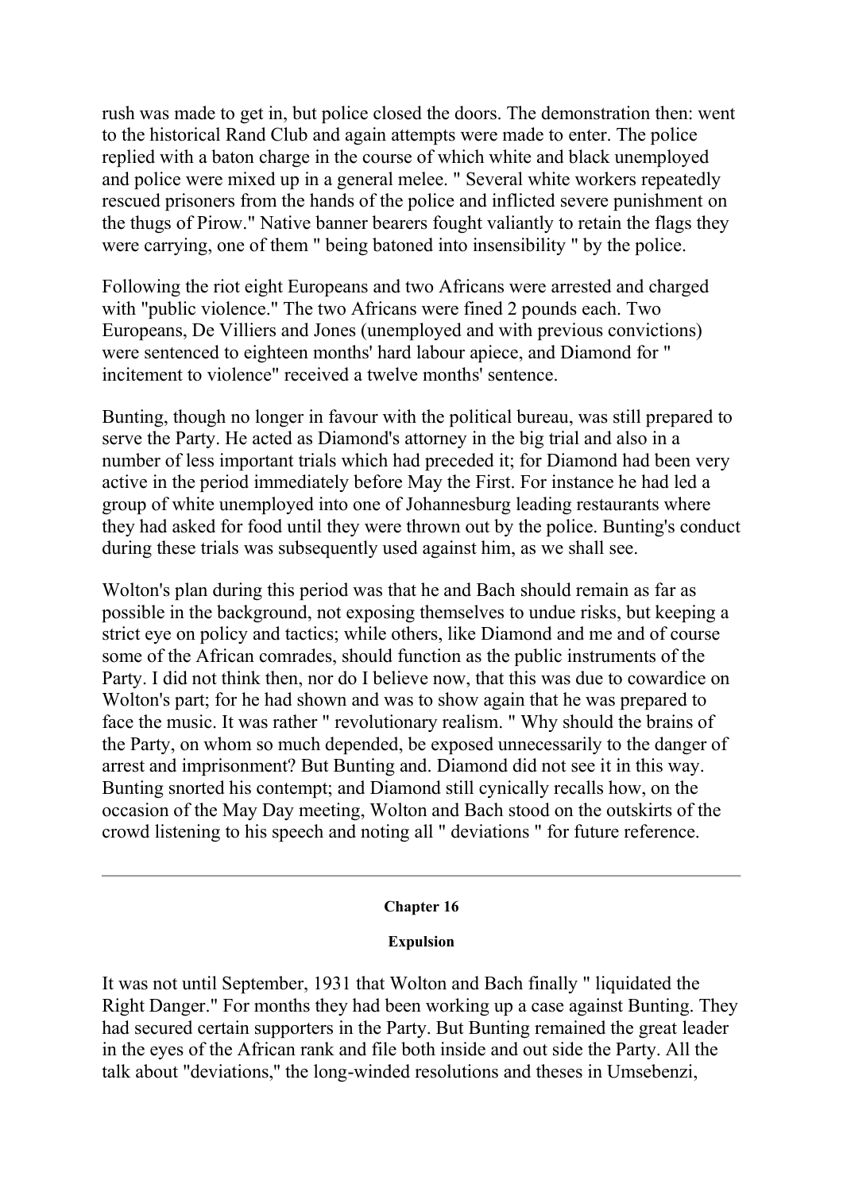rush was made to get in, but police closed the doors. The demonstration then: went to the historical Rand Club and again attempts were made to enter. The police replied with a baton charge in the course of which white and black unemployed and police were mixed up in a general melee. " Several white workers repeatedly rescued prisoners from the hands of the police and inflicted severe punishment on the thugs of Pirow." Native banner bearers fought valiantly to retain the flags they were carrying, one of them " being batoned into insensibility " by the police.

Following the riot eight Europeans and two Africans were arrested and charged with "public violence." The two Africans were fined 2 pounds each. Two Europeans, De Villiers and Jones (unemployed and with previous convictions) were sentenced to eighteen months' hard labour apiece, and Diamond for " incitement to violence" received a twelve months' sentence.

Bunting, though no longer in favour with the political bureau, was still prepared to serve the Party. He acted as Diamond's attorney in the big trial and also in a number of less important trials which had preceded it; for Diamond had been very active in the period immediately before May the First. For instance he had led a group of white unemployed into one of Johannesburg leading restaurants where they had asked for food until they were thrown out by the police. Bunting's conduct during these trials was subsequently used against him, as we shall see.

Wolton's plan during this period was that he and Bach should remain as far as possible in the background, not exposing themselves to undue risks, but keeping a strict eye on policy and tactics; while others, like Diamond and me and of course some of the African comrades, should function as the public instruments of the Party. I did not think then, nor do I believe now, that this was due to cowardice on Wolton's part; for he had shown and was to show again that he was prepared to face the music. It was rather " revolutionary realism. " Why should the brains of the Party, on whom so much depended, be exposed unnecessarily to the danger of arrest and imprisonment? But Bunting and. Diamond did not see it in this way. Bunting snorted his contempt; and Diamond still cynically recalls how, on the occasion of the May Day meeting, Wolton and Bach stood on the outskirts of the crowd listening to his speech and noting all " deviations " for future reference.

---

## Chapter 16

### Expulsion

It was not until September, 1931 that Wolton and Bach finally " liquidated the Right Danger." For months they had been working up a case against Bunting. They had secured certain supporters in the Party. But Bunting remained the great leader in the eyes of the African rank and file both inside and out side the Party. All the talk about "deviations," the long-winded resolutions and theses in Umsebenzi,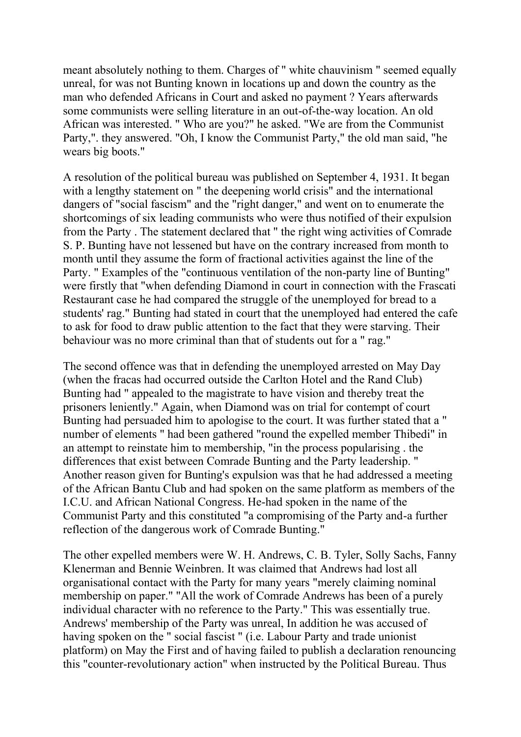meant absolutely nothing to them. Charges of " white chauvinism " seemed equally unreal, for was not Bunting known in locations up and down the country as the man who defended Africans in Court and asked no payment ? Years afterwards some communists were selling literature in an out-of-the-way location. An old African was interested. " Who are you?" he asked. "We are from the Communist Party,". they answered. "Oh, I know the Communist Party," the old man said, "he wears big boots."

A resolution of the political bureau was published on September 4, 1931. It began with a lengthy statement on " the deepening world crisis" and the international dangers of "social fascism" and the "right danger," and went on to enumerate the shortcomings of six leading communists who were thus notified of their expulsion from the Party . The statement declared that " the right wing activities of Comrade S. P. Bunting have not lessened but have on the contrary increased from month to month until they assume the form of fractional activities against the line of the Party. " Examples of the "continuous ventilation of the non-party line of Bunting" were firstly that "when defending Diamond in court in connection with the Frascati Restaurant case he had compared the struggle of the unemployed for bread to a students' rag." Bunting had stated in court that the unemployed had entered the cafe to ask for food to draw public attention to the fact that they were starving. Their behaviour was no more criminal than that of students out for a " rag."

The second offence was that in defending the unemployed arrested on May Day (when the fracas had occurred outside the Carlton Hotel and the Rand Club) Bunting had " appealed to the magistrate to have vision and thereby treat the prisoners leniently." Again, when Diamond was on trial for contempt of court Bunting had persuaded him to apologise to the court. It was further stated that a " number of elements " had been gathered "round the expelled member Thibedi" in an attempt to reinstate him to membership, "in the process popularising . the differences that exist between Comrade Bunting and the Party leadership. " Another reason given for Bunting's expulsion was that he had addressed a meeting of the African Bantu Club and had spoken on the same platform as members of the I.C.U. and African National Congress. He-had spoken in the name of the Communist Party and this constituted "a compromising of the Party and-a further reflection of the dangerous work of Comrade Bunting."

The other expelled members were W. H. Andrews, C. B. Tyler, Solly Sachs, Fanny Klenerman and Bennie Weinbren. It was claimed that Andrews had lost all organisational contact with the Party for many years "merely claiming nominal membership on paper." "All the work of Comrade Andrews has been of a purely individual character with no reference to the Party." This was essentially true. Andrews' membership of the Party was unreal, In addition he was accused of having spoken on the " social fascist " (i.e. Labour Party and trade unionist platform) on May the First and of having failed to publish a declaration renouncing this "counter-revolutionary action" when instructed by the Political Bureau. Thus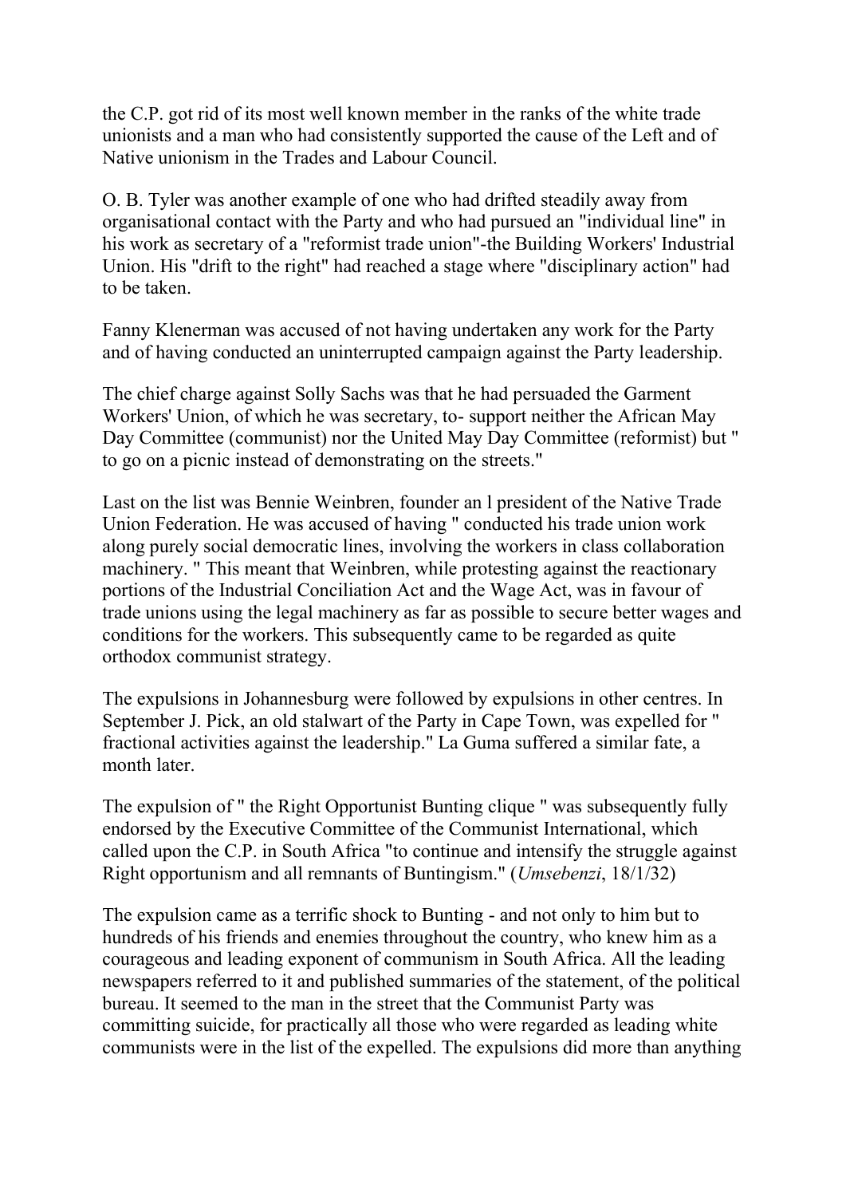the C.P. got rid of its most well known member in the ranks of the white trade unionists and a man who had consistently supported the cause of the Left and of Native unionism in the Trades and Labour Council.

O. B. Tyler was another example of one who had drifted steadily away from organisational contact with the Party and who had pursued an "individual line" in his work as secretary of a "reformist trade union"-the Building Workers' Industrial Union. His "drift to the right" had reached a stage where "disciplinary action" had to be taken.

Fanny Klenerman was accused of not having undertaken any work for the Party and of having conducted an uninterrupted campaign against the Party leadership.

The chief charge against Solly Sachs was that he had persuaded the Garment Workers' Union, of which he was secretary, to- support neither the African May Day Committee (communist) nor the United May Day Committee (reformist) but " to go on a picnic instead of demonstrating on the streets."

Last on the list was Bennie Weinbren, founder an l president of the Native Trade Union Federation. He was accused of having " conducted his trade union work along purely social democratic lines, involving the workers in class collaboration machinery. " This meant that Weinbren, while protesting against the reactionary portions of the Industrial Conciliation Act and the Wage Act, was in favour of trade unions using the legal machinery as far as possible to secure better wages and conditions for the workers. This subsequently came to be regarded as quite orthodox communist strategy.

The expulsions in Johannesburg were followed by expulsions in other centres. In September J. Pick, an old stalwart of the Party in Cape Town, was expelled for " fractional activities against the leadership." La Guma suffered a similar fate, a month later.

The expulsion of " the Right Opportunist Bunting clique " was subsequently fully endorsed by the Executive Committee of the Communist International, which called upon the C.P. in South Africa "to continue and intensify the struggle against Right opportunism and all remnants of Buntingism." (*Umsebenzi*, 18/1/32)

The expulsion came as a terrific shock to Bunting - and not only to him but to hundreds of his friends and enemies throughout the country, who knew him as a courageous and leading exponent of communism in South Africa. All the leading newspapers referred to it and published summaries of the statement, of the political bureau. It seemed to the man in the street that the Communist Party was committing suicide, for practically all those who were regarded as leading white communists were in the list of the expelled. The expulsions did more than anything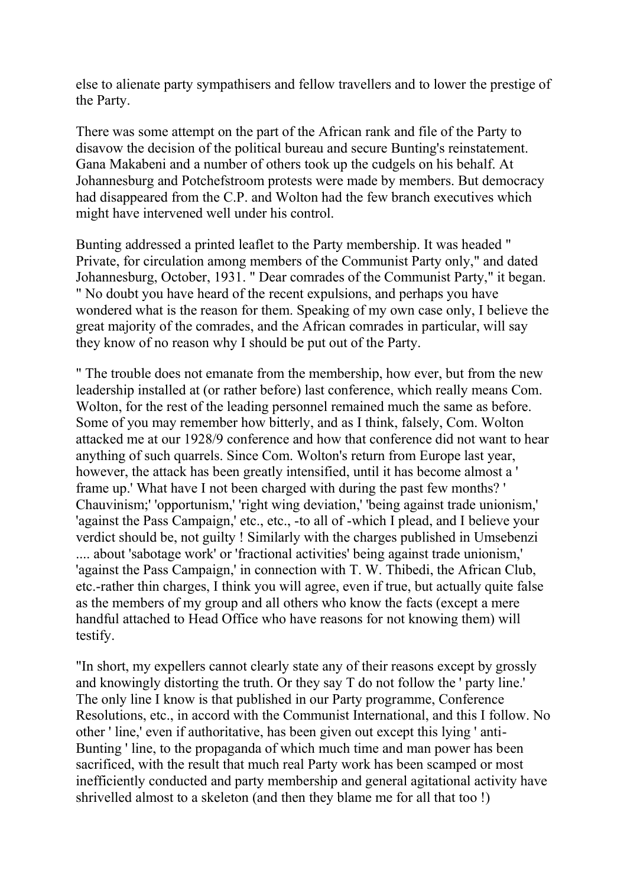else to alienate party sympathisers and fellow travellers and to lower the prestige of the Party.

There was some attempt on the part of the African rank and file of the Party to disavow the decision of the political bureau and secure Bunting's reinstatement. Gana Makabeni and a number of others took up the cudgels on his behalf. At Johannesburg and Potchefstroom protests were made by members. But democracy had disappeared from the C.P. and Wolton had the few branch executives which might have intervened well under his control.

Bunting addressed a printed leaflet to the Party membership. It was headed " Private, for circulation among members of the Communist Party only," and dated Johannesburg, October, 1931. " Dear comrades of the Communist Party," it began. " No doubt you have heard of the recent expulsions, and perhaps you have wondered what is the reason for them. Speaking of my own case only, I believe the great majority of the comrades, and the African comrades in particular, will say they know of no reason why I should be put out of the Party.

" The trouble does not emanate from the membership, how ever, but from the new leadership installed at (or rather before) last conference, which really means Com. Wolton, for the rest of the leading personnel remained much the same as before. Some of you may remember how bitterly, and as I think, falsely, Com. Wolton attacked me at our 1928/9 conference and how that conference did not want to hear anything of such quarrels. Since Com. Wolton's return from Europe last year, however, the attack has been greatly intensified, until it has become almost a ' frame up.' What have I not been charged with during the past few months? ' Chauvinism;' 'opportunism,' 'right wing deviation,' 'being against trade unionism,' 'against the Pass Campaign,' etc., etc., -to all of -which I plead, and I believe your verdict should be, not guilty ! Similarly with the charges published in Umsebenzi .... about 'sabotage work' or 'fractional activities' being against trade unionism,' 'against the Pass Campaign,' in connection with T. W. Thibedi, the African Club, etc.-rather thin charges, I think you will agree, even if true, but actually quite false as the members of my group and all others who know the facts (except a mere handful attached to Head Office who have reasons for not knowing them) will testify.

"In short, my expellers cannot clearly state any of their reasons except by grossly and knowingly distorting the truth. Or they say T do not follow the ' party line.' The only line I know is that published in our Party programme, Conference Resolutions, etc., in accord with the Communist International, and this I follow. No other ' line,' even if authoritative, has been given out except this lying ' anti-Bunting ' line, to the propaganda of which much time and man power has been sacrificed, with the result that much real Party work has been scamped or most inefficiently conducted and party membership and general agitational activity have shrivelled almost to a skeleton (and then they blame me for all that too !)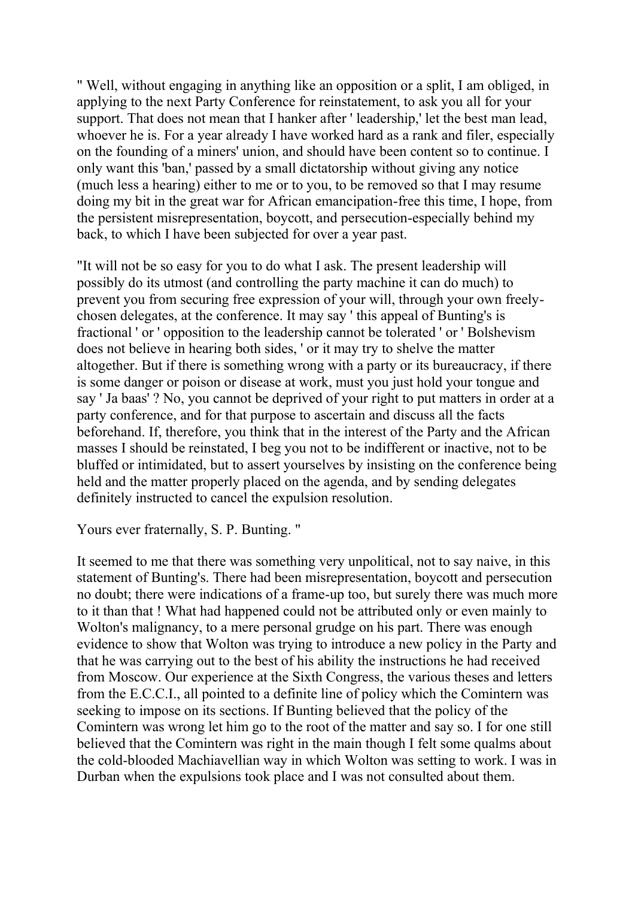" Well, without engaging in anything like an opposition or a split, I am obliged, in applying to the next Party Conference for reinstatement, to ask you all for your support. That does not mean that I hanker after ' leadership,' let the best man lead, whoever he is. For a year already I have worked hard as a rank and filer, especially on the founding of a miners' union, and should have been content so to continue. I only want this 'ban,' passed by a small dictatorship without giving any notice (much less a hearing) either to me or to you, to be removed so that I may resume doing my bit in the great war for African emancipation-free this time, I hope, from the persistent misrepresentation, boycott, and persecution-especially behind my back, to which I have been subjected for over a year past.

"It will not be so easy for you to do what I ask. The present leadership will possibly do its utmost (and controlling the party machine it can do much) to prevent you from securing free expression of your will, through your own freely-chosen delegates, at the conference. It may say ' this appeal of Bunting's is fractional ' or ' opposition to the leadership cannot be tolerated ' or ' Bolshevism does not believe in hearing both sides, ' or it may try to shelve the matter altogether. But if there is something wrong with a party or its bureaucracy, if there is some danger or poison or disease at work, must you just hold your tongue and say ' Ja baas' ? No, you cannot be deprived of your right to put matters in order at a party conference, and for that purpose to ascertain and discuss all the facts beforehand. If, therefore, you think that in the interest of the Party and the African masses I should be reinstated, I beg you not to be indifferent or inactive, not to be bluffed or intimidated, but to assert yourselves by insisting on the conference being held and the matter properly placed on the agenda, and by sending delegates definitely instructed to cancel the expulsion resolution.

Yours ever fraternally, S. P. Bunting. "

It seemed to me that there was something very unpolitical, not to say naive, in this statement of Bunting's. There had been misrepresentation, boycott and persecution no doubt; there were indications of a frame-up too, but surely there was much more to it than that ! What had happened could not be attributed only or even mainly to Wolton's malignancy, to a mere personal grudge on his part. There was enough evidence to show that Wolton was trying to introduce a new policy in the Party and that he was carrying out to the best of his ability the instructions he had received from Moscow. Our experience at the Sixth Congress, the various theses and letters from the E.C.C.I., all pointed to a definite line of policy which the Comintern was seeking to impose on its sections. If Bunting believed that the policy of the Comintern was wrong let him go to the root of the matter and say so. I for one still believed that the Comintern was right in the main though I felt some qualms about the cold-blooded Machiavellian way in which Wolton was setting to work. I was in Durban when the expulsions took place and I was not consulted about them.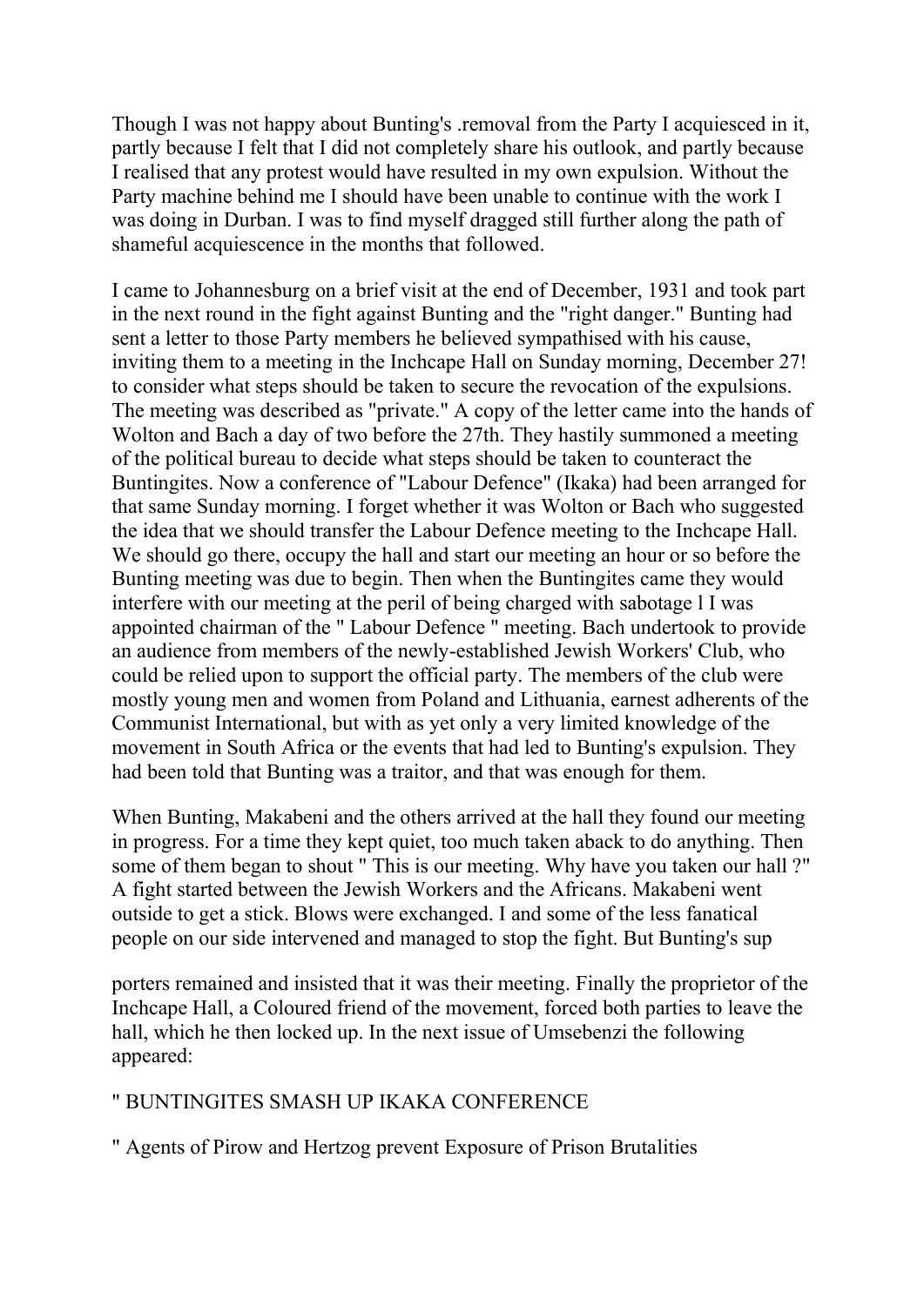Though I was not happy about Bunting's .removal from the Party I acquiesced in it, partly because I felt that I did not completely share his outlook, and partly because I realised that any protest would have resulted in my own expulsion. Without the Party machine behind me I should have been unable to continue with the work I was doing in Durban. I was to find myself dragged still further along the path of shameful acquiescence in the months that followed.

I came to Johannesburg on a brief visit at the end of December, 1931 and took part in the next round in the fight against Bunting and the "right danger." Bunting had sent a letter to those Party members he believed sympathised with his cause, inviting them to a meeting in the Inchcape Hall on Sunday morning, December 27! to consider what steps should be taken to secure the revocation of the expulsions. The meeting was described as "private." A copy of the letter came into the hands of Wolton and Bach a day of two before the 27th. They hastily summoned a meeting of the political bureau to decide what steps should be taken to counteract the Buntingites. Now a conference of "Labour Defence" (Ikaka) had been arranged for that same Sunday morning. I forget whether it was Wolton or Bach who suggested the idea that we should transfer the Labour Defence meeting to the Inchcape Hall. We should go there, occupy the hall and start our meeting an hour or so before the Bunting meeting was due to begin. Then when the Buntingites came they would interfere with our meeting at the peril of being charged with sabotage l I was appointed chairman of the " Labour Defence " meeting. Bach undertook to provide an audience from members of the newly-established Jewish Workers' Club, who could be relied upon to support the official party. The members of the club were mostly young men and women from Poland and Lithuania, earnest adherents of the Communist International, but with as yet only a very limited knowledge of the movement in South Africa or the events that had led to Bunting's expulsion. They had been told that Bunting was a traitor, and that was enough for them.

When Bunting, Makabeni and the others arrived at the hall they found our meeting in progress. For a time they kept quiet, too much taken aback to do anything. Then some of them began to shout " This is our meeting. Why have you taken our hall ?" A fight started between the Jewish Workers and the Africans. Makabeni went outside to get a stick. Blows were exchanged. I and some of the less fanatical people on our side intervened and managed to stop the fight. But Bunting's supporters remained and insisted that it was their meeting. Finally the proprietor of the Inchcape Hall, a Coloured friend of the movement, forced both parties to leave the hall, which he then locked up. In the next issue of Umsebenzi the following appeared:

" BUNTINGITES SMASH UP IKAKA CONFERENCE

" Agents of Pirow and Hertzog prevent Exposure of Prison Brutalities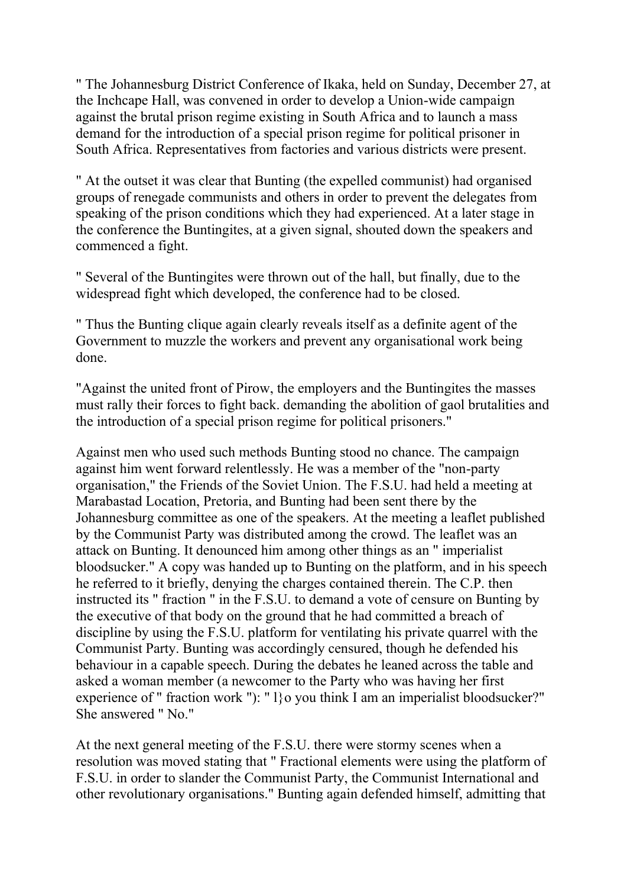" The Johannesburg District Conference of Ikaka, held on Sunday, December 27, at the Inchcape Hall, was convened in order to develop a Union-wide campaign against the brutal prison regime existing in South Africa and to launch a mass demand for the introduction of a special prison regime for political prisoner in South Africa. Representatives from factories and various districts were present.

" At the outset it was clear that Bunting (the expelled communist) had organised groups of renegade communists and others in order to prevent the delegates from speaking of the prison conditions which they had experienced. At a later stage in the conference the Buntingites, at a given signal, shouted down the speakers and commenced a fight.

" Several of the Buntingites were thrown out of the hall, but finally, due to the widespread fight which developed, the conference had to be closed.

" Thus the Bunting clique again clearly reveals itself as a definite agent of the Government to muzzle the workers and prevent any organisational work being done.

"Against the united front of Pirow, the employers and the Buntingites the masses must rally their forces to fight back. demanding the abolition of gaol brutalities and the introduction of a special prison regime for political prisoners."

Against men who used such methods Bunting stood no chance. The campaign against him went forward relentlessly. He was a member of the "non-party organisation," the Friends of the Soviet Union. The F.S.U. had held a meeting at Marabastad Location, Pretoria, and Bunting had been sent there by the Johannesburg committee as one of the speakers. At the meeting a leaflet published by the Communist Party was distributed among the crowd. The leaflet was an attack on Bunting. It denounced him among other things as an " imperialist bloodsucker." A copy was handed up to Bunting on the platform, and in his speech he referred to it briefly, denying the charges contained therein. The C.P. then instructed its " fraction " in the F.S.U. to demand a vote of censure on Bunting by the executive of that body on the ground that he had committed a breach of discipline by using the F.S.U. platform for ventilating his private quarrel with the Communist Party. Bunting was accordingly censured, though he defended his behaviour in a capable speech. During the debates he leaned across the table and asked a woman member (a newcomer to the Party who was having her first experience of " fraction work "): " l}o you think I am an imperialist bloodsucker?" She answered " No."

At the next general meeting of the F.S.U. there were stormy scenes when a resolution was moved stating that " Fractional elements were using the platform of F.S.U. in order to slander the Communist Party, the Communist International and other revolutionary organisations." Bunting again defended himself, admitting that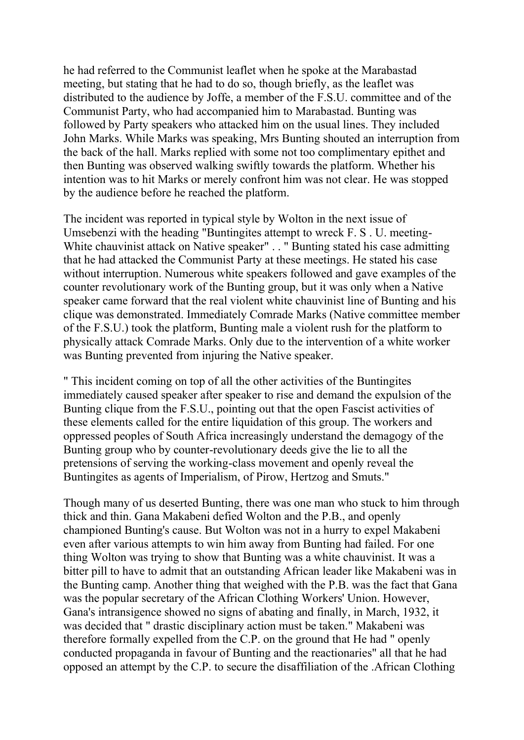he had referred to the Communist leaflet when he spoke at the Marabastad meeting, but stating that he had to do so, though briefly, as the leaflet was distributed to the audience by Joffe, a member of the F.S.U. committee and of the Communist Party, who had accompanied him to Marabastad. Bunting was followed by Party speakers who attacked him on the usual lines. They included John Marks. While Marks was speaking, Mrs Bunting shouted an interruption from the back of the hall. Marks replied with some not too complimentary epithet and then Bunting was observed walking swiftly towards the platform. Whether his intention was to hit Marks or merely confront him was not clear. He was stopped by the audience before he reached the platform.

The incident was reported in typical style by Wolton in the next issue of Umsebenzi with the heading "Buntingites attempt to wreck F. S . U. meeting- White chauvinist attack on Native speaker" . . " Bunting stated his case admitting that he had attacked the Communist Party at these meetings. He stated his case without interruption. Numerous white speakers followed and gave examples of the counter revolutionary work of the Bunting group, but it was only when a Native speaker came forward that the real violent white chauvinist line of Bunting and his clique was demonstrated. Immediately Comrade Marks (Native committee member of the F.S.U.) took the platform, Bunting male a violent rush for the platform to physically attack Comrade Marks. Only due to the intervention of a white worker was Bunting prevented from injuring the Native speaker.

" This incident coming on top of all the other activities of the Buntingites immediately caused speaker after speaker to rise and demand the expulsion of the Bunting clique from the F.S.U., pointing out that the open Fascist activities of these elements called for the entire liquidation of this group. The workers and oppressed peoples of South Africa increasingly understand the demagogy of the Bunting group who by counter-revolutionary deeds give the lie to all the pretensions of serving the working-class movement and openly reveal the Buntingites as agents of Imperialism, of Pirow, Hertzog and Smuts."

Though many of us deserted Bunting, there was one man who stuck to him through thick and thin. Gana Makabeni defied Wolton and the P.B., and openly championed Bunting's cause. But Wolton was not in a hurry to expel Makabeni even after various attempts to win him away from Bunting had failed. For one thing Wolton was trying to show that Bunting was a white chauvinist. It was a bitter pill to have to admit that an outstanding African leader like Makabeni was in the Bunting camp. Another thing that weighed with the P.B. was the fact that Gana was the popular secretary of the African Clothing Workers' Union. However, Gana's intransigence showed no signs of abating and finally, in March, 1932, it was decided that " drastic disciplinary action must be taken." Makabeni was therefore formally expelled from the C.P. on the ground that He had " openly conducted propaganda in favour of Bunting and the reactionaries" all that he had opposed an attempt by the C.P. to secure the disaffiliation of the .African Clothing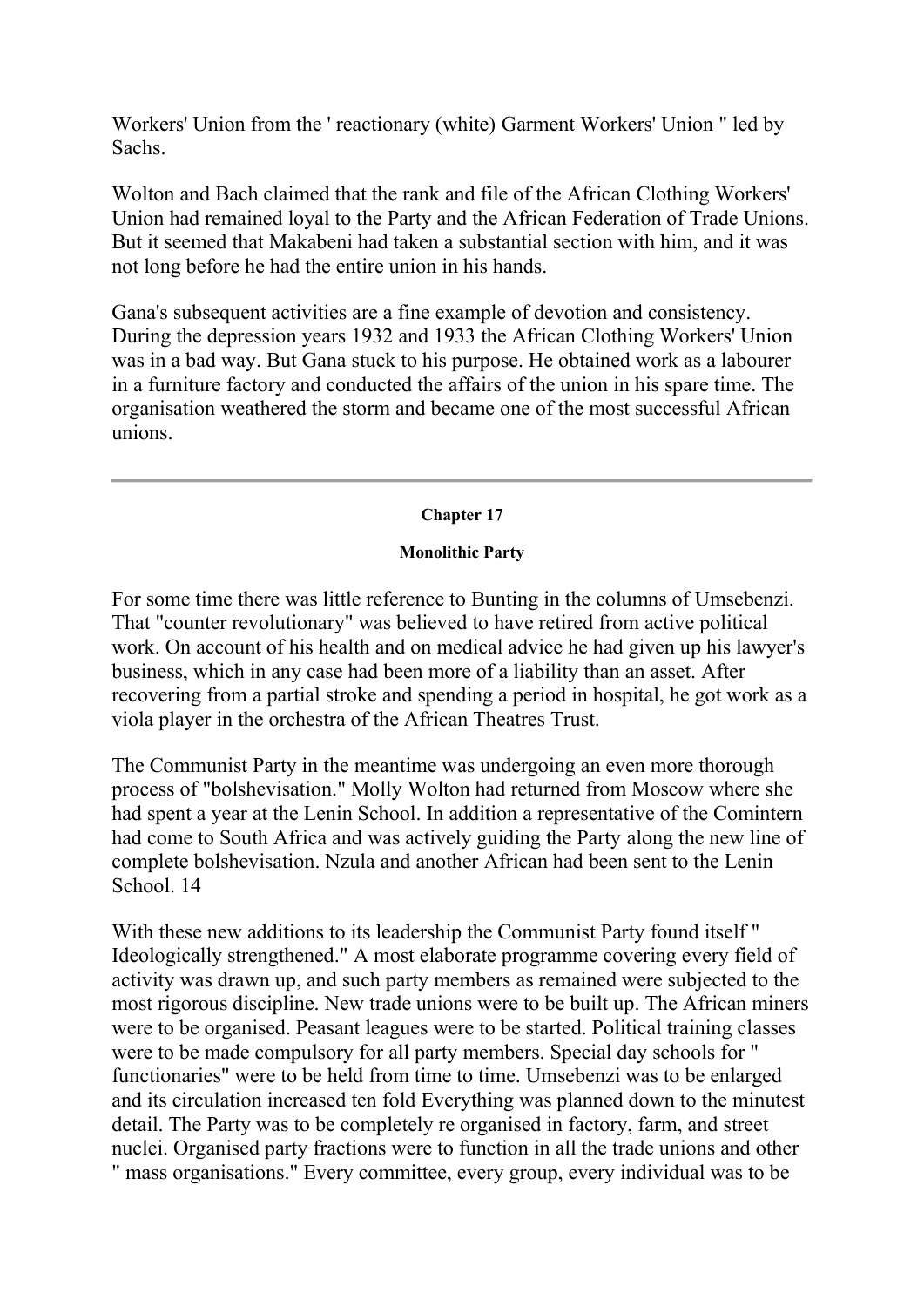Workers' Union from the ' reactionary (white) Garment Workers' Union " led by Sachs.

Wolton and Bach claimed that the rank and file of the African Clothing Workers' Union had remained loyal to the Party and the African Federation of Trade Unions. But it seemed that Makabeni had taken a substantial section with him, and it was not long before he had the entire union in his hands.

Gana's subsequent activities are a fine example of devotion and consistency. During the depression years 1932 and 1933 the African Clothing Workers' Union was in a bad way. But Gana stuck to his purpose. He obtained work as a labourer in a furniture factory and conducted the affairs of the union in his spare time. The organisation weathered the storm and became one of the most successful African unions.

---

#### Chapter 17

#### Monolithic Party

For some time there was little reference to Bunting in the columns of Umsebenzi. That "counter revolutionary" was believed to have retired from active political work. On account of his health and on medical advice he had given up his lawyer's business, which in any case had been more of a liability than an asset. After recovering from a partial stroke and spending a period in hospital, he got work as a viola player in the orchestra of the African Theatres Trust.

The Communist Party in the meantime was undergoing an even more thorough process of "bolshevisation." Molly Wolton had returned from Moscow where she had spent a year at the Lenin School. In addition a representative of the Comintern had come to South Africa and was actively guiding the Party along the new line of complete bolshevisation. Nzula and another African had been sent to the Lenin School. 14

With these new additions to its leadership the Communist Party found itself " Ideologically strengthened." A most elaborate programme covering every field of activity was drawn up, and such party members as remained were subjected to the most rigorous discipline. New trade unions were to be built up. The African miners were to be organised. Peasant leagues were to be started. Political training classes were to be made compulsory for all party members. Special day schools for " functionaries" were to be held from time to time. Umsebenzi was to be enlarged and its circulation increased ten fold Everything was planned down to the minutest detail. The Party was to be completely re organised in factory, farm, and street nuclei. Organised party fractions were to function in all the trade unions and other " mass organisations." Every committee, every group, every individual was to be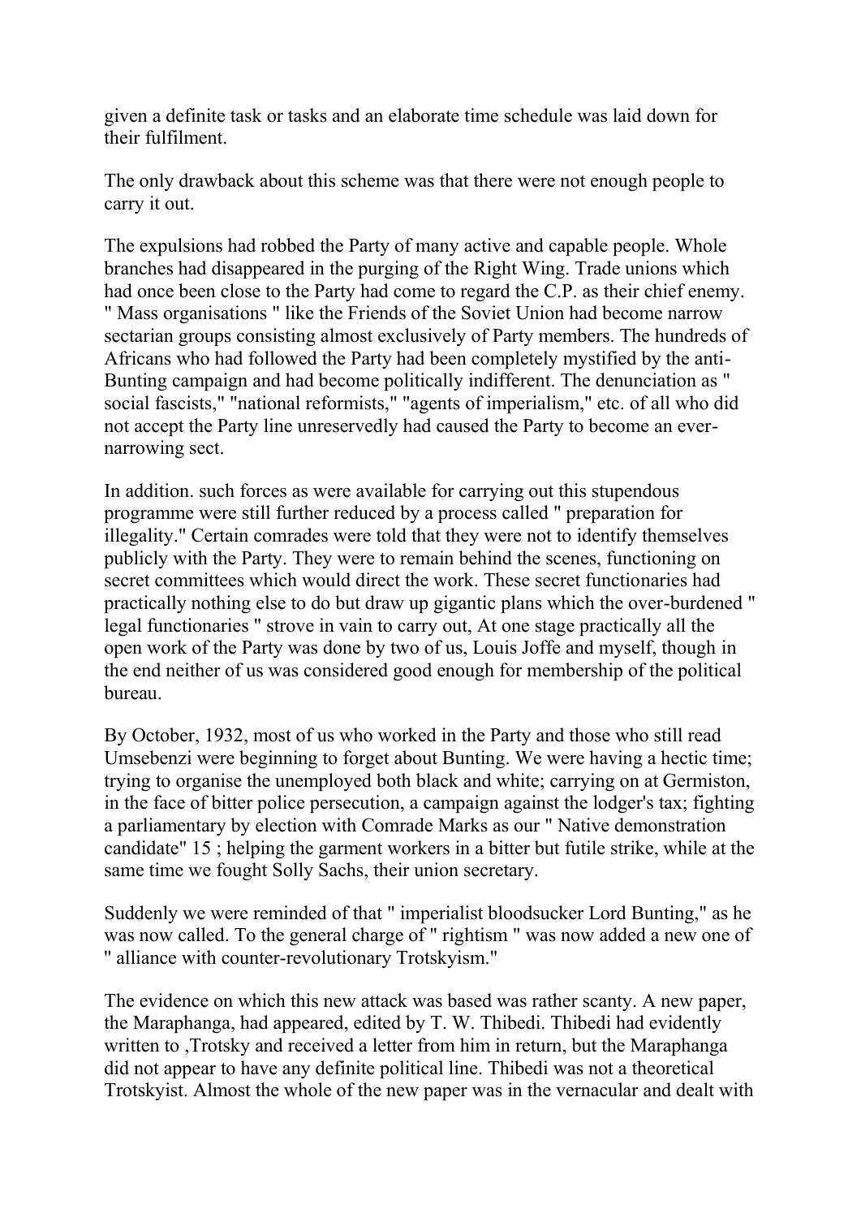given a definite task or tasks and an elaborate time schedule was laid down for their fulfilment.

The only drawback about this scheme was that there were not enough people to carry it out.

The expulsions had robbed the Party of many active and capable people. Whole branches had disappeared in the purging of the Right Wing. Trade unions which had once been close to the Party had come to regard the C.P. as their chief enemy. " Mass organisations " like the Friends of the Soviet Union had become narrow sectarian groups consisting almost exclusively of Party members. The hundreds of Africans who had followed the Party had been completely mystified by the anti-Bunting campaign and had become politically indifferent. The denunciation as " social fascists," "national reformists," "agents of imperialism," etc. of all who did not accept the Party line unreservedly had caused the Party to become an ever-narrowing sect.

In addition. such forces as were available for carrying out this stupendous programme were still further reduced by a process called " preparation for illegality." Certain comrades were told that they were not to identify themselves publicly with the Party. They were to remain behind the scenes, functioning on secret committees which would direct the work. These secret functionaries had practically nothing else to do but draw up gigantic plans which the over-burdened " legal functionaries " strove in vain to carry out, At one stage practically all the open work of the Party was done by two of us, Louis Joffe and myself, though in the end neither of us was considered good enough for membership of the political bureau.

By October, 1932, most of us who worked in the Party and those who still read Umsebenzi were beginning to forget about Bunting. We were having a hectic time; trying to organise the unemployed both black and white; carrying on at Germiston, in the face of bitter police persecution, a campaign against the lodger's tax; fighting a parliamentary by election with Comrade Marks as our " Native demonstration candidate" 15 ; helping the garment workers in a bitter but futile strike, while at the same time we fought Solly Sachs, their union secretary.

Suddenly we were reminded of that " imperialist bloodsucker Lord Bunting," as he was now called. To the general charge of " rightism " was now added a new one of " alliance with counter-revolutionary Trotskyism."

The evidence on which this new attack was based was rather scanty. A new paper, the Maraphanga, had appeared, edited by T. W. Thibedi. Thibedi had evidently written to ,Trotsky and received a letter from him in return, but the Maraphanga did not appear to have any definite political line. Thibedi was not a theoretical Trotskyist. Almost the whole of the new paper was in the vernacular and dealt with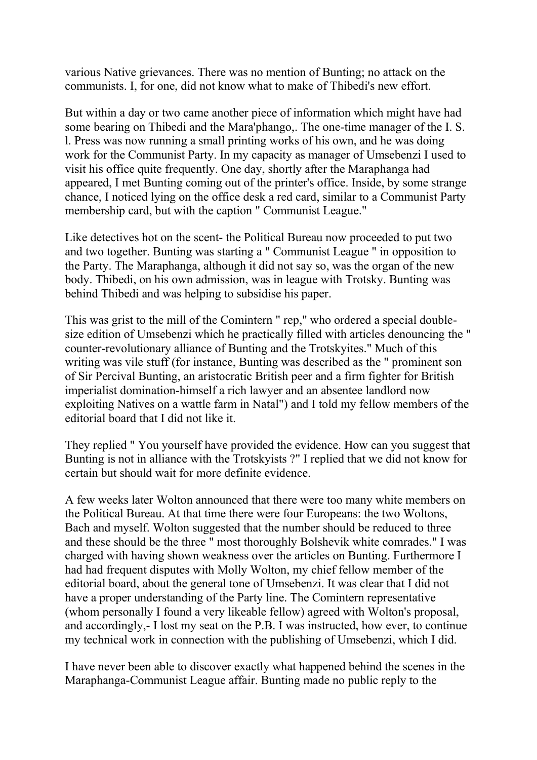various Native grievances. There was no mention of Bunting; no attack on the communists. I, for one, did not know what to make of Thibedi's new effort.

But within a day or two came another piece of information which might have had some bearing on Thibedi and the Mara'phango,. The one-time manager of the I. S. l. Press was now running a small printing works of his own, and he was doing work for the Communist Party. In my capacity as manager of Umsebenzi I used to visit his office quite frequently. One day, shortly after the Maraphanga had appeared, I met Bunting coming out of the printer's office. Inside, by some strange chance, I noticed lying on the office desk a red card, similar to a Communist Party membership card, but with the caption " Communist League."

Like detectives hot on the scent- the Political Bureau now proceeded to put two and two together. Bunting was starting a " Communist League " in opposition to the Party. The Maraphanga, although it did not say so, was the organ of the new body. Thibedi, on his own admission, was in league with Trotsky. Bunting was behind Thibedi and was helping to subsidise his paper.

This was grist to the mill of the Comintern " rep," who ordered a special double-size edition of Umsebenzi which he practically filled with articles denouncing the " counter-revolutionary alliance of Bunting and the Trotskyites." Much of this writing was vile stuff (for instance, Bunting was described as the " prominent son of Sir Percival Bunting, an aristocratic British peer and a firm fighter for British imperialist domination-himself a rich lawyer and an absentee landlord now exploiting Natives on a wattle farm in Natal") and I told my fellow members of the editorial board that I did not like it.

They replied " You yourself have provided the evidence. How can you suggest that Bunting is not in alliance with the Trotskyists ?" I replied that we did not know for certain but should wait for more definite evidence.

A few weeks later Wolton announced that there were too many white members on the Political Bureau. At that time there were four Europeans: the two Woltons, Bach and myself. Wolton suggested that the number should be reduced to three and these should be the three " most thoroughly Bolshevik white comrades." I was charged with having shown weakness over the articles on Bunting. Furthermore I had had frequent disputes with Molly Wolton, my chief fellow member of the editorial board, about the general tone of Umsebenzi. It was clear that I did not have a proper understanding of the Party line. The Comintern representative (whom personally I found a very likeable fellow) agreed with Wolton's proposal, and accordingly,- I lost my seat on the P.B. I was instructed, how ever, to continue my technical work in connection with the publishing of Umsebenzi, which I did.

I have never been able to discover exactly what happened behind the scenes in the Maraphanga-Communist League affair. Bunting made no public reply to the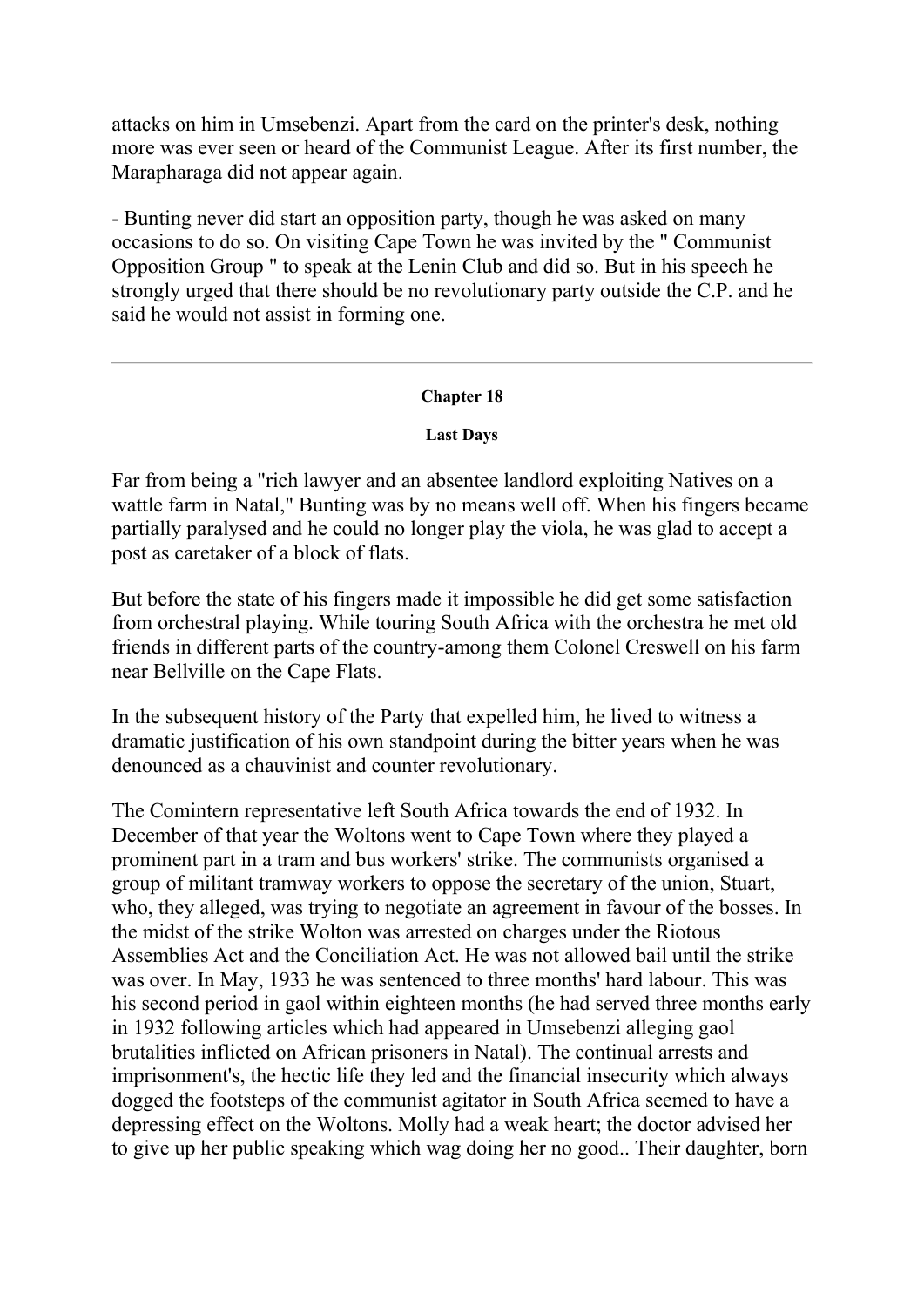attacks on him in Umsebenzi. Apart from the card on the printer's desk, nothing more was ever seen or heard of the Communist League. After its first number, the Marapharaga did not appear again.

- Bunting never did start an opposition party, though he was asked on many occasions to do so. On visiting Cape Town he was invited by the " Communist Opposition Group " to speak at the Lenin Club and did so. But in his speech he strongly urged that there should be no revolutionary party outside the C.P. and he said he would not assist in forming one.

---

## Chapter 18

### Last Days

Far from being a "rich lawyer and an absentee landlord exploiting Natives on a wattle farm in Natal," Bunting was by no means well off. When his fingers became partially paralysed and he could no longer play the viola, he was glad to accept a post as caretaker of a block of flats.

But before the state of his fingers made it impossible he did get some satisfaction from orchestral playing. While touring South Africa with the orchestra he met old friends in different parts of the country-among them Colonel Creswell on his farm near Bellville on the Cape Flats.

In the subsequent history of the Party that expelled him, he lived to witness a dramatic justification of his own standpoint during the bitter years when he was denounced as a chauvinist and counter revolutionary.

The Comintern representative left South Africa towards the end of 1932. In December of that year the Woltons went to Cape Town where they played a prominent part in a tram and bus workers' strike. The communists organised a group of militant tramway workers to oppose the secretary of the union, Stuart, who, they alleged, was trying to negotiate an agreement in favour of the bosses. In the midst of the strike Wolton was arrested on charges under the Riotous Assemblies Act and the Conciliation Act. He was not allowed bail until the strike was over. In May, 1933 he was sentenced to three months' hard labour. This was his second period in gaol within eighteen months (he had served three months early in 1932 following articles which had appeared in Umsebenzi alleging gaol brutalities inflicted on African prisoners in Natal). The continual arrests and imprisonment's, the hectic life they led and the financial insecurity which always dogged the footsteps of the communist agitator in South Africa seemed to have a depressing effect on the Woltons. Molly had a weak heart; the doctor advised her to give up her public speaking which wag doing her no good.. Their daughter, born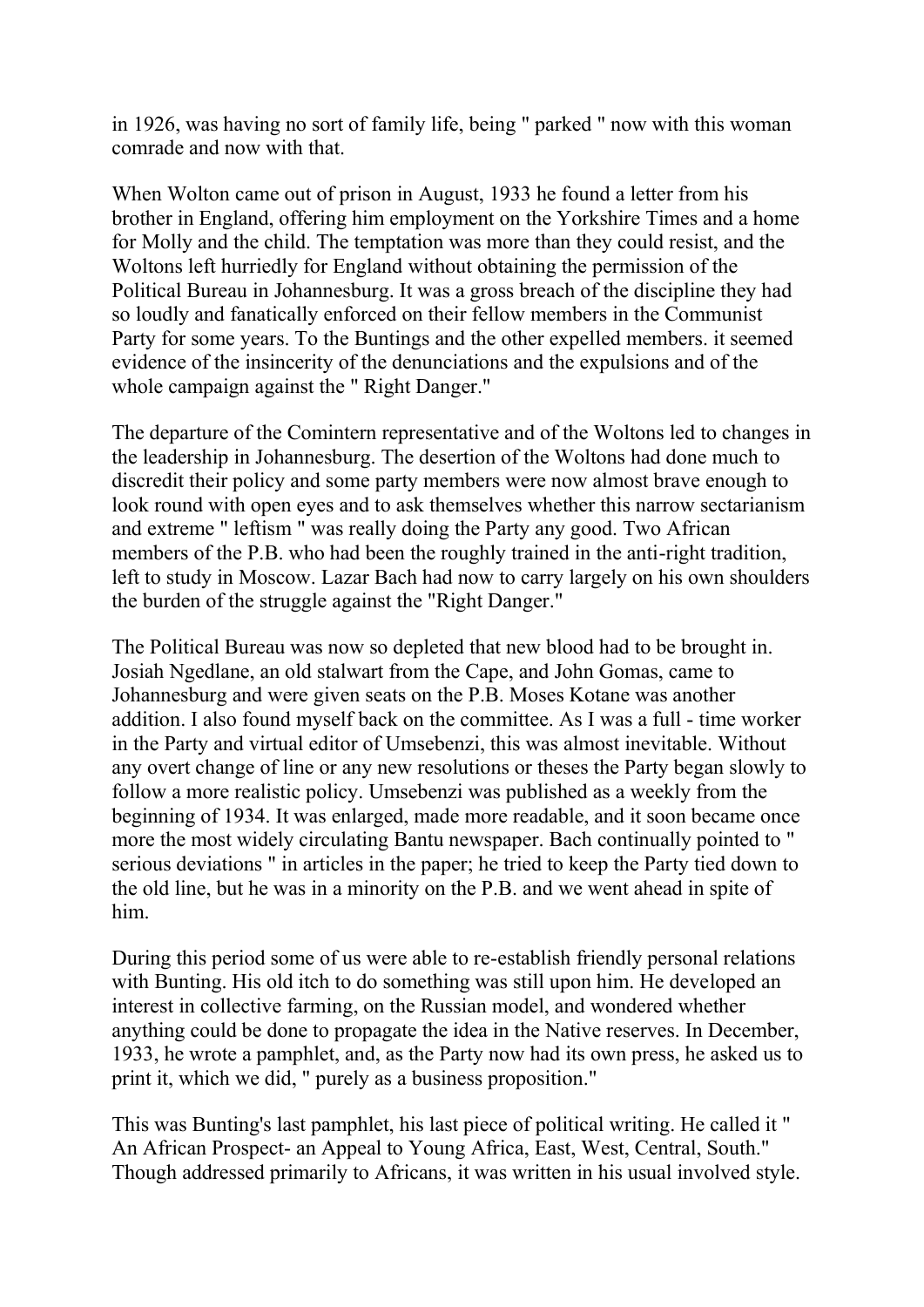in 1926, was having no sort of family life, being " parked " now with this woman comrade and now with that.

When Wolton came out of prison in August, 1933 he found a letter from his brother in England, offering him employment on the Yorkshire Times and a home for Molly and the child. The temptation was more than they could resist, and the Woltons left hurriedly for England without obtaining the permission of the Political Bureau in Johannesburg. It was a gross breach of the discipline they had so loudly and fanatically enforced on their fellow members in the Communist Party for some years. To the Buntings and the other expelled members. it seemed evidence of the insincerity of the denunciations and the expulsions and of the whole campaign against the " Right Danger."

The departure of the Comintern representative and of the Woltons led to changes in the leadership in Johannesburg. The desertion of the Woltons had done much to discredit their policy and some party members were now almost brave enough to look round with open eyes and to ask themselves whether this narrow sectarianism and extreme " leftism " was really doing the Party any good. Two African members of the P.B. who had been the roughly trained in the anti-right tradition, left to study in Moscow. Lazar Bach had now to carry largely on his own shoulders the burden of the struggle against the "Right Danger."

The Political Bureau was now so depleted that new blood had to be brought in. Josiah Ngedlane, an old stalwart from the Cape, and John Gomas, came to Johannesburg and were given seats on the P.B. Moses Kotane was another addition. I also found myself back on the committee. As I was a full - time worker in the Party and virtual editor of Umsebenzi, this was almost inevitable. Without any overt change of line or any new resolutions or theses the Party began slowly to follow a more realistic policy. Umsebenzi was published as a weekly from the beginning of 1934. It was enlarged, made more readable, and it soon became once more the most widely circulating Bantu newspaper. Bach continually pointed to " serious deviations " in articles in the paper; he tried to keep the Party tied down to the old line, but he was in a minority on the P.B. and we went ahead in spite of him.

During this period some of us were able to re-establish friendly personal relations with Bunting. His old itch to do something was still upon him. He developed an interest in collective farming, on the Russian model, and wondered whether anything could be done to propagate the idea in the Native reserves. In December, 1933, he wrote a pamphlet, and, as the Party now had its own press, he asked us to print it, which we did, " purely as a business proposition."

This was Bunting's last pamphlet, his last piece of political writing. He called it " An African Prospect- an Appeal to Young Africa, East, West, Central, South." Though addressed primarily to Africans, it was written in his usual involved style.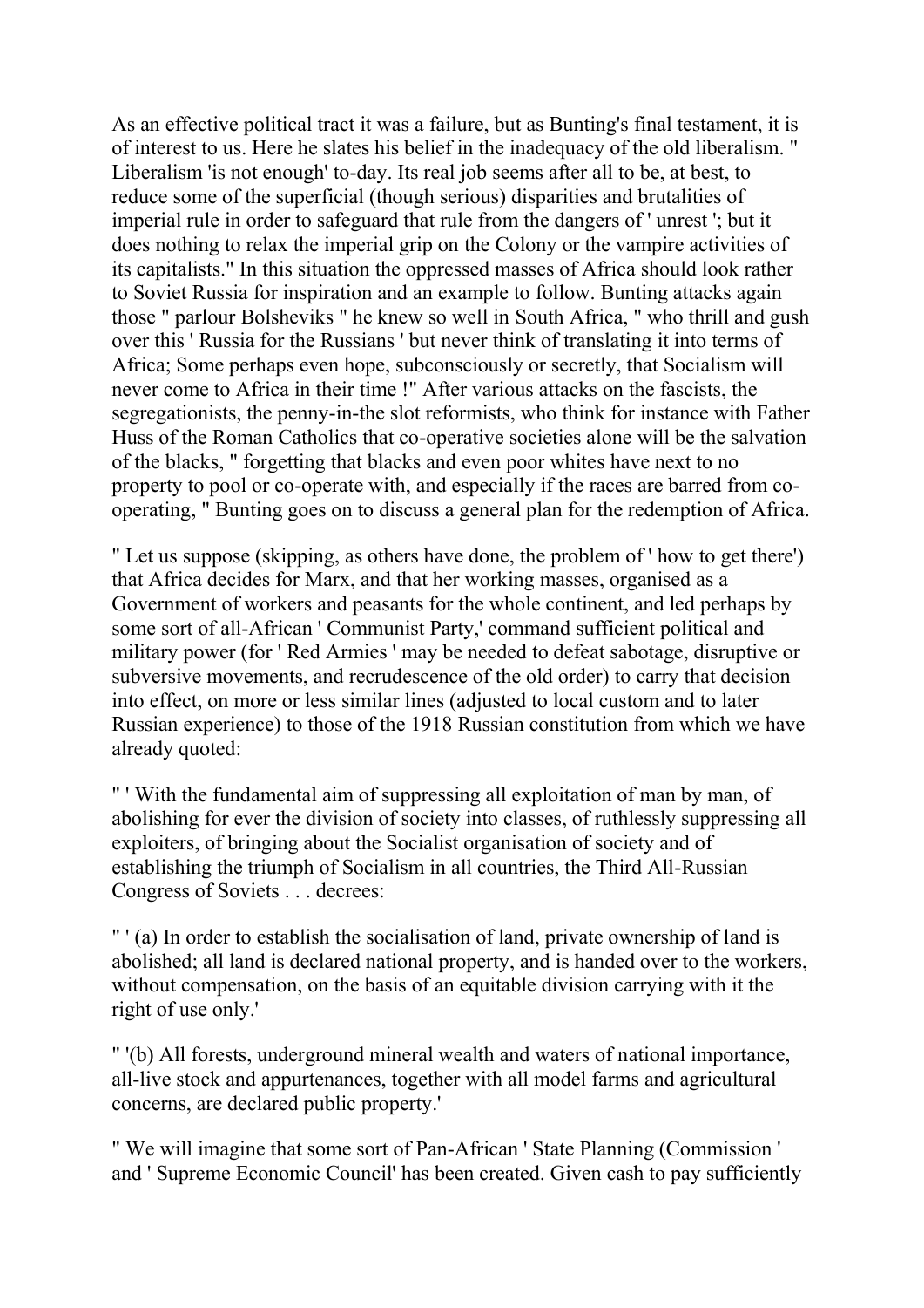As an effective political tract it was a failure, but as Bunting's final testament, it is of interest to us. Here he slates his belief in the inadequacy of the old liberalism. " Liberalism 'is not enough' to-day. Its real job seems after all to be, at best, to reduce some of the superficial (though serious) disparities and brutalities of imperial rule in order to safeguard that rule from the dangers of ' unrest '; but it does nothing to relax the imperial grip on the Colony or the vampire activities of its capitalists." In this situation the oppressed masses of Africa should look rather to Soviet Russia for inspiration and an example to follow. Bunting attacks again those " parlour Bolsheviks " he knew so well in South Africa, " who thrill and gush over this ' Russia for the Russians ' but never think of translating it into terms of Africa; Some perhaps even hope, subconsciously or secretly, that Socialism will never come to Africa in their time !" After various attacks on the fascists, the segregationists, the penny-in-the slot reformists, who think for instance with Father Huss of the Roman Catholics that co-operative societies alone will be the salvation of the blacks, " forgetting that blacks and even poor whites have next to no property to pool or co-operate with, and especially if the races are barred from co-operating, " Bunting goes on to discuss a general plan for the redemption of Africa.

" Let us suppose (skipping, as others have done, the problem of ' how to get there') that Africa decides for Marx, and that her working masses, organised as a Government of workers and peasants for the whole continent, and led perhaps by some sort of all-African ' Communist Party,' command sufficient political and military power (for ' Red Armies ' may be needed to defeat sabotage, disruptive or subversive movements, and recrudescence of the old order) to carry that decision into effect, on more or less similar lines (adjusted to local custom and to later Russian experience) to those of the 1918 Russian constitution from which we have already quoted:

" ' With the fundamental aim of suppressing all exploitation of man by man, of abolishing for ever the division of society into classes, of ruthlessly suppressing all exploiters, of bringing about the Socialist organisation of society and of establishing the triumph of Socialism in all countries, the Third All-Russian Congress of Soviets . . . decrees:

" ' (a) In order to establish the socialisation of land, private ownership of land is abolished; all land is declared national property, and is handed over to the workers, without compensation, on the basis of an equitable division carrying with it the right of use only.'

" '(b) All forests, underground mineral wealth and waters of national importance, all-live stock and appurtenances, together with all model farms and agricultural concerns, are declared public property.'

" We will imagine that some sort of Pan-African ' State Planning (Commission ' and ' Supreme Economic Council' has been created. Given cash to pay sufficiently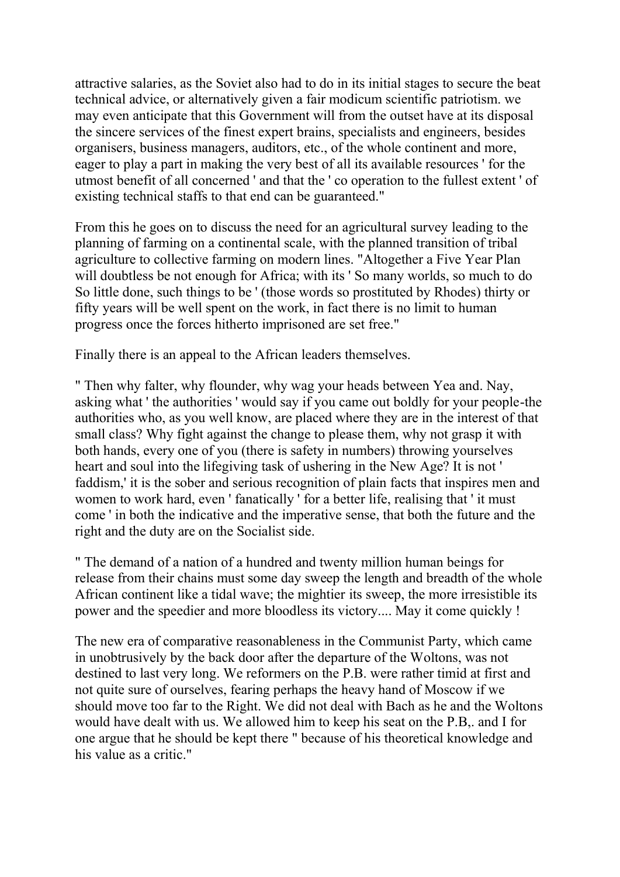attractive salaries, as the Soviet also had to do in its initial stages to secure the beat technical advice, or alternatively given a fair modicum scientific patriotism. we may even anticipate that this Government will from the outset have at its disposal the sincere services of the finest expert brains, specialists and engineers, besides organisers, business managers, auditors, etc., of the whole continent and more, eager to play a part in making the very best of all its available resources ' for the utmost benefit of all concerned ' and that the ' co operation to the fullest extent ' of existing technical staffs to that end can be guaranteed."

From this he goes on to discuss the need for an agricultural survey leading to the planning of farming on a continental scale, with the planned transition of tribal agriculture to collective farming on modern lines. "Altogether a Five Year Plan will doubtless be not enough for Africa; with its ' So many worlds, so much to do So little done, such things to be ' (those words so prostituted by Rhodes) thirty or fifty years will be well spent on the work, in fact there is no limit to human progress once the forces hitherto imprisoned are set free."

Finally there is an appeal to the African leaders themselves.

" Then why falter, why flounder, why wag your heads between Yea and. Nay, asking what ' the authorities ' would say if you came out boldly for your people-the authorities who, as you well know, are placed where they are in the interest of that small class? Why fight against the change to please them, why not grasp it with both hands, every one of you (there is safety in numbers) throwing yourselves heart and soul into the lifegiving task of ushering in the New Age? It is not ' faddism,' it is the sober and serious recognition of plain facts that inspires men and women to work hard, even ' fanatically ' for a better life, realising that ' it must come ' in both the indicative and the imperative sense, that both the future and the right and the duty are on the Socialist side.

" The demand of a nation of a hundred and twenty million human beings for release from their chains must some day sweep the length and breadth of the whole African continent like a tidal wave; the mightier its sweep, the more irresistible its power and the speedier and more bloodless its victory.... May it come quickly !

The new era of comparative reasonableness in the Communist Party, which came in unobtrusively by the back door after the departure of the Woltons, was not destined to last very long. We reformers on the P.B. were rather timid at first and not quite sure of ourselves, fearing perhaps the heavy hand of Moscow if we should move too far to the Right. We did not deal with Bach as he and the Woltons would have dealt with us. We allowed him to keep his seat on the P.B,. and I for one argue that he should be kept there " because of his theoretical knowledge and his value as a critic."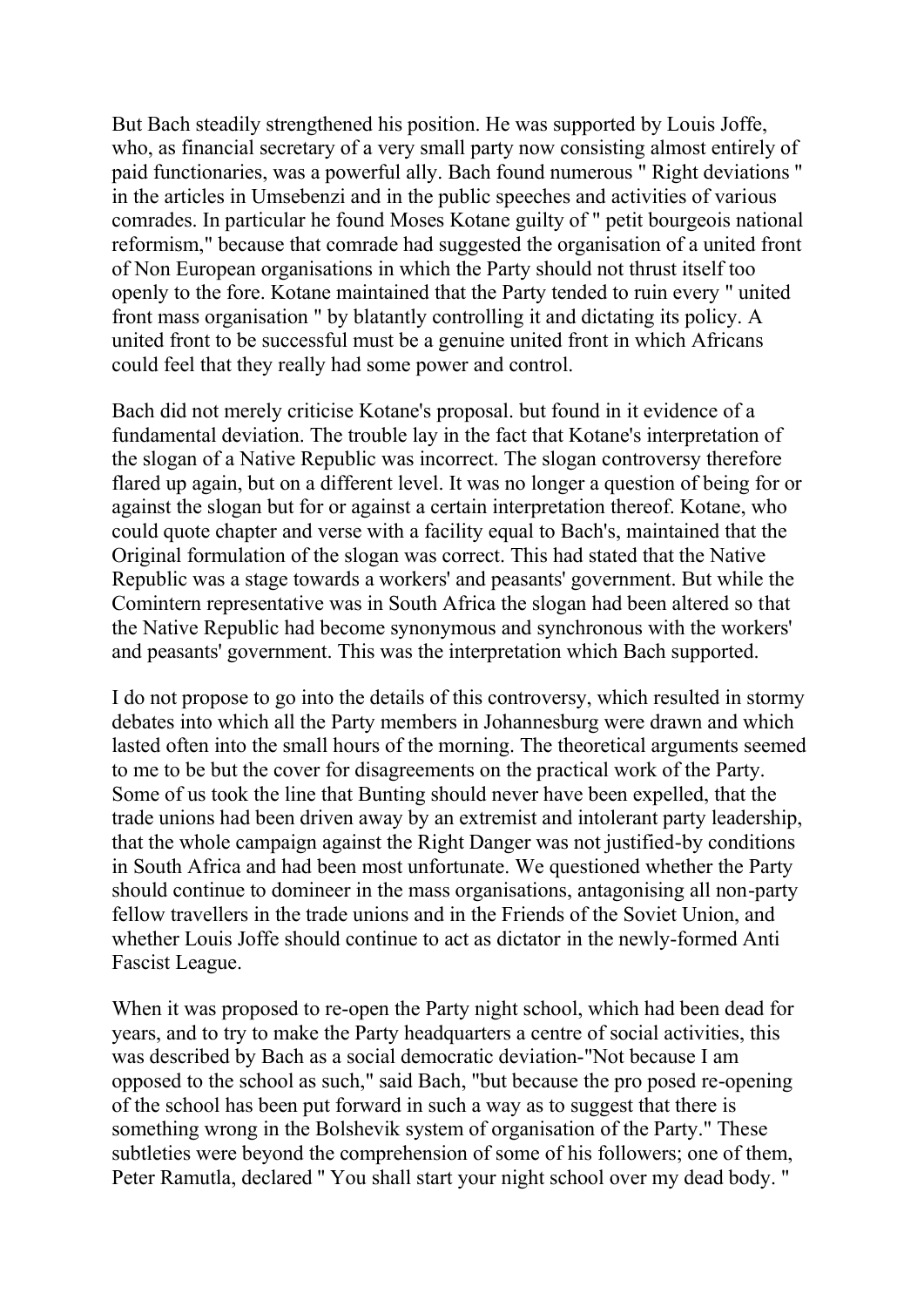But Bach steadily strengthened his position. He was supported by Louis Joffe, who, as financial secretary of a very small party now consisting almost entirely of paid functionaries, was a powerful ally. Bach found numerous " Right deviations " in the articles in Umsebenzi and in the public speeches and activities of various comrades. In particular he found Moses Kotane guilty of " petit bourgeois national reformism," because that comrade had suggested the organisation of a united front of Non European organisations in which the Party should not thrust itself too openly to the fore. Kotane maintained that the Party tended to ruin every " united front mass organisation " by blatantly controlling it and dictating its policy. A united front to be successful must be a genuine united front in which Africans could feel that they really had some power and control.

Bach did not merely criticise Kotane's proposal. but found in it evidence of a fundamental deviation. The trouble lay in the fact that Kotane's interpretation of the slogan of a Native Republic was incorrect. The slogan controversy therefore flared up again, but on a different level. It was no longer a question of being for or against the slogan but for or against a certain interpretation thereof. Kotane, who could quote chapter and verse with a facility equal to Bach's, maintained that the Original formulation of the slogan was correct. This had stated that the Native Republic was a stage towards a workers' and peasants' government. But while the Comintern representative was in South Africa the slogan had been altered so that the Native Republic had become synonymous and synchronous with the workers' and peasants' government. This was the interpretation which Bach supported.

I do not propose to go into the details of this controversy, which resulted in stormy debates into which all the Party members in Johannesburg were drawn and which lasted often into the small hours of the morning. The theoretical arguments seemed to me to be but the cover for disagreements on the practical work of the Party. Some of us took the line that Bunting should never have been expelled, that the trade unions had been driven away by an extremist and intolerant party leadership, that the whole campaign against the Right Danger was not justified-by conditions in South Africa and had been most unfortunate. We questioned whether the Party should continue to domineer in the mass organisations, antagonising all non-party fellow travellers in the trade unions and in the Friends of the Soviet Union, and whether Louis Joffe should continue to act as dictator in the newly-formed Anti Fascist League.

When it was proposed to re-open the Party night school, which had been dead for years, and to try to make the Party headquarters a centre of social activities, this was described by Bach as a social democratic deviation-"Not because I am opposed to the school as such," said Bach, "but because the pro posed re-opening of the school has been put forward in such a way as to suggest that there is something wrong in the Bolshevik system of organisation of the Party." These subtleties were beyond the comprehension of some of his followers; one of them, Peter Ramutla, declared " You shall start your night school over my dead body. "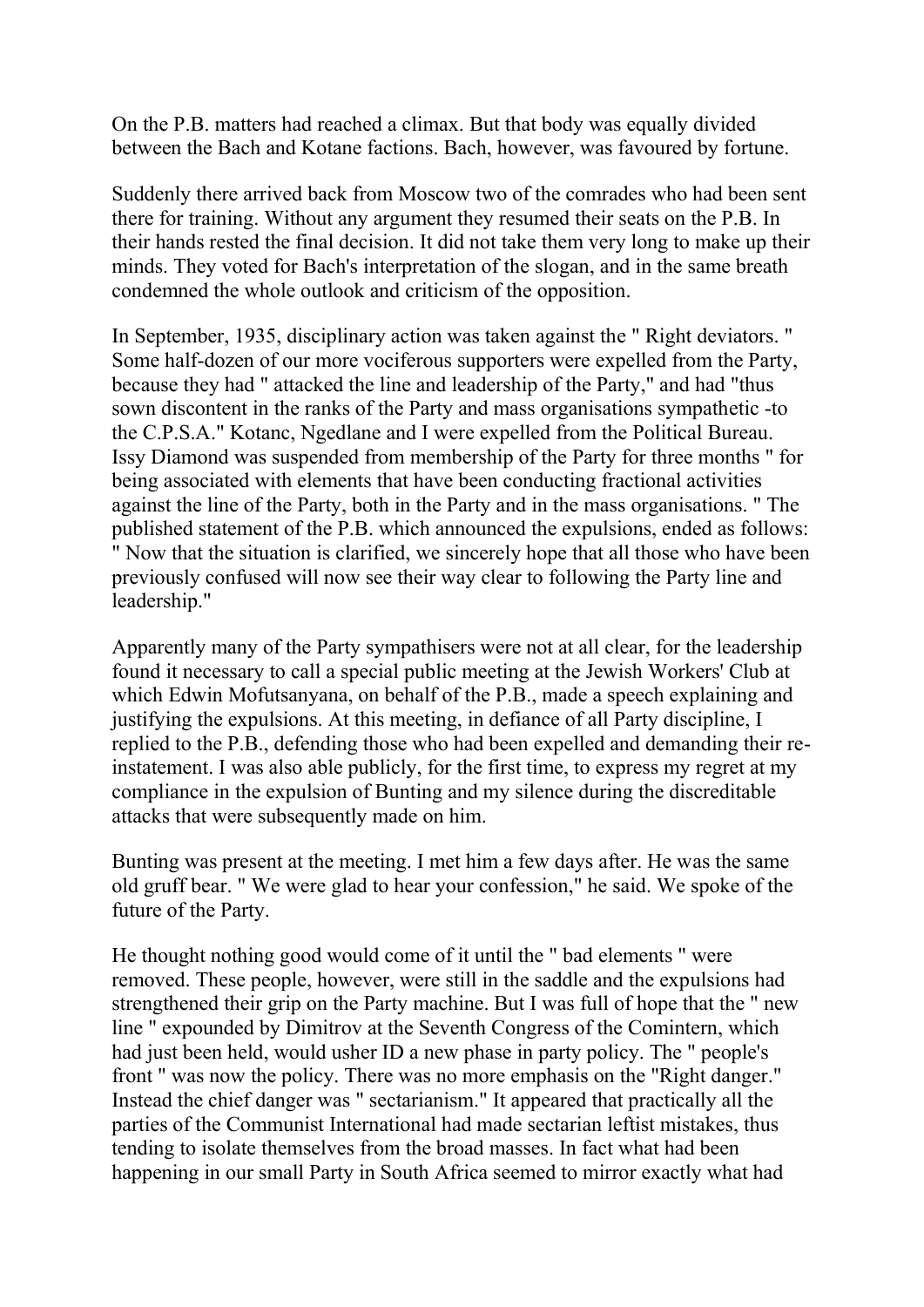On the P.B. matters had reached a climax. But that body was equally divided between the Bach and Kotane factions. Bach, however, was favoured by fortune.

Suddenly there arrived back from Moscow two of the comrades who had been sent there for training. Without any argument they resumed their seats on the P.B. In their hands rested the final decision. It did not take them very long to make up their minds. They voted for Bach's interpretation of the slogan, and in the same breath condemned the whole outlook and criticism of the opposition.

In September, 1935, disciplinary action was taken against the " Right deviators. " Some half-dozen of our more vociferous supporters were expelled from the Party, because they had " attacked the line and leadership of the Party," and had "thus sown discontent in the ranks of the Party and mass organisations sympathetic -to the C.P.S.A." Kotanc, Ngedlane and I were expelled from the Political Bureau. Issy Diamond was suspended from membership of the Party for three months " for being associated with elements that have been conducting fractional activities against the line of the Party, both in the Party and in the mass organisations. " The published statement of the P.B. which announced the expulsions, ended as follows: " Now that the situation is clarified, we sincerely hope that all those who have been previously confused will now see their way clear to following the Party line and leadership."

Apparently many of the Party sympathisers were not at all clear, for the leadership found it necessary to call a special public meeting at the Jewish Workers' Club at which Edwin Mofutsanyana, on behalf of the P.B., made a speech explaining and justifying the expulsions. At this meeting, in defiance of all Party discipline, I replied to the P.B., defending those who had been expelled and demanding their re-instatement. I was also able publicly, for the first time, to express my regret at my compliance in the expulsion of Bunting and my silence during the discreditable attacks that were subsequently made on him.

Bunting was present at the meeting. I met him a few days after. He was the same old gruff bear. " We were glad to hear your confession," he said. We spoke of the future of the Party.

He thought nothing good would come of it until the " bad elements " were removed. These people, however, were still in the saddle and the expulsions had strengthened their grip on the Party machine. But I was full of hope that the " new line " expounded by Dimitrov at the Seventh Congress of the Comintern, which had just been held, would usher ID a new phase in party policy. The " people's front " was now the policy. There was no more emphasis on the "Right danger." Instead the chief danger was " sectarianism." It appeared that practically all the parties of the Communist International had made sectarian leftist mistakes, thus tending to isolate themselves from the broad masses. In fact what had been happening in our small Party in South Africa seemed to mirror exactly what had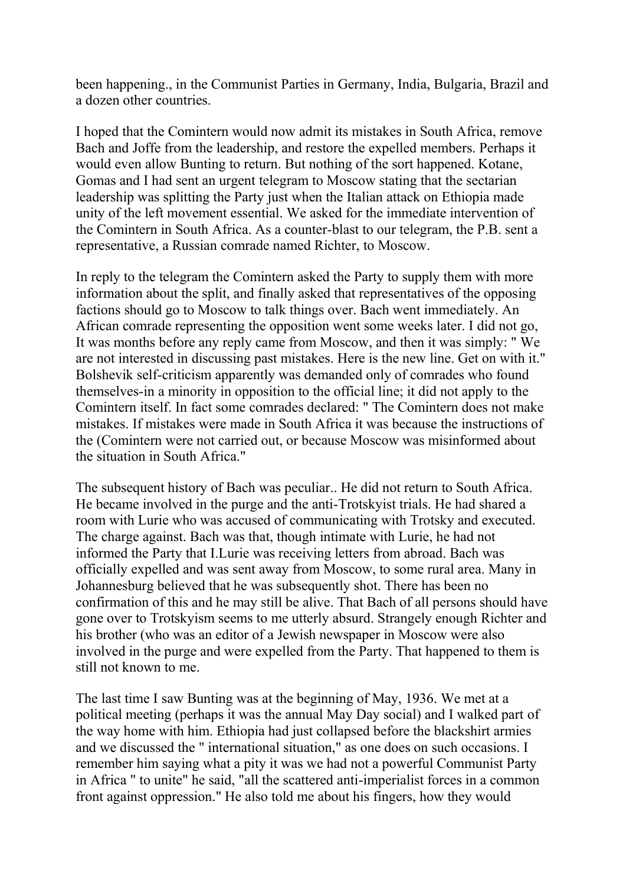been happening., in the Communist Parties in Germany, India, Bulgaria, Brazil and a dozen other countries.

I hoped that the Comintern would now admit its mistakes in South Africa, remove Bach and Joffe from the leadership, and restore the expelled members. Perhaps it would even allow Bunting to return. But nothing of the sort happened. Kotane, Gomas and I had sent an urgent telegram to Moscow stating that the sectarian leadership was splitting the Party just when the Italian attack on Ethiopia made unity of the left movement essential. We asked for the immediate intervention of the Comintern in South Africa. As a counter-blast to our telegram, the P.B. sent a representative, a Russian comrade named Richter, to Moscow.

In reply to the telegram the Comintern asked the Party to supply them with more information about the split, and finally asked that representatives of the opposing factions should go to Moscow to talk things over. Bach went immediately. An African comrade representing the opposition went some weeks later. I did not go, It was months before any reply came from Moscow, and then it was simply: " We are not interested in discussing past mistakes. Here is the new line. Get on with it." Bolshevik self-criticism apparently was demanded only of comrades who found themselves-in a minority in opposition to the official line; it did not apply to the Comintern itself. In fact some comrades declared: " The Comintern does not make mistakes. If mistakes were made in South Africa it was because the instructions of the (Comintern were not carried out, or because Moscow was misinformed about the situation in South Africa."

The subsequent history of Bach was peculiar.. He did not return to South Africa. He became involved in the purge and the anti-Trotskyist trials. He had shared a room with Lurie who was accused of communicating with Trotsky and executed. The charge against. Bach was that, though intimate with Lurie, he had not informed the Party that I.Lurie was receiving letters from abroad. Bach was officially expelled and was sent away from Moscow, to some rural area. Many in Johannesburg believed that he was subsequently shot. There has been no confirmation of this and he may still be alive. That Bach of all persons should have gone over to Trotskyism seems to me utterly absurd. Strangely enough Richter and his brother (who was an editor of a Jewish newspaper in Moscow were also involved in the purge and were expelled from the Party. That happened to them is still not known to me.

The last time I saw Bunting was at the beginning of May, 1936. We met at a political meeting (perhaps it was the annual May Day social) and I walked part of the way home with him. Ethiopia had just collapsed before the blackshirt armies and we discussed the " international situation," as one does on such occasions. I remember him saying what a pity it was we had not a powerful Communist Party in Africa " to unite" he said, "all the scattered anti-imperialist forces in a common front against oppression." He also told me about his fingers, how they would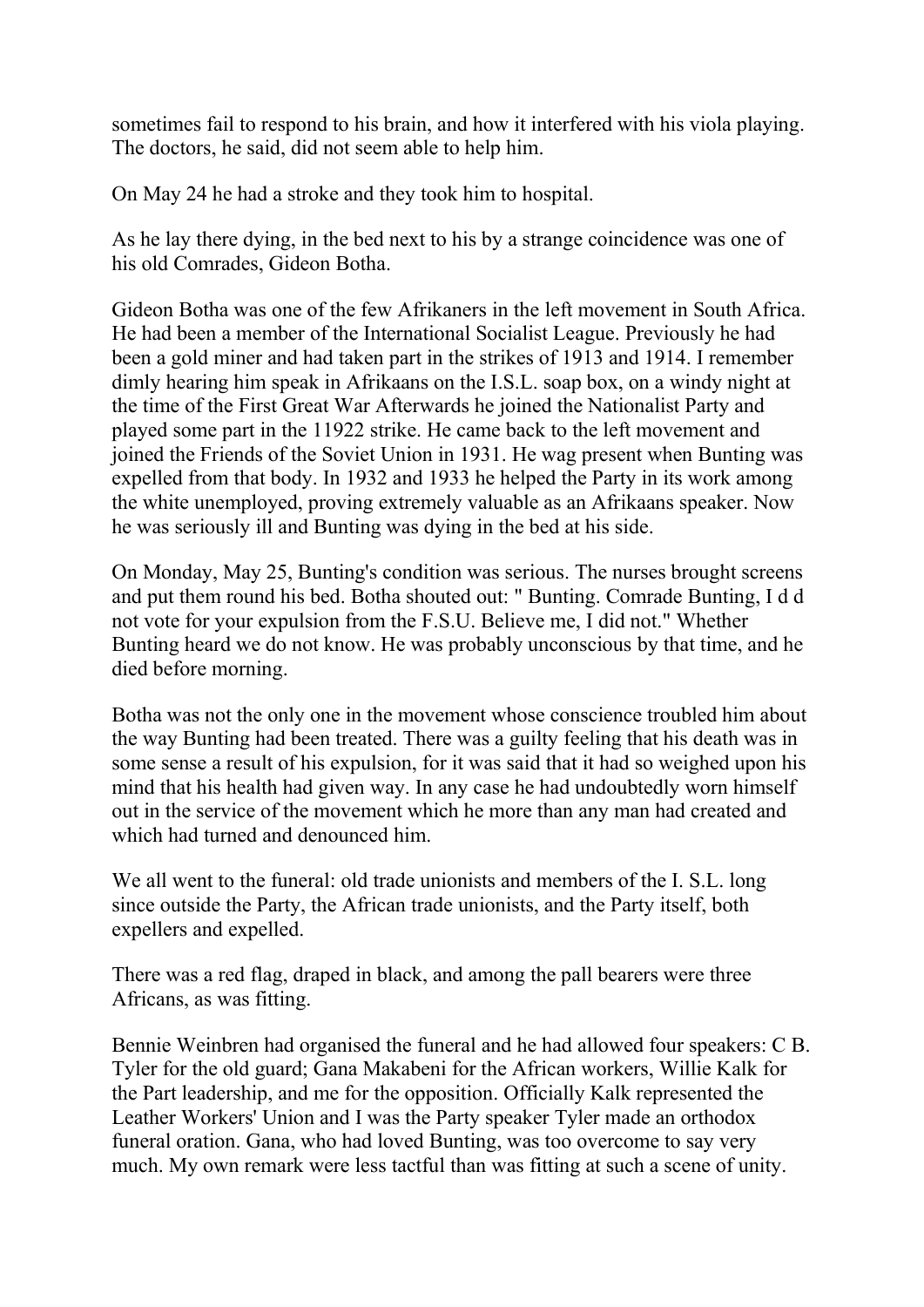sometimes fail to respond to his brain, and how it interfered with his viola playing. The doctors, he said, did not seem able to help him.

On May 24 he had a stroke and they took him to hospital.

As he lay there dying, in the bed next to his by a strange coincidence was one of his old Comrades, Gideon Botha.

Gideon Botha was one of the few Afrikaners in the left movement in South Africa. He had been a member of the International Socialist League. Previously he had been a gold miner and had taken part in the strikes of 1913 and 1914. I remember dimly hearing him speak in Afrikaans on the I.S.L. soap box, on a windy night at the time of the First Great War Afterwards he joined the Nationalist Party and played some part in the 11922 strike. He came back to the left movement and joined the Friends of the Soviet Union in 1931. He wag present when Bunting was expelled from that body. In 1932 and 1933 he helped the Party in its work among the white unemployed, proving extremely valuable as an Afrikaans speaker. Now he was seriously ill and Bunting was dying in the bed at his side.

On Monday, May 25, Bunting's condition was serious. The nurses brought screens and put them round his bed. Botha shouted out: " Bunting. Comrade Bunting, I d d not vote for your expulsion from the F.S.U. Believe me, I did not." Whether Bunting heard we do not know. He was probably unconscious by that time, and he died before morning.

Botha was not the only one in the movement whose conscience troubled him about the way Bunting had been treated. There was a guilty feeling that his death was in some sense a result of his expulsion, for it was said that it had so weighed upon his mind that his health had given way. In any case he had undoubtedly worn himself out in the service of the movement which he more than any man had created and which had turned and denounced him.

We all went to the funeral: old trade unionists and members of the I. S.L. long since outside the Party, the African trade unionists, and the Party itself, both expellers and expelled.

There was a red flag, draped in black, and among the pall bearers were three Africans, as was fitting.

Bennie Weinbren had organised the funeral and he had allowed four speakers: C B. Tyler for the old guard; Gana Makabeni for the African workers, Willie Kalk for the Part leadership, and me for the opposition. Officially Kalk represented the Leather Workers' Union and I was the Party speaker Tyler made an orthodox funeral oration. Gana, who had loved Bunting, was too overcome to say very much. My own remark were less tactful than was fitting at such a scene of unity.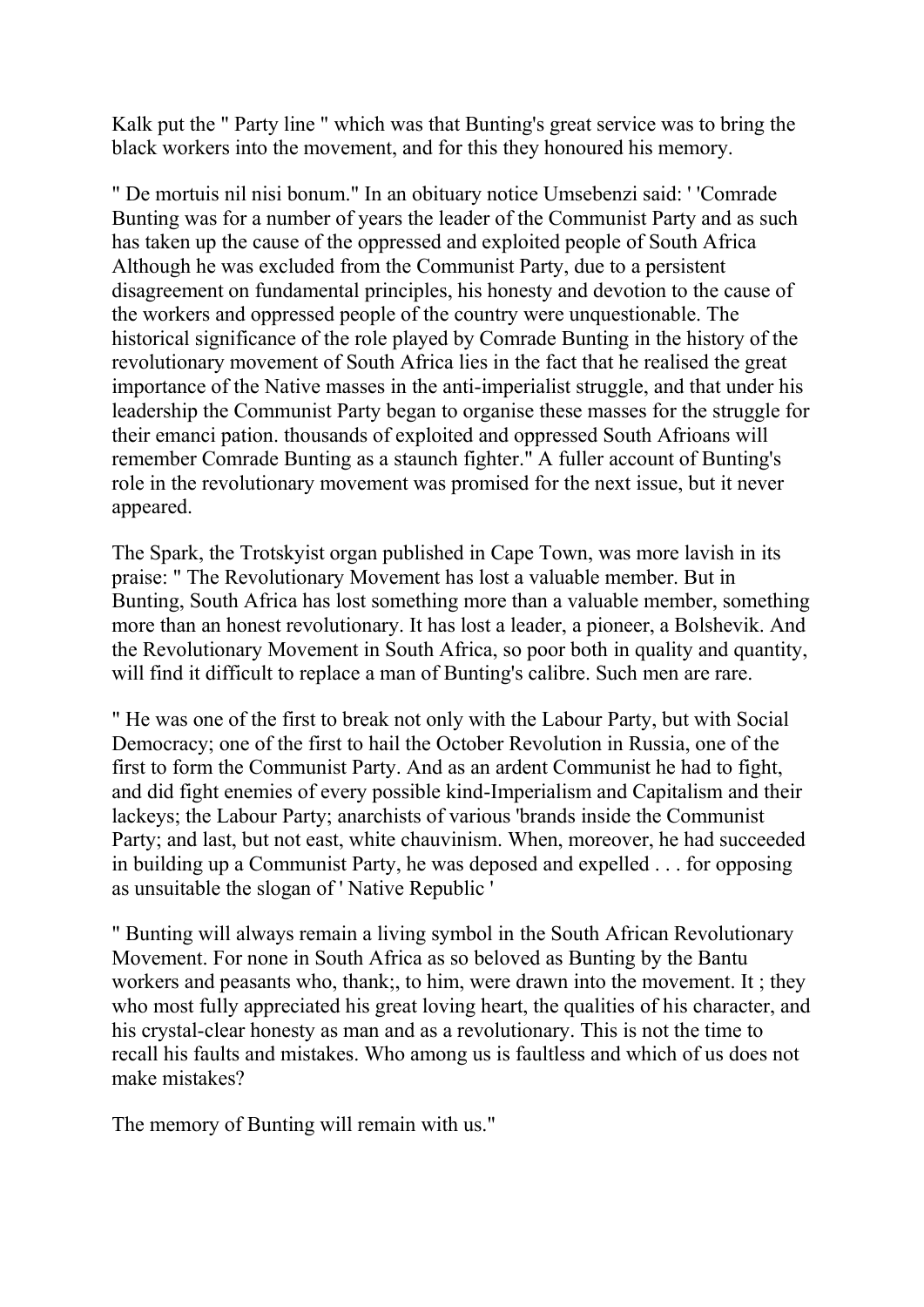Kalk put the " Party line " which was that Bunting's great service was to bring the black workers into the movement, and for this they honoured his memory.

" De mortuis nil nisi bonum." In an obituary notice Umsebenzi said: ' 'Comrade Bunting was for a number of years the leader of the Communist Party and as such has taken up the cause of the oppressed and exploited people of South Africa Although he was excluded from the Communist Party, due to a persistent disagreement on fundamental principles, his honesty and devotion to the cause of the workers and oppressed people of the country were unquestionable. The historical significance of the role played by Comrade Bunting in the history of the revolutionary movement of South Africa lies in the fact that he realised the great importance of the Native masses in the anti-imperialist struggle, and that under his leadership the Communist Party began to organise these masses for the struggle for their emanci pation. thousands of exploited and oppressed South Afrioans will remember Comrade Bunting as a staunch fighter." A fuller account of Bunting's role in the revolutionary movement was promised for the next issue, but it never appeared.

The Spark, the Trotskyist organ published in Cape Town, was more lavish in its praise: " The Revolutionary Movement has lost a valuable member. But in Bunting, South Africa has lost something more than a valuable member, something more than an honest revolutionary. It has lost a leader, a pioneer, a Bolshevik. And the Revolutionary Movement in South Africa, so poor both in quality and quantity, will find it difficult to replace a man of Bunting's calibre. Such men are rare.

" He was one of the first to break not only with the Labour Party, but with Social Democracy; one of the first to hail the October Revolution in Russia, one of the first to form the Communist Party. And as an ardent Communist he had to fight, and did fight enemies of every possible kind-Imperialism and Capitalism and their lackeys; the Labour Party; anarchists of various 'brands inside the Communist Party; and last, but not east, white chauvinism. When, moreover, he had succeeded in building up a Communist Party, he was deposed and expelled . . . for opposing as unsuitable the slogan of ' Native Republic '

" Bunting will always remain a living symbol in the South African Revolutionary Movement. For none in South Africa as so beloved as Bunting by the Bantu workers and peasants who, thank;, to him, were drawn into the movement. It ; they who most fully appreciated his great loving heart, the qualities of his character, and his crystal-clear honesty as man and as a revolutionary. This is not the time to recall his faults and mistakes. Who among us is faultless and which of us does not make mistakes?

The memory of Bunting will remain with us."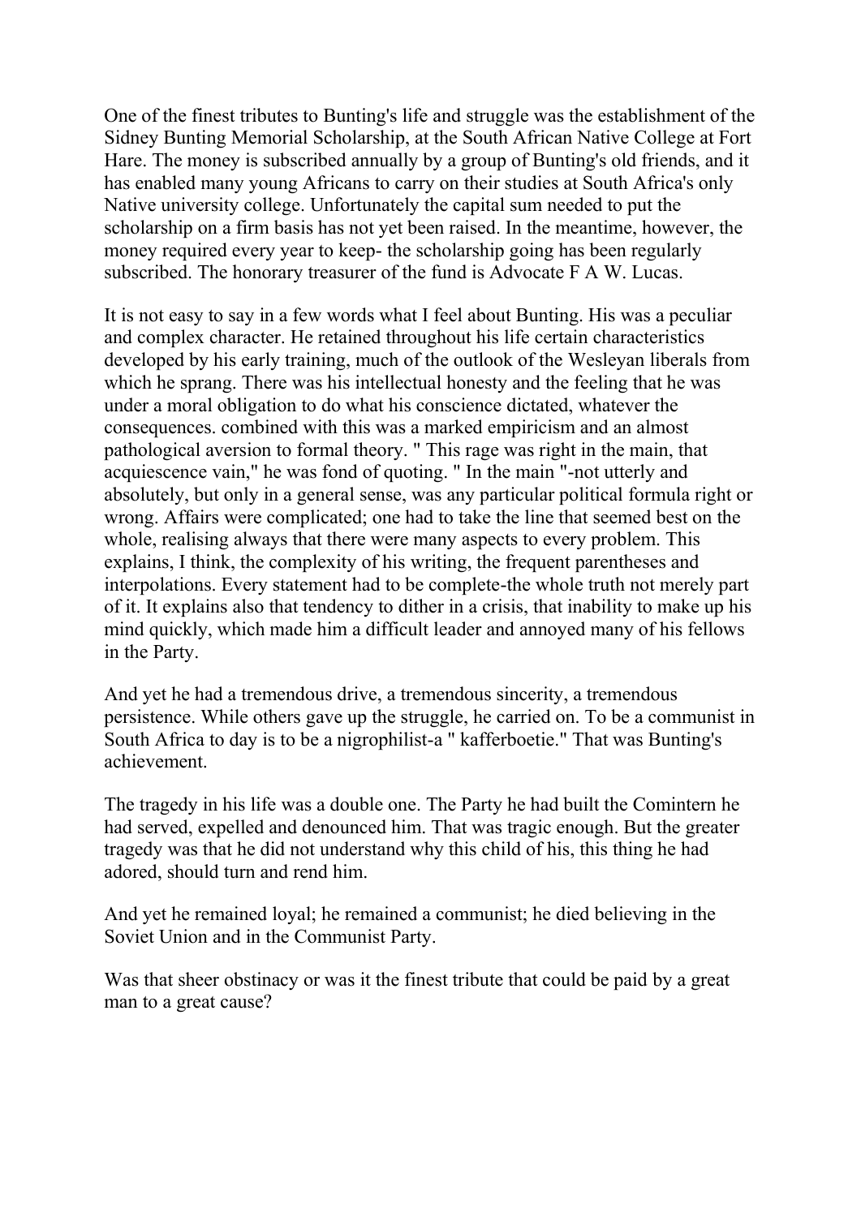One of the finest tributes to Bunting's life and struggle was the establishment of the Sidney Bunting Memorial Scholarship, at the South African Native College at Fort Hare. The money is subscribed annually by a group of Bunting's old friends, and it has enabled many young Africans to carry on their studies at South Africa's only Native university college. Unfortunately the capital sum needed to put the scholarship on a firm basis has not yet been raised. In the meantime, however, the money required every year to keep- the scholarship going has been regularly subscribed. The honorary treasurer of the fund is Advocate F A W. Lucas.

It is not easy to say in a few words what I feel about Bunting. His was a peculiar and complex character. He retained throughout his life certain characteristics developed by his early training, much of the outlook of the Wesleyan liberals from which he sprang. There was his intellectual honesty and the feeling that he was under a moral obligation to do what his conscience dictated, whatever the consequences. combined with this was a marked empiricism and an almost pathological aversion to formal theory. " This rage was right in the main, that acquiescence vain," he was fond of quoting. " In the main "-not utterly and absolutely, but only in a general sense, was any particular political formula right or wrong. Affairs were complicated; one had to take the line that seemed best on the whole, realising always that there were many aspects to every problem. This explains, I think, the complexity of his writing, the frequent parentheses and interpolations. Every statement had to be complete-the whole truth not merely part of it. It explains also that tendency to dither in a crisis, that inability to make up his mind quickly, which made him a difficult leader and annoyed many of his fellows in the Party.

And yet he had a tremendous drive, a tremendous sincerity, a tremendous persistence. While others gave up the struggle, he carried on. To be a communist in South Africa to day is to be a nigrophilist-a " kafferboetie." That was Bunting's achievement.

The tragedy in his life was a double one. The Party he had built the Comintern he had served, expelled and denounced him. That was tragic enough. But the greater tragedy was that he did not understand why this child of his, this thing he had adored, should turn and rend him.

And yet he remained loyal; he remained a communist; he died believing in the Soviet Union and in the Communist Party.

Was that sheer obstinacy or was it the finest tribute that could be paid by a great man to a great cause?